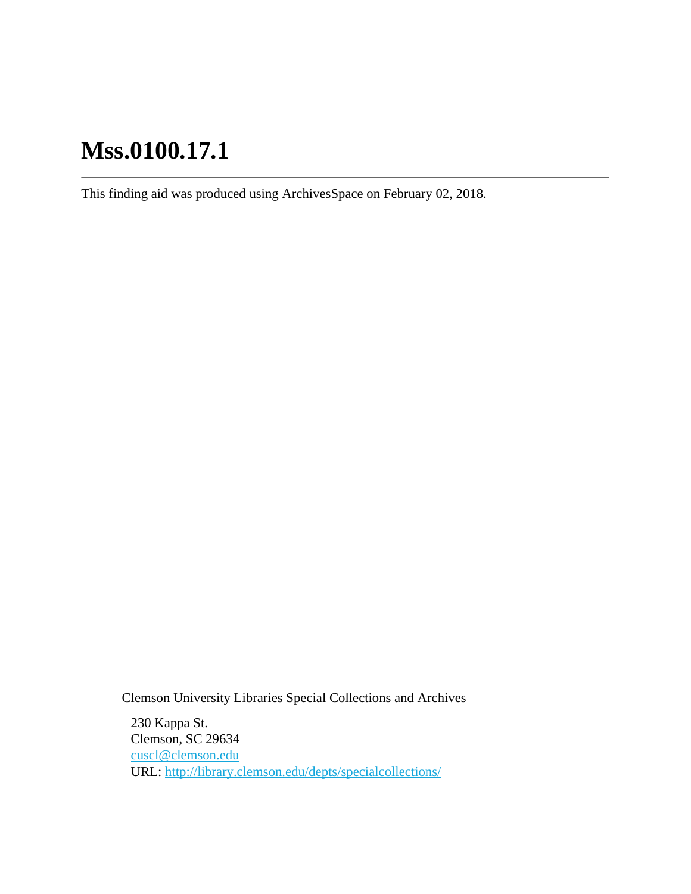# Mss.0100.17.1

---

This finding aid was produced using ArchivesSpace on February 02, 2018.

Clemson University Libraries Special Collections and Archives

230 Kappa St.
Clemson, SC 29634
cuscl@clemson.edu
URL: http://library.clemson.edu/depts/specialcollections/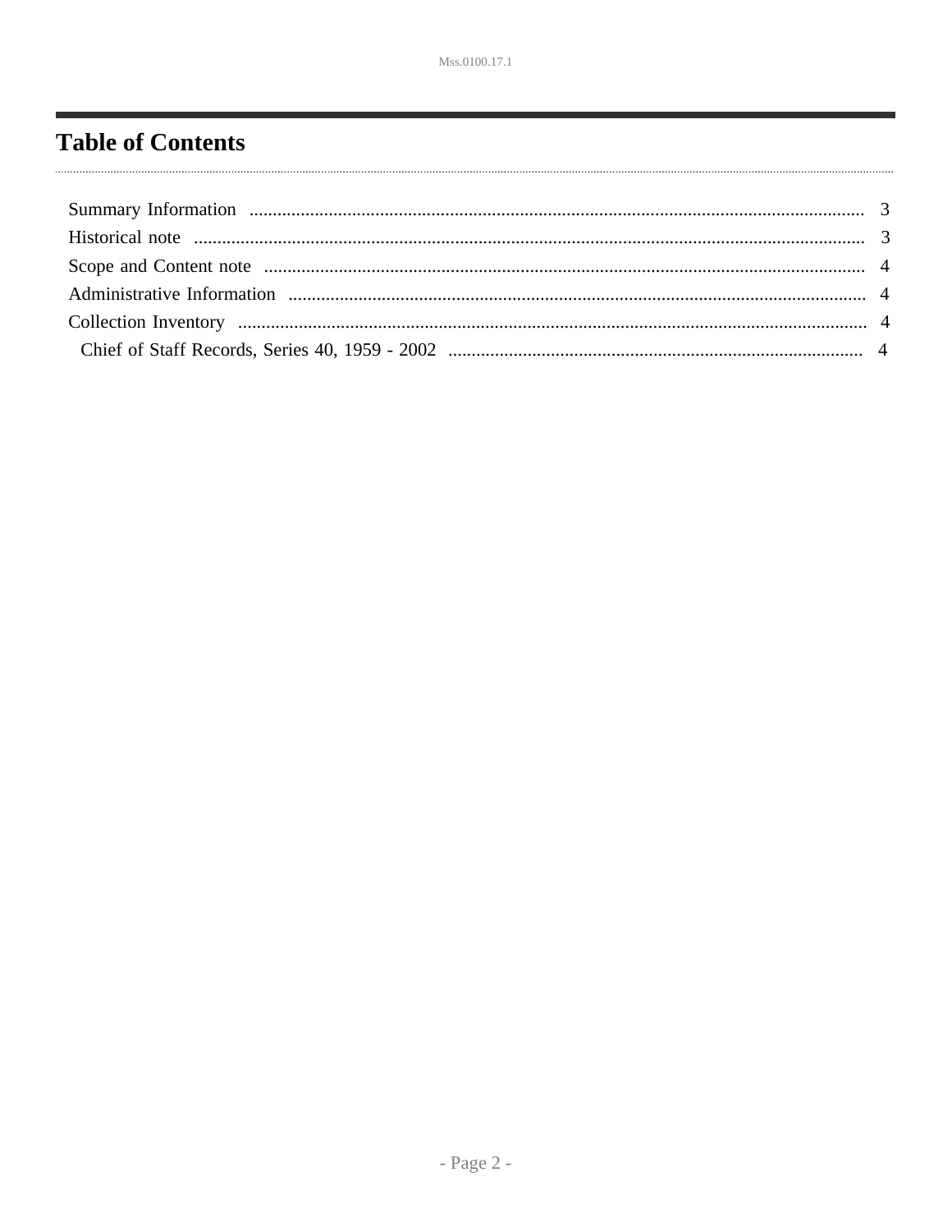# Table of Contents

- Summary Information ... 3
- Historical note ... 3
- Scope and Content note ... 4
- Administrative Information ... 4
- Collection Inventory ... 4
  - Chief of Staff Records, Series 40, 1959 - 2002 ... 4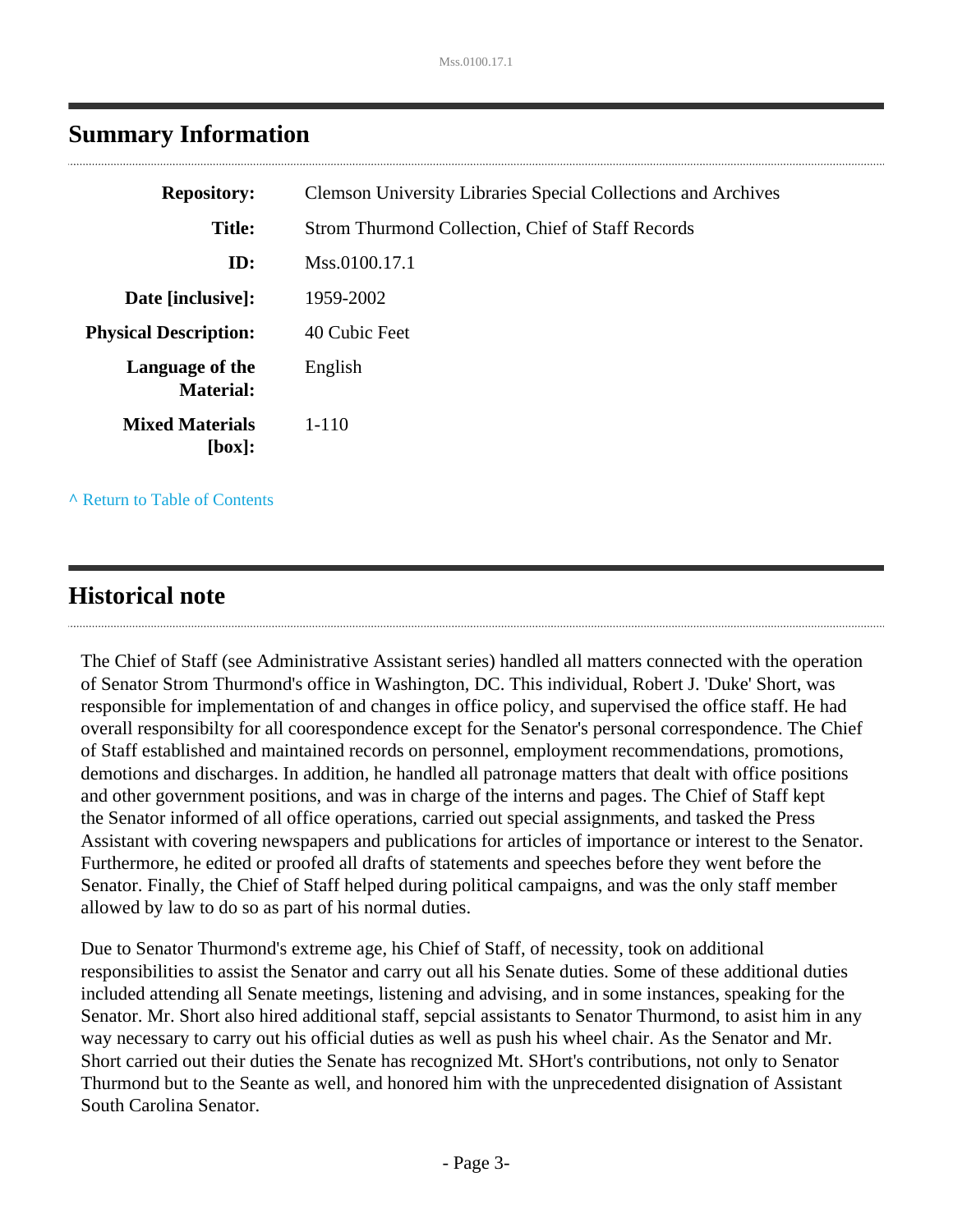## Summary Information

| | |
|---|---|
| **Repository:** | Clemson University Libraries Special Collections and Archives |
| **Title:** | Strom Thurmond Collection, Chief of Staff Records |
| **ID:** | Mss.0100.17.1 |
| **Date [inclusive]:** | 1959-2002 |
| **Physical Description:** | 40 Cubic Feet |
| **Language of the Material:** | English |
| **Mixed Materials [box]:** | 1-110 |

^ Return to Table of Contents

## Historical note

The Chief of Staff (see Administrative Assistant series) handled all matters connected with the operation of Senator Strom Thurmond's office in Washington, DC. This individual, Robert J. 'Duke' Short, was responsible for implementation of and changes in office policy, and supervised the office staff. He had overall responsibilty for all coorespondence except for the Senator's personal correspondence. The Chief of Staff established and maintained records on personnel, employment recommendations, promotions, demotions and discharges. In addition, he handled all patronage matters that dealt with office positions and other government positions, and was in charge of the interns and pages. The Chief of Staff kept the Senator informed of all office operations, carried out special assignments, and tasked the Press Assistant with covering newspapers and publications for articles of importance or interest to the Senator. Furthermore, he edited or proofed all drafts of statements and speeches before they went before the Senator. Finally, the Chief of Staff helped during political campaigns, and was the only staff member allowed by law to do so as part of his normal duties.

Due to Senator Thurmond's extreme age, his Chief of Staff, of necessity, took on additional responsibilities to assist the Senator and carry out all his Senate duties. Some of these additional duties included attending all Senate meetings, listening and advising, and in some instances, speaking for the Senator. Mr. Short also hired additional staff, sepcial assistants to Senator Thurmond, to asist him in any way necessary to carry out his official duties as well as push his wheel chair. As the Senator and Mr. Short carried out their duties the Senate has recognized Mt. SHort's contributions, not only to Senator Thurmond but to the Seante as well, and honored him with the unprecedented disignation of Assistant South Carolina Senator.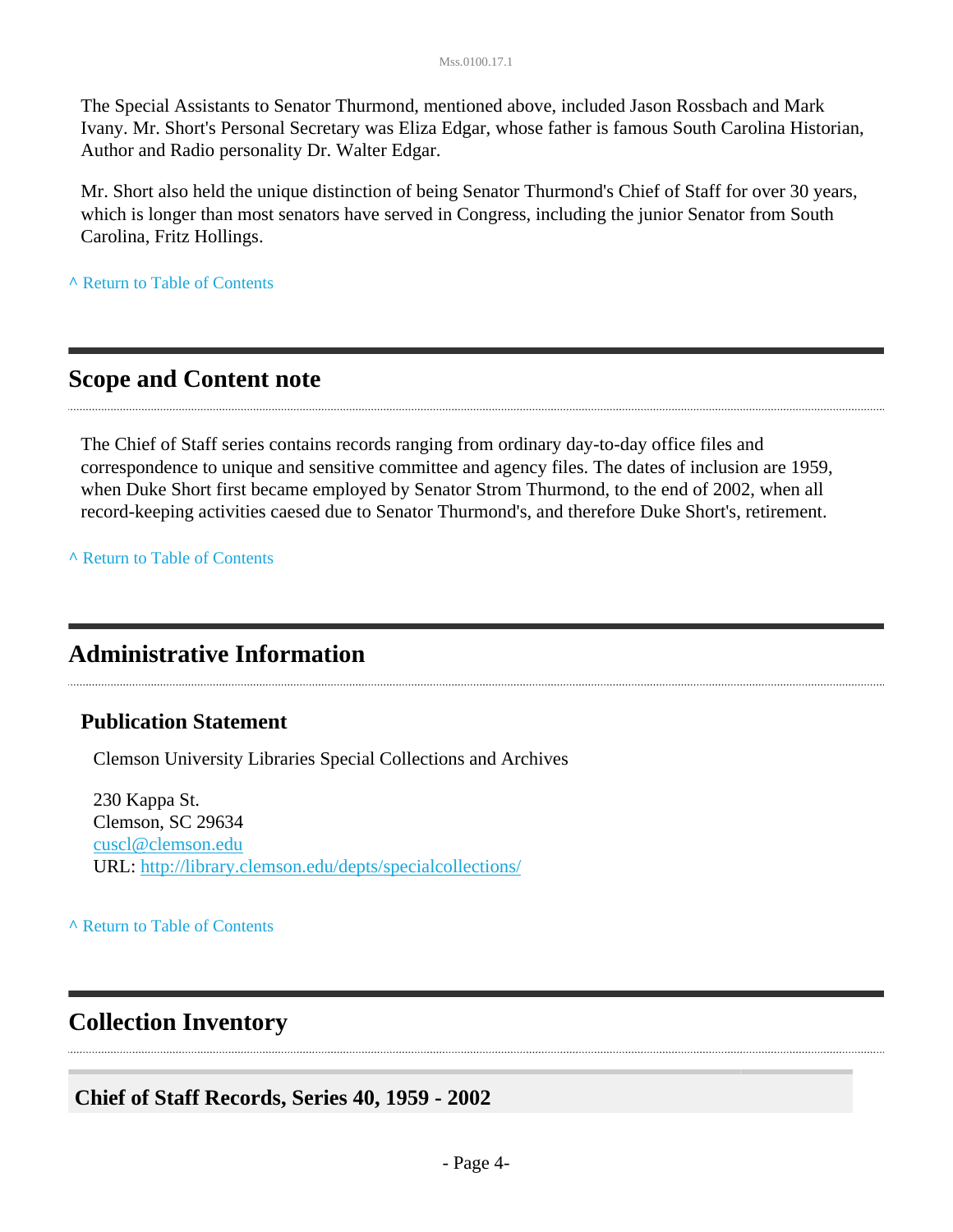The Special Assistants to Senator Thurmond, mentioned above, included Jason Rossbach and Mark Ivany. Mr. Short's Personal Secretary was Eliza Edgar, whose father is famous South Carolina Historian, Author and Radio personality Dr. Walter Edgar.

Mr. Short also held the unique distinction of being Senator Thurmond's Chief of Staff for over 30 years, which is longer than most senators have served in Congress, including the junior Senator from South Carolina, Fritz Hollings.

^ Return to Table of Contents

## Scope and Content note

The Chief of Staff series contains records ranging from ordinary day-to-day office files and correspondence to unique and sensitive committee and agency files. The dates of inclusion are 1959, when Duke Short first became employed by Senator Strom Thurmond, to the end of 2002, when all record-keeping activities caesed due to Senator Thurmond's, and therefore Duke Short's, retirement.

^ Return to Table of Contents

## Administrative Information

### Publication Statement

Clemson University Libraries Special Collections and Archives

230 Kappa St.
Clemson, SC 29634
cuscl@clemson.edu
URL: http://library.clemson.edu/depts/specialcollections/

^ Return to Table of Contents

## Collection Inventory

### Chief of Staff Records, Series 40, 1959 - 2002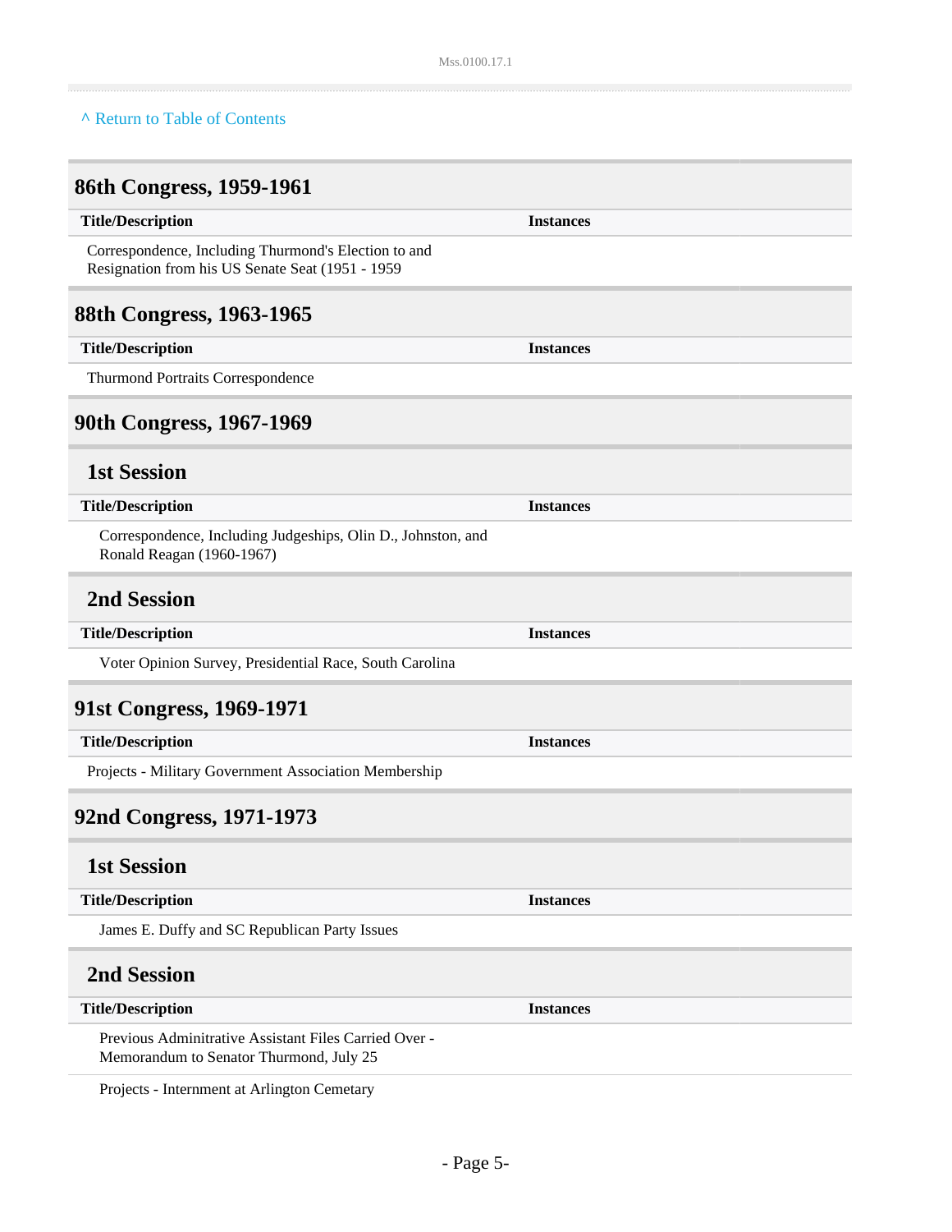[^ Return to Table of Contents]

## 86th Congress, 1959-1961

| Title/Description | Instances |
| --- | --- |
| Correspondence, Including Thurmond's Election to and Resignation from his US Senate Seat (1951 - 1959 | |

## 88th Congress, 1963-1965

| Title/Description | Instances |
| --- | --- |
| Thurmond Portraits Correspondence | |

## 90th Congress, 1967-1969

### 1st Session

| Title/Description | Instances |
| --- | --- |
| Correspondence, Including Judgeships, Olin D., Johnston, and Ronald Reagan (1960-1967) | |

### 2nd Session

| Title/Description | Instances |
| --- | --- |
| Voter Opinion Survey, Presidential Race, South Carolina | |

## 91st Congress, 1969-1971

| Title/Description | Instances |
| --- | --- |
| Projects - Military Government Association Membership | |

## 92nd Congress, 1971-1973

### 1st Session

| Title/Description | Instances |
| --- | --- |
| James E. Duffy and SC Republican Party Issues | |

### 2nd Session

| Title/Description | Instances |
| --- | --- |
| Previous Adminitrative Assistant Files Carried Over - Memorandum to Senator Thurmond, July 25 | |
| Projects - Internment at Arlington Cemetary | |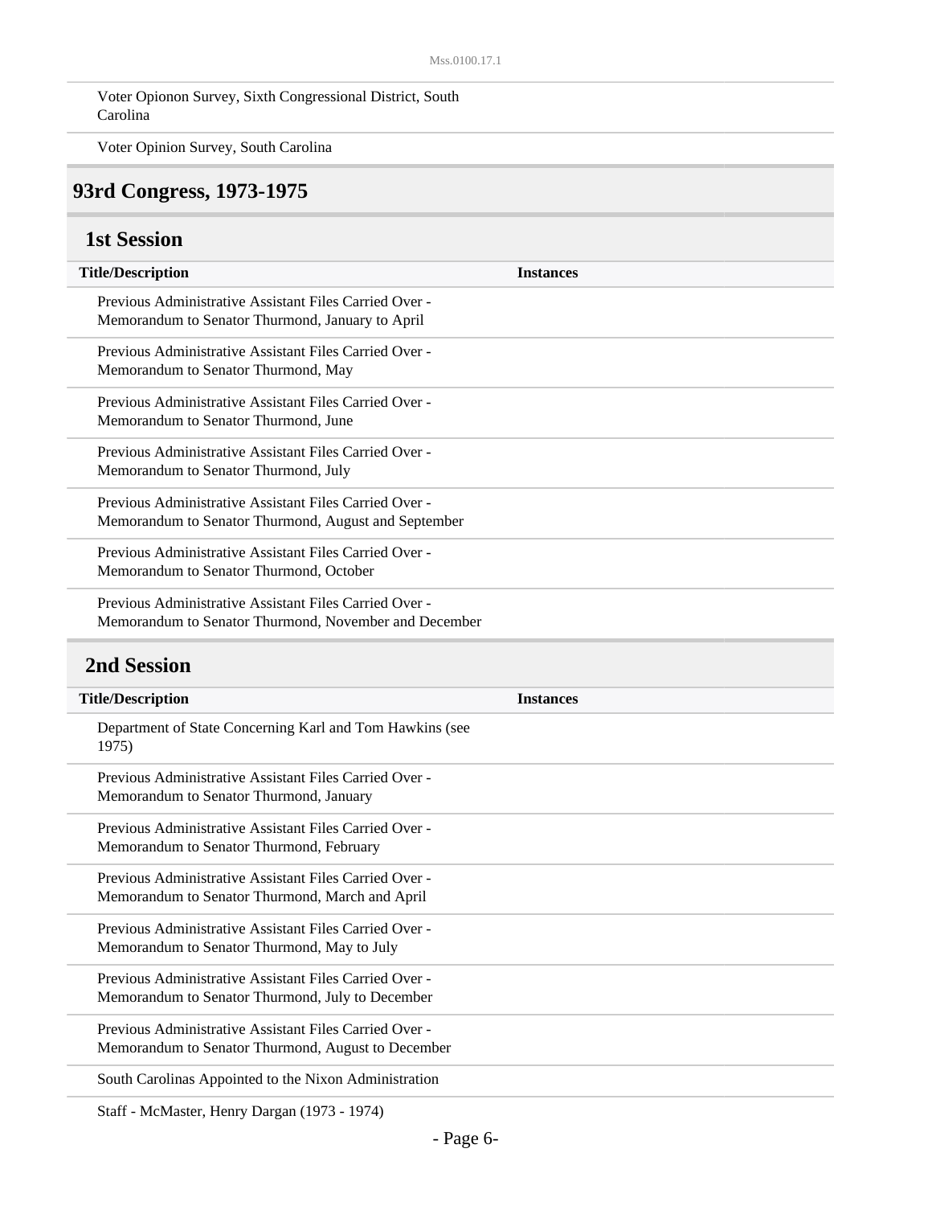| Title/Description | Instances |
| --- | --- |
| Voter Opionon Survey, Sixth Congressional District, South Carolina | |
| Voter Opinion Survey, South Carolina | |

## 93rd Congress, 1973-1975

### 1st Session

| Title/Description | Instances |
| --- | --- |
| Previous Administrative Assistant Files Carried Over - Memorandum to Senator Thurmond, January to April | |
| Previous Administrative Assistant Files Carried Over - Memorandum to Senator Thurmond, May | |
| Previous Administrative Assistant Files Carried Over - Memorandum to Senator Thurmond, June | |
| Previous Administrative Assistant Files Carried Over - Memorandum to Senator Thurmond, July | |
| Previous Administrative Assistant Files Carried Over - Memorandum to Senator Thurmond, August and September | |
| Previous Administrative Assistant Files Carried Over - Memorandum to Senator Thurmond, October | |
| Previous Administrative Assistant Files Carried Over - Memorandum to Senator Thurmond, November and December | |

### 2nd Session

| Title/Description | Instances |
| --- | --- |
| Department of State Concerning Karl and Tom Hawkins (see 1975) | |
| Previous Administrative Assistant Files Carried Over - Memorandum to Senator Thurmond, January | |
| Previous Administrative Assistant Files Carried Over - Memorandum to Senator Thurmond, February | |
| Previous Administrative Assistant Files Carried Over - Memorandum to Senator Thurmond, March and April | |
| Previous Administrative Assistant Files Carried Over - Memorandum to Senator Thurmond, May to July | |
| Previous Administrative Assistant Files Carried Over - Memorandum to Senator Thurmond, July to December | |
| Previous Administrative Assistant Files Carried Over - Memorandum to Senator Thurmond, August to December | |
| South Carolinas Appointed to the Nixon Administration | |
| Staff - McMaster, Henry Dargan (1973 - 1974) | |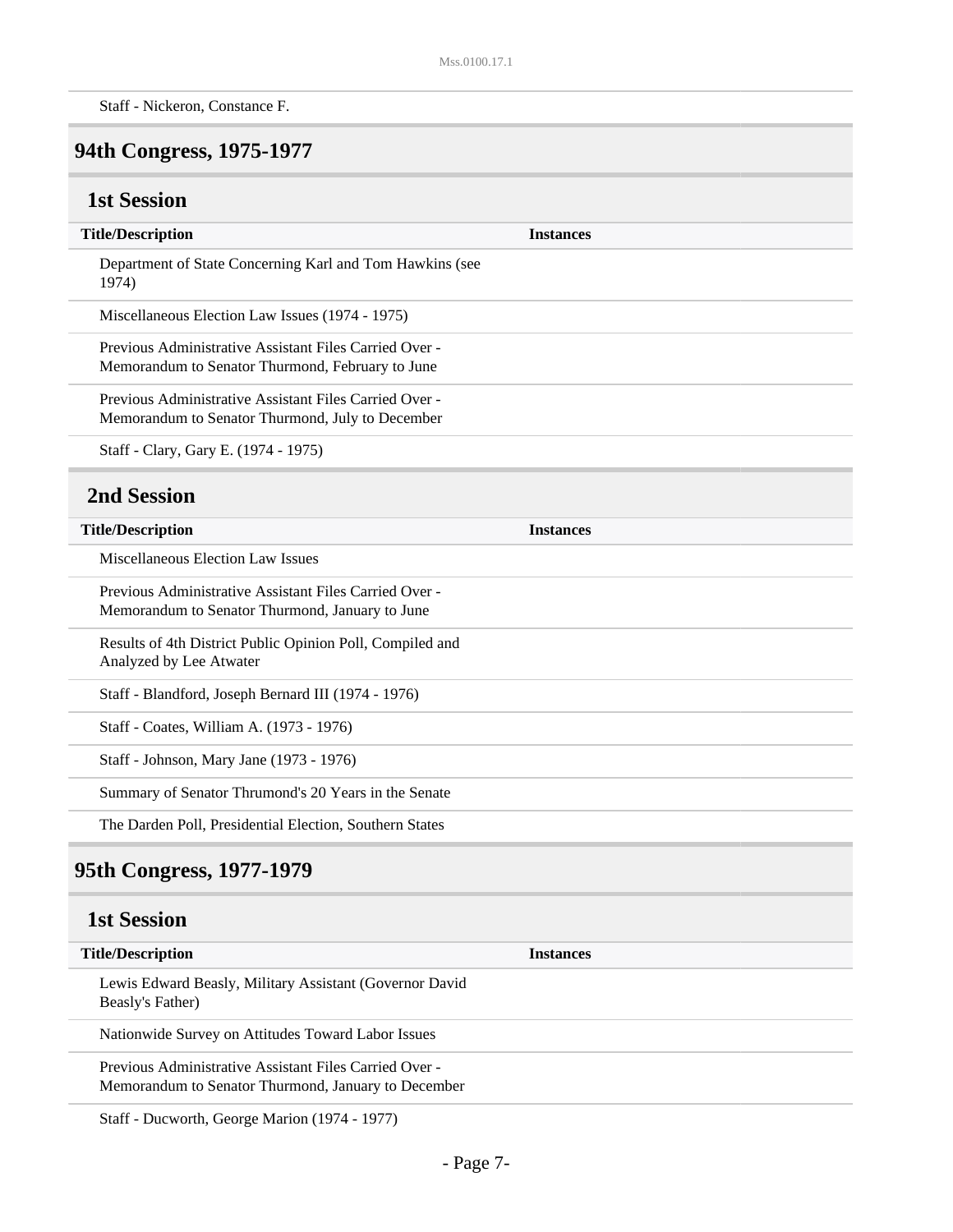| Title/Description | Instances |
|---|---|
| Staff - Nickeron, Constance F. | |

## 94th Congress, 1975-1977

### 1st Session

| Title/Description | Instances |
|---|---|
| Department of State Concerning Karl and Tom Hawkins (see 1974) | |
| Miscellaneous Election Law Issues (1974 - 1975) | |
| Previous Administrative Assistant Files Carried Over - Memorandum to Senator Thurmond, February to June | |
| Previous Administrative Assistant Files Carried Over - Memorandum to Senator Thurmond, July to December | |
| Staff - Clary, Gary E. (1974 - 1975) | |

### 2nd Session

| Title/Description | Instances |
|---|---|
| Miscellaneous Election Law Issues | |
| Previous Administrative Assistant Files Carried Over - Memorandum to Senator Thurmond, January to June | |
| Results of 4th District Public Opinion Poll, Compiled and Analyzed by Lee Atwater | |
| Staff - Blandford, Joseph Bernard III (1974 - 1976) | |
| Staff - Coates, William A. (1973 - 1976) | |
| Staff - Johnson, Mary Jane (1973 - 1976) | |
| Summary of Senator Thrumond's 20 Years in the Senate | |
| The Darden Poll, Presidential Election, Southern States | |

## 95th Congress, 1977-1979

### 1st Session

| Title/Description | Instances |
|---|---|
| Lewis Edward Beasly, Military Assistant (Governor David Beasly's Father) | |
| Nationwide Survey on Attitudes Toward Labor Issues | |
| Previous Administrative Assistant Files Carried Over - Memorandum to Senator Thurmond, January to December | |
| Staff - Ducworth, George Marion (1974 - 1977) | |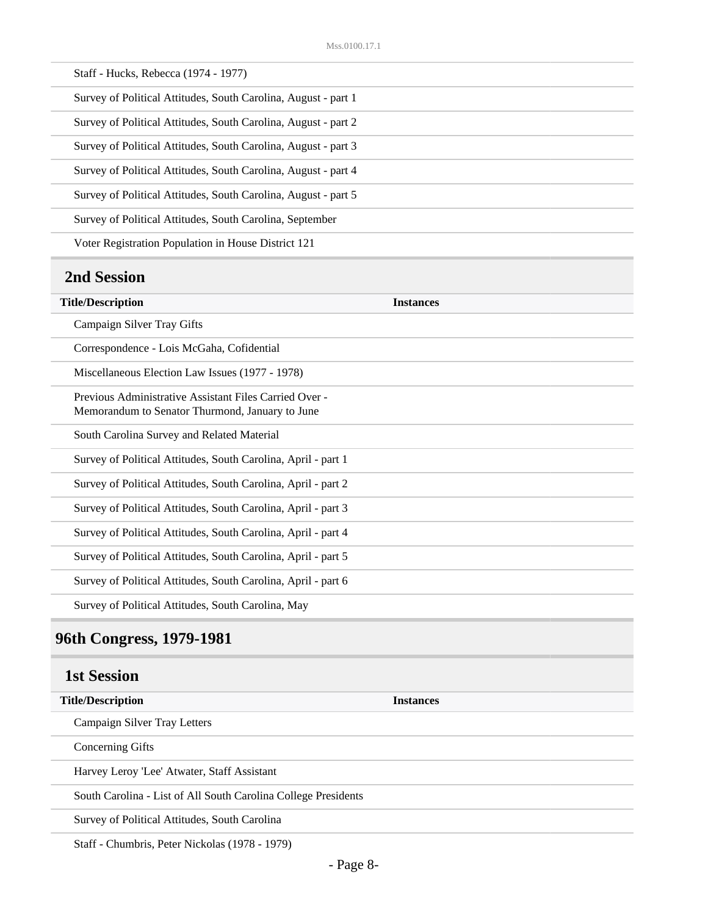| Title/Description | Instances |
| --- | --- |
| Staff - Hucks, Rebecca (1974 - 1977) | |
| Survey of Political Attitudes, South Carolina, August - part 1 | |
| Survey of Political Attitudes, South Carolina, August - part 2 | |
| Survey of Political Attitudes, South Carolina, August - part 3 | |
| Survey of Political Attitudes, South Carolina, August - part 4 | |
| Survey of Political Attitudes, South Carolina, August - part 5 | |
| Survey of Political Attitudes, South Carolina, September | |
| Voter Registration Population in House District 121 | |

### 2nd Session

| Title/Description | Instances |
| --- | --- |
| Campaign Silver Tray Gifts | |
| Correspondence - Lois McGaha, Cofidential | |
| Miscellaneous Election Law Issues (1977 - 1978) | |
| Previous Administrative Assistant Files Carried Over - Memorandum to Senator Thurmond, January to June | |
| South Carolina Survey and Related Material | |
| Survey of Political Attitudes, South Carolina, April - part 1 | |
| Survey of Political Attitudes, South Carolina, April - part 2 | |
| Survey of Political Attitudes, South Carolina, April - part 3 | |
| Survey of Political Attitudes, South Carolina, April - part 4 | |
| Survey of Political Attitudes, South Carolina, April - part 5 | |
| Survey of Political Attitudes, South Carolina, April - part 6 | |
| Survey of Political Attitudes, South Carolina, May | |

## 96th Congress, 1979-1981

### 1st Session

| Title/Description | Instances |
| --- | --- |
| Campaign Silver Tray Letters | |
| Concerning Gifts | |
| Harvey Leroy 'Lee' Atwater, Staff Assistant | |
| South Carolina - List of All South Carolina College Presidents | |
| Survey of Political Attitudes, South Carolina | |
| Staff - Chumbris, Peter Nickolas (1978 - 1979) | |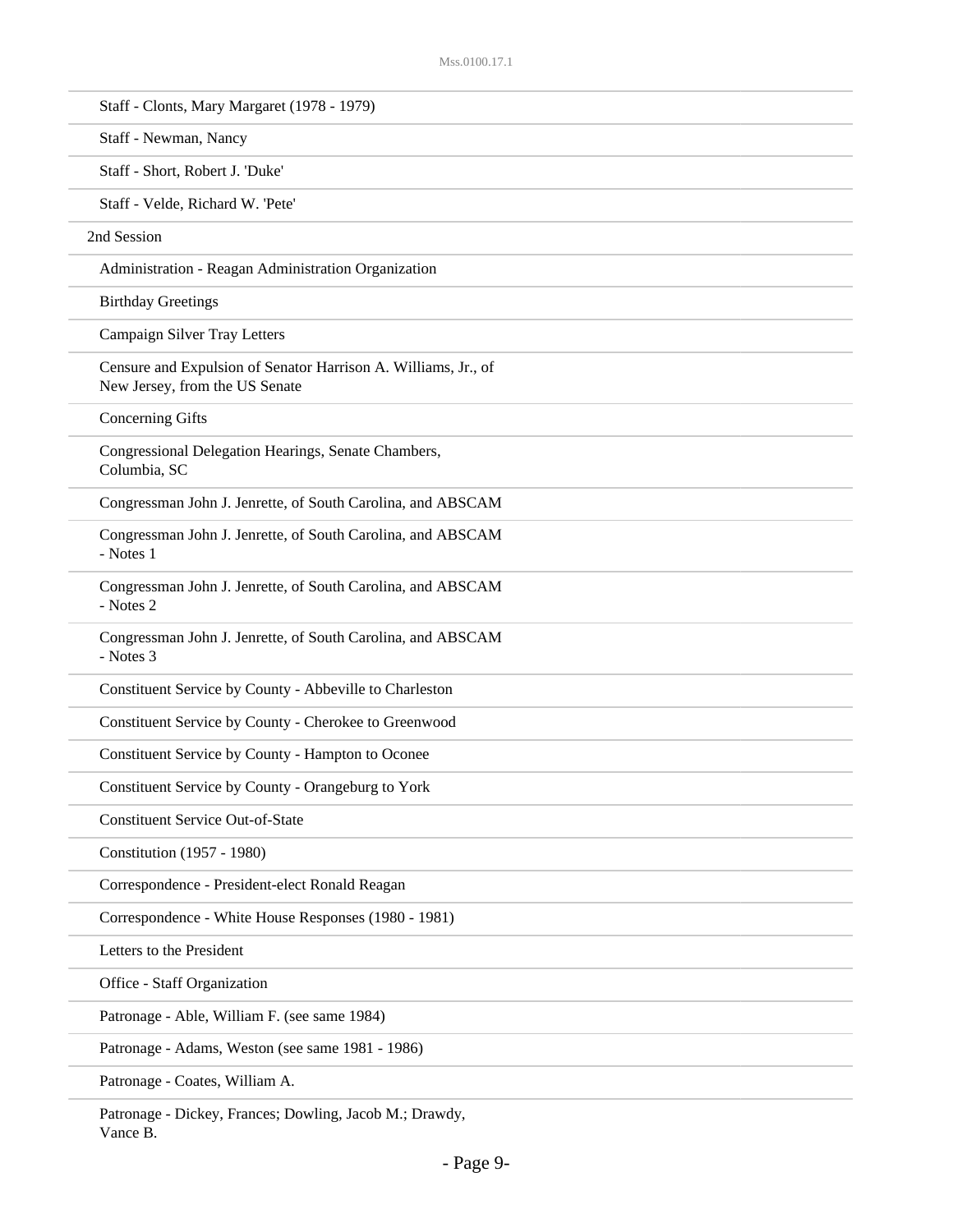Staff - Clonts, Mary Margaret (1978 - 1979)

Staff - Newman, Nancy

Staff - Short, Robert J. 'Duke'

Staff - Velde, Richard W. 'Pete'

2nd Session

Administration - Reagan Administration Organization

Birthday Greetings

Campaign Silver Tray Letters

Censure and Expulsion of Senator Harrison A. Williams, Jr., of New Jersey, from the US Senate

Concerning Gifts

Congressional Delegation Hearings, Senate Chambers, Columbia, SC

Congressman John J. Jenrette, of South Carolina, and ABSCAM

Congressman John J. Jenrette, of South Carolina, and ABSCAM - Notes 1

Congressman John J. Jenrette, of South Carolina, and ABSCAM - Notes 2

Congressman John J. Jenrette, of South Carolina, and ABSCAM - Notes 3

Constituent Service by County - Abbeville to Charleston

Constituent Service by County - Cherokee to Greenwood

Constituent Service by County - Hampton to Oconee

Constituent Service by County - Orangeburg to York

Constituent Service Out-of-State

Constitution (1957 - 1980)

Correspondence - President-elect Ronald Reagan

Correspondence - White House Responses (1980 - 1981)

Letters to the President

Office - Staff Organization

Patronage - Able, William F. (see same 1984)

Patronage - Adams, Weston (see same 1981 - 1986)

Patronage - Coates, William A.

Patronage - Dickey, Frances; Dowling, Jacob M.; Drawdy, Vance B.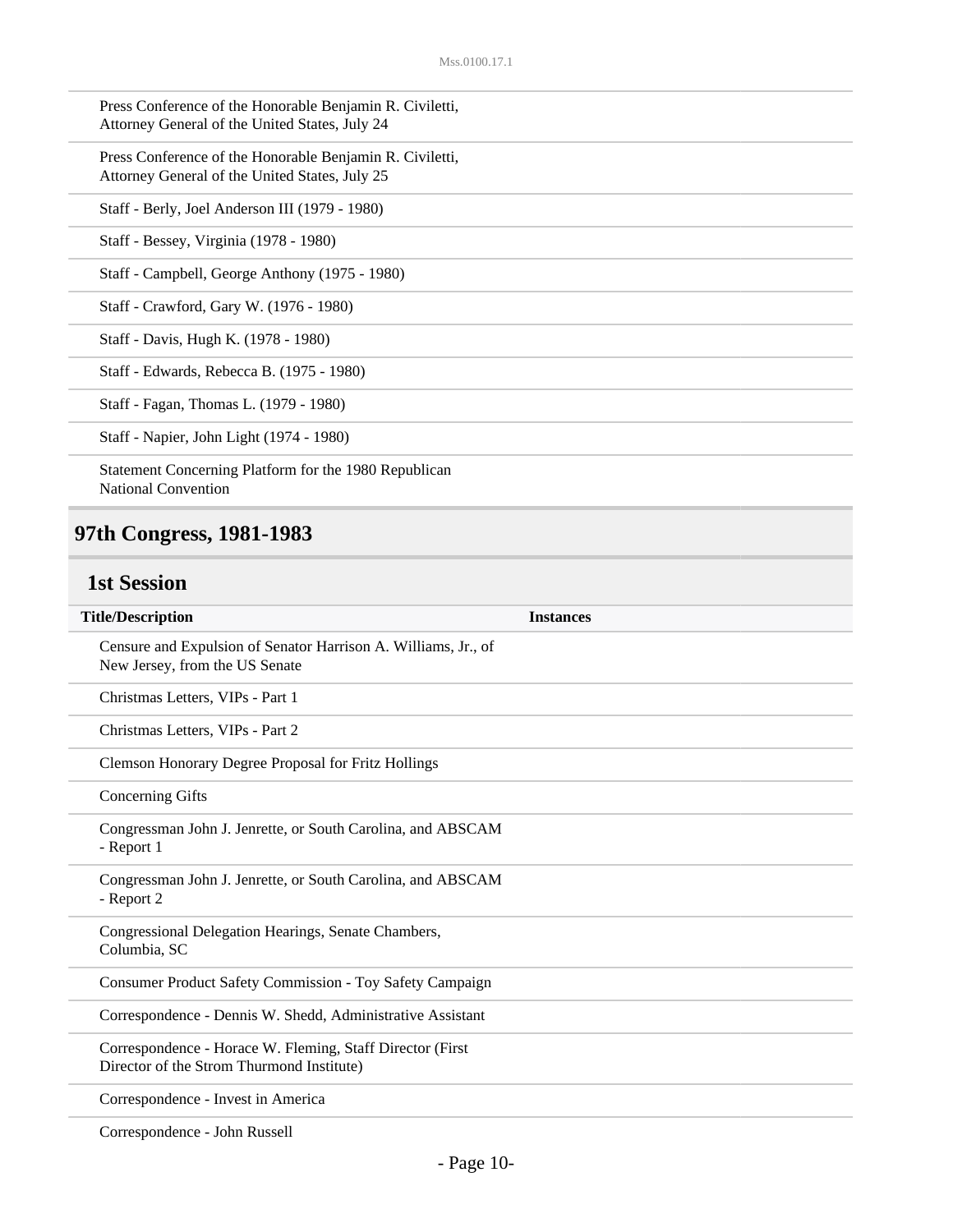| Title/Description | Instances |
| --- | --- |
| Press Conference of the Honorable Benjamin R. Civiletti, Attorney General of the United States, July 24 | |
| Press Conference of the Honorable Benjamin R. Civiletti, Attorney General of the United States, July 25 | |
| Staff - Berly, Joel Anderson III (1979 - 1980) | |
| Staff - Bessey, Virginia (1978 - 1980) | |
| Staff - Campbell, George Anthony (1975 - 1980) | |
| Staff - Crawford, Gary W. (1976 - 1980) | |
| Staff - Davis, Hugh K. (1978 - 1980) | |
| Staff - Edwards, Rebecca B. (1975 - 1980) | |
| Staff - Fagan, Thomas L. (1979 - 1980) | |
| Staff - Napier, John Light (1974 - 1980) | |
| Statement Concerning Platform for the 1980 Republican National Convention | |

## 97th Congress, 1981-1983

### 1st Session

| Title/Description | Instances |
| --- | --- |
| Censure and Expulsion of Senator Harrison A. Williams, Jr., of New Jersey, from the US Senate | |
| Christmas Letters, VIPs - Part 1 | |
| Christmas Letters, VIPs - Part 2 | |
| Clemson Honorary Degree Proposal for Fritz Hollings | |
| Concerning Gifts | |
| Congressman John J. Jenrette, or South Carolina, and ABSCAM - Report 1 | |
| Congressman John J. Jenrette, or South Carolina, and ABSCAM - Report 2 | |
| Congressional Delegation Hearings, Senate Chambers, Columbia, SC | |
| Consumer Product Safety Commission - Toy Safety Campaign | |
| Correspondence - Dennis W. Shedd, Administrative Assistant | |
| Correspondence - Horace W. Fleming, Staff Director (First Director of the Strom Thurmond Institute) | |
| Correspondence - Invest in America | |
| Correspondence - John Russell | |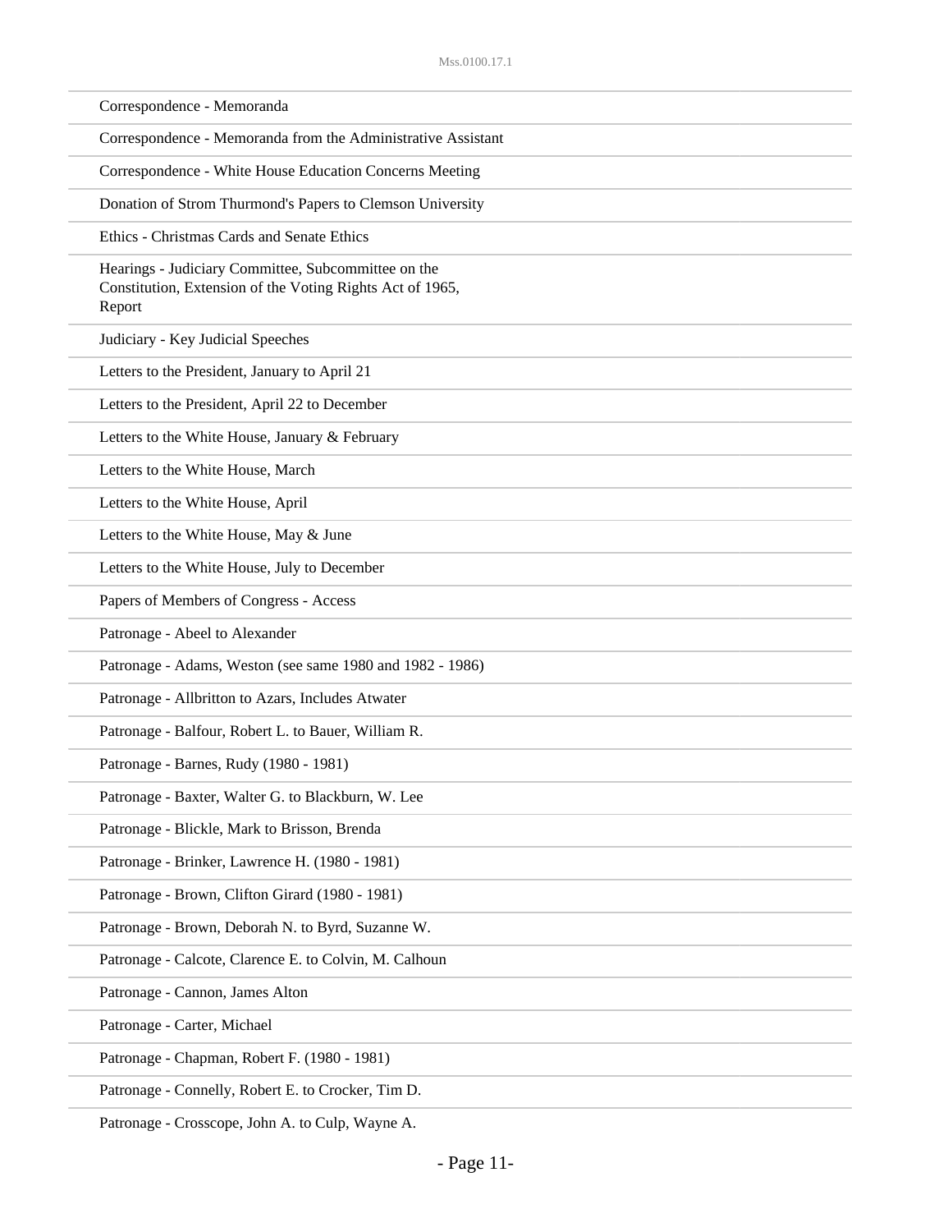Correspondence - Memoranda

Correspondence - Memoranda from the Administrative Assistant

Correspondence - White House Education Concerns Meeting

Donation of Strom Thurmond's Papers to Clemson University

Ethics - Christmas Cards and Senate Ethics

Hearings - Judiciary Committee, Subcommittee on the Constitution, Extension of the Voting Rights Act of 1965, Report

Judiciary - Key Judicial Speeches

Letters to the President, January to April 21

Letters to the President, April 22 to December

Letters to the White House, January & February

Letters to the White House, March

Letters to the White House, April

Letters to the White House, May & June

Letters to the White House, July to December

Papers of Members of Congress - Access

Patronage - Abeel to Alexander

Patronage - Adams, Weston (see same 1980 and 1982 - 1986)

Patronage - Allbritton to Azars, Includes Atwater

Patronage - Balfour, Robert L. to Bauer, William R.

Patronage - Barnes, Rudy (1980 - 1981)

Patronage - Baxter, Walter G. to Blackburn, W. Lee

Patronage - Blickle, Mark to Brisson, Brenda

Patronage - Brinker, Lawrence H. (1980 - 1981)

Patronage - Brown, Clifton Girard (1980 - 1981)

Patronage - Brown, Deborah N. to Byrd, Suzanne W.

Patronage - Calcote, Clarence E. to Colvin, M. Calhoun

Patronage - Cannon, James Alton

Patronage - Carter, Michael

Patronage - Chapman, Robert F. (1980 - 1981)

Patronage - Connelly, Robert E. to Crocker, Tim D.

Patronage - Crosscope, John A. to Culp, Wayne A.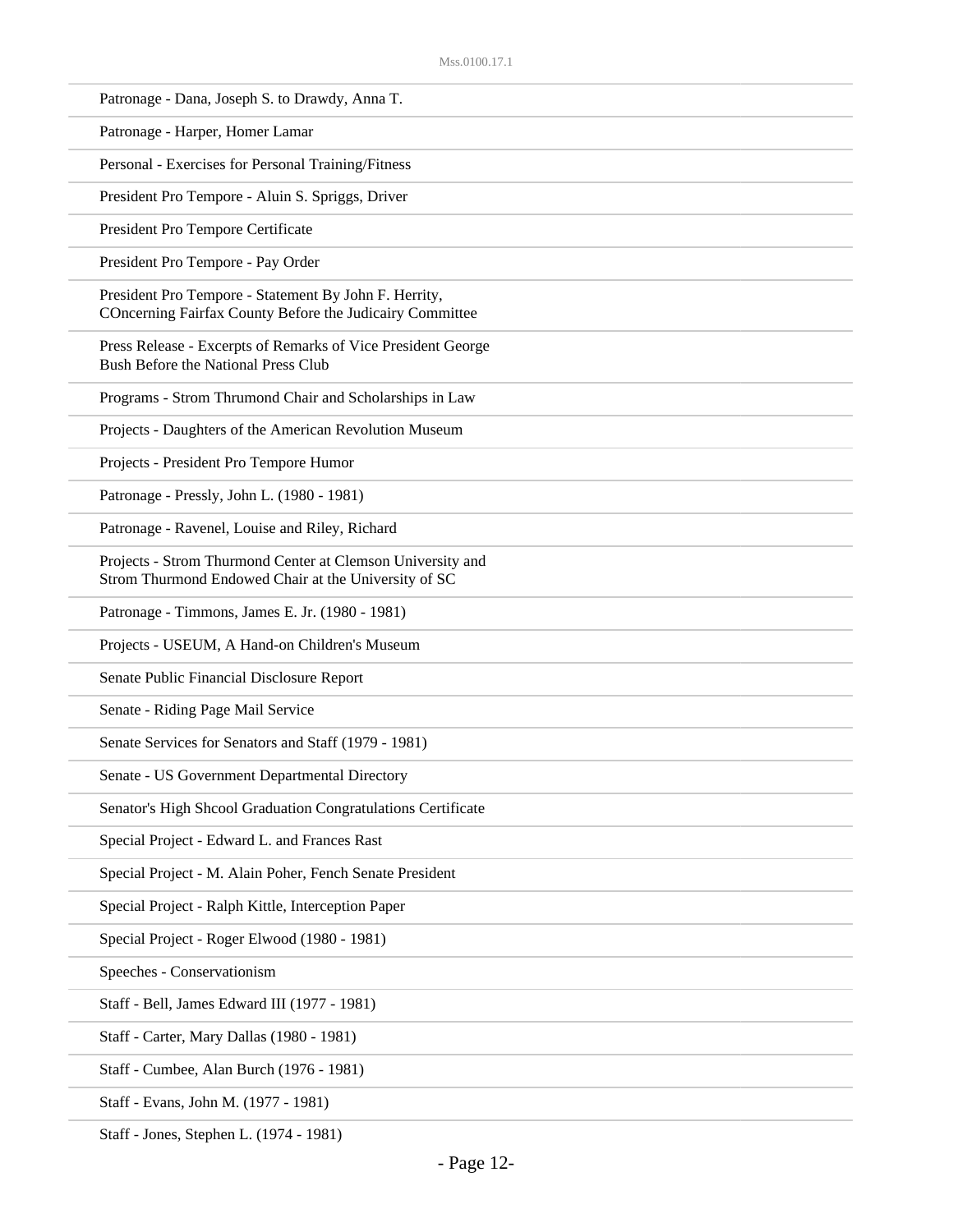Patronage - Dana, Joseph S. to Drawdy, Anna T.

Patronage - Harper, Homer Lamar

Personal - Exercises for Personal Training/Fitness

President Pro Tempore - Aluin S. Spriggs, Driver

President Pro Tempore Certificate

President Pro Tempore - Pay Order

President Pro Tempore - Statement By John F. Herrity, COncerning Fairfax County Before the Judicairy Committee

Press Release - Excerpts of Remarks of Vice President George Bush Before the National Press Club

Programs - Strom Thrumond Chair and Scholarships in Law

Projects - Daughters of the American Revolution Museum

Projects - President Pro Tempore Humor

Patronage - Pressly, John L. (1980 - 1981)

Patronage - Ravenel, Louise and Riley, Richard

Projects - Strom Thurmond Center at Clemson University and Strom Thurmond Endowed Chair at the University of SC

Patronage - Timmons, James E. Jr. (1980 - 1981)

Projects - USEUM, A Hand-on Children's Museum

Senate Public Financial Disclosure Report

Senate - Riding Page Mail Service

Senate Services for Senators and Staff (1979 - 1981)

Senate - US Government Departmental Directory

Senator's High Shcool Graduation Congratulations Certificate

Special Project - Edward L. and Frances Rast

Special Project - M. Alain Poher, Fench Senate President

Special Project - Ralph Kittle, Interception Paper

Special Project - Roger Elwood (1980 - 1981)

Speeches - Conservationism

Staff - Bell, James Edward III (1977 - 1981)

Staff - Carter, Mary Dallas (1980 - 1981)

Staff - Cumbee, Alan Burch (1976 - 1981)

Staff - Evans, John M. (1977 - 1981)

Staff - Jones, Stephen L. (1974 - 1981)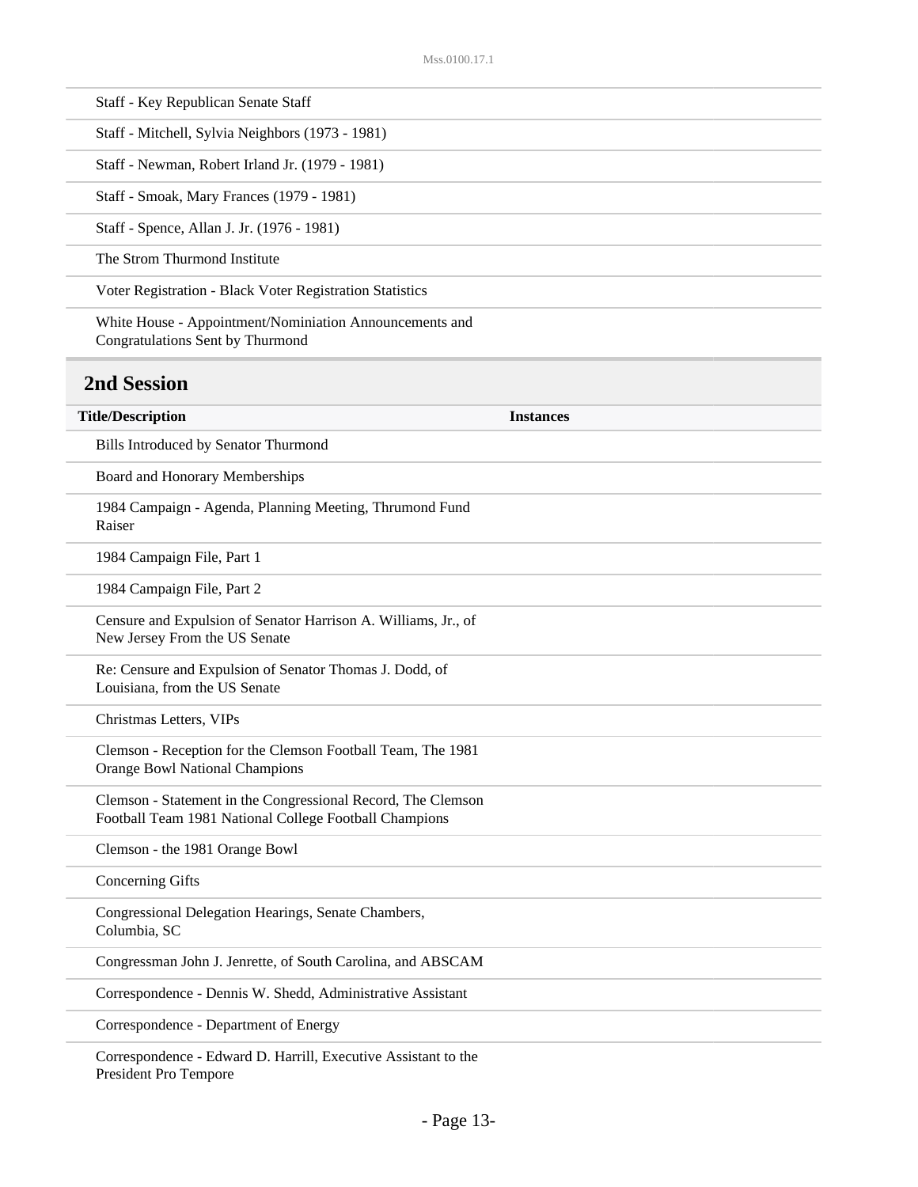| Title/Description | Instances |
|---|---|
| Staff - Key Republican Senate Staff | |
| Staff - Mitchell, Sylvia Neighbors (1973 - 1981) | |
| Staff - Newman, Robert Irland Jr. (1979 - 1981) | |
| Staff - Smoak, Mary Frances (1979 - 1981) | |
| Staff - Spence, Allan J. Jr. (1976 - 1981) | |
| The Strom Thurmond Institute | |
| Voter Registration - Black Voter Registration Statistics | |
| White House - Appointment/Nominiation Announcements and Congratulations Sent by Thurmond | |

## 2nd Session

| Title/Description | Instances |
|---|---|
| Bills Introduced by Senator Thurmond | |
| Board and Honorary Memberships | |
| 1984 Campaign - Agenda, Planning Meeting, Thrumond Fund Raiser | |
| 1984 Campaign File, Part 1 | |
| 1984 Campaign File, Part 2 | |
| Censure and Expulsion of Senator Harrison A. Williams, Jr., of New Jersey From the US Senate | |
| Re: Censure and Expulsion of Senator Thomas J. Dodd, of Louisiana, from the US Senate | |
| Christmas Letters, VIPs | |
| Clemson - Reception for the Clemson Football Team, The 1981 Orange Bowl National Champions | |
| Clemson - Statement in the Congressional Record, The Clemson Football Team 1981 National College Football Champions | |
| Clemson - the 1981 Orange Bowl | |
| Concerning Gifts | |
| Congressional Delegation Hearings, Senate Chambers, Columbia, SC | |
| Congressman John J. Jenrette, of South Carolina, and ABSCAM | |
| Correspondence - Dennis W. Shedd, Administrative Assistant | |
| Correspondence - Department of Energy | |
| Correspondence - Edward D. Harrill, Executive Assistant to the President Pro Tempore | |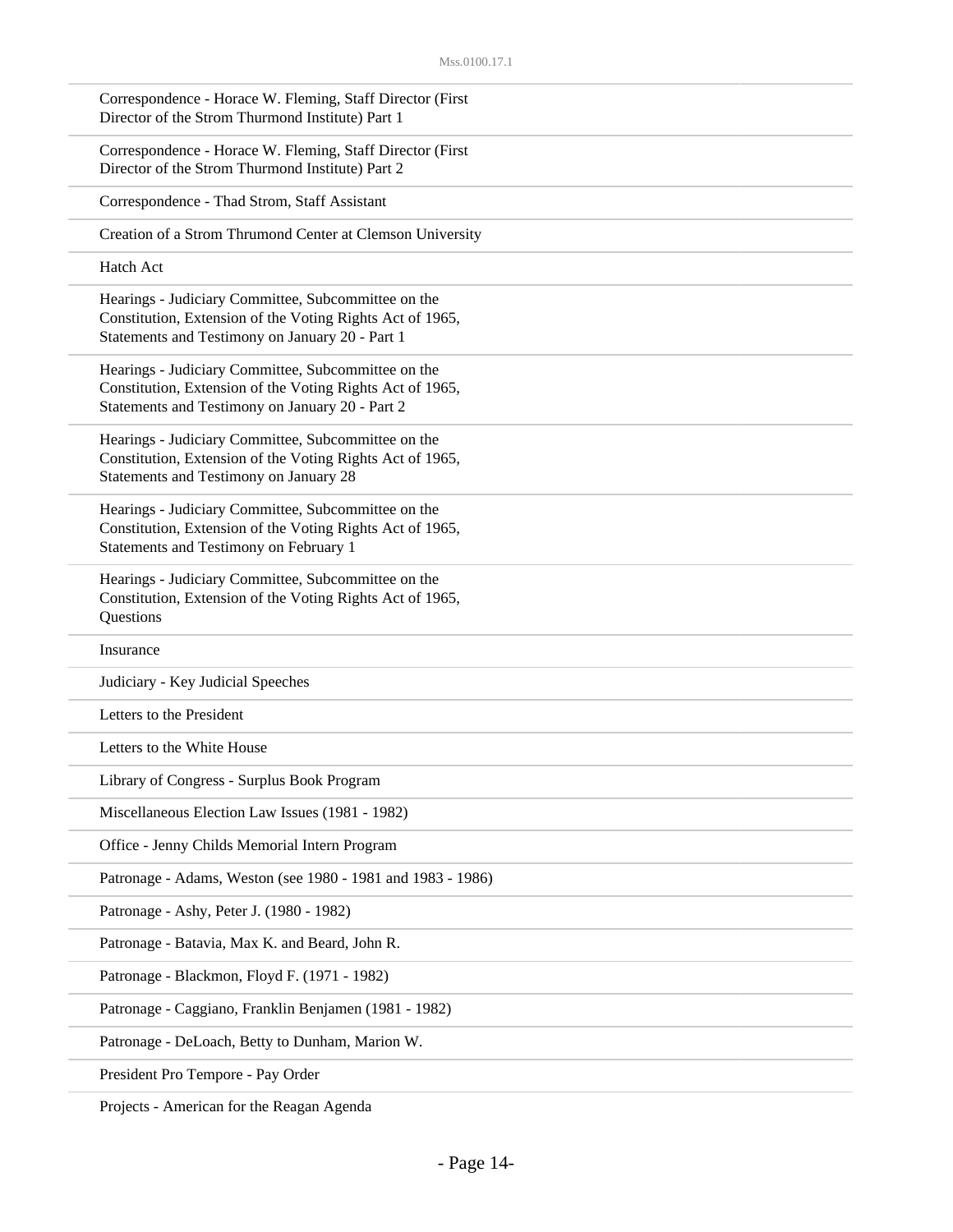Correspondence - Horace W. Fleming, Staff Director (First Director of the Strom Thurmond Institute) Part 1

Correspondence - Horace W. Fleming, Staff Director (First Director of the Strom Thurmond Institute) Part 2

Correspondence - Thad Strom, Staff Assistant

Creation of a Strom Thrumond Center at Clemson University

Hatch Act

Hearings - Judiciary Committee, Subcommittee on the Constitution, Extension of the Voting Rights Act of 1965, Statements and Testimony on January 20 - Part 1

Hearings - Judiciary Committee, Subcommittee on the Constitution, Extension of the Voting Rights Act of 1965, Statements and Testimony on January 20 - Part 2

Hearings - Judiciary Committee, Subcommittee on the Constitution, Extension of the Voting Rights Act of 1965, Statements and Testimony on January 28

Hearings - Judiciary Committee, Subcommittee on the Constitution, Extension of the Voting Rights Act of 1965, Statements and Testimony on February 1

Hearings - Judiciary Committee, Subcommittee on the Constitution, Extension of the Voting Rights Act of 1965, Questions

Insurance

Judiciary - Key Judicial Speeches

Letters to the President

Letters to the White House

Library of Congress - Surplus Book Program

Miscellaneous Election Law Issues (1981 - 1982)

Office - Jenny Childs Memorial Intern Program

Patronage - Adams, Weston (see 1980 - 1981 and 1983 - 1986)

Patronage - Ashy, Peter J. (1980 - 1982)

Patronage - Batavia, Max K. and Beard, John R.

Patronage - Blackmon, Floyd F. (1971 - 1982)

Patronage - Caggiano, Franklin Benjamen (1981 - 1982)

Patronage - DeLoach, Betty to Dunham, Marion W.

President Pro Tempore - Pay Order

Projects - American for the Reagan Agenda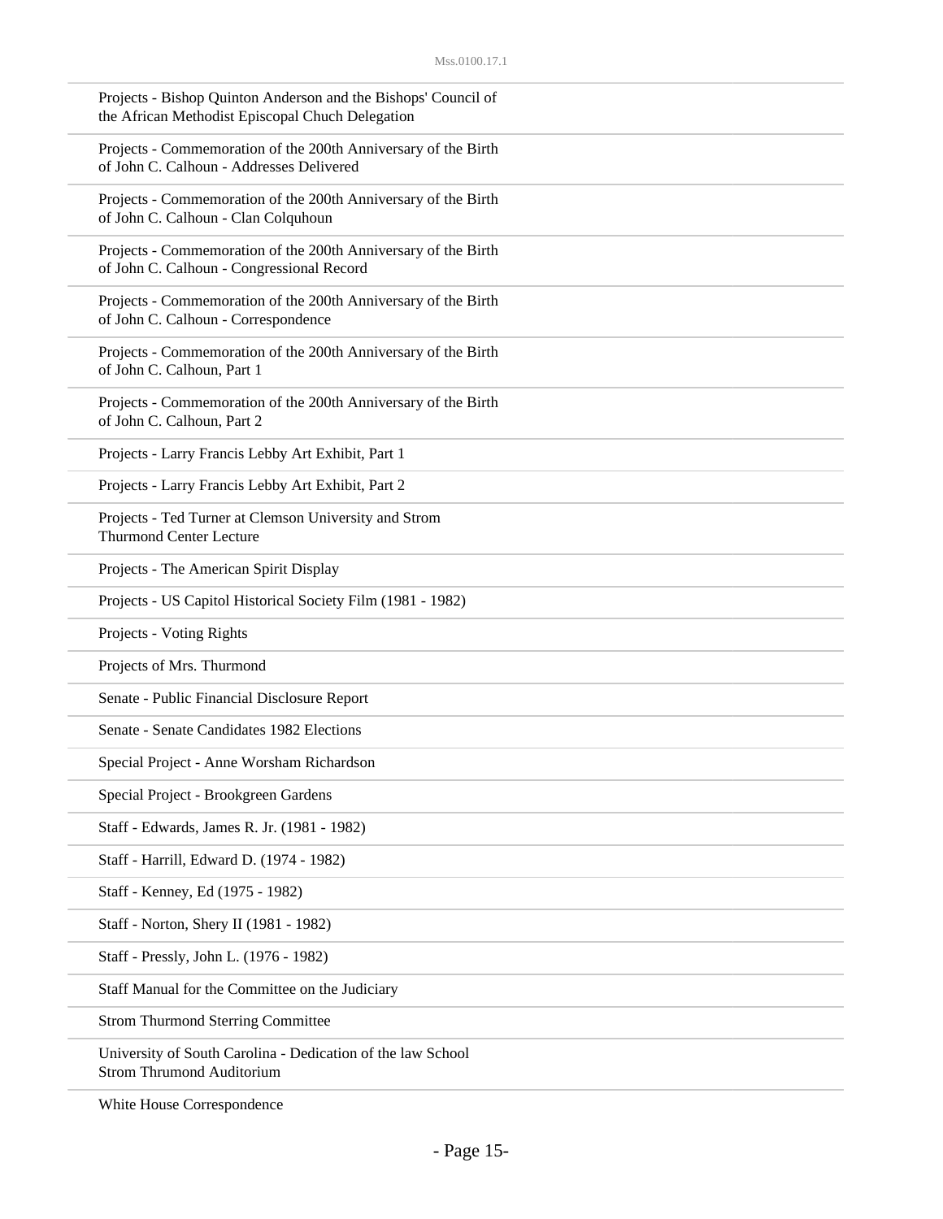Projects - Bishop Quinton Anderson and the Bishops' Council of the African Methodist Episcopal Chuch Delegation

Projects - Commemoration of the 200th Anniversary of the Birth of John C. Calhoun - Addresses Delivered

Projects - Commemoration of the 200th Anniversary of the Birth of John C. Calhoun - Clan Colquhoun

Projects - Commemoration of the 200th Anniversary of the Birth of John C. Calhoun - Congressional Record

Projects - Commemoration of the 200th Anniversary of the Birth of John C. Calhoun - Correspondence

Projects - Commemoration of the 200th Anniversary of the Birth of John C. Calhoun, Part 1

Projects - Commemoration of the 200th Anniversary of the Birth of John C. Calhoun, Part 2

Projects - Larry Francis Lebby Art Exhibit, Part 1

Projects - Larry Francis Lebby Art Exhibit, Part 2

Projects - Ted Turner at Clemson University and Strom Thurmond Center Lecture

Projects - The American Spirit Display

Projects - US Capitol Historical Society Film (1981 - 1982)

Projects - Voting Rights

Projects of Mrs. Thurmond

Senate - Public Financial Disclosure Report

Senate - Senate Candidates 1982 Elections

Special Project - Anne Worsham Richardson

Special Project - Brookgreen Gardens

Staff - Edwards, James R. Jr. (1981 - 1982)

Staff - Harrill, Edward D. (1974 - 1982)

Staff - Kenney, Ed (1975 - 1982)

Staff - Norton, Shery II (1981 - 1982)

Staff - Pressly, John L. (1976 - 1982)

Staff Manual for the Committee on the Judiciary

Strom Thurmond Sterring Committee

University of South Carolina - Dedication of the law School Strom Thrumond Auditorium

White House Correspondence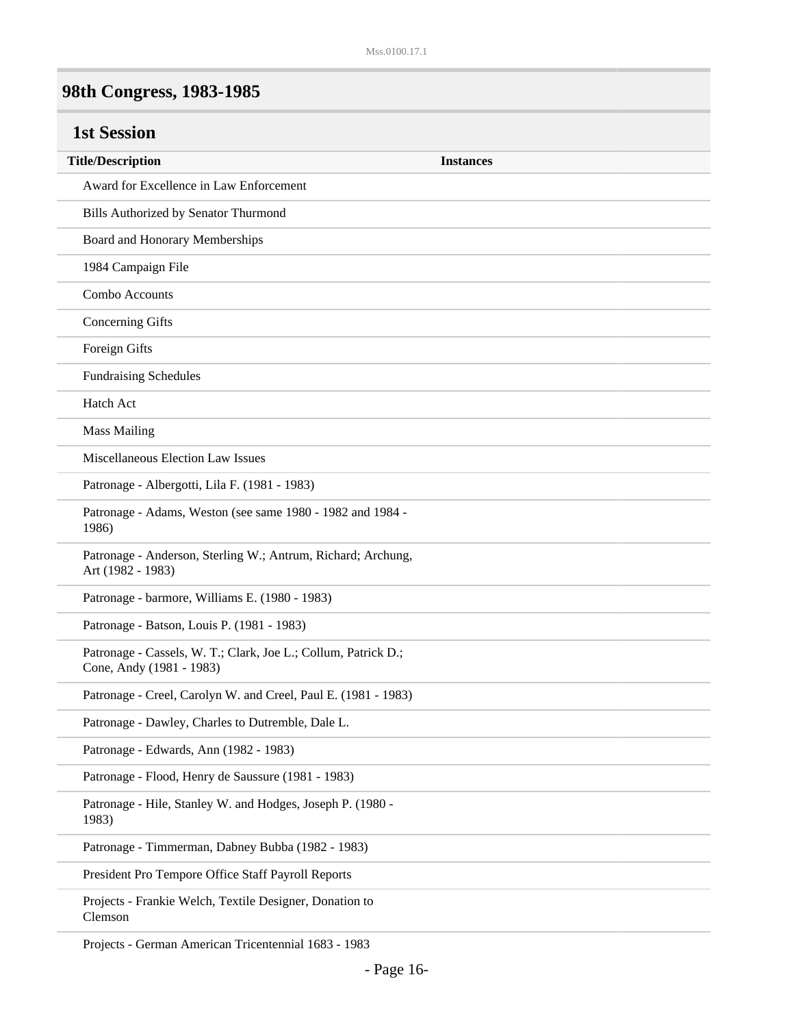## 98th Congress, 1983-1985

### 1st Session

| Title/Description | Instances |
|---|---|
| Award for Excellence in Law Enforcement | |
| Bills Authorized by Senator Thurmond | |
| Board and Honorary Memberships | |
| 1984 Campaign File | |
| Combo Accounts | |
| Concerning Gifts | |
| Foreign Gifts | |
| Fundraising Schedules | |
| Hatch Act | |
| Mass Mailing | |
| Miscellaneous Election Law Issues | |
| Patronage - Albergotti, Lila F. (1981 - 1983) | |
| Patronage - Adams, Weston (see same 1980 - 1982 and 1984 - 1986) | |
| Patronage - Anderson, Sterling W.; Antrum, Richard; Archung, Art (1982 - 1983) | |
| Patronage - barmore, Williams E. (1980 - 1983) | |
| Patronage - Batson, Louis P. (1981 - 1983) | |
| Patronage - Cassels, W. T.; Clark, Joe L.; Collum, Patrick D.; Cone, Andy (1981 - 1983) | |
| Patronage - Creel, Carolyn W. and Creel, Paul E. (1981 - 1983) | |
| Patronage - Dawley, Charles to Dutremble, Dale L. | |
| Patronage - Edwards, Ann (1982 - 1983) | |
| Patronage - Flood, Henry de Saussure (1981 - 1983) | |
| Patronage - Hile, Stanley W. and Hodges, Joseph P. (1980 - 1983) | |
| Patronage - Timmerman, Dabney Bubba (1982 - 1983) | |
| President Pro Tempore Office Staff Payroll Reports | |
| Projects - Frankie Welch, Textile Designer, Donation to Clemson | |
| Projects - German American Tricentennial 1683 - 1983 | |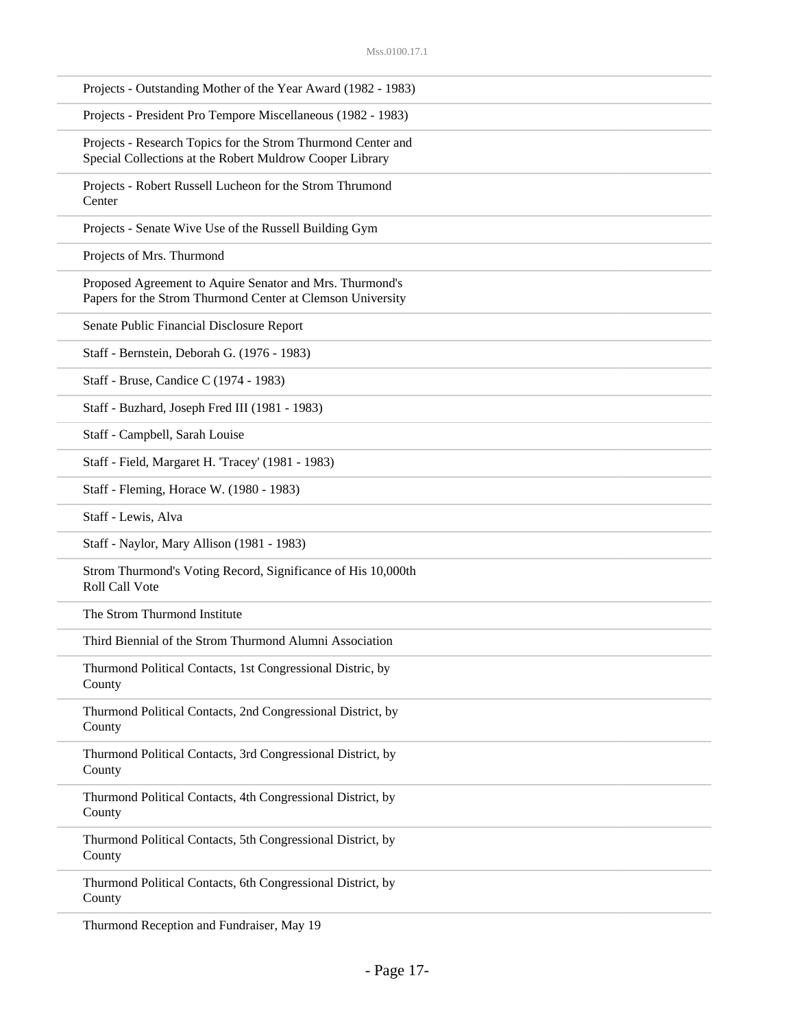Projects - Outstanding Mother of the Year Award (1982 - 1983)

Projects - President Pro Tempore Miscellaneous (1982 - 1983)

Projects - Research Topics for the Strom Thurmond Center and Special Collections at the Robert Muldrow Cooper Library

Projects - Robert Russell Lucheon for the Strom Thrumond Center

Projects - Senate Wive Use of the Russell Building Gym

Projects of Mrs. Thurmond

Proposed Agreement to Aquire Senator and Mrs. Thurmond's Papers for the Strom Thurmond Center at Clemson University

Senate Public Financial Disclosure Report

Staff - Bernstein, Deborah G. (1976 - 1983)

Staff - Bruse, Candice C (1974 - 1983)

Staff - Buzhard, Joseph Fred III (1981 - 1983)

Staff - Campbell, Sarah Louise

Staff - Field, Margaret H. 'Tracey' (1981 - 1983)

Staff - Fleming, Horace W. (1980 - 1983)

Staff - Lewis, Alva

Staff - Naylor, Mary Allison (1981 - 1983)

Strom Thurmond's Voting Record, Significance of His 10,000th Roll Call Vote

The Strom Thurmond Institute

Third Biennial of the Strom Thurmond Alumni Association

Thurmond Political Contacts, 1st Congressional Distric, by County

Thurmond Political Contacts, 2nd Congressional District, by County

Thurmond Political Contacts, 3rd Congressional District, by County

Thurmond Political Contacts, 4th Congressional District, by County

Thurmond Political Contacts, 5th Congressional District, by County

Thurmond Political Contacts, 6th Congressional District, by County

Thurmond Reception and Fundraiser, May 19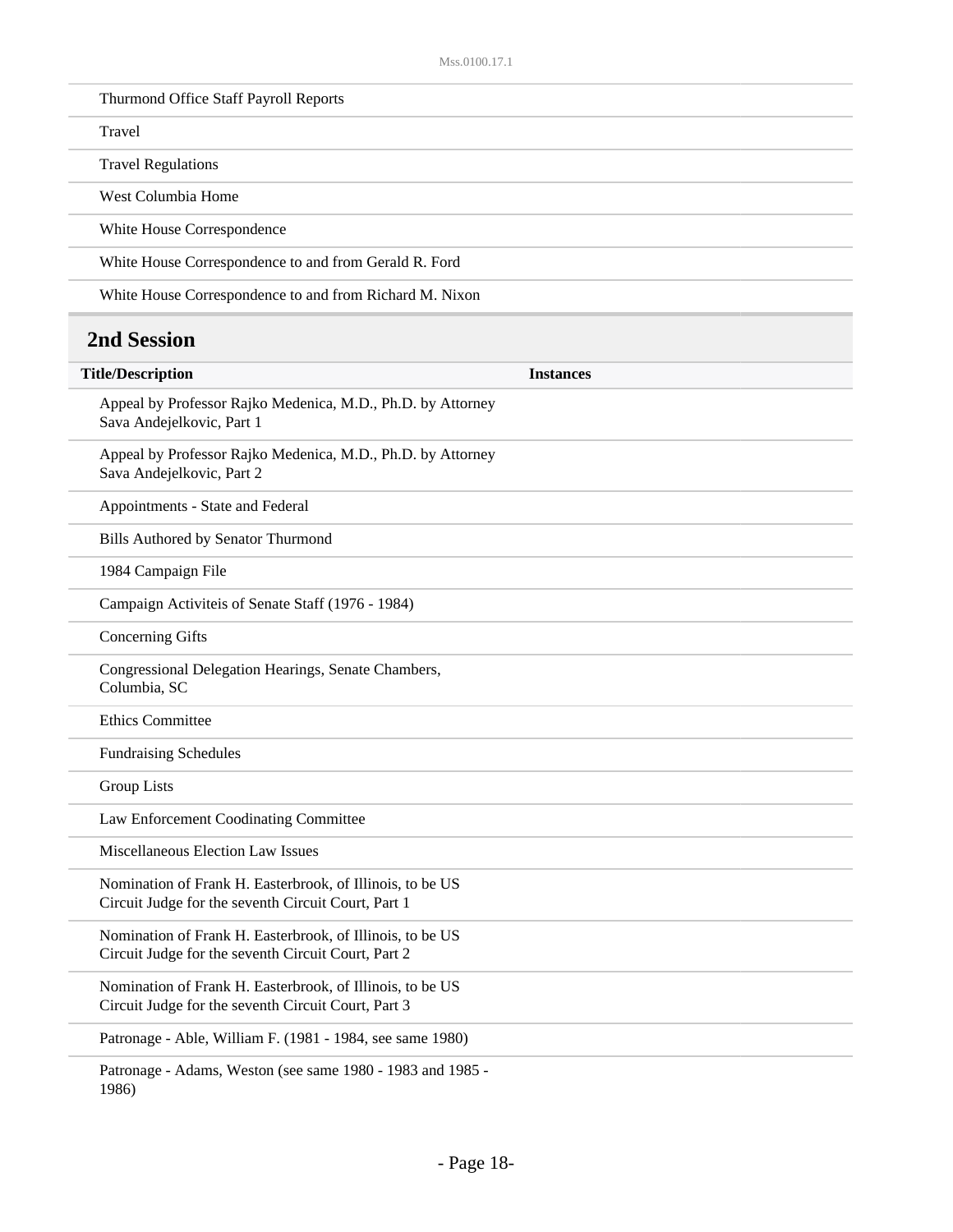| | |
|---|---|
| Thurmond Office Staff Payroll Reports | |
| Travel | |
| Travel Regulations | |
| West Columbia Home | |
| White House Correspondence | |
| White House Correspondence to and from Gerald R. Ford | |
| White House Correspondence to and from Richard M. Nixon | |

## 2nd Session

| Title/Description | Instances |
|---|---|
| Appeal by Professor Rajko Medenica, M.D., Ph.D. by Attorney Sava Andejelkovic, Part 1 | |
| Appeal by Professor Rajko Medenica, M.D., Ph.D. by Attorney Sava Andejelkovic, Part 2 | |
| Appointments - State and Federal | |
| Bills Authored by Senator Thurmond | |
| 1984 Campaign File | |
| Campaign Activiteis of Senate Staff (1976 - 1984) | |
| Concerning Gifts | |
| Congressional Delegation Hearings, Senate Chambers, Columbia, SC | |
| Ethics Committee | |
| Fundraising Schedules | |
| Group Lists | |
| Law Enforcement Coodinating Committee | |
| Miscellaneous Election Law Issues | |
| Nomination of Frank H. Easterbrook, of Illinois, to be US Circuit Judge for the seventh Circuit Court, Part 1 | |
| Nomination of Frank H. Easterbrook, of Illinois, to be US Circuit Judge for the seventh Circuit Court, Part 2 | |
| Nomination of Frank H. Easterbrook, of Illinois, to be US Circuit Judge for the seventh Circuit Court, Part 3 | |
| Patronage - Able, William F. (1981 - 1984, see same 1980) | |
| Patronage - Adams, Weston (see same 1980 - 1983 and 1985 - 1986) | |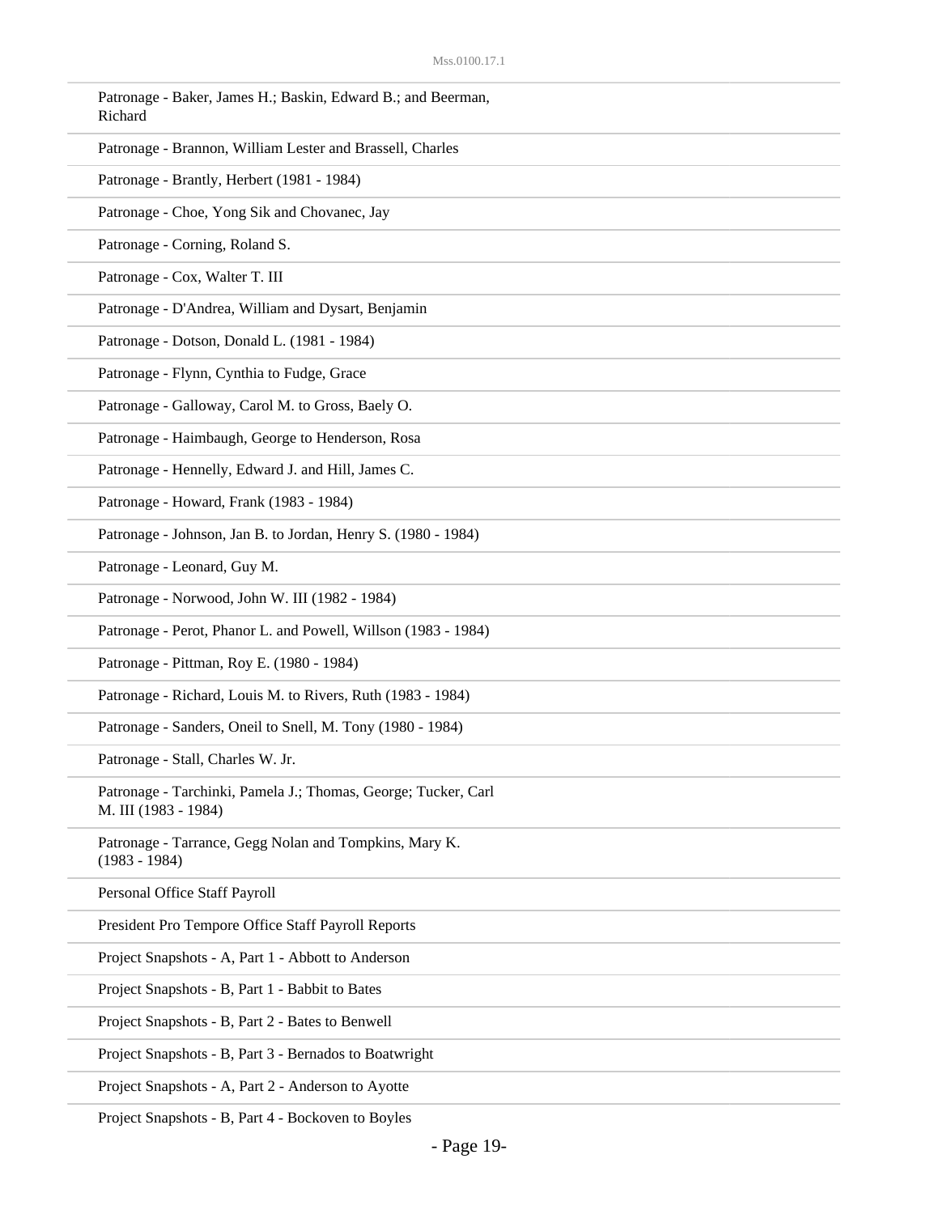Patronage - Baker, James H.; Baskin, Edward B.; and Beerman, Richard

Patronage - Brannon, William Lester and Brassell, Charles

Patronage - Brantly, Herbert (1981 - 1984)

Patronage - Choe, Yong Sik and Chovanec, Jay

Patronage - Corning, Roland S.

Patronage - Cox, Walter T. III

Patronage - D'Andrea, William and Dysart, Benjamin

Patronage - Dotson, Donald L. (1981 - 1984)

Patronage - Flynn, Cynthia to Fudge, Grace

Patronage - Galloway, Carol M. to Gross, Baely O.

Patronage - Haimbaugh, George to Henderson, Rosa

Patronage - Hennelly, Edward J. and Hill, James C.

Patronage - Howard, Frank (1983 - 1984)

Patronage - Johnson, Jan B. to Jordan, Henry S. (1980 - 1984)

Patronage - Leonard, Guy M.

Patronage - Norwood, John W. III (1982 - 1984)

Patronage - Perot, Phanor L. and Powell, Willson (1983 - 1984)

Patronage - Pittman, Roy E. (1980 - 1984)

Patronage - Richard, Louis M. to Rivers, Ruth (1983 - 1984)

Patronage - Sanders, Oneil to Snell, M. Tony (1980 - 1984)

Patronage - Stall, Charles W. Jr.

Patronage - Tarchinki, Pamela J.; Thomas, George; Tucker, Carl M. III (1983 - 1984)

Patronage - Tarrance, Gegg Nolan and Tompkins, Mary K. (1983 - 1984)

Personal Office Staff Payroll

President Pro Tempore Office Staff Payroll Reports

Project Snapshots - A, Part 1 - Abbott to Anderson

Project Snapshots - B, Part 1 - Babbit to Bates

Project Snapshots - B, Part 2 - Bates to Benwell

Project Snapshots - B, Part 3 - Bernados to Boatwright

Project Snapshots - A, Part 2 - Anderson to Ayotte

Project Snapshots - B, Part 4 - Bockoven to Boyles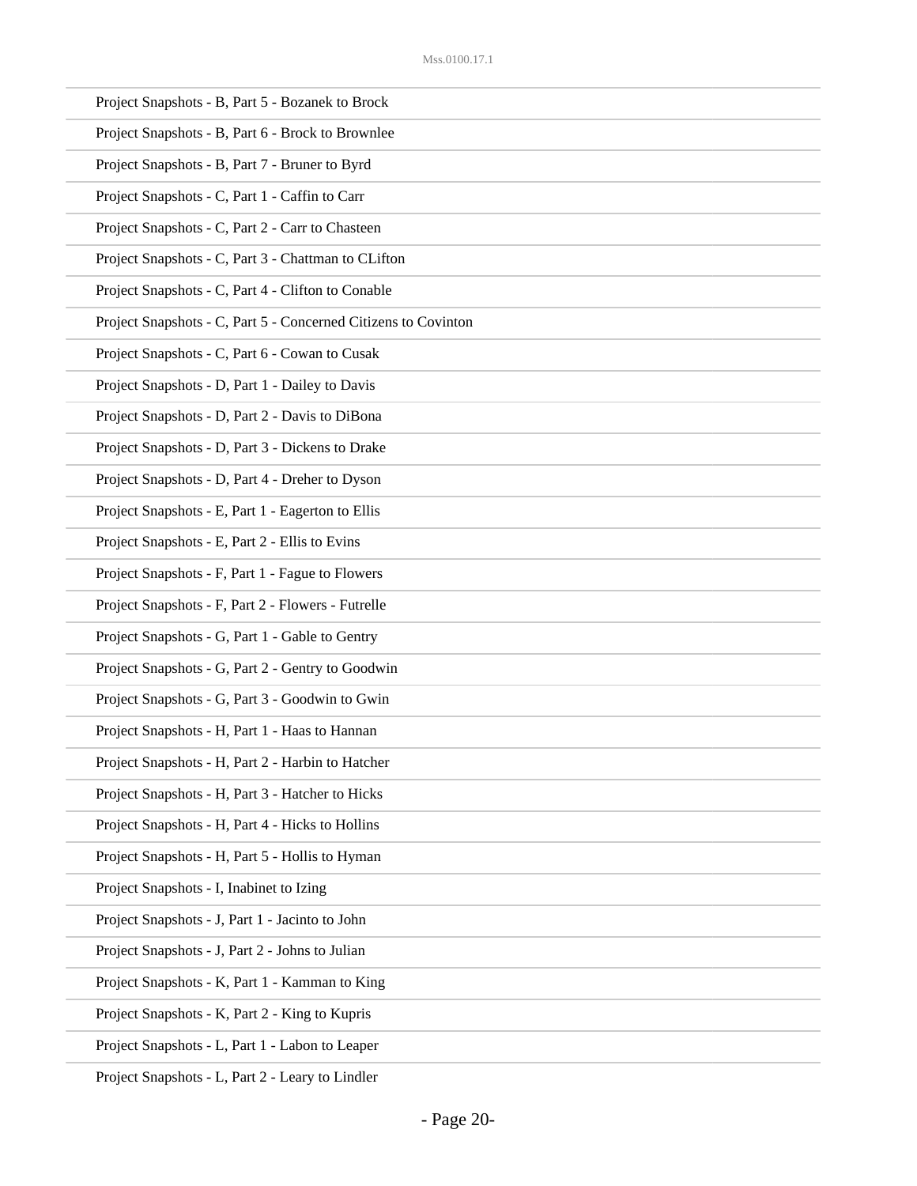Project Snapshots - B, Part 5 - Bozanek to Brock

Project Snapshots - B, Part 6 - Brock to Brownlee

Project Snapshots - B, Part 7 - Bruner to Byrd

Project Snapshots - C, Part 1 - Caffin to Carr

Project Snapshots - C, Part 2 - Carr to Chasteen

Project Snapshots - C, Part 3 - Chattman to CLifton

Project Snapshots - C, Part 4 - Clifton to Conable

Project Snapshots - C, Part 5 - Concerned Citizens to Covinton

Project Snapshots - C, Part 6 - Cowan to Cusak

Project Snapshots - D, Part 1 - Dailey to Davis

Project Snapshots - D, Part 2 - Davis to DiBona

Project Snapshots - D, Part 3 - Dickens to Drake

Project Snapshots - D, Part 4 - Dreher to Dyson

Project Snapshots - E, Part 1 - Eagerton to Ellis

Project Snapshots - E, Part 2 - Ellis to Evins

Project Snapshots - F, Part 1 - Fague to Flowers

Project Snapshots - F, Part 2 - Flowers - Futrelle

Project Snapshots - G, Part 1 - Gable to Gentry

Project Snapshots - G, Part 2 - Gentry to Goodwin

Project Snapshots - G, Part 3 - Goodwin to Gwin

Project Snapshots - H, Part 1 - Haas to Hannan

Project Snapshots - H, Part 2 - Harbin to Hatcher

Project Snapshots - H, Part 3 - Hatcher to Hicks

Project Snapshots - H, Part 4 - Hicks to Hollins

Project Snapshots - H, Part 5 - Hollis to Hyman

Project Snapshots - I, Inabinet to Izing

Project Snapshots - J, Part 1 - Jacinto to John

Project Snapshots - J, Part 2 - Johns to Julian

Project Snapshots - K, Part 1 - Kamman to King

Project Snapshots - K, Part 2 - King to Kupris

Project Snapshots - L, Part 1 - Labon to Leaper

Project Snapshots - L, Part 2 - Leary to Lindler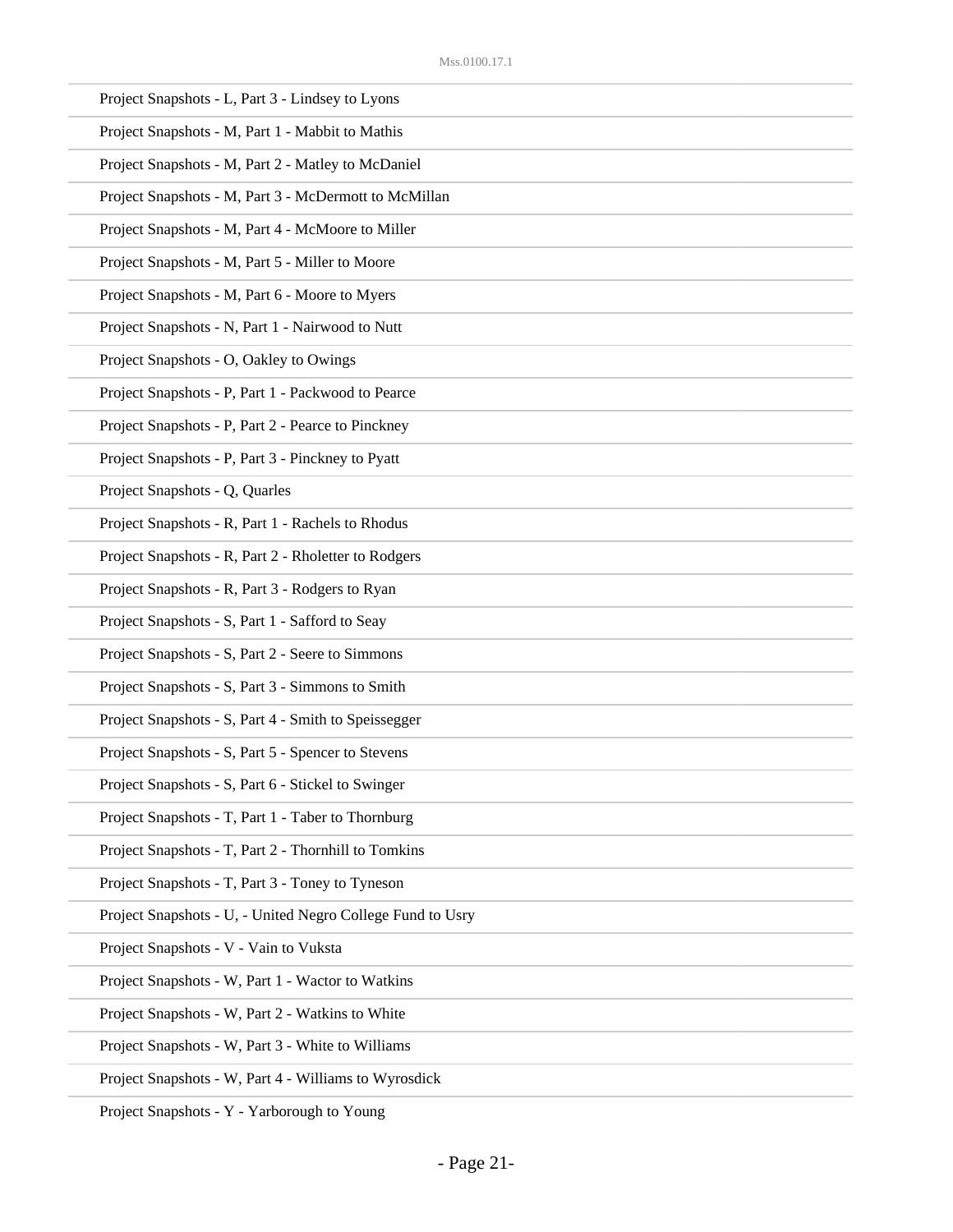Project Snapshots - L, Part 3 - Lindsey to Lyons

Project Snapshots - M, Part 1 - Mabbit to Mathis

Project Snapshots - M, Part 2 - Matley to McDaniel

Project Snapshots - M, Part 3 - McDermott to McMillan

Project Snapshots - M, Part 4 - McMoore to Miller

Project Snapshots - M, Part 5 - Miller to Moore

Project Snapshots - M, Part 6 - Moore to Myers

Project Snapshots - N, Part 1 - Nairwood to Nutt

Project Snapshots - O, Oakley to Owings

Project Snapshots - P, Part 1 - Packwood to Pearce

Project Snapshots - P, Part 2 - Pearce to Pinckney

Project Snapshots - P, Part 3 - Pinckney to Pyatt

Project Snapshots - Q, Quarles

Project Snapshots - R, Part 1 - Rachels to Rhodus

Project Snapshots - R, Part 2 - Rholetter to Rodgers

Project Snapshots - R, Part 3 - Rodgers to Ryan

Project Snapshots - S, Part 1 - Safford to Seay

Project Snapshots - S, Part 2 - Seere to Simmons

Project Snapshots - S, Part 3 - Simmons to Smith

Project Snapshots - S, Part 4 - Smith to Speissegger

Project Snapshots - S, Part 5 - Spencer to Stevens

Project Snapshots - S, Part 6 - Stickel to Swinger

Project Snapshots - T, Part 1 - Taber to Thornburg

Project Snapshots - T, Part 2 - Thornhill to Tomkins

Project Snapshots - T, Part 3 - Toney to Tyneson

Project Snapshots - U, - United Negro College Fund to Usry

Project Snapshots - V - Vain to Vuksta

Project Snapshots - W, Part 1 - Wactor to Watkins

Project Snapshots - W, Part 2 - Watkins to White

Project Snapshots - W, Part 3 - White to Williams

Project Snapshots - W, Part 4 - Williams to Wyrosdick

Project Snapshots - Y - Yarborough to Young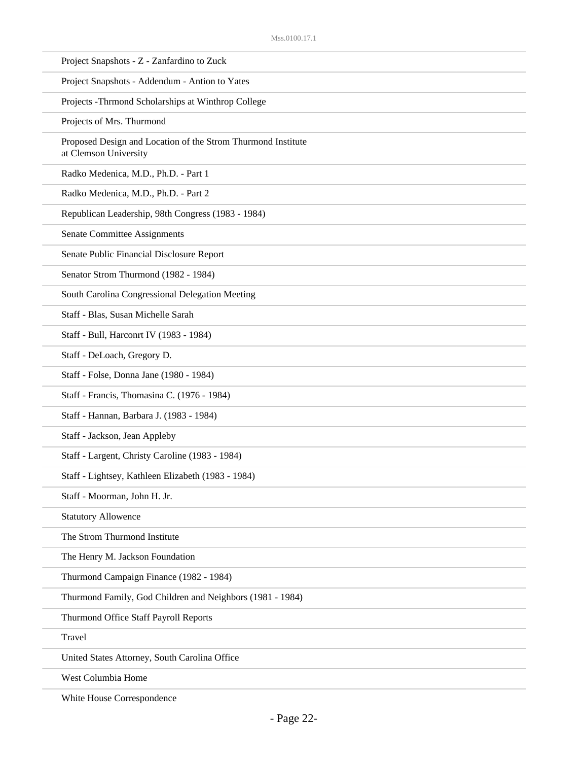Project Snapshots - Z - Zanfardino to Zuck

Project Snapshots - Addendum - Antion to Yates

Projects -Thrmond Scholarships at Winthrop College

Projects of Mrs. Thurmond

Proposed Design and Location of the Strom Thurmond Institute at Clemson University

Radko Medenica, M.D., Ph.D. - Part 1

Radko Medenica, M.D., Ph.D. - Part 2

Republican Leadership, 98th Congress (1983 - 1984)

Senate Committee Assignments

Senate Public Financial Disclosure Report

Senator Strom Thurmond (1982 - 1984)

South Carolina Congressional Delegation Meeting

Staff - Blas, Susan Michelle Sarah

Staff - Bull, Harconrt IV (1983 - 1984)

Staff - DeLoach, Gregory D.

Staff - Folse, Donna Jane (1980 - 1984)

Staff - Francis, Thomasina C. (1976 - 1984)

Staff - Hannan, Barbara J. (1983 - 1984)

Staff - Jackson, Jean Appleby

Staff - Largent, Christy Caroline (1983 - 1984)

Staff - Lightsey, Kathleen Elizabeth (1983 - 1984)

Staff - Moorman, John H. Jr.

Statutory Allowence

The Strom Thurmond Institute

The Henry M. Jackson Foundation

Thurmond Campaign Finance (1982 - 1984)

Thurmond Family, God Children and Neighbors (1981 - 1984)

Thurmond Office Staff Payroll Reports

Travel

United States Attorney, South Carolina Office

West Columbia Home

White House Correspondence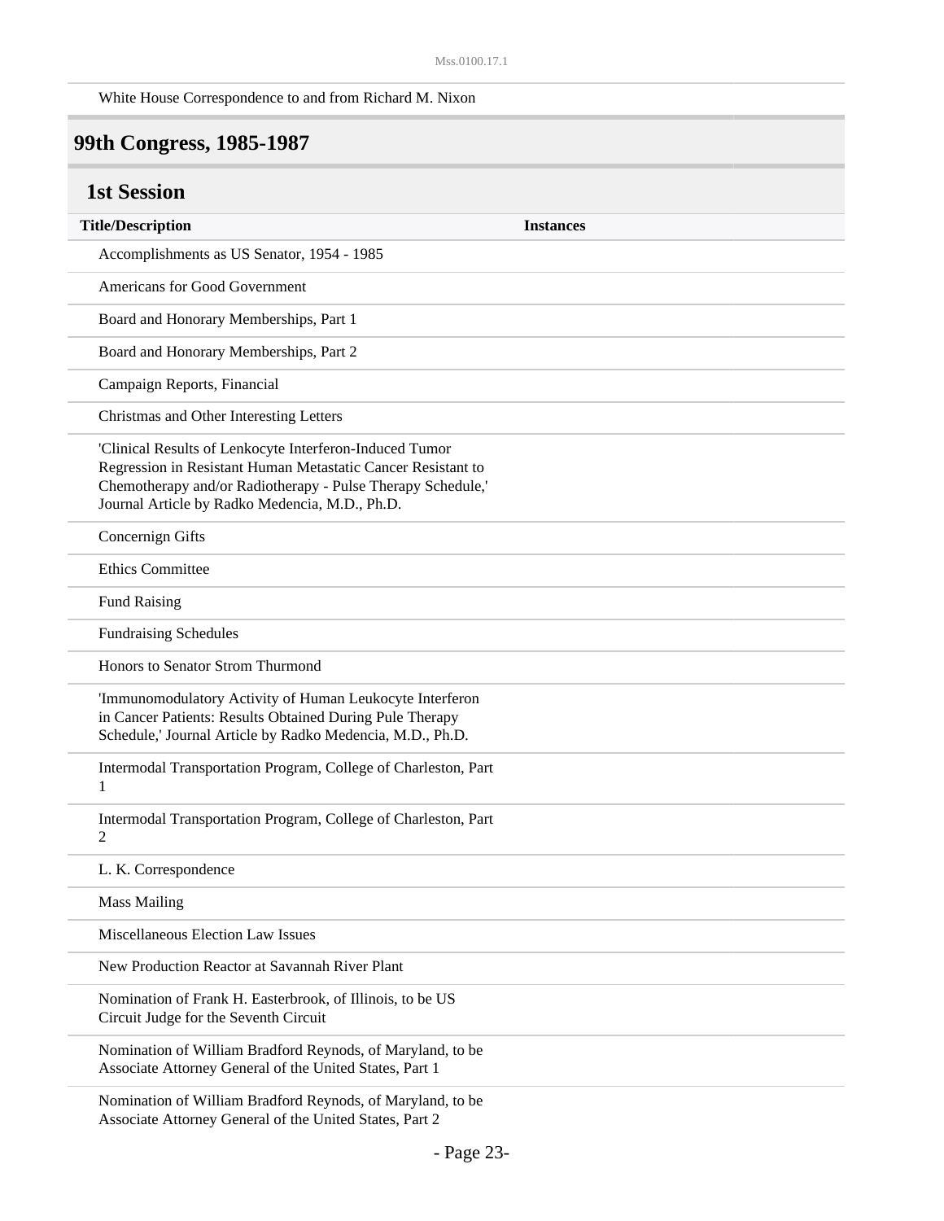White House Correspondence to and from Richard M. Nixon

## 99th Congress, 1985-1987

### 1st Session

| Title/Description | Instances |
| --- | --- |
| Accomplishments as US Senator, 1954 - 1985 | |
| Americans for Good Government | |
| Board and Honorary Memberships, Part 1 | |
| Board and Honorary Memberships, Part 2 | |
| Campaign Reports, Financial | |
| Christmas and Other Interesting Letters | |
| 'Clinical Results of Lenkocyte Interferon-Induced Tumor Regression in Resistant Human Metastatic Cancer Resistant to Chemotherapy and/or Radiotherapy - Pulse Therapy Schedule,' Journal Article by Radko Medencia, M.D., Ph.D. | |
| Concernign Gifts | |
| Ethics Committee | |
| Fund Raising | |
| Fundraising Schedules | |
| Honors to Senator Strom Thurmond | |
| 'Immunomodulatory Activity of Human Leukocyte Interferon in Cancer Patients: Results Obtained During Pule Therapy Schedule,' Journal Article by Radko Medencia, M.D., Ph.D. | |
| Intermodal Transportation Program, College of Charleston, Part 1 | |
| Intermodal Transportation Program, College of Charleston, Part 2 | |
| L. K. Correspondence | |
| Mass Mailing | |
| Miscellaneous Election Law Issues | |
| New Production Reactor at Savannah River Plant | |
| Nomination of Frank H. Easterbrook, of Illinois, to be US Circuit Judge for the Seventh Circuit | |
| Nomination of William Bradford Reynods, of Maryland, to be Associate Attorney General of the United States, Part 1 | |
| Nomination of William Bradford Reynods, of Maryland, to be Associate Attorney General of the United States, Part 2 | |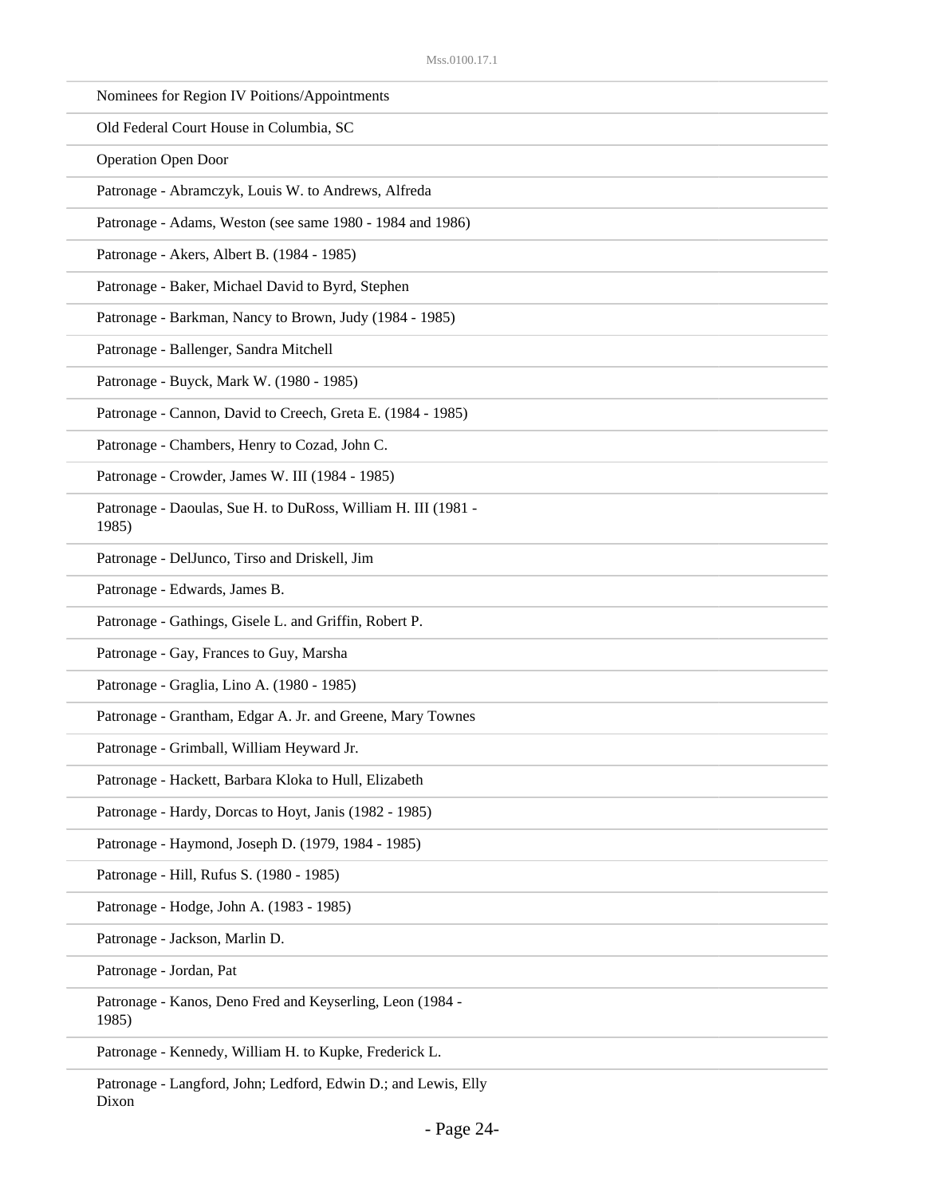Nominees for Region IV Poitions/Appointments

Old Federal Court House in Columbia, SC

Operation Open Door

Patronage - Abramczyk, Louis W. to Andrews, Alfreda

Patronage - Adams, Weston (see same 1980 - 1984 and 1986)

Patronage - Akers, Albert B. (1984 - 1985)

Patronage - Baker, Michael David to Byrd, Stephen

Patronage - Barkman, Nancy to Brown, Judy (1984 - 1985)

Patronage - Ballenger, Sandra Mitchell

Patronage - Buyck, Mark W. (1980 - 1985)

Patronage - Cannon, David to Creech, Greta E. (1984 - 1985)

Patronage - Chambers, Henry to Cozad, John C.

Patronage - Crowder, James W. III (1984 - 1985)

Patronage - Daoulas, Sue H. to DuRoss, William H. III (1981 - 1985)

Patronage - DelJunco, Tirso and Driskell, Jim

Patronage - Edwards, James B.

Patronage - Gathings, Gisele L. and Griffin, Robert P.

Patronage - Gay, Frances to Guy, Marsha

Patronage - Graglia, Lino A. (1980 - 1985)

Patronage - Grantham, Edgar A. Jr. and Greene, Mary Townes

Patronage - Grimball, William Heyward Jr.

Patronage - Hackett, Barbara Kloka to Hull, Elizabeth

Patronage - Hardy, Dorcas to Hoyt, Janis (1982 - 1985)

Patronage - Haymond, Joseph D. (1979, 1984 - 1985)

Patronage - Hill, Rufus S. (1980 - 1985)

Patronage - Hodge, John A. (1983 - 1985)

Patronage - Jackson, Marlin D.

Patronage - Jordan, Pat

Patronage - Kanos, Deno Fred and Keyserling, Leon (1984 - 1985)

Patronage - Kennedy, William H. to Kupke, Frederick L.

Patronage - Langford, John; Ledford, Edwin D.; and Lewis, Elly Dixon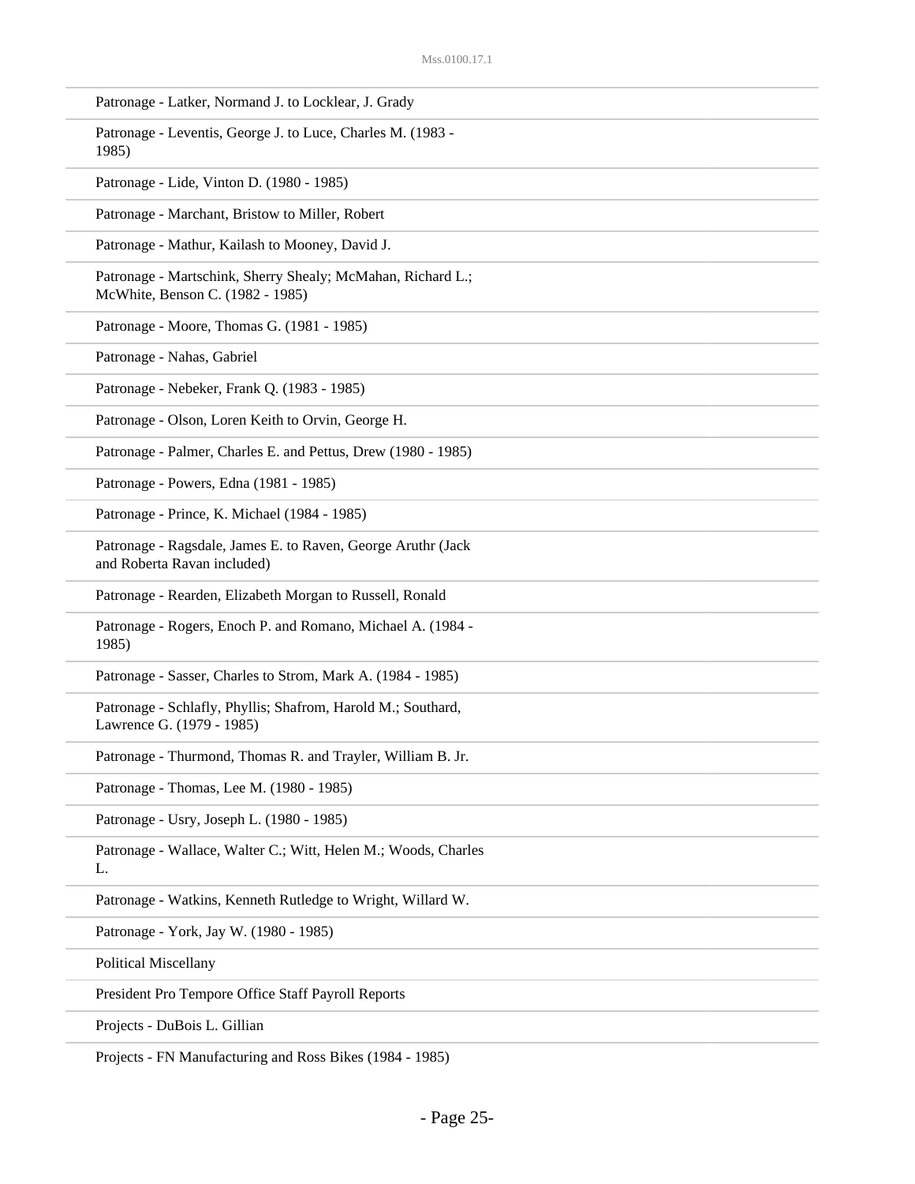Patronage - Latker, Normand J. to Locklear, J. Grady

Patronage - Leventis, George J. to Luce, Charles M. (1983 - 1985)

Patronage - Lide, Vinton D. (1980 - 1985)

Patronage - Marchant, Bristow to Miller, Robert

Patronage - Mathur, Kailash to Mooney, David J.

Patronage - Martschink, Sherry Shealy; McMahan, Richard L.; McWhite, Benson C. (1982 - 1985)

Patronage - Moore, Thomas G. (1981 - 1985)

Patronage - Nahas, Gabriel

Patronage - Nebeker, Frank Q. (1983 - 1985)

Patronage - Olson, Loren Keith to Orvin, George H.

Patronage - Palmer, Charles E. and Pettus, Drew (1980 - 1985)

Patronage - Powers, Edna (1981 - 1985)

Patronage - Prince, K. Michael (1984 - 1985)

Patronage - Ragsdale, James E. to Raven, George Aruthr (Jack and Roberta Ravan included)

Patronage - Rearden, Elizabeth Morgan to Russell, Ronald

Patronage - Rogers, Enoch P. and Romano, Michael A. (1984 - 1985)

Patronage - Sasser, Charles to Strom, Mark A. (1984 - 1985)

Patronage - Schlafly, Phyllis; Shafrom, Harold M.; Southard, Lawrence G. (1979 - 1985)

Patronage - Thurmond, Thomas R. and Trayler, William B. Jr.

Patronage - Thomas, Lee M. (1980 - 1985)

Patronage - Usry, Joseph L. (1980 - 1985)

Patronage - Wallace, Walter C.; Witt, Helen M.; Woods, Charles L.

Patronage - Watkins, Kenneth Rutledge to Wright, Willard W.

Patronage - York, Jay W. (1980 - 1985)

Political Miscellany

President Pro Tempore Office Staff Payroll Reports

Projects - DuBois L. Gillian

Projects - FN Manufacturing and Ross Bikes (1984 - 1985)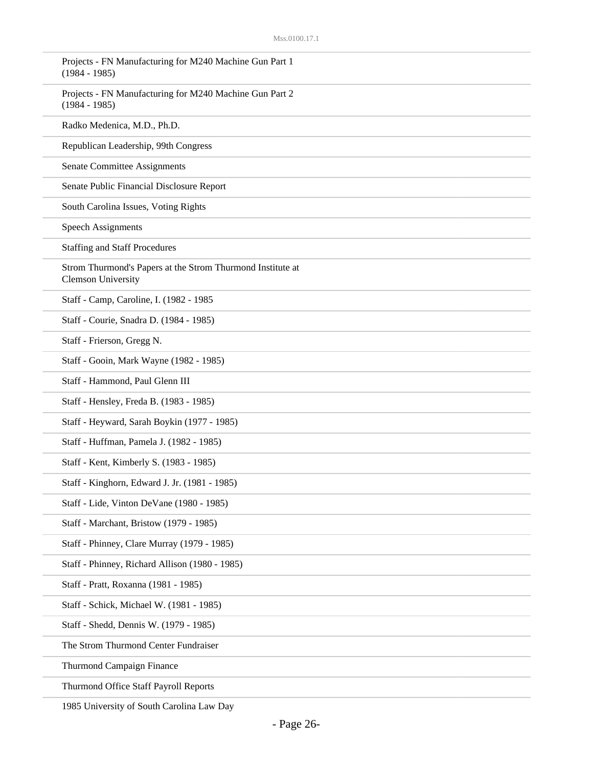Projects - FN Manufacturing for M240 Machine Gun Part 1 (1984 - 1985)

Projects - FN Manufacturing for M240 Machine Gun Part 2 (1984 - 1985)

Radko Medenica, M.D., Ph.D.

Republican Leadership, 99th Congress

Senate Committee Assignments

Senate Public Financial Disclosure Report

South Carolina Issues, Voting Rights

Speech Assignments

Staffing and Staff Procedures

Strom Thurmond's Papers at the Strom Thurmond Institute at Clemson University

Staff - Camp, Caroline, I. (1982 - 1985

Staff - Courie, Snadra D. (1984 - 1985)

Staff - Frierson, Gregg N.

Staff - Gooin, Mark Wayne (1982 - 1985)

Staff - Hammond, Paul Glenn III

Staff - Hensley, Freda B. (1983 - 1985)

Staff - Heyward, Sarah Boykin (1977 - 1985)

Staff - Huffman, Pamela J. (1982 - 1985)

Staff - Kent, Kimberly S. (1983 - 1985)

Staff - Kinghorn, Edward J. Jr. (1981 - 1985)

Staff - Lide, Vinton DeVane (1980 - 1985)

Staff - Marchant, Bristow (1979 - 1985)

Staff - Phinney, Clare Murray (1979 - 1985)

Staff - Phinney, Richard Allison (1980 - 1985)

Staff - Pratt, Roxanna (1981 - 1985)

Staff - Schick, Michael W. (1981 - 1985)

Staff - Shedd, Dennis W. (1979 - 1985)

The Strom Thurmond Center Fundraiser

Thurmond Campaign Finance

Thurmond Office Staff Payroll Reports

1985 University of South Carolina Law Day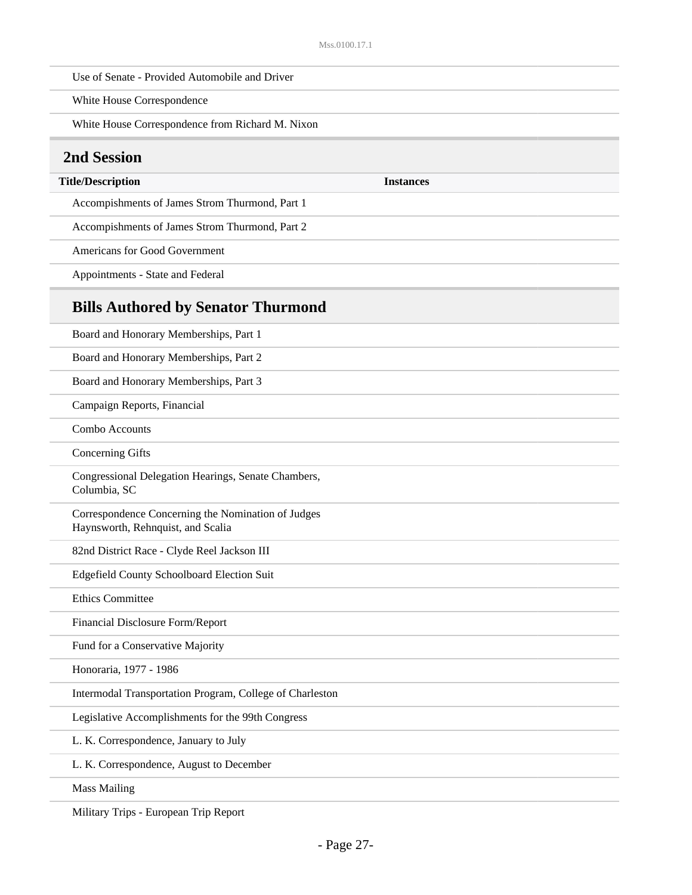| Title/Description | Instances |
|---|---|
| Use of Senate - Provided Automobile and Driver | |
| White House Correspondence | |
| White House Correspondence from Richard M. Nixon | |

## 2nd Session

| Title/Description | Instances |
|---|---|
| Accompishments of James Strom Thurmond, Part 1 | |
| Accompishments of James Strom Thurmond, Part 2 | |
| Americans for Good Government | |
| Appointments - State and Federal | |

### Bills Authored by Senator Thurmond

| Title/Description | Instances |
|---|---|
| Board and Honorary Memberships, Part 1 | |
| Board and Honorary Memberships, Part 2 | |
| Board and Honorary Memberships, Part 3 | |
| Campaign Reports, Financial | |
| Combo Accounts | |
| Concerning Gifts | |
| Congressional Delegation Hearings, Senate Chambers, Columbia, SC | |
| Correspondence Concerning the Nomination of Judges Haynsworth, Rehnquist, and Scalia | |
| 82nd District Race - Clyde Reel Jackson III | |
| Edgefield County Schoolboard Election Suit | |
| Ethics Committee | |
| Financial Disclosure Form/Report | |
| Fund for a Conservative Majority | |
| Honoraria, 1977 - 1986 | |
| Intermodal Transportation Program, College of Charleston | |
| Legislative Accomplishments for the 99th Congress | |
| L. K. Correspondence, January to July | |
| L. K. Correspondence, August to December | |
| Mass Mailing | |
| Military Trips - European Trip Report | |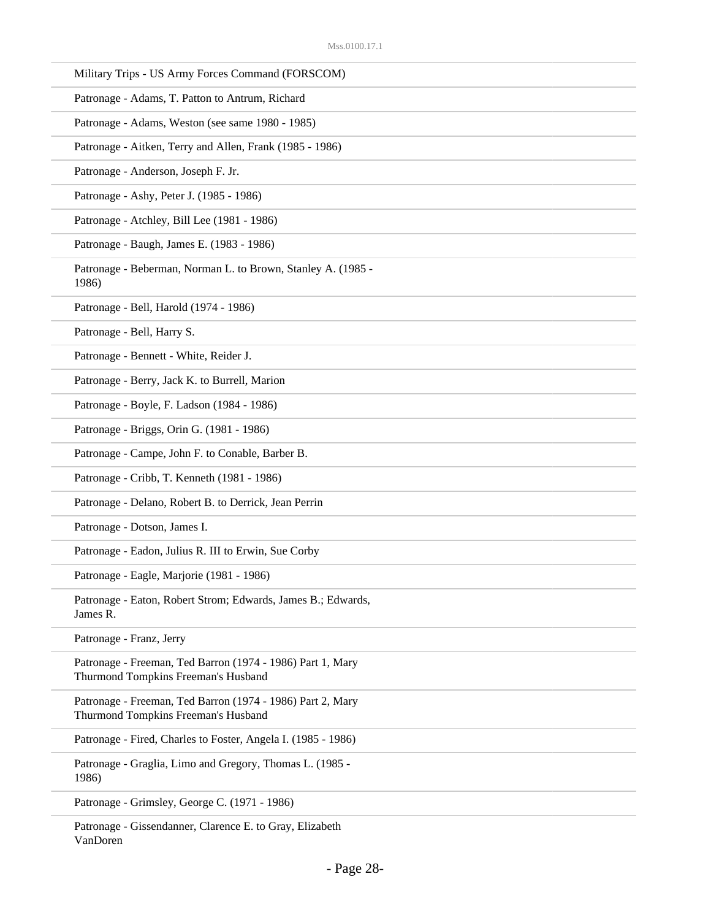Military Trips - US Army Forces Command (FORSCOM)

Patronage - Adams, T. Patton to Antrum, Richard

Patronage - Adams, Weston (see same 1980 - 1985)

Patronage - Aitken, Terry and Allen, Frank (1985 - 1986)

Patronage - Anderson, Joseph F. Jr.

Patronage - Ashy, Peter J. (1985 - 1986)

Patronage - Atchley, Bill Lee (1981 - 1986)

Patronage - Baugh, James E. (1983 - 1986)

Patronage - Beberman, Norman L. to Brown, Stanley A. (1985 - 1986)

Patronage - Bell, Harold (1974 - 1986)

Patronage - Bell, Harry S.

Patronage - Bennett - White, Reider J.

Patronage - Berry, Jack K. to Burrell, Marion

Patronage - Boyle, F. Ladson (1984 - 1986)

Patronage - Briggs, Orin G. (1981 - 1986)

Patronage - Campe, John F. to Conable, Barber B.

Patronage - Cribb, T. Kenneth (1981 - 1986)

Patronage - Delano, Robert B. to Derrick, Jean Perrin

Patronage - Dotson, James I.

Patronage - Eadon, Julius R. III to Erwin, Sue Corby

Patronage - Eagle, Marjorie (1981 - 1986)

Patronage - Eaton, Robert Strom; Edwards, James B.; Edwards, James R.

Patronage - Franz, Jerry

Patronage - Freeman, Ted Barron (1974 - 1986) Part 1, Mary Thurmond Tompkins Freeman's Husband

Patronage - Freeman, Ted Barron (1974 - 1986) Part 2, Mary Thurmond Tompkins Freeman's Husband

Patronage - Fired, Charles to Foster, Angela I. (1985 - 1986)

Patronage - Graglia, Limo and Gregory, Thomas L. (1985 - 1986)

Patronage - Grimsley, George C. (1971 - 1986)

Patronage - Gissendanner, Clarence E. to Gray, Elizabeth VanDoren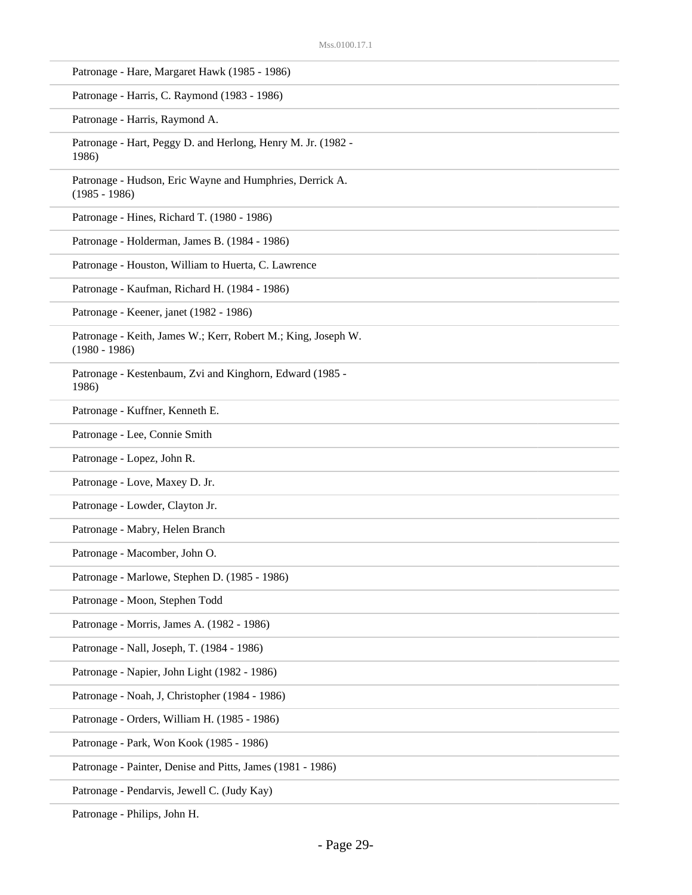Patronage - Hare, Margaret Hawk (1985 - 1986)

Patronage - Harris, C. Raymond (1983 - 1986)

Patronage - Harris, Raymond A.

Patronage - Hart, Peggy D. and Herlong, Henry M. Jr. (1982 - 1986)

Patronage - Hudson, Eric Wayne and Humphries, Derrick A. (1985 - 1986)

Patronage - Hines, Richard T. (1980 - 1986)

Patronage - Holderman, James B. (1984 - 1986)

Patronage - Houston, William to Huerta, C. Lawrence

Patronage - Kaufman, Richard H. (1984 - 1986)

Patronage - Keener, janet (1982 - 1986)

Patronage - Keith, James W.; Kerr, Robert M.; King, Joseph W. (1980 - 1986)

Patronage - Kestenbaum, Zvi and Kinghorn, Edward (1985 - 1986)

Patronage - Kuffner, Kenneth E.

Patronage - Lee, Connie Smith

Patronage - Lopez, John R.

Patronage - Love, Maxey D. Jr.

Patronage - Lowder, Clayton Jr.

Patronage - Mabry, Helen Branch

Patronage - Macomber, John O.

Patronage - Marlowe, Stephen D. (1985 - 1986)

Patronage - Moon, Stephen Todd

Patronage - Morris, James A. (1982 - 1986)

Patronage - Nall, Joseph, T. (1984 - 1986)

Patronage - Napier, John Light (1982 - 1986)

Patronage - Noah, J, Christopher (1984 - 1986)

Patronage - Orders, William H. (1985 - 1986)

Patronage - Park, Won Kook (1985 - 1986)

Patronage - Painter, Denise and Pitts, James (1981 - 1986)

Patronage - Pendarvis, Jewell C. (Judy Kay)

Patronage - Philips, John H.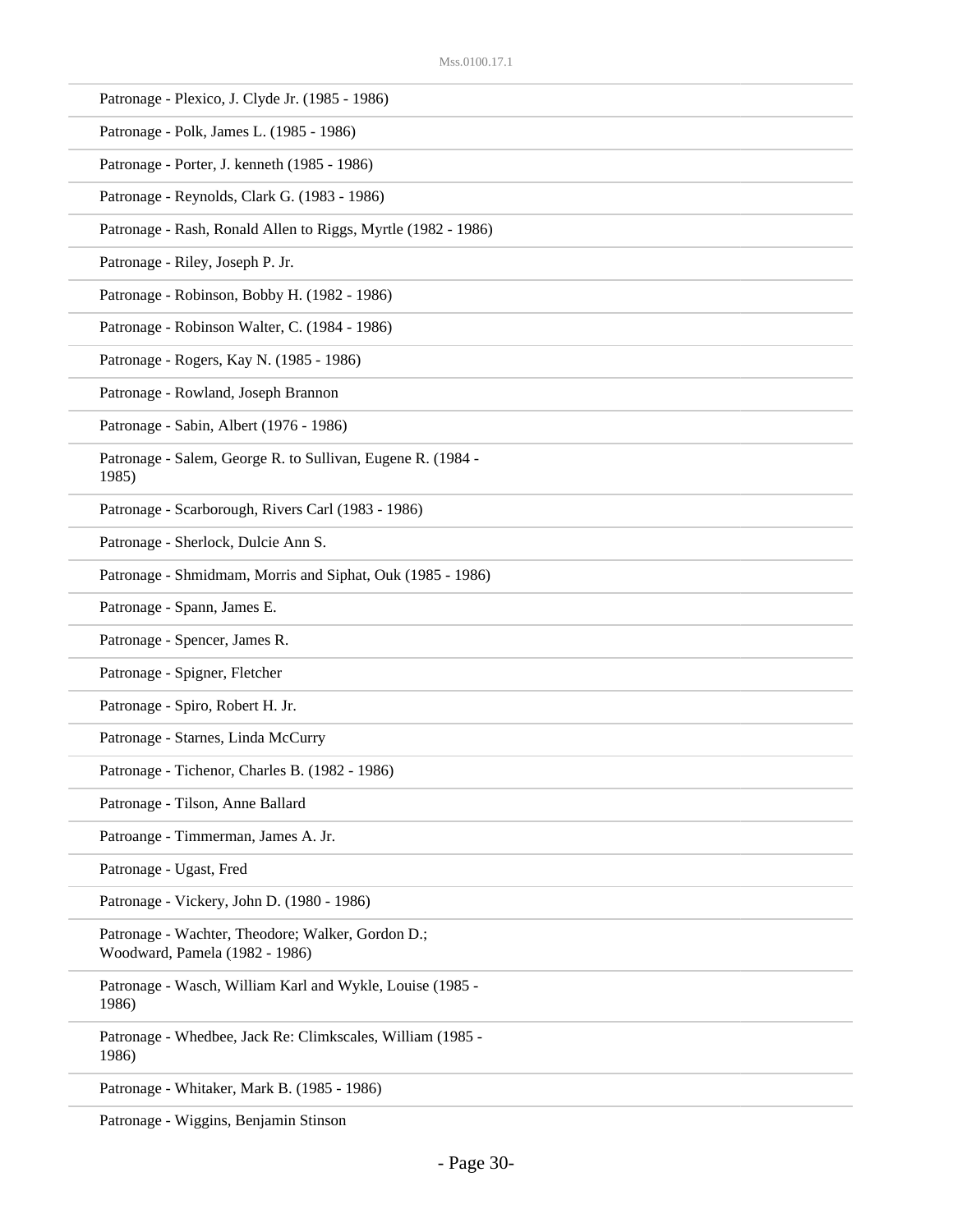Patronage - Plexico, J. Clyde Jr. (1985 - 1986)

Patronage - Polk, James L. (1985 - 1986)

Patronage - Porter, J. kenneth (1985 - 1986)

Patronage - Reynolds, Clark G. (1983 - 1986)

Patronage - Rash, Ronald Allen to Riggs, Myrtle (1982 - 1986)

Patronage - Riley, Joseph P. Jr.

Patronage - Robinson, Bobby H. (1982 - 1986)

Patronage - Robinson Walter, C. (1984 - 1986)

Patronage - Rogers, Kay N. (1985 - 1986)

Patronage - Rowland, Joseph Brannon

Patronage - Sabin, Albert (1976 - 1986)

Patronage - Salem, George R. to Sullivan, Eugene R. (1984 - 1985)

Patronage - Scarborough, Rivers Carl (1983 - 1986)

Patronage - Sherlock, Dulcie Ann S.

Patronage - Shmidmam, Morris and Siphat, Ouk (1985 - 1986)

Patronage - Spann, James E.

Patronage - Spencer, James R.

Patronage - Spigner, Fletcher

Patronage - Spiro, Robert H. Jr.

Patronage - Starnes, Linda McCurry

Patronage - Tichenor, Charles B. (1982 - 1986)

Patronage - Tilson, Anne Ballard

Patroange - Timmerman, James A. Jr.

Patronage - Ugast, Fred

Patronage - Vickery, John D. (1980 - 1986)

Patronage - Wachter, Theodore; Walker, Gordon D.; Woodward, Pamela (1982 - 1986)

Patronage - Wasch, William Karl and Wykle, Louise (1985 - 1986)

Patronage - Whedbee, Jack Re: Climkscales, William (1985 - 1986)

Patronage - Whitaker, Mark B. (1985 - 1986)

Patronage - Wiggins, Benjamin Stinson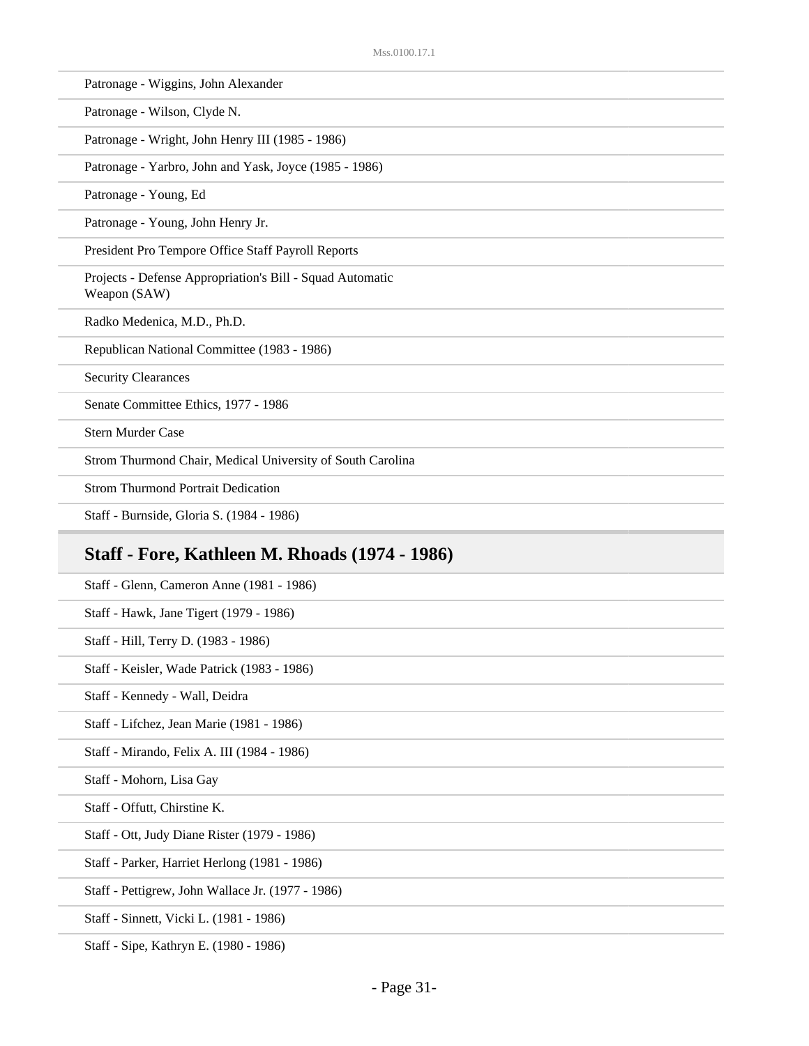Patronage - Wiggins, John Alexander

Patronage - Wilson, Clyde N.

Patronage - Wright, John Henry III (1985 - 1986)

Patronage - Yarbro, John and Yask, Joyce (1985 - 1986)

Patronage - Young, Ed

Patronage - Young, John Henry Jr.

President Pro Tempore Office Staff Payroll Reports

Projects - Defense Appropriation's Bill - Squad Automatic Weapon (SAW)

Radko Medenica, M.D., Ph.D.

Republican National Committee (1983 - 1986)

Security Clearances

Senate Committee Ethics, 1977 - 1986

Stern Murder Case

Strom Thurmond Chair, Medical University of South Carolina

Strom Thurmond Portrait Dedication

Staff - Burnside, Gloria S. (1984 - 1986)

## Staff - Fore, Kathleen M. Rhoads (1974 - 1986)

Staff - Glenn, Cameron Anne (1981 - 1986)

Staff - Hawk, Jane Tigert (1979 - 1986)

Staff - Hill, Terry D. (1983 - 1986)

Staff - Keisler, Wade Patrick (1983 - 1986)

Staff - Kennedy - Wall, Deidra

Staff - Lifchez, Jean Marie (1981 - 1986)

Staff - Mirando, Felix A. III (1984 - 1986)

Staff - Mohorn, Lisa Gay

Staff - Offutt, Chirstine K.

Staff - Ott, Judy Diane Rister (1979 - 1986)

Staff - Parker, Harriet Herlong (1981 - 1986)

Staff - Pettigrew, John Wallace Jr. (1977 - 1986)

Staff - Sinnett, Vicki L. (1981 - 1986)

Staff - Sipe, Kathryn E. (1980 - 1986)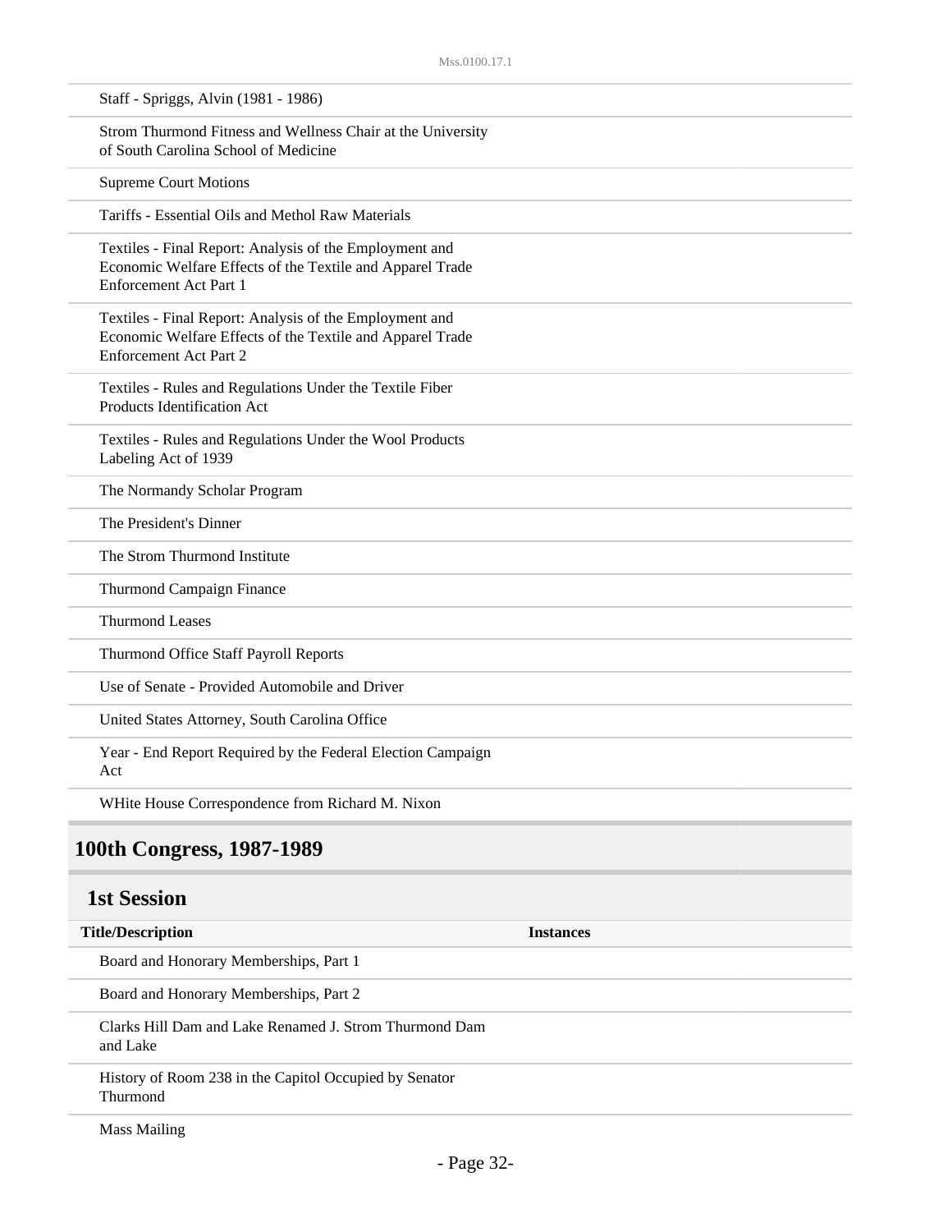| Title/Description | Instances |
| --- | --- |
| Staff - Spriggs, Alvin (1981 - 1986) | |
| Strom Thurmond Fitness and Wellness Chair at the University of South Carolina School of Medicine | |
| Supreme Court Motions | |
| Tariffs - Essential Oils and Methol Raw Materials | |
| Textiles - Final Report: Analysis of the Employment and Economic Welfare Effects of the Textile and Apparel Trade Enforcement Act Part 1 | |
| Textiles - Final Report: Analysis of the Employment and Economic Welfare Effects of the Textile and Apparel Trade Enforcement Act Part 2 | |
| Textiles - Rules and Regulations Under the Textile Fiber Products Identification Act | |
| Textiles - Rules and Regulations Under the Wool Products Labeling Act of 1939 | |
| The Normandy Scholar Program | |
| The President's Dinner | |
| The Strom Thurmond Institute | |
| Thurmond Campaign Finance | |
| Thurmond Leases | |
| Thurmond Office Staff Payroll Reports | |
| Use of Senate - Provided Automobile and Driver | |
| United States Attorney, South Carolina Office | |
| Year - End Report Required by the Federal Election Campaign Act | |
| WHite House Correspondence from Richard M. Nixon | |

## 100th Congress, 1987-1989

### 1st Session

| Title/Description | Instances |
| --- | --- |
| Board and Honorary Memberships, Part 1 | |
| Board and Honorary Memberships, Part 2 | |
| Clarks Hill Dam and Lake Renamed J. Strom Thurmond Dam and Lake | |
| History of Room 238 in the Capitol Occupied by Senator Thurmond | |
| Mass Mailing | |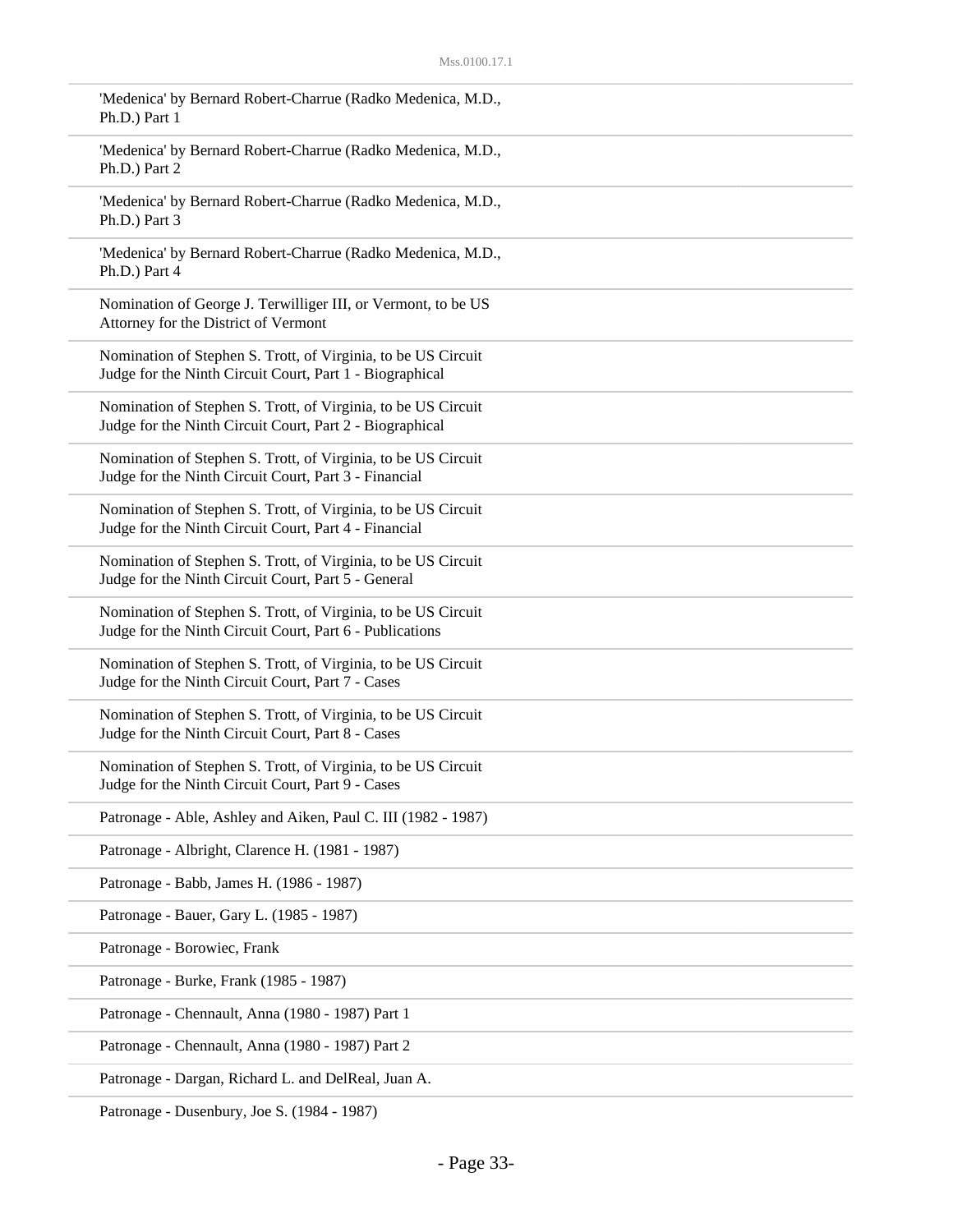'Medenica' by Bernard Robert-Charrue (Radko Medenica, M.D., Ph.D.) Part 1

'Medenica' by Bernard Robert-Charrue (Radko Medenica, M.D., Ph.D.) Part 2

'Medenica' by Bernard Robert-Charrue (Radko Medenica, M.D., Ph.D.) Part 3

'Medenica' by Bernard Robert-Charrue (Radko Medenica, M.D., Ph.D.) Part 4

Nomination of George J. Terwilliger III, or Vermont, to be US Attorney for the District of Vermont

Nomination of Stephen S. Trott, of Virginia, to be US Circuit Judge for the Ninth Circuit Court, Part 1 - Biographical

Nomination of Stephen S. Trott, of Virginia, to be US Circuit Judge for the Ninth Circuit Court, Part 2 - Biographical

Nomination of Stephen S. Trott, of Virginia, to be US Circuit Judge for the Ninth Circuit Court, Part 3 - Financial

Nomination of Stephen S. Trott, of Virginia, to be US Circuit Judge for the Ninth Circuit Court, Part 4 - Financial

Nomination of Stephen S. Trott, of Virginia, to be US Circuit Judge for the Ninth Circuit Court, Part 5 - General

Nomination of Stephen S. Trott, of Virginia, to be US Circuit Judge for the Ninth Circuit Court, Part 6 - Publications

Nomination of Stephen S. Trott, of Virginia, to be US Circuit Judge for the Ninth Circuit Court, Part 7 - Cases

Nomination of Stephen S. Trott, of Virginia, to be US Circuit Judge for the Ninth Circuit Court, Part 8 - Cases

Nomination of Stephen S. Trott, of Virginia, to be US Circuit Judge for the Ninth Circuit Court, Part 9 - Cases

Patronage - Able, Ashley and Aiken, Paul C. III (1982 - 1987)

Patronage - Albright, Clarence H. (1981 - 1987)

Patronage - Babb, James H. (1986 - 1987)

Patronage - Bauer, Gary L. (1985 - 1987)

Patronage - Borowiec, Frank

Patronage - Burke, Frank (1985 - 1987)

Patronage - Chennault, Anna (1980 - 1987) Part 1

Patronage - Chennault, Anna (1980 - 1987) Part 2

Patronage - Dargan, Richard L. and DelReal, Juan A.

Patronage - Dusenbury, Joe S. (1984 - 1987)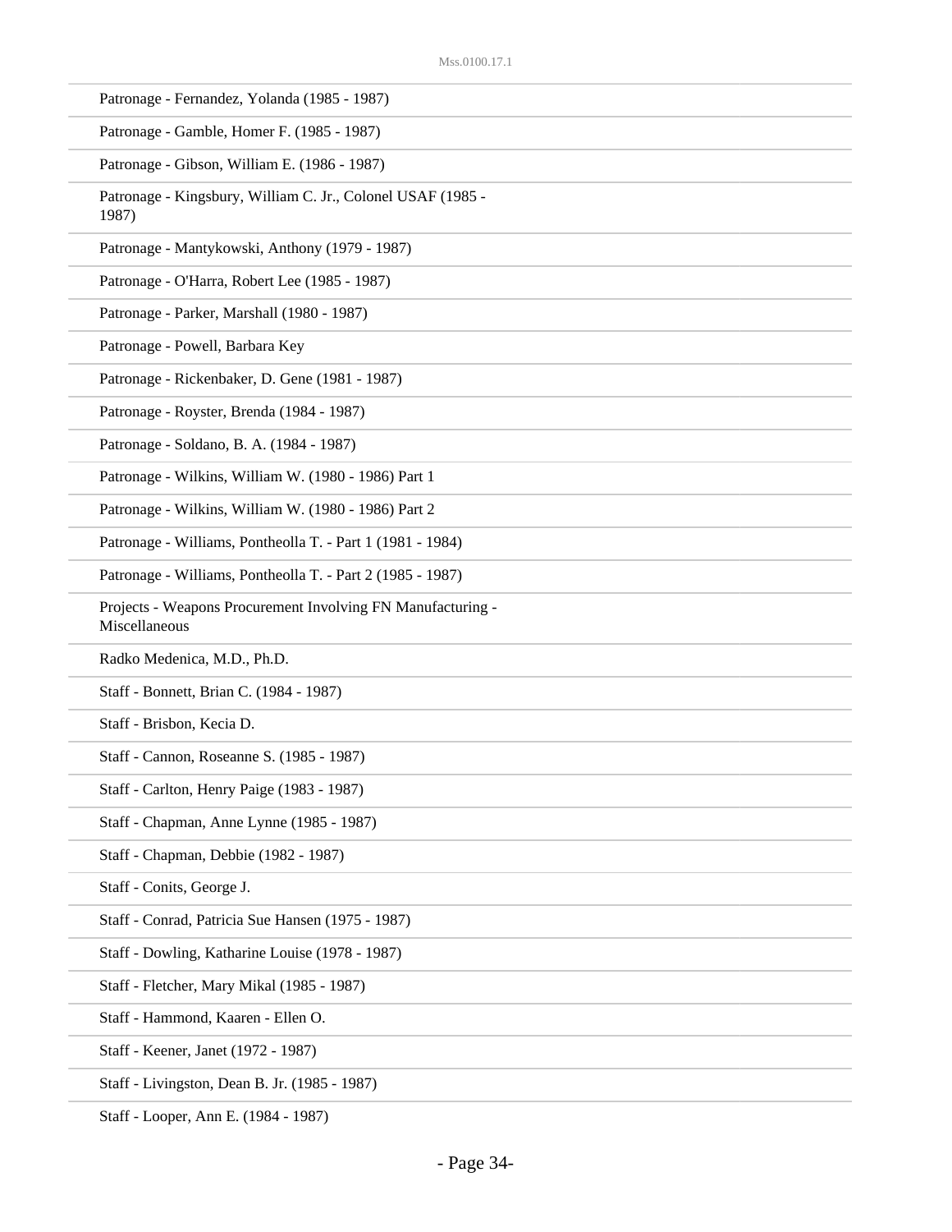Patronage - Fernandez, Yolanda (1985 - 1987)

Patronage - Gamble, Homer F. (1985 - 1987)

Patronage - Gibson, William E. (1986 - 1987)

Patronage - Kingsbury, William C. Jr., Colonel USAF (1985 - 1987)

Patronage - Mantykowski, Anthony (1979 - 1987)

Patronage - O'Harra, Robert Lee (1985 - 1987)

Patronage - Parker, Marshall (1980 - 1987)

Patronage - Powell, Barbara Key

Patronage - Rickenbaker, D. Gene (1981 - 1987)

Patronage - Royster, Brenda (1984 - 1987)

Patronage - Soldano, B. A. (1984 - 1987)

Patronage - Wilkins, William W. (1980 - 1986) Part 1

Patronage - Wilkins, William W. (1980 - 1986) Part 2

Patronage - Williams, Pontheolla T. - Part 1 (1981 - 1984)

Patronage - Williams, Pontheolla T. - Part 2 (1985 - 1987)

Projects - Weapons Procurement Involving FN Manufacturing - Miscellaneous

Radko Medenica, M.D., Ph.D.

Staff - Bonnett, Brian C. (1984 - 1987)

Staff - Brisbon, Kecia D.

Staff - Cannon, Roseanne S. (1985 - 1987)

Staff - Carlton, Henry Paige (1983 - 1987)

Staff - Chapman, Anne Lynne (1985 - 1987)

Staff - Chapman, Debbie (1982 - 1987)

Staff - Conits, George J.

Staff - Conrad, Patricia Sue Hansen (1975 - 1987)

Staff - Dowling, Katharine Louise (1978 - 1987)

Staff - Fletcher, Mary Mikal (1985 - 1987)

Staff - Hammond, Kaaren - Ellen O.

Staff - Keener, Janet (1972 - 1987)

Staff - Livingston, Dean B. Jr. (1985 - 1987)

Staff - Looper, Ann E. (1984 - 1987)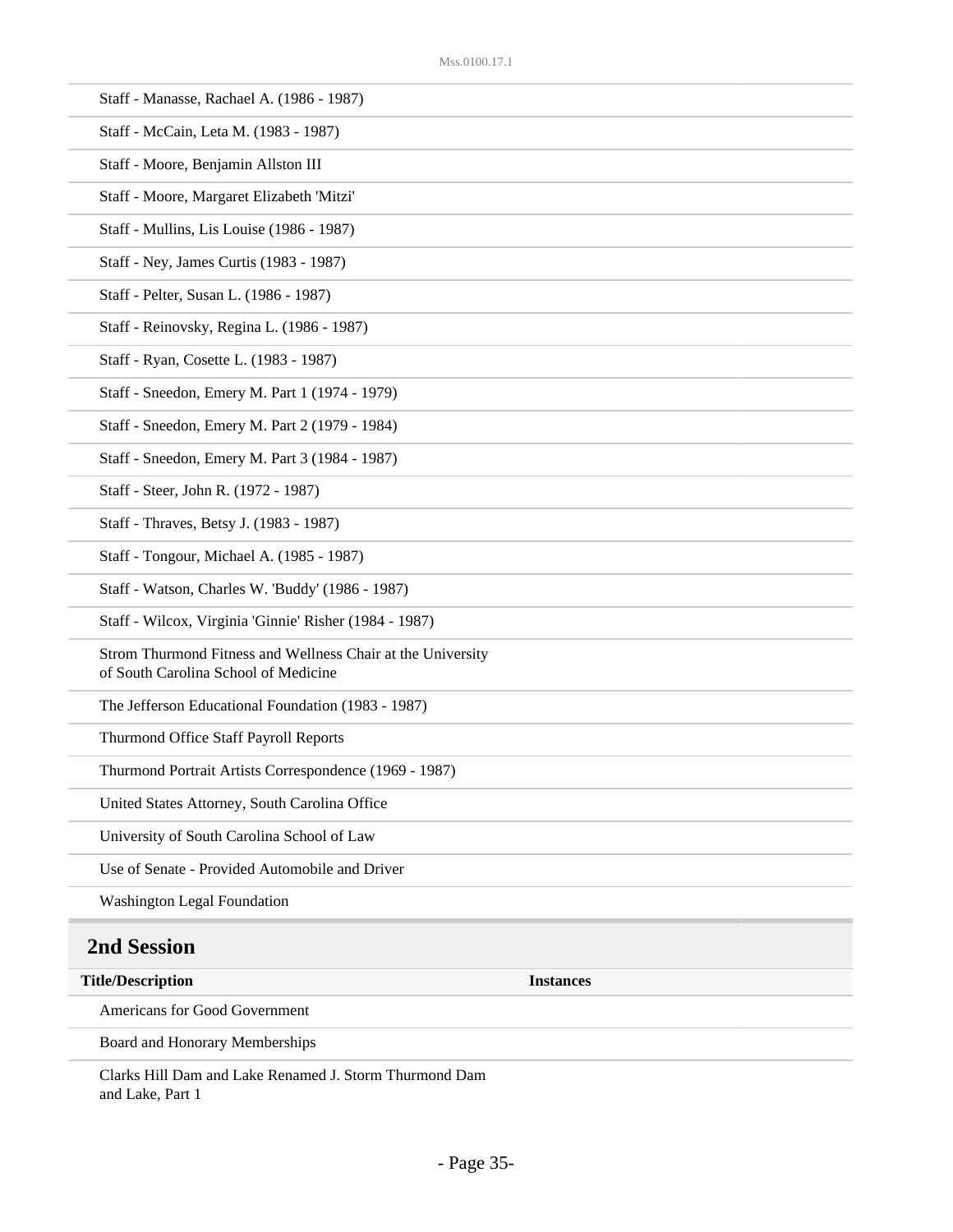| | |
|---|---|
| Staff - Manasse, Rachael A. (1986 - 1987) | |
| Staff - McCain, Leta M. (1983 - 1987) | |
| Staff - Moore, Benjamin Allston III | |
| Staff - Moore, Margaret Elizabeth 'Mitzi' | |
| Staff - Mullins, Lis Louise (1986 - 1987) | |
| Staff - Ney, James Curtis (1983 - 1987) | |
| Staff - Pelter, Susan L. (1986 - 1987) | |
| Staff - Reinovsky, Regina L. (1986 - 1987) | |
| Staff - Ryan, Cosette L. (1983 - 1987) | |
| Staff - Sneedon, Emery M. Part 1 (1974 - 1979) | |
| Staff - Sneedon, Emery M. Part 2 (1979 - 1984) | |
| Staff - Sneedon, Emery M. Part 3 (1984 - 1987) | |
| Staff - Steer, John R. (1972 - 1987) | |
| Staff - Thraves, Betsy J. (1983 - 1987) | |
| Staff - Tongour, Michael A. (1985 - 1987) | |
| Staff - Watson, Charles W. 'Buddy' (1986 - 1987) | |
| Staff - Wilcox, Virginia 'Ginnie' Risher (1984 - 1987) | |
| Strom Thurmond Fitness and Wellness Chair at the University of South Carolina School of Medicine | |
| The Jefferson Educational Foundation (1983 - 1987) | |
| Thurmond Office Staff Payroll Reports | |
| Thurmond Portrait Artists Correspondence (1969 - 1987) | |
| United States Attorney, South Carolina Office | |
| University of South Carolina School of Law | |
| Use of Senate - Provided Automobile and Driver | |
| Washington Legal Foundation | |

## 2nd Session

| Title/Description | Instances |
|---|---|
| Americans for Good Government | |
| Board and Honorary Memberships | |
| Clarks Hill Dam and Lake Renamed J. Storm Thurmond Dam and Lake, Part 1 | |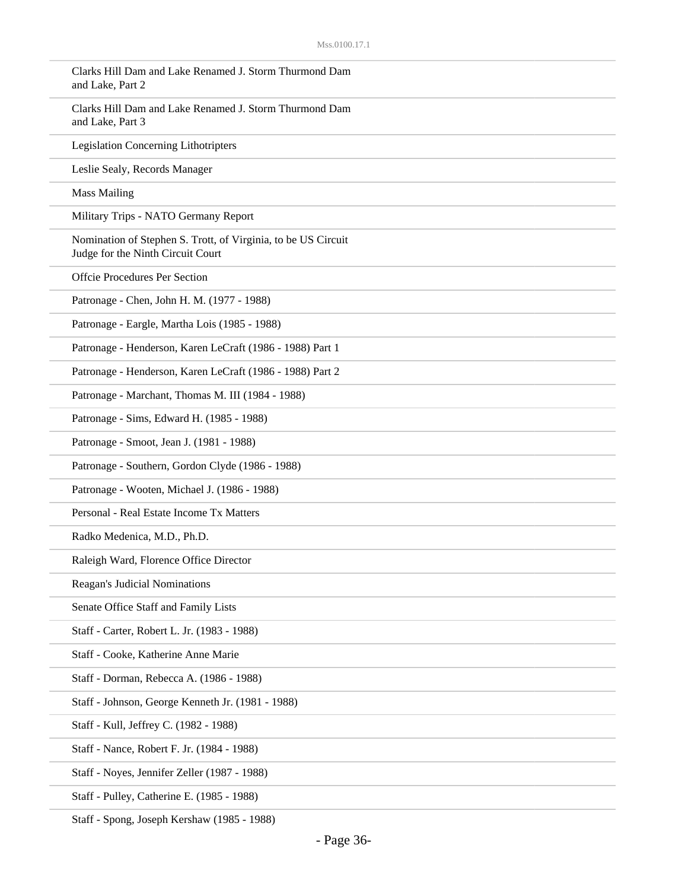Clarks Hill Dam and Lake Renamed J. Storm Thurmond Dam and Lake, Part 2

Clarks Hill Dam and Lake Renamed J. Storm Thurmond Dam and Lake, Part 3

Legislation Concerning Lithotripters

Leslie Sealy, Records Manager

Mass Mailing

Military Trips - NATO Germany Report

Nomination of Stephen S. Trott, of Virginia, to be US Circuit Judge for the Ninth Circuit Court

Offcie Procedures Per Section

Patronage - Chen, John H. M. (1977 - 1988)

Patronage - Eargle, Martha Lois (1985 - 1988)

Patronage - Henderson, Karen LeCraft (1986 - 1988) Part 1

Patronage - Henderson, Karen LeCraft (1986 - 1988) Part 2

Patronage - Marchant, Thomas M. III (1984 - 1988)

Patronage - Sims, Edward H. (1985 - 1988)

Patronage - Smoot, Jean J. (1981 - 1988)

Patronage - Southern, Gordon Clyde (1986 - 1988)

Patronage - Wooten, Michael J. (1986 - 1988)

Personal - Real Estate Income Tx Matters

Radko Medenica, M.D., Ph.D.

Raleigh Ward, Florence Office Director

Reagan's Judicial Nominations

Senate Office Staff and Family Lists

Staff - Carter, Robert L. Jr. (1983 - 1988)

Staff - Cooke, Katherine Anne Marie

Staff - Dorman, Rebecca A. (1986 - 1988)

Staff - Johnson, George Kenneth Jr. (1981 - 1988)

Staff - Kull, Jeffrey C. (1982 - 1988)

Staff - Nance, Robert F. Jr. (1984 - 1988)

Staff - Noyes, Jennifer Zeller (1987 - 1988)

Staff - Pulley, Catherine E. (1985 - 1988)

Staff - Spong, Joseph Kershaw (1985 - 1988)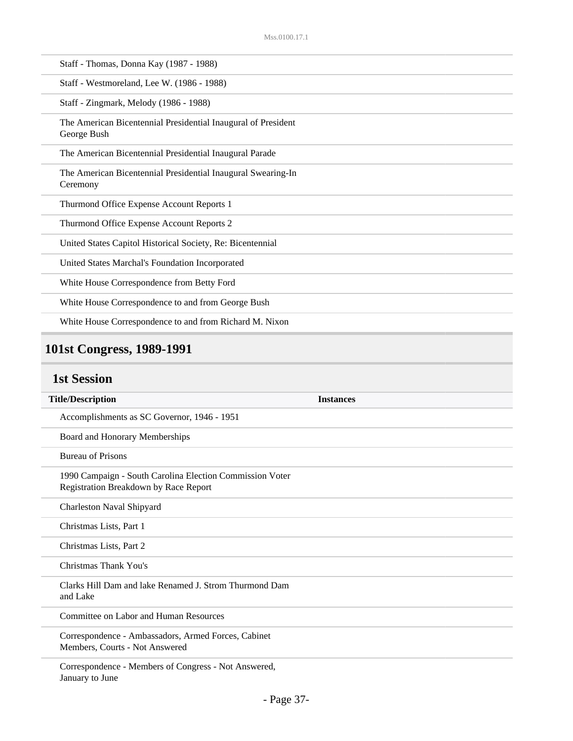| | |
|---|---|
| Staff - Thomas, Donna Kay (1987 - 1988) | |
| Staff - Westmoreland, Lee W. (1986 - 1988) | |
| Staff - Zingmark, Melody (1986 - 1988) | |
| The American Bicentennial Presidential Inaugural of President George Bush | |
| The American Bicentennial Presidential Inaugural Parade | |
| The American Bicentennial Presidential Inaugural Swearing-In Ceremony | |
| Thurmond Office Expense Account Reports 1 | |
| Thurmond Office Expense Account Reports 2 | |
| United States Capitol Historical Society, Re: Bicentennial | |
| United States Marchal's Foundation Incorporated | |
| White House Correspondence from Betty Ford | |
| White House Correspondence to and from George Bush | |
| White House Correspondence to and from Richard M. Nixon | |

## 101st Congress, 1989-1991

### 1st Session

| Title/Description | Instances |
|---|---|
| Accomplishments as SC Governor, 1946 - 1951 | |
| Board and Honorary Memberships | |
| Bureau of Prisons | |
| 1990 Campaign - South Carolina Election Commission Voter Registration Breakdown by Race Report | |
| Charleston Naval Shipyard | |
| Christmas Lists, Part 1 | |
| Christmas Lists, Part 2 | |
| Christmas Thank You's | |
| Clarks Hill Dam and lake Renamed J. Strom Thurmond Dam and Lake | |
| Committee on Labor and Human Resources | |
| Correspondence - Ambassadors, Armed Forces, Cabinet Members, Courts - Not Answered | |
| Correspondence - Members of Congress - Not Answered, January to June | |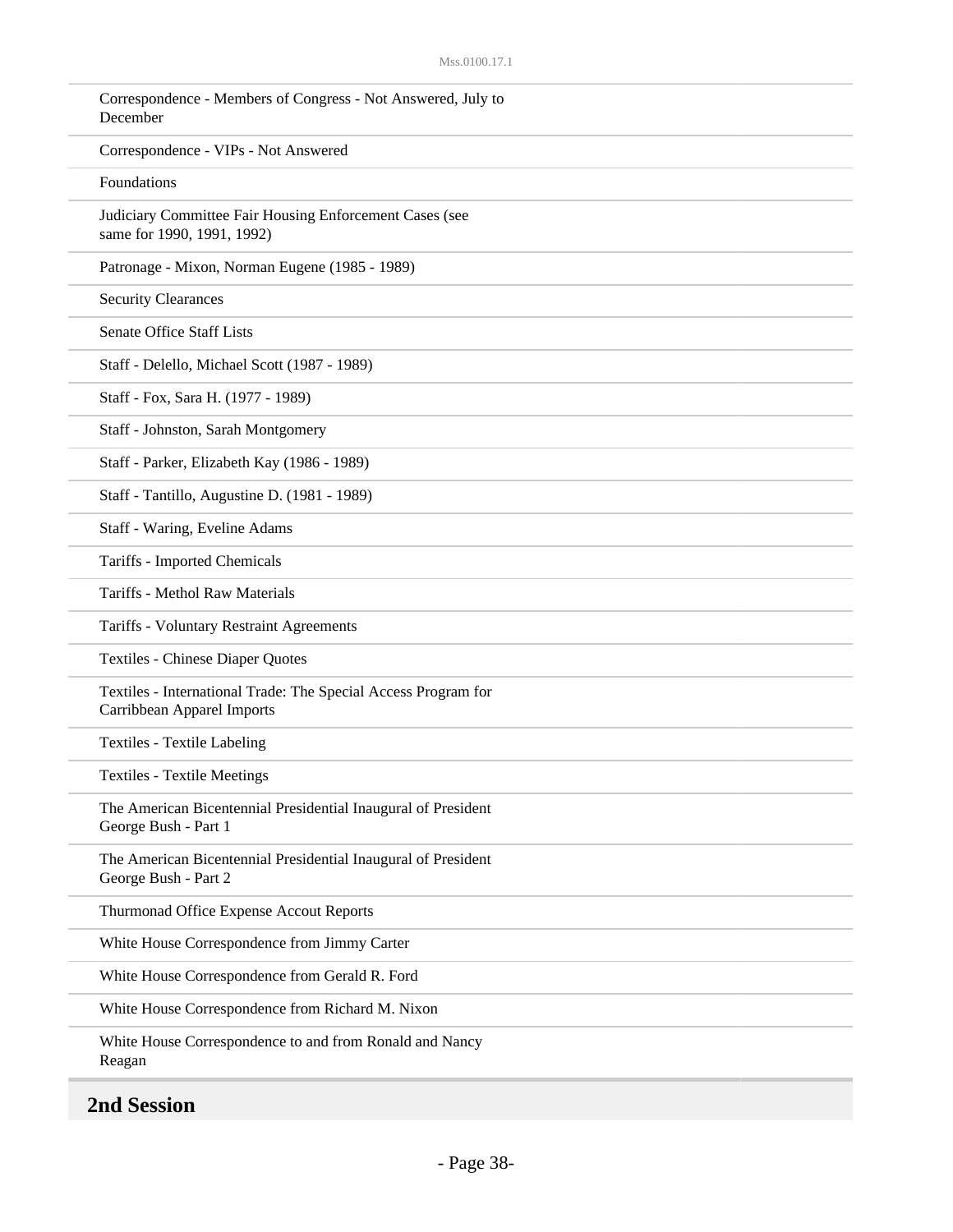Correspondence - Members of Congress - Not Answered, July to December

Correspondence - VIPs - Not Answered

Foundations

Judiciary Committee Fair Housing Enforcement Cases (see same for 1990, 1991, 1992)

Patronage - Mixon, Norman Eugene (1985 - 1989)

Security Clearances

Senate Office Staff Lists

Staff - Delello, Michael Scott (1987 - 1989)

Staff - Fox, Sara H. (1977 - 1989)

Staff - Johnston, Sarah Montgomery

Staff - Parker, Elizabeth Kay (1986 - 1989)

Staff - Tantillo, Augustine D. (1981 - 1989)

Staff - Waring, Eveline Adams

Tariffs - Imported Chemicals

Tariffs - Methol Raw Materials

Tariffs - Voluntary Restraint Agreements

Textiles - Chinese Diaper Quotes

Textiles - International Trade: The Special Access Program for Carribbean Apparel Imports

Textiles - Textile Labeling

Textiles - Textile Meetings

The American Bicentennial Presidential Inaugural of President George Bush - Part 1

The American Bicentennial Presidential Inaugural of President George Bush - Part 2

Thurmonad Office Expense Accout Reports

White House Correspondence from Jimmy Carter

White House Correspondence from Gerald R. Ford

White House Correspondence from Richard M. Nixon

White House Correspondence to and from Ronald and Nancy Reagan

## 2nd Session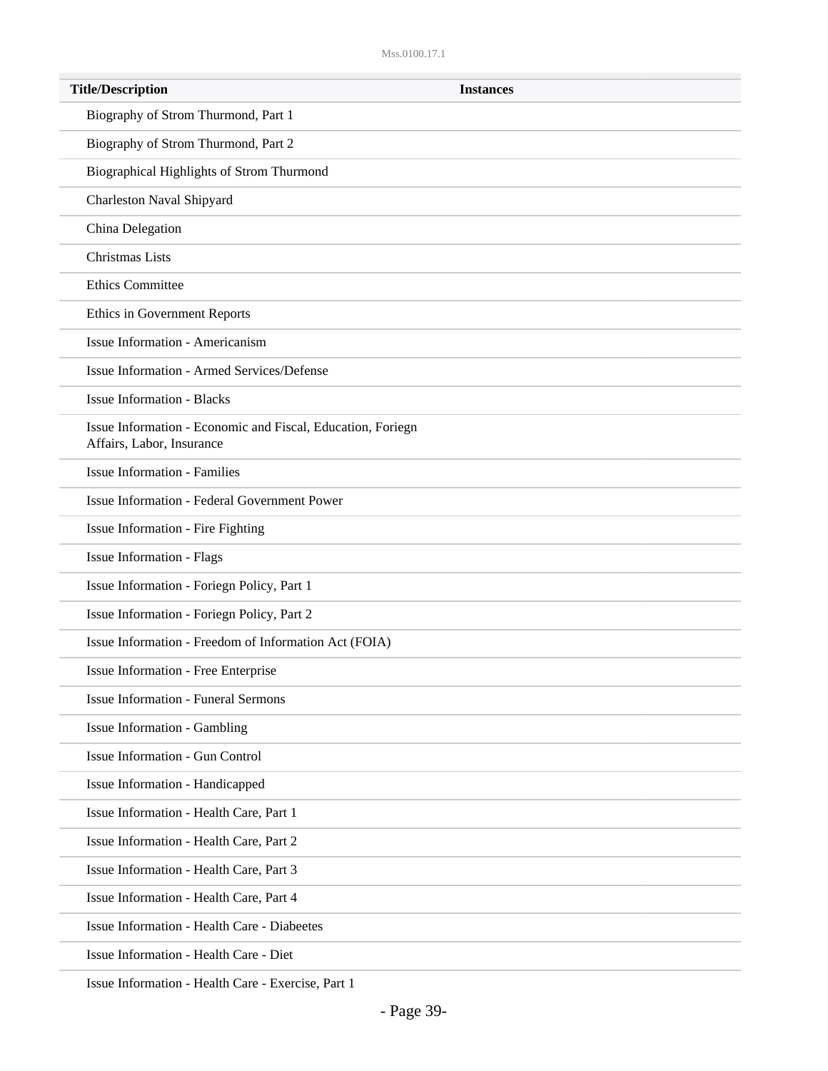| Title/Description | Instances |
| --- | --- |
| Biography of Strom Thurmond, Part 1 | |
| Biography of Strom Thurmond, Part 2 | |
| Biographical Highlights of Strom Thurmond | |
| Charleston Naval Shipyard | |
| China Delegation | |
| Christmas Lists | |
| Ethics Committee | |
| Ethics in Government Reports | |
| Issue Information - Americanism | |
| Issue Information - Armed Services/Defense | |
| Issue Information - Blacks | |
| Issue Information - Economic and Fiscal, Education, Foriegn Affairs, Labor, Insurance | |
| Issue Information - Families | |
| Issue Information - Federal Government Power | |
| Issue Information - Fire Fighting | |
| Issue Information - Flags | |
| Issue Information - Foriegn Policy, Part 1 | |
| Issue Information - Foriegn Policy, Part 2 | |
| Issue Information - Freedom of Information Act (FOIA) | |
| Issue Information - Free Enterprise | |
| Issue Information - Funeral Sermons | |
| Issue Information - Gambling | |
| Issue Information - Gun Control | |
| Issue Information - Handicapped | |
| Issue Information - Health Care, Part 1 | |
| Issue Information - Health Care, Part 2 | |
| Issue Information - Health Care, Part 3 | |
| Issue Information - Health Care, Part 4 | |
| Issue Information - Health Care - Diabeetes | |
| Issue Information - Health Care - Diet | |
| Issue Information - Health Care - Exercise, Part 1 | |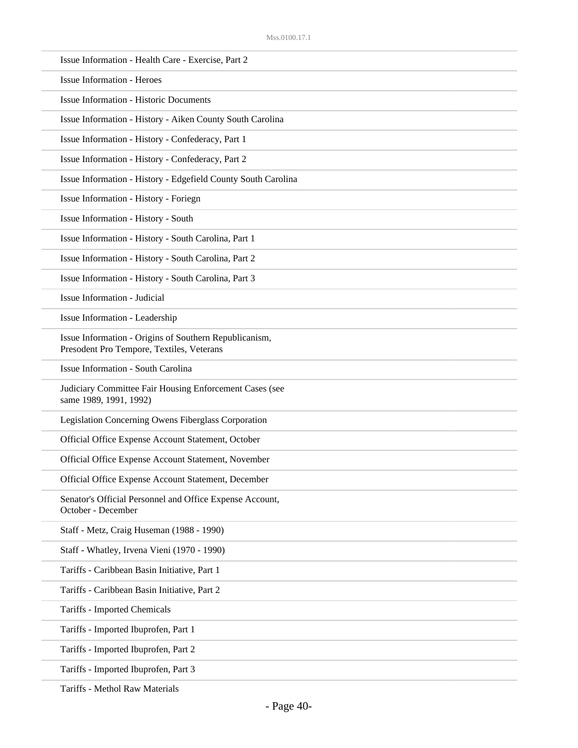Issue Information - Health Care - Exercise, Part 2

Issue Information - Heroes

Issue Information - Historic Documents

Issue Information - History - Aiken County South Carolina

Issue Information - History - Confederacy, Part 1

Issue Information - History - Confederacy, Part 2

Issue Information - History - Edgefield County South Carolina

Issue Information - History - Foriegn

Issue Information - History - South

Issue Information - History - South Carolina, Part 1

Issue Information - History - South Carolina, Part 2

Issue Information - History - South Carolina, Part 3

Issue Information - Judicial

Issue Information - Leadership

Issue Information - Origins of Southern Republicanism, Presodent Pro Tempore, Textiles, Veterans

Issue Information - South Carolina

Judiciary Committee Fair Housing Enforcement Cases (see same 1989, 1991, 1992)

Legislation Concerning Owens Fiberglass Corporation

Official Office Expense Account Statement, October

Official Office Expense Account Statement, November

Official Office Expense Account Statement, December

Senator's Official Personnel and Office Expense Account, October - December

Staff - Metz, Craig Huseman (1988 - 1990)

Staff - Whatley, Irvena Vieni (1970 - 1990)

Tariffs - Caribbean Basin Initiative, Part 1

Tariffs - Caribbean Basin Initiative, Part 2

Tariffs - Imported Chemicals

Tariffs - Imported Ibuprofen, Part 1

Tariffs - Imported Ibuprofen, Part 2

Tariffs - Imported Ibuprofen, Part 3

Tariffs - Methol Raw Materials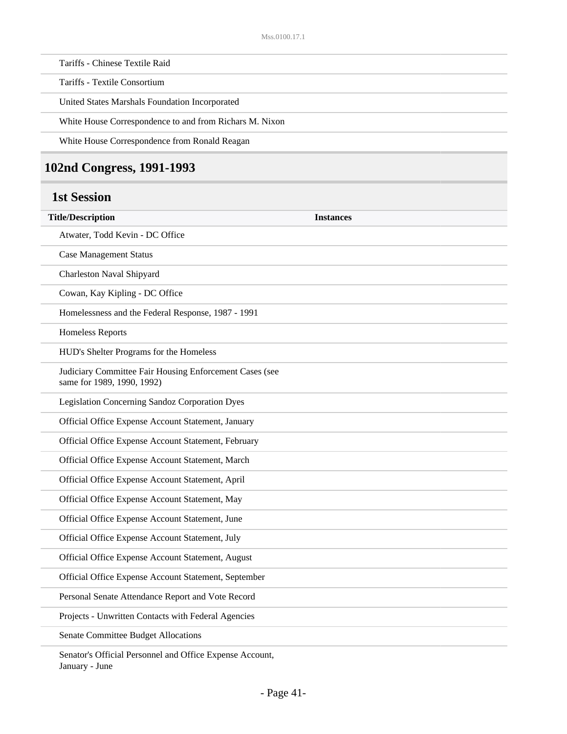| Tariffs - Chinese Textile Raid | |
|---|---|
| Tariffs - Textile Consortium | |
| United States Marshals Foundation Incorporated | |
| White House Correspondence to and from Richars M. Nixon | |
| White House Correspondence from Ronald Reagan | |

## 102nd Congress, 1991-1993

### 1st Session

| Title/Description | Instances |
|---|---|
| Atwater, Todd Kevin - DC Office | |
| Case Management Status | |
| Charleston Naval Shipyard | |
| Cowan, Kay Kipling - DC Office | |
| Homelessness and the Federal Response, 1987 - 1991 | |
| Homeless Reports | |
| HUD's Shelter Programs for the Homeless | |
| Judiciary Committee Fair Housing Enforcement Cases (see same for 1989, 1990, 1992) | |
| Legislation Concerning Sandoz Corporation Dyes | |
| Official Office Expense Account Statement, January | |
| Official Office Expense Account Statement, February | |
| Official Office Expense Account Statement, March | |
| Official Office Expense Account Statement, April | |
| Official Office Expense Account Statement, May | |
| Official Office Expense Account Statement, June | |
| Official Office Expense Account Statement, July | |
| Official Office Expense Account Statement, August | |
| Official Office Expense Account Statement, September | |
| Personal Senate Attendance Report and Vote Record | |
| Projects - Unwritten Contacts with Federal Agencies | |
| Senate Committee Budget Allocations | |
| Senator's Official Personnel and Office Expense Account, January - June | |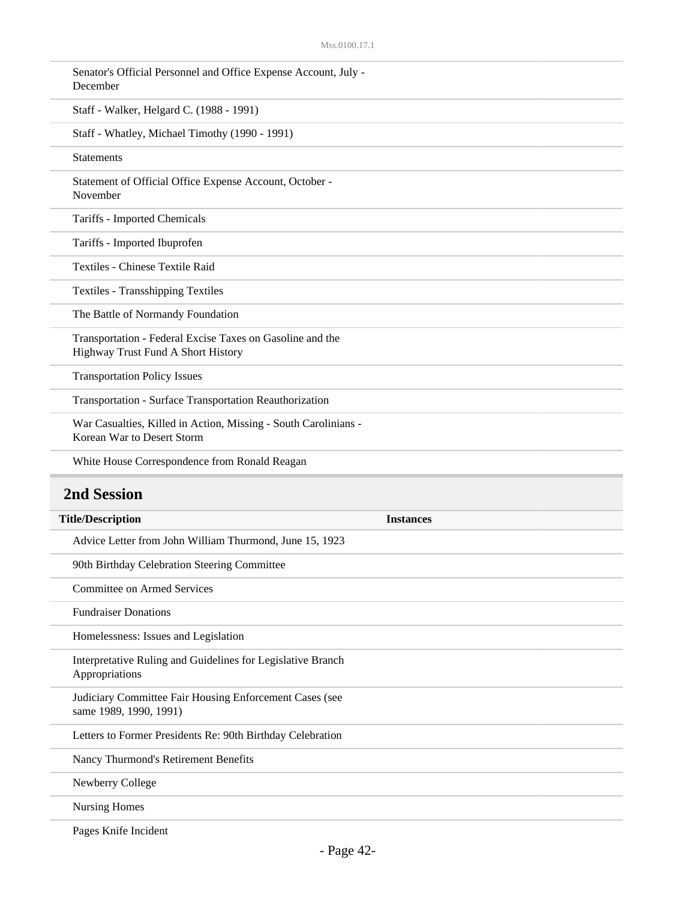| Title/Description | Instances |
| --- | --- |
| Senator's Official Personnel and Office Expense Account, July - December | |
| Staff - Walker, Helgard C. (1988 - 1991) | |
| Staff - Whatley, Michael Timothy (1990 - 1991) | |
| Statements | |
| Statement of Official Office Expense Account, October - November | |
| Tariffs - Imported Chemicals | |
| Tariffs - Imported Ibuprofen | |
| Textiles - Chinese Textile Raid | |
| Textiles - Transshipping Textiles | |
| The Battle of Normandy Foundation | |
| Transportation - Federal Excise Taxes on Gasoline and the Highway Trust Fund A Short History | |
| Transportation Policy Issues | |
| Transportation - Surface Transportation Reauthorization | |
| War Casualties, Killed in Action, Missing - South Carolinians - Korean War to Desert Storm | |
| White House Correspondence from Ronald Reagan | |

## 2nd Session

| Title/Description | Instances |
| --- | --- |
| Advice Letter from John William Thurmond, June 15, 1923 | |
| 90th Birthday Celebration Steering Committee | |
| Committee on Armed Services | |
| Fundraiser Donations | |
| Homelessness: Issues and Legislation | |
| Interpretative Ruling and Guidelines for Legislative Branch Appropriations | |
| Judiciary Committee Fair Housing Enforcement Cases (see same 1989, 1990, 1991) | |
| Letters to Former Presidents Re: 90th Birthday Celebration | |
| Nancy Thurmond's Retirement Benefits | |
| Newberry College | |
| Nursing Homes | |
| Pages Knife Incident | |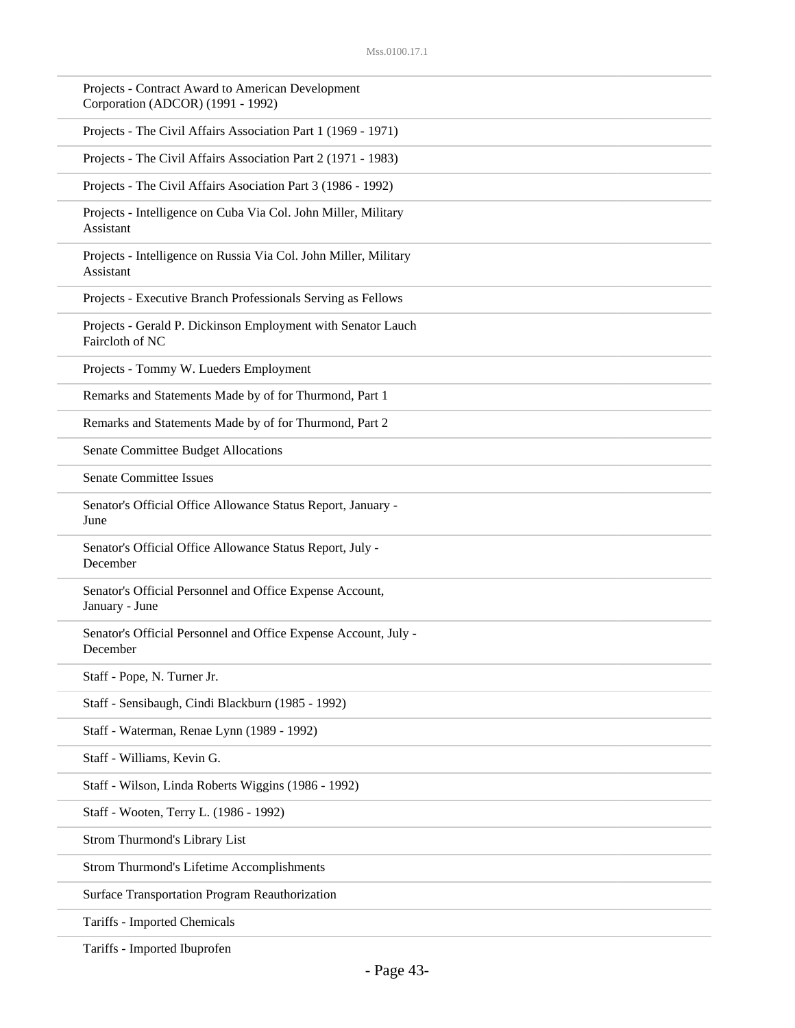Projects - Contract Award to American Development Corporation (ADCOR) (1991 - 1992)

Projects - The Civil Affairs Association Part 1 (1969 - 1971)

Projects - The Civil Affairs Association Part 2 (1971 - 1983)

Projects - The Civil Affairs Asociation Part 3 (1986 - 1992)

Projects - Intelligence on Cuba Via Col. John Miller, Military Assistant

Projects - Intelligence on Russia Via Col. John Miller, Military Assistant

Projects - Executive Branch Professionals Serving as Fellows

Projects - Gerald P. Dickinson Employment with Senator Lauch Faircloth of NC

Projects - Tommy W. Lueders Employment

Remarks and Statements Made by of for Thurmond, Part 1

Remarks and Statements Made by of for Thurmond, Part 2

Senate Committee Budget Allocations

Senate Committee Issues

Senator's Official Office Allowance Status Report, January - June

Senator's Official Office Allowance Status Report, July - December

Senator's Official Personnel and Office Expense Account, January - June

Senator's Official Personnel and Office Expense Account, July - December

Staff - Pope, N. Turner Jr.

Staff - Sensibaugh, Cindi Blackburn (1985 - 1992)

Staff - Waterman, Renae Lynn (1989 - 1992)

Staff - Williams, Kevin G.

Staff - Wilson, Linda Roberts Wiggins (1986 - 1992)

Staff - Wooten, Terry L. (1986 - 1992)

Strom Thurmond's Library List

Strom Thurmond's Lifetime Accomplishments

Surface Transportation Program Reauthorization

Tariffs - Imported Chemicals

Tariffs - Imported Ibuprofen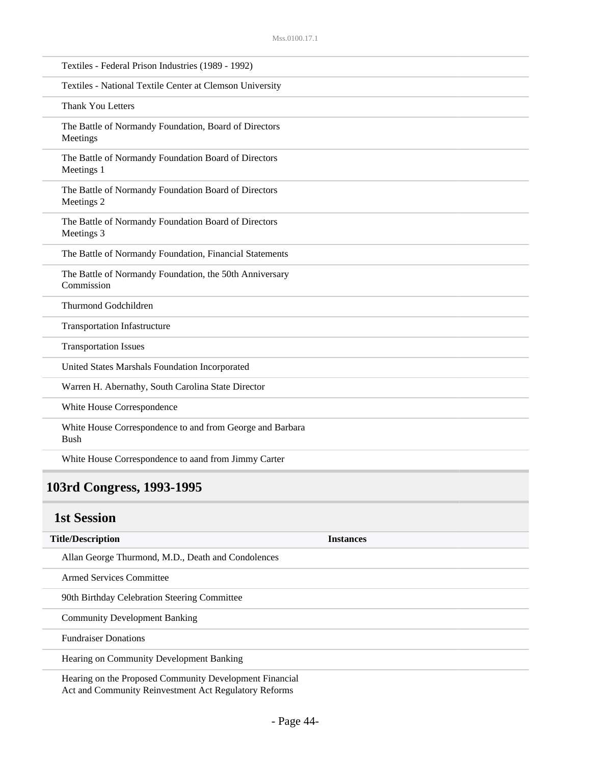| Title/Description | Instances |
|---|---|
| Textiles - Federal Prison Industries (1989 - 1992) | |
| Textiles - National Textile Center at Clemson University | |
| Thank You Letters | |
| The Battle of Normandy Foundation, Board of Directors Meetings | |
| The Battle of Normandy Foundation Board of Directors Meetings 1 | |
| The Battle of Normandy Foundation Board of Directors Meetings 2 | |
| The Battle of Normandy Foundation Board of Directors Meetings 3 | |
| The Battle of Normandy Foundation, Financial Statements | |
| The Battle of Normandy Foundation, the 50th Anniversary Commission | |
| Thurmond Godchildren | |
| Transportation Infastructure | |
| Transportation Issues | |
| United States Marshals Foundation Incorporated | |
| Warren H. Abernathy, South Carolina State Director | |
| White House Correspondence | |
| White House Correspondence to and from George and Barbara Bush | |
| White House Correspondence to aand from Jimmy Carter | |

## 103rd Congress, 1993-1995

### 1st Session

| Title/Description | Instances |
|---|---|
| Allan George Thurmond, M.D., Death and Condolences | |
| Armed Services Committee | |
| 90th Birthday Celebration Steering Committee | |
| Community Development Banking | |
| Fundraiser Donations | |
| Hearing on Community Development Banking | |
| Hearing on the Proposed Community Development Financial Act and Community Reinvestment Act Regulatory Reforms | |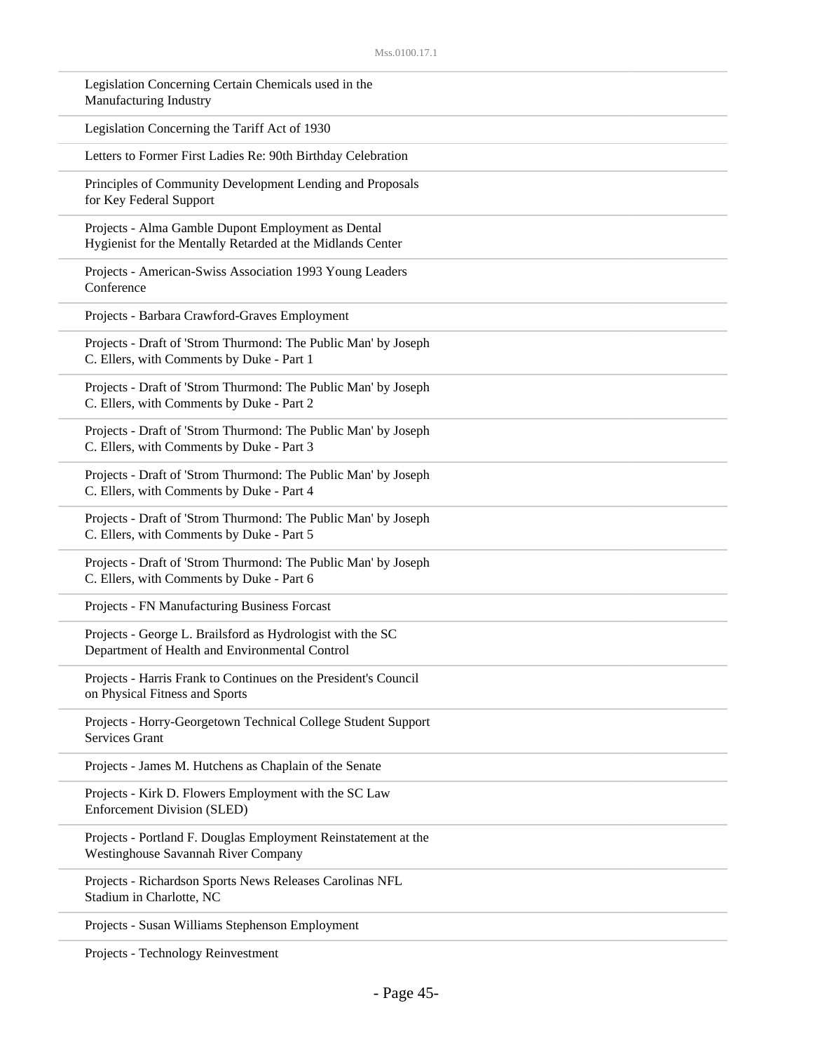Legislation Concerning Certain Chemicals used in the Manufacturing Industry

Legislation Concerning the Tariff Act of 1930

Letters to Former First Ladies Re: 90th Birthday Celebration

Principles of Community Development Lending and Proposals for Key Federal Support

Projects - Alma Gamble Dupont Employment as Dental Hygienist for the Mentally Retarded at the Midlands Center

Projects - American-Swiss Association 1993 Young Leaders Conference

Projects - Barbara Crawford-Graves Employment

Projects - Draft of 'Strom Thurmond: The Public Man' by Joseph C. Ellers, with Comments by Duke - Part 1

Projects - Draft of 'Strom Thurmond: The Public Man' by Joseph C. Ellers, with Comments by Duke - Part 2

Projects - Draft of 'Strom Thurmond: The Public Man' by Joseph C. Ellers, with Comments by Duke - Part 3

Projects - Draft of 'Strom Thurmond: The Public Man' by Joseph C. Ellers, with Comments by Duke - Part 4

Projects - Draft of 'Strom Thurmond: The Public Man' by Joseph C. Ellers, with Comments by Duke - Part 5

Projects - Draft of 'Strom Thurmond: The Public Man' by Joseph C. Ellers, with Comments by Duke - Part 6

Projects - FN Manufacturing Business Forcast

Projects - George L. Brailsford as Hydrologist with the SC Department of Health and Environmental Control

Projects - Harris Frank to Continues on the President's Council on Physical Fitness and Sports

Projects - Horry-Georgetown Technical College Student Support Services Grant

Projects - James M. Hutchens as Chaplain of the Senate

Projects - Kirk D. Flowers Employment with the SC Law Enforcement Division (SLED)

Projects - Portland F. Douglas Employment Reinstatement at the Westinghouse Savannah River Company

Projects - Richardson Sports News Releases Carolinas NFL Stadium in Charlotte, NC

Projects - Susan Williams Stephenson Employment

Projects - Technology Reinvestment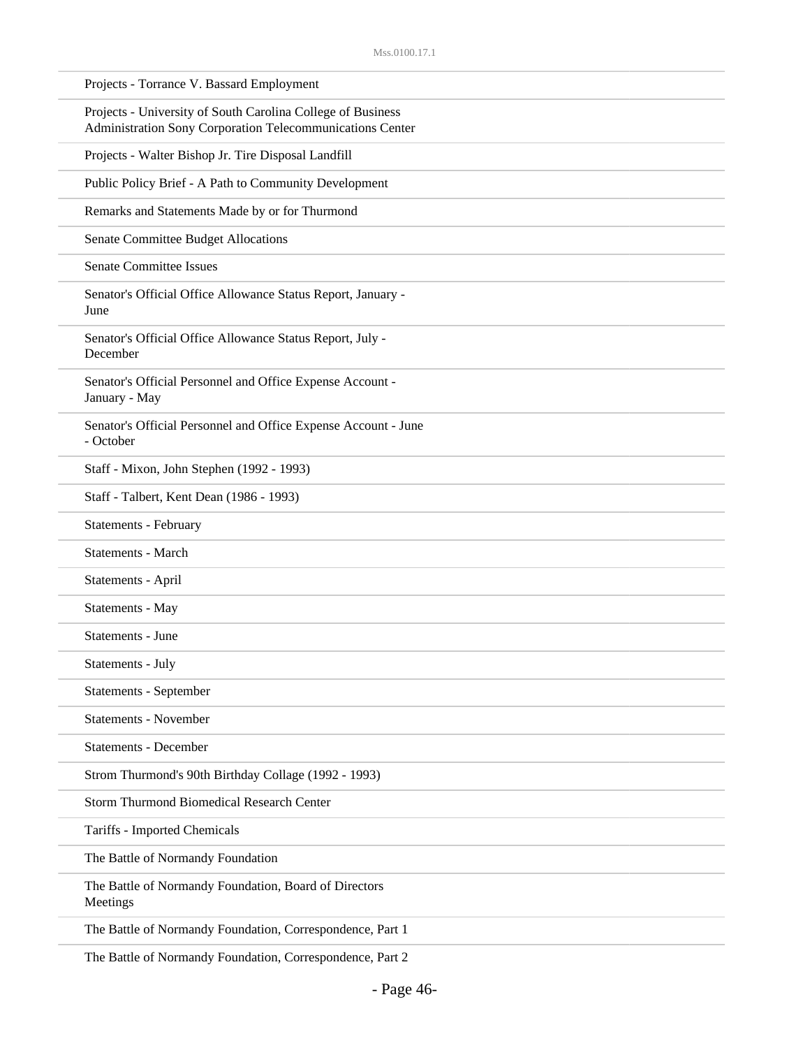Projects - Torrance V. Bassard Employment

Projects - University of South Carolina College of Business Administration Sony Corporation Telecommunications Center

Projects - Walter Bishop Jr. Tire Disposal Landfill

Public Policy Brief - A Path to Community Development

Remarks and Statements Made by or for Thurmond

Senate Committee Budget Allocations

Senate Committee Issues

Senator's Official Office Allowance Status Report, January - June

Senator's Official Office Allowance Status Report, July - December

Senator's Official Personnel and Office Expense Account - January - May

Senator's Official Personnel and Office Expense Account - June - October

Staff - Mixon, John Stephen (1992 - 1993)

Staff - Talbert, Kent Dean (1986 - 1993)

Statements - February

Statements - March

Statements - April

Statements - May

Statements - June

Statements - July

Statements - September

Statements - November

Statements - December

Strom Thurmond's 90th Birthday Collage (1992 - 1993)

Storm Thurmond Biomedical Research Center

Tariffs - Imported Chemicals

The Battle of Normandy Foundation

The Battle of Normandy Foundation, Board of Directors Meetings

The Battle of Normandy Foundation, Correspondence, Part 1

The Battle of Normandy Foundation, Correspondence, Part 2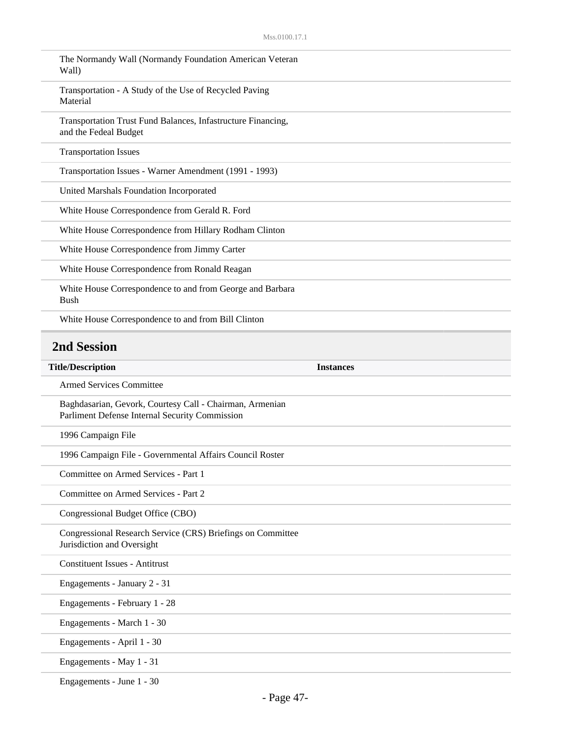| | |
|---|---|
| The Normandy Wall (Normandy Foundation American Veteran Wall) | |
| Transportation - A Study of the Use of Recycled Paving Material | |
| Transportation Trust Fund Balances, Infastructure Financing, and the Fedeal Budget | |
| Transportation Issues | |
| Transportation Issues - Warner Amendment (1991 - 1993) | |
| United Marshals Foundation Incorporated | |
| White House Correspondence from Gerald R. Ford | |
| White House Correspondence from Hillary Rodham Clinton | |
| White House Correspondence from Jimmy Carter | |
| White House Correspondence from Ronald Reagan | |
| White House Correspondence to and from George and Barbara Bush | |
| White House Correspondence to and from Bill Clinton | |

## 2nd Session

| Title/Description | Instances |
|---|---|
| Armed Services Committee | |
| Baghdasarian, Gevork, Courtesy Call - Chairman, Armenian Parliment Defense Internal Security Commission | |
| 1996 Campaign File | |
| 1996 Campaign File - Governmental Affairs Council Roster | |
| Committee on Armed Services - Part 1 | |
| Committee on Armed Services - Part 2 | |
| Congressional Budget Office (CBO) | |
| Congressional Research Service (CRS) Briefings on Committee Jurisdiction and Oversight | |
| Constituent Issues - Antitrust | |
| Engagements - January 2 - 31 | |
| Engagements - February 1 - 28 | |
| Engagements - March 1 - 30 | |
| Engagements - April 1 - 30 | |
| Engagements - May 1 - 31 | |
| Engagements - June 1 - 30 | |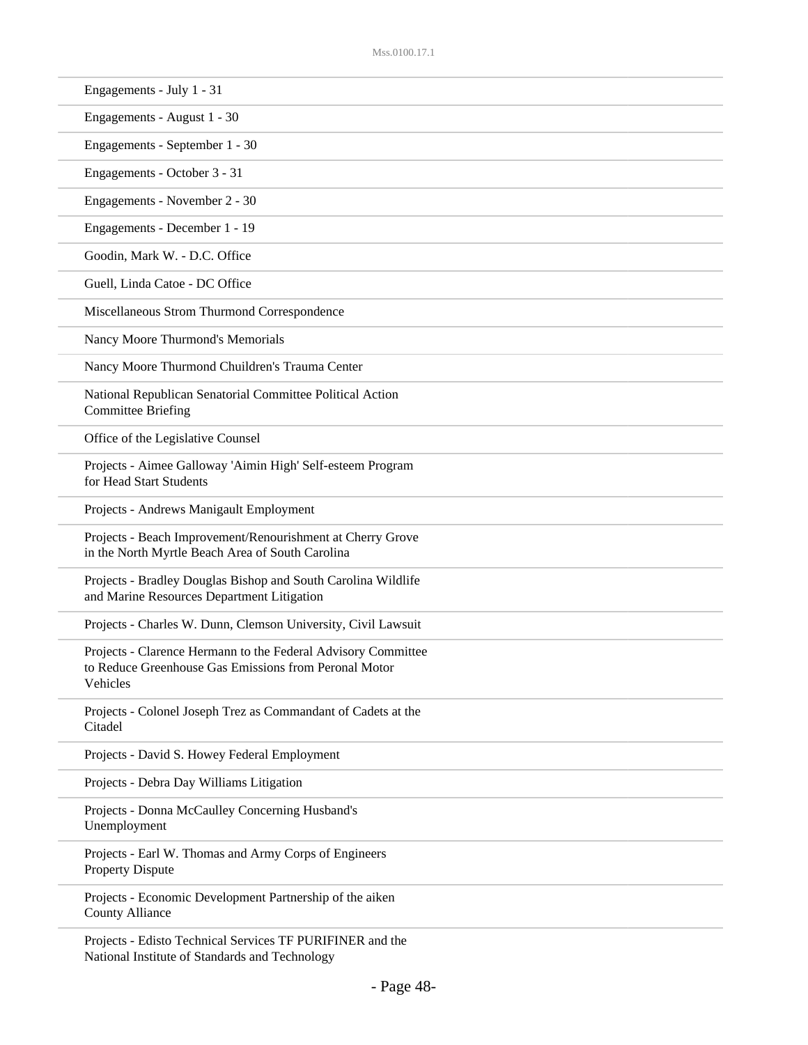Engagements - July 1 - 31

Engagements - August 1 - 30

Engagements - September 1 - 30

Engagements - October 3 - 31

Engagements - November 2 - 30

Engagements - December 1 - 19

Goodin, Mark W. - D.C. Office

Guell, Linda Catoe - DC Office

Miscellaneous Strom Thurmond Correspondence

Nancy Moore Thurmond's Memorials

Nancy Moore Thurmond Chuildren's Trauma Center

National Republican Senatorial Committee Political Action Committee Briefing

Office of the Legislative Counsel

Projects - Aimee Galloway 'Aimin High' Self-esteem Program for Head Start Students

Projects - Andrews Manigault Employment

Projects - Beach Improvement/Renourishment at Cherry Grove in the North Myrtle Beach Area of South Carolina

Projects - Bradley Douglas Bishop and South Carolina Wildlife and Marine Resources Department Litigation

Projects - Charles W. Dunn, Clemson University, Civil Lawsuit

Projects - Clarence Hermann to the Federal Advisory Committee to Reduce Greenhouse Gas Emissions from Peronal Motor Vehicles

Projects - Colonel Joseph Trez as Commandant of Cadets at the Citadel

Projects - David S. Howey Federal Employment

Projects - Debra Day Williams Litigation

Projects - Donna McCaulley Concerning Husband's Unemployment

Projects - Earl W. Thomas and Army Corps of Engineers Property Dispute

Projects - Economic Development Partnership of the aiken County Alliance

Projects - Edisto Technical Services TF PURIFINER and the National Institute of Standards and Technology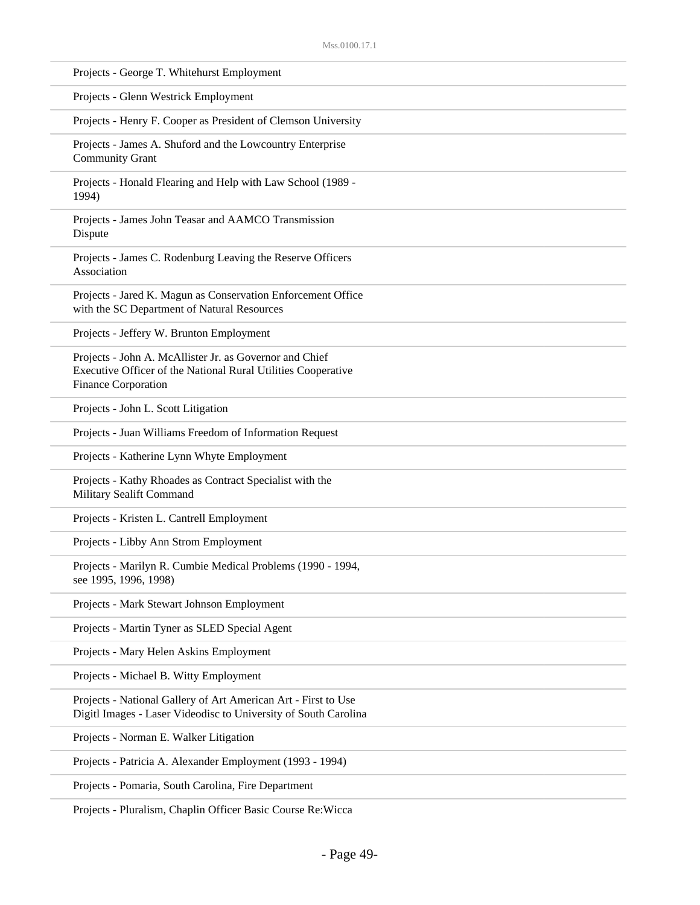Projects - George T. Whitehurst Employment

Projects - Glenn Westrick Employment

Projects - Henry F. Cooper as President of Clemson University

Projects - James A. Shuford and the Lowcountry Enterprise Community Grant

Projects - Honald Flearing and Help with Law School (1989 - 1994)

Projects - James John Teasar and AAMCO Transmission Dispute

Projects - James C. Rodenburg Leaving the Reserve Officers Association

Projects - Jared K. Magun as Conservation Enforcement Office with the SC Department of Natural Resources

Projects - Jeffery W. Brunton Employment

Projects - John A. McAllister Jr. as Governor and Chief Executive Officer of the National Rural Utilities Cooperative Finance Corporation

Projects - John L. Scott Litigation

Projects - Juan Williams Freedom of Information Request

Projects - Katherine Lynn Whyte Employment

Projects - Kathy Rhoades as Contract Specialist with the Military Sealift Command

Projects - Kristen L. Cantrell Employment

Projects - Libby Ann Strom Employment

Projects - Marilyn R. Cumbie Medical Problems (1990 - 1994, see 1995, 1996, 1998)

Projects - Mark Stewart Johnson Employment

Projects - Martin Tyner as SLED Special Agent

Projects - Mary Helen Askins Employment

Projects - Michael B. Witty Employment

Projects - National Gallery of Art American Art - First to Use Digitl Images - Laser Videodisc to University of South Carolina

Projects - Norman E. Walker Litigation

Projects - Patricia A. Alexander Employment (1993 - 1994)

Projects - Pomaria, South Carolina, Fire Department

Projects - Pluralism, Chaplin Officer Basic Course Re:Wicca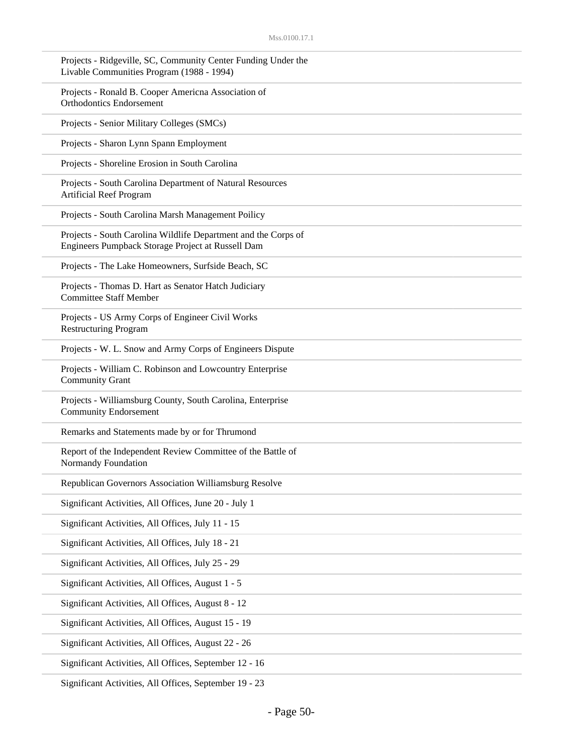Projects - Ridgeville, SC, Community Center Funding Under the Livable Communities Program (1988 - 1994)

Projects - Ronald B. Cooper Americna Association of Orthodontics Endorsement

Projects - Senior Military Colleges (SMCs)

Projects - Sharon Lynn Spann Employment

Projects - Shoreline Erosion in South Carolina

Projects - South Carolina Department of Natural Resources Artificial Reef Program

Projects - South Carolina Marsh Management Poilicy

Projects - South Carolina Wildlife Department and the Corps of Engineers Pumpback Storage Project at Russell Dam

Projects - The Lake Homeowners, Surfside Beach, SC

Projects - Thomas D. Hart as Senator Hatch Judiciary Committee Staff Member

Projects - US Army Corps of Engineer Civil Works Restructuring Program

Projects - W. L. Snow and Army Corps of Engineers Dispute

Projects - William C. Robinson and Lowcountry Enterprise Community Grant

Projects - Williamsburg County, South Carolina, Enterprise Community Endorsement

Remarks and Statements made by or for Thrumond

Report of the Independent Review Committee of the Battle of Normandy Foundation

Republican Governors Association Williamsburg Resolve

Significant Activities, All Offices, June 20 - July 1

Significant Activities, All Offices, July 11 - 15

Significant Activities, All Offices, July 18 - 21

Significant Activities, All Offices, July 25 - 29

Significant Activities, All Offices, August 1 - 5

Significant Activities, All Offices, August 8 - 12

Significant Activities, All Offices, August 15 - 19

Significant Activities, All Offices, August 22 - 26

Significant Activities, All Offices, September 12 - 16

Significant Activities, All Offices, September 19 - 23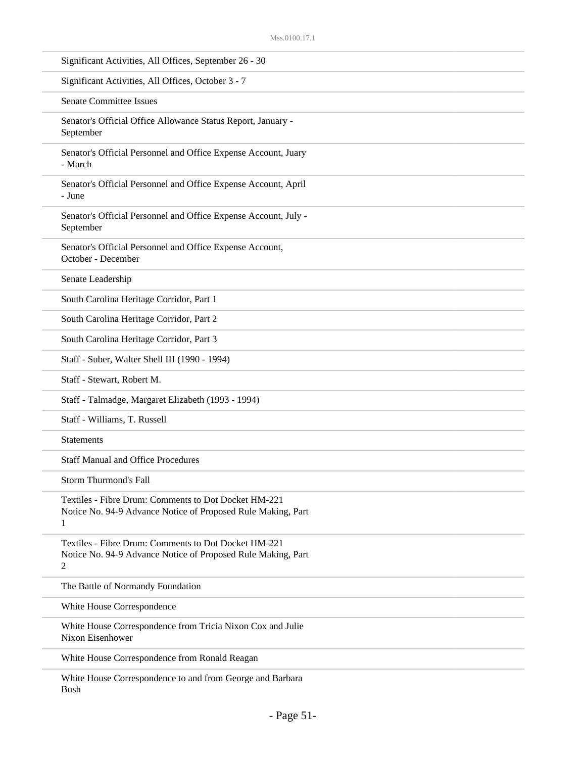Significant Activities, All Offices, September 26 - 30

Significant Activities, All Offices, October 3 - 7

Senate Committee Issues

Senator's Official Office Allowance Status Report, January - September

Senator's Official Personnel and Office Expense Account, Juary - March

Senator's Official Personnel and Office Expense Account, April - June

Senator's Official Personnel and Office Expense Account, July - September

Senator's Official Personnel and Office Expense Account, October - December

Senate Leadership

South Carolina Heritage Corridor, Part 1

South Carolina Heritage Corridor, Part 2

South Carolina Heritage Corridor, Part 3

Staff - Suber, Walter Shell III (1990 - 1994)

Staff - Stewart, Robert M.

Staff - Talmadge, Margaret Elizabeth (1993 - 1994)

Staff - Williams, T. Russell

Statements

Staff Manual and Office Procedures

Storm Thurmond's Fall

Textiles - Fibre Drum: Comments to Dot Docket HM-221 Notice No. 94-9 Advance Notice of Proposed Rule Making, Part 1

Textiles - Fibre Drum: Comments to Dot Docket HM-221 Notice No. 94-9 Advance Notice of Proposed Rule Making, Part 2

The Battle of Normandy Foundation

White House Correspondence

White House Correspondence from Tricia Nixon Cox and Julie Nixon Eisenhower

White House Correspondence from Ronald Reagan

White House Correspondence to and from George and Barbara Bush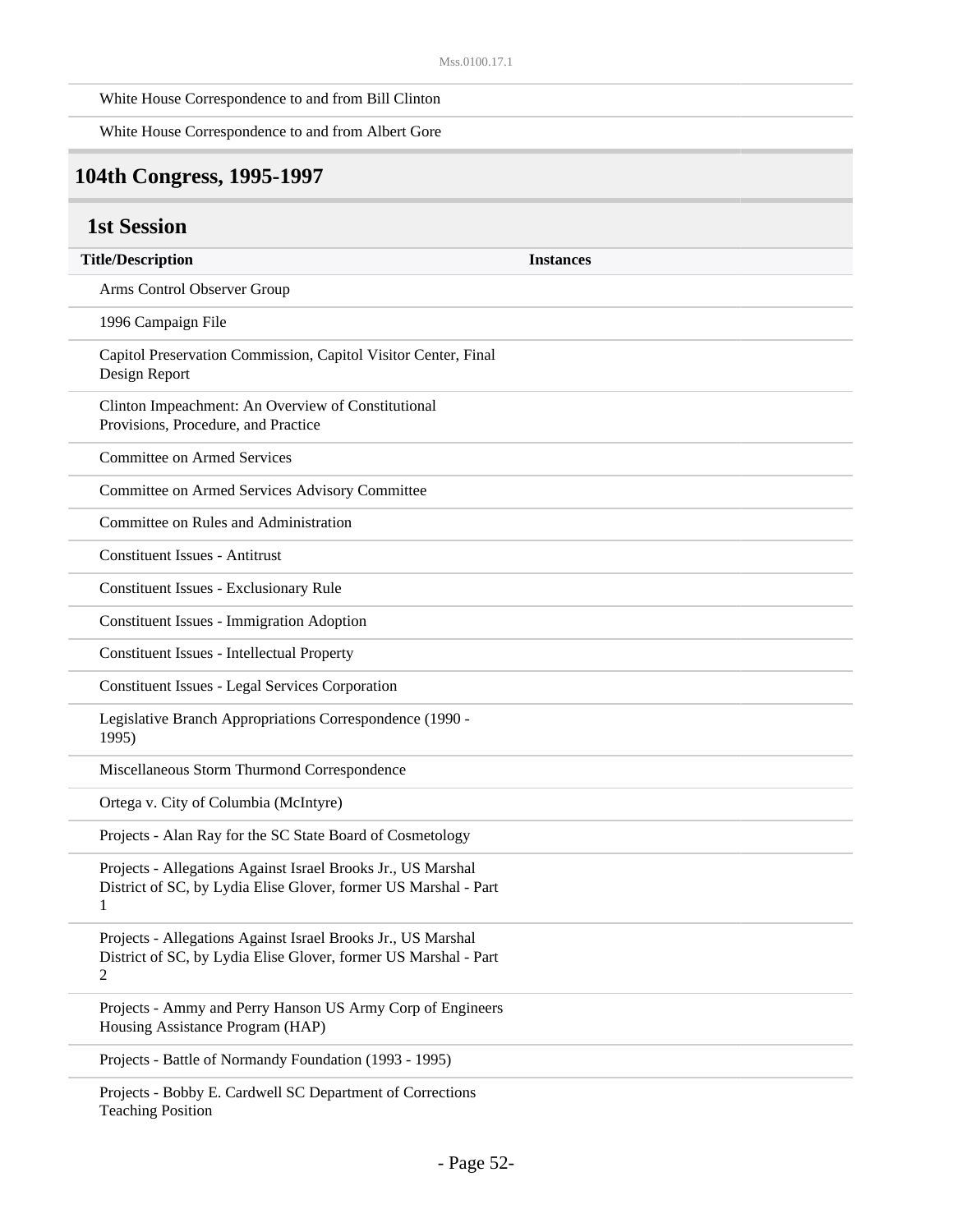| | |
|---|---|
| White House Correspondence to and from Bill Clinton | |
| White House Correspondence to and from Albert Gore | |

## 104th Congress, 1995-1997

### 1st Session

| Title/Description | Instances |
|---|---|
| Arms Control Observer Group | |
| 1996 Campaign File | |
| Capitol Preservation Commission, Capitol Visitor Center, Final Design Report | |
| Clinton Impeachment: An Overview of Constitutional Provisions, Procedure, and Practice | |
| Committee on Armed Services | |
| Committee on Armed Services Advisory Committee | |
| Committee on Rules and Administration | |
| Constituent Issues - Antitrust | |
| Constituent Issues - Exclusionary Rule | |
| Constituent Issues - Immigration Adoption | |
| Constituent Issues - Intellectual Property | |
| Constituent Issues - Legal Services Corporation | |
| Legislative Branch Appropriations Correspondence (1990 - 1995) | |
| Miscellaneous Storm Thurmond Correspondence | |
| Ortega v. City of Columbia (McIntyre) | |
| Projects - Alan Ray for the SC State Board of Cosmetology | |
| Projects - Allegations Against Israel Brooks Jr., US Marshal District of SC, by Lydia Elise Glover, former US Marshal - Part 1 | |
| Projects - Allegations Against Israel Brooks Jr., US Marshal District of SC, by Lydia Elise Glover, former US Marshal - Part 2 | |
| Projects - Ammy and Perry Hanson US Army Corp of Engineers Housing Assistance Program (HAP) | |
| Projects - Battle of Normandy Foundation (1993 - 1995) | |
| Projects - Bobby E. Cardwell SC Department of Corrections Teaching Position | |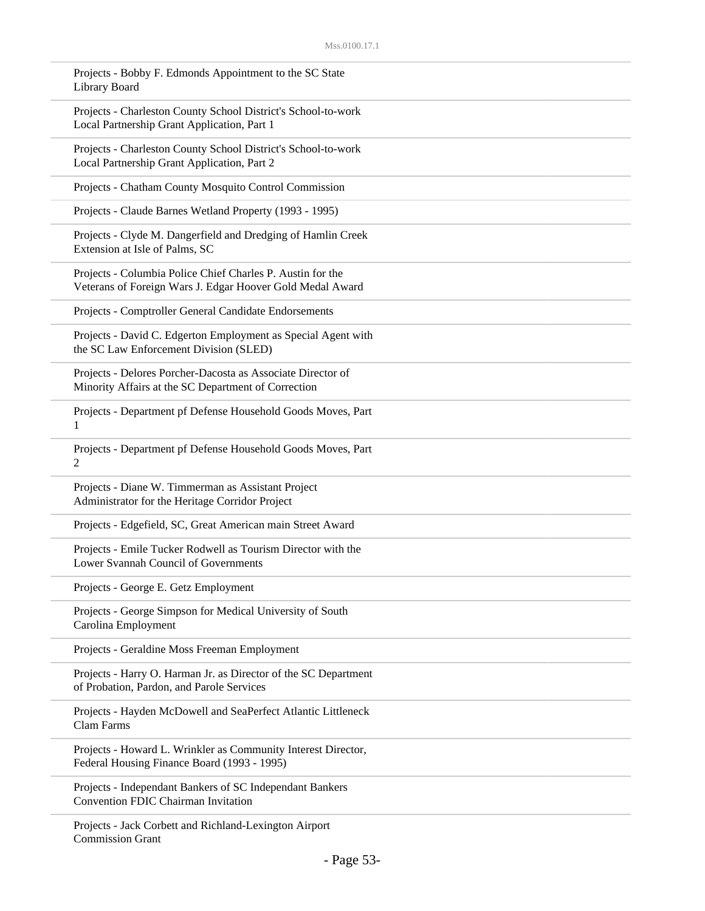Projects - Bobby F. Edmonds Appointment to the SC State Library Board

Projects - Charleston County School District's School-to-work Local Partnership Grant Application, Part 1

Projects - Charleston County School District's School-to-work Local Partnership Grant Application, Part 2

Projects - Chatham County Mosquito Control Commission

Projects - Claude Barnes Wetland Property (1993 - 1995)

Projects - Clyde M. Dangerfield and Dredging of Hamlin Creek Extension at Isle of Palms, SC

Projects - Columbia Police Chief Charles P. Austin for the Veterans of Foreign Wars J. Edgar Hoover Gold Medal Award

Projects - Comptroller General Candidate Endorsements

Projects - David C. Edgerton Employment as Special Agent with the SC Law Enforcement Division (SLED)

Projects - Delores Porcher-Dacosta as Associate Director of Minority Affairs at the SC Department of Correction

Projects - Department pf Defense Household Goods Moves, Part 1

Projects - Department pf Defense Household Goods Moves, Part 2

Projects - Diane W. Timmerman as Assistant Project Administrator for the Heritage Corridor Project

Projects - Edgefield, SC, Great American main Street Award

Projects - Emile Tucker Rodwell as Tourism Director with the Lower Svannah Council of Governments

Projects - George E. Getz Employment

Projects - George Simpson for Medical University of South Carolina Employment

Projects - Geraldine Moss Freeman Employment

Projects - Harry O. Harman Jr. as Director of the SC Department of Probation, Pardon, and Parole Services

Projects - Hayden McDowell and SeaPerfect Atlantic Littleneck Clam Farms

Projects - Howard L. Wrinkler as Community Interest Director, Federal Housing Finance Board (1993 - 1995)

Projects - Independant Bankers of SC Independant Bankers Convention FDIC Chairman Invitation

Projects - Jack Corbett and Richland-Lexington Airport Commission Grant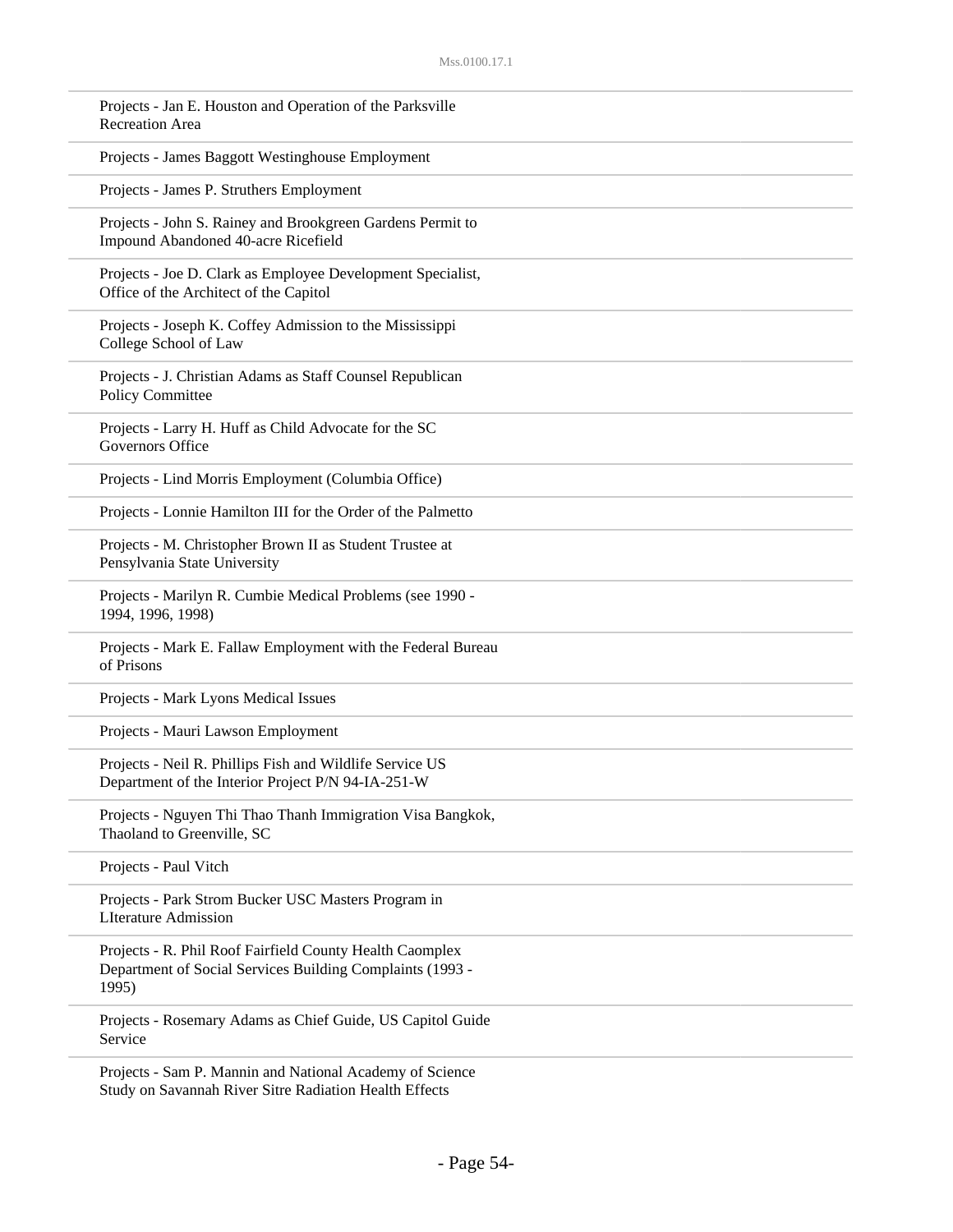Projects - Jan E. Houston and Operation of the Parksville Recreation Area

Projects - James Baggott Westinghouse Employment

Projects - James P. Struthers Employment

Projects - John S. Rainey and Brookgreen Gardens Permit to Impound Abandoned 40-acre Ricefield

Projects - Joe D. Clark as Employee Development Specialist, Office of the Architect of the Capitol

Projects - Joseph K. Coffey Admission to the Mississippi College School of Law

Projects - J. Christian Adams as Staff Counsel Republican Policy Committee

Projects - Larry H. Huff as Child Advocate for the SC Governors Office

Projects - Lind Morris Employment (Columbia Office)

Projects - Lonnie Hamilton III for the Order of the Palmetto

Projects - M. Christopher Brown II as Student Trustee at Pensylvania State University

Projects - Marilyn R. Cumbie Medical Problems (see 1990 - 1994, 1996, 1998)

Projects - Mark E. Fallaw Employment with the Federal Bureau of Prisons

Projects - Mark Lyons Medical Issues

Projects - Mauri Lawson Employment

Projects - Neil R. Phillips Fish and Wildlife Service US Department of the Interior Project P/N 94-IA-251-W

Projects - Nguyen Thi Thao Thanh Immigration Visa Bangkok, Thaoland to Greenville, SC

Projects - Paul Vitch

Projects - Park Strom Bucker USC Masters Program in LIterature Admission

Projects - R. Phil Roof Fairfield County Health Caomplex Department of Social Services Building Complaints (1993 - 1995)

Projects - Rosemary Adams as Chief Guide, US Capitol Guide Service

Projects - Sam P. Mannin and National Academy of Science Study on Savannah River Sitre Radiation Health Effects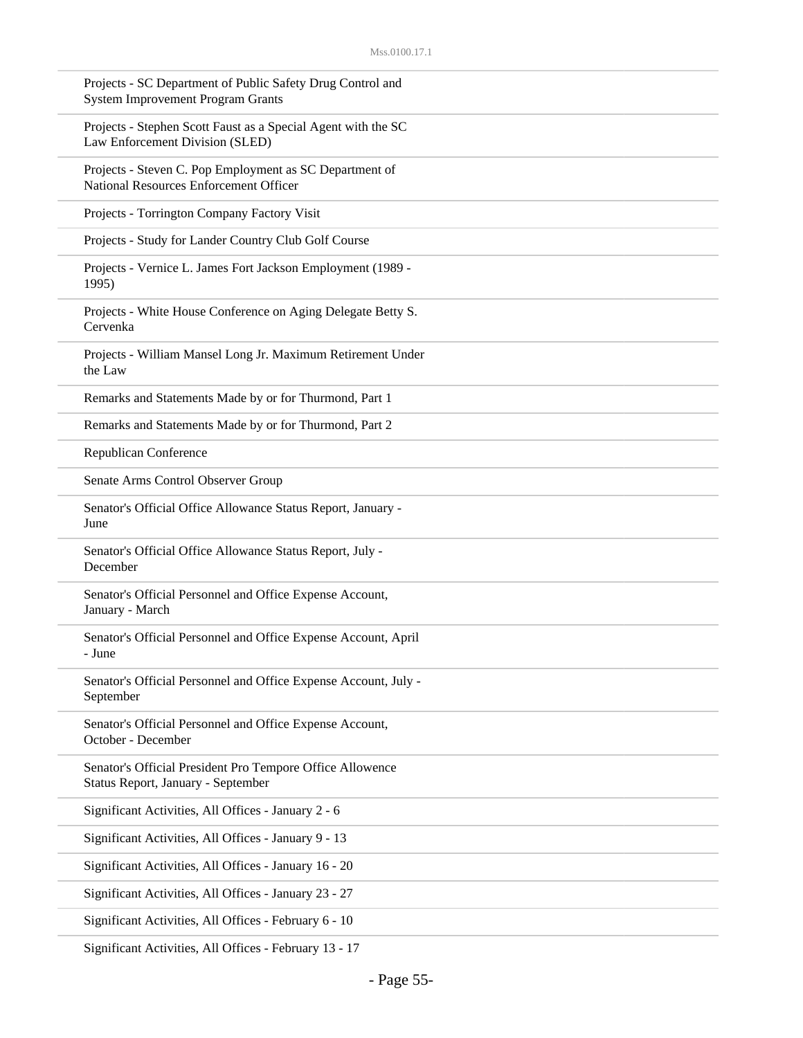Projects - SC Department of Public Safety Drug Control and System Improvement Program Grants

Projects - Stephen Scott Faust as a Special Agent with the SC Law Enforcement Division (SLED)

Projects - Steven C. Pop Employment as SC Department of National Resources Enforcement Officer

Projects - Torrington Company Factory Visit

Projects - Study for Lander Country Club Golf Course

Projects - Vernice L. James Fort Jackson Employment (1989 - 1995)

Projects - White House Conference on Aging Delegate Betty S. Cervenka

Projects - William Mansel Long Jr. Maximum Retirement Under the Law

Remarks and Statements Made by or for Thurmond, Part 1

Remarks and Statements Made by or for Thurmond, Part 2

Republican Conference

Senate Arms Control Observer Group

Senator's Official Office Allowance Status Report, January - June

Senator's Official Office Allowance Status Report, July - December

Senator's Official Personnel and Office Expense Account, January - March

Senator's Official Personnel and Office Expense Account, April - June

Senator's Official Personnel and Office Expense Account, July - September

Senator's Official Personnel and Office Expense Account, October - December

Senator's Official President Pro Tempore Office Allowence Status Report, January - September

Significant Activities, All Offices - January 2 - 6

Significant Activities, All Offices - January 9 - 13

Significant Activities, All Offices - January 16 - 20

Significant Activities, All Offices - January 23 - 27

Significant Activities, All Offices - February 6 - 10

Significant Activities, All Offices - February 13 - 17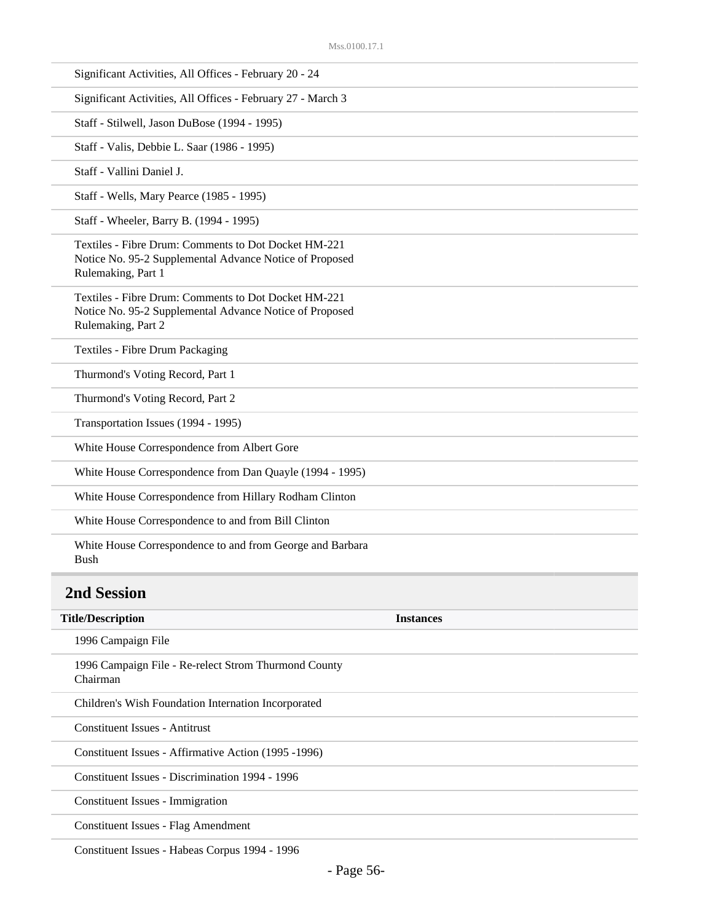| | |
|---|---|
| Significant Activities, All Offices - February 20 - 24 | |
| Significant Activities, All Offices - February 27 - March 3 | |
| Staff - Stilwell, Jason DuBose (1994 - 1995) | |
| Staff - Valis, Debbie L. Saar (1986 - 1995) | |
| Staff - Vallini Daniel J. | |
| Staff - Wells, Mary Pearce (1985 - 1995) | |
| Staff - Wheeler, Barry B. (1994 - 1995) | |
| Textiles - Fibre Drum: Comments to Dot Docket HM-221 Notice No. 95-2 Supplemental Advance Notice of Proposed Rulemaking, Part 1 | |
| Textiles - Fibre Drum: Comments to Dot Docket HM-221 Notice No. 95-2 Supplemental Advance Notice of Proposed Rulemaking, Part 2 | |
| Textiles - Fibre Drum Packaging | |
| Thurmond's Voting Record, Part 1 | |
| Thurmond's Voting Record, Part 2 | |
| Transportation Issues (1994 - 1995) | |
| White House Correspondence from Albert Gore | |
| White House Correspondence from Dan Quayle (1994 - 1995) | |
| White House Correspondence from Hillary Rodham Clinton | |
| White House Correspondence to and from Bill Clinton | |
| White House Correspondence to and from George and Barbara Bush | |

## 2nd Session

| Title/Description | Instances |
|---|---|
| 1996 Campaign File | |
| 1996 Campaign File - Re-relect Strom Thurmond County Chairman | |
| Children's Wish Foundation Internation Incorporated | |
| Constituent Issues - Antitrust | |
| Constituent Issues - Affirmative Action (1995 -1996) | |
| Constituent Issues - Discrimination 1994 - 1996 | |
| Constituent Issues - Immigration | |
| Constituent Issues - Flag Amendment | |
| Constituent Issues - Habeas Corpus 1994 - 1996 | |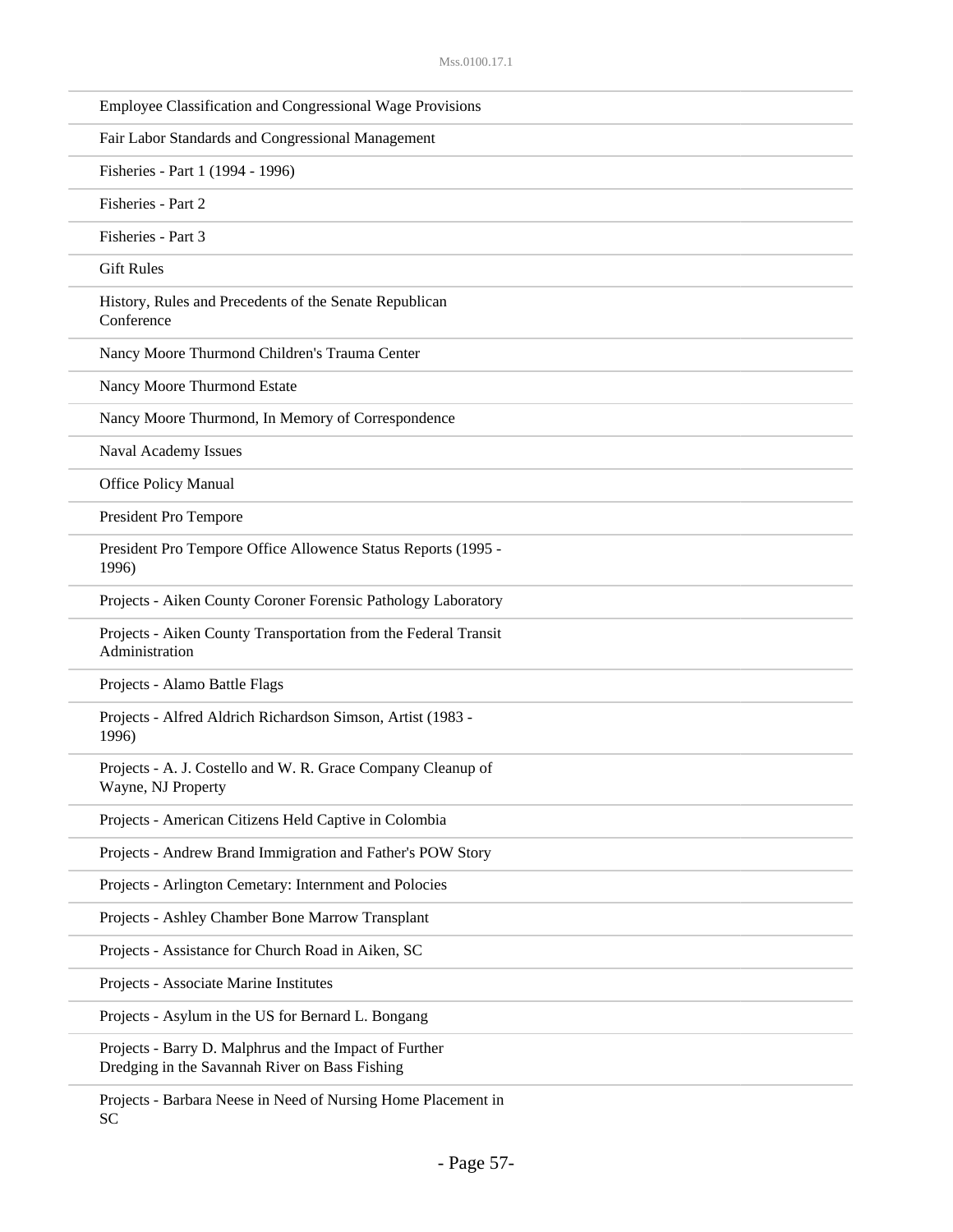Employee Classification and Congressional Wage Provisions

Fair Labor Standards and Congressional Management

Fisheries - Part 1 (1994 - 1996)

Fisheries - Part 2

Fisheries - Part 3

Gift Rules

History, Rules and Precedents of the Senate Republican Conference

Nancy Moore Thurmond Children's Trauma Center

Nancy Moore Thurmond Estate

Nancy Moore Thurmond, In Memory of Correspondence

Naval Academy Issues

Office Policy Manual

President Pro Tempore

President Pro Tempore Office Allowence Status Reports (1995 - 1996)

Projects - Aiken County Coroner Forensic Pathology Laboratory

Projects - Aiken County Transportation from the Federal Transit Administration

Projects - Alamo Battle Flags

Projects - Alfred Aldrich Richardson Simson, Artist (1983 - 1996)

Projects - A. J. Costello and W. R. Grace Company Cleanup of Wayne, NJ Property

Projects - American Citizens Held Captive in Colombia

Projects - Andrew Brand Immigration and Father's POW Story

Projects - Arlington Cemetary: Internment and Polocies

Projects - Ashley Chamber Bone Marrow Transplant

Projects - Assistance for Church Road in Aiken, SC

Projects - Associate Marine Institutes

Projects - Asylum in the US for Bernard L. Bongang

Projects - Barry D. Malphrus and the Impact of Further Dredging in the Savannah River on Bass Fishing

Projects - Barbara Neese in Need of Nursing Home Placement in SC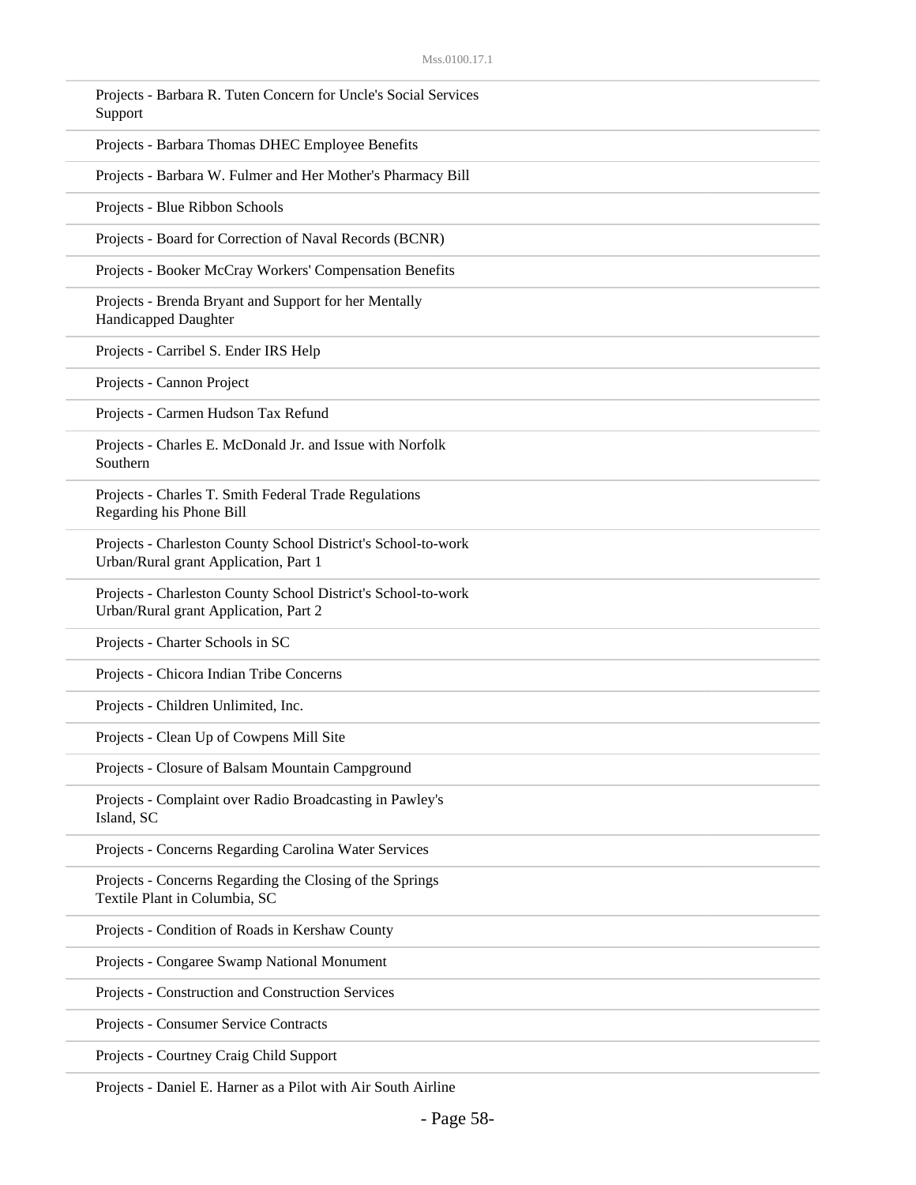Projects - Barbara R. Tuten Concern for Uncle's Social Services Support

Projects - Barbara Thomas DHEC Employee Benefits

Projects - Barbara W. Fulmer and Her Mother's Pharmacy Bill

Projects - Blue Ribbon Schools

Projects - Board for Correction of Naval Records (BCNR)

Projects - Booker McCray Workers' Compensation Benefits

Projects - Brenda Bryant and Support for her Mentally Handicapped Daughter

Projects - Carribel S. Ender IRS Help

Projects - Cannon Project

Projects - Carmen Hudson Tax Refund

Projects - Charles E. McDonald Jr. and Issue with Norfolk Southern

Projects - Charles T. Smith Federal Trade Regulations Regarding his Phone Bill

Projects - Charleston County School District's School-to-work Urban/Rural grant Application, Part 1

Projects - Charleston County School District's School-to-work Urban/Rural grant Application, Part 2

Projects - Charter Schools in SC

Projects - Chicora Indian Tribe Concerns

Projects - Children Unlimited, Inc.

Projects - Clean Up of Cowpens Mill Site

Projects - Closure of Balsam Mountain Campground

Projects - Complaint over Radio Broadcasting in Pawley's Island, SC

Projects - Concerns Regarding Carolina Water Services

Projects - Concerns Regarding the Closing of the Springs Textile Plant in Columbia, SC

Projects - Condition of Roads in Kershaw County

Projects - Congaree Swamp National Monument

Projects - Construction and Construction Services

Projects - Consumer Service Contracts

Projects - Courtney Craig Child Support

Projects - Daniel E. Harner as a Pilot with Air South Airline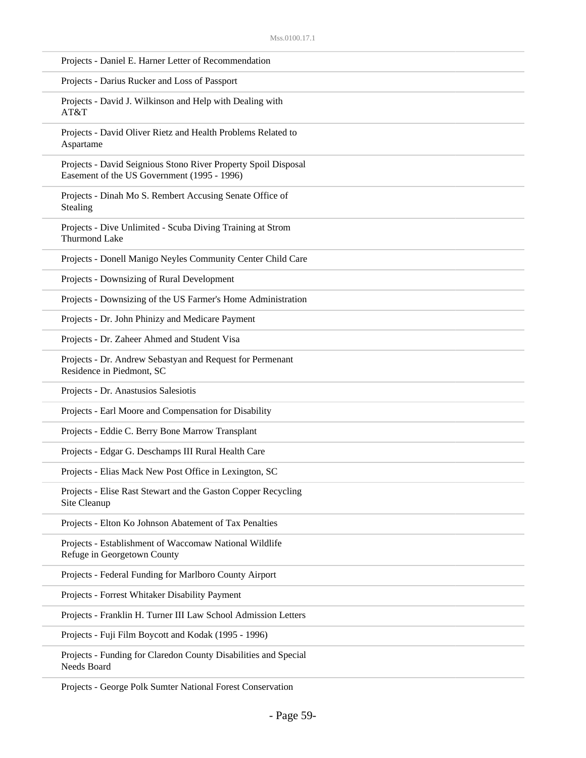Projects - Daniel E. Harner Letter of Recommendation

Projects - Darius Rucker and Loss of Passport

Projects - David J. Wilkinson and Help with Dealing with AT&T

Projects - David Oliver Rietz and Health Problems Related to Aspartame

Projects - David Seignious Stono River Property Spoil Disposal Easement of the US Government (1995 - 1996)

Projects - Dinah Mo S. Rembert Accusing Senate Office of Stealing

Projects - Dive Unlimited - Scuba Diving Training at Strom Thurmond Lake

Projects - Donell Manigo Neyles Community Center Child Care

Projects - Downsizing of Rural Development

Projects - Downsizing of the US Farmer's Home Administration

Projects - Dr. John Phinizy and Medicare Payment

Projects - Dr. Zaheer Ahmed and Student Visa

Projects - Dr. Andrew Sebastyan and Request for Permenant Residence in Piedmont, SC

Projects - Dr. Anastusios Salesiotis

Projects - Earl Moore and Compensation for Disability

Projects - Eddie C. Berry Bone Marrow Transplant

Projects - Edgar G. Deschamps III Rural Health Care

Projects - Elias Mack New Post Office in Lexington, SC

Projects - Elise Rast Stewart and the Gaston Copper Recycling Site Cleanup

Projects - Elton Ko Johnson Abatement of Tax Penalties

Projects - Establishment of Waccomaw National Wildlife Refuge in Georgetown County

Projects - Federal Funding for Marlboro County Airport

Projects - Forrest Whitaker Disability Payment

Projects - Franklin H. Turner III Law School Admission Letters

Projects - Fuji Film Boycott and Kodak (1995 - 1996)

Projects - Funding for Claredon County Disabilities and Special Needs Board

Projects - George Polk Sumter National Forest Conservation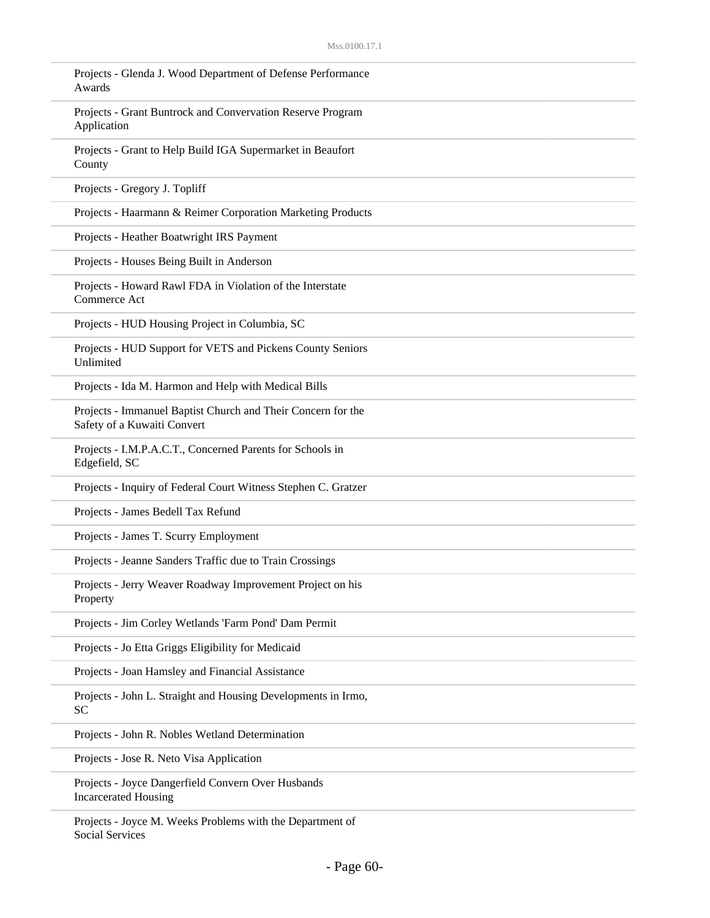Projects - Glenda J. Wood Department of Defense Performance Awards

Projects - Grant Buntrock and Convervation Reserve Program Application

Projects - Grant to Help Build IGA Supermarket in Beaufort County

Projects - Gregory J. Topliff

Projects - Haarmann & Reimer Corporation Marketing Products

Projects - Heather Boatwright IRS Payment

Projects - Houses Being Built in Anderson

Projects - Howard Rawl FDA in Violation of the Interstate Commerce Act

Projects - HUD Housing Project in Columbia, SC

Projects - HUD Support for VETS and Pickens County Seniors Unlimited

Projects - Ida M. Harmon and Help with Medical Bills

Projects - Immanuel Baptist Church and Their Concern for the Safety of a Kuwaiti Convert

Projects - I.M.P.A.C.T., Concerned Parents for Schools in Edgefield, SC

Projects - Inquiry of Federal Court Witness Stephen C. Gratzer

Projects - James Bedell Tax Refund

Projects - James T. Scurry Employment

Projects - Jeanne Sanders Traffic due to Train Crossings

Projects - Jerry Weaver Roadway Improvement Project on his Property

Projects - Jim Corley Wetlands 'Farm Pond' Dam Permit

Projects - Jo Etta Griggs Eligibility for Medicaid

Projects - Joan Hamsley and Financial Assistance

Projects - John L. Straight and Housing Developments in Irmo, SC

Projects - John R. Nobles Wetland Determination

Projects - Jose R. Neto Visa Application

Projects - Joyce Dangerfield Convern Over Husbands Incarcerated Housing

Projects - Joyce M. Weeks Problems with the Department of Social Services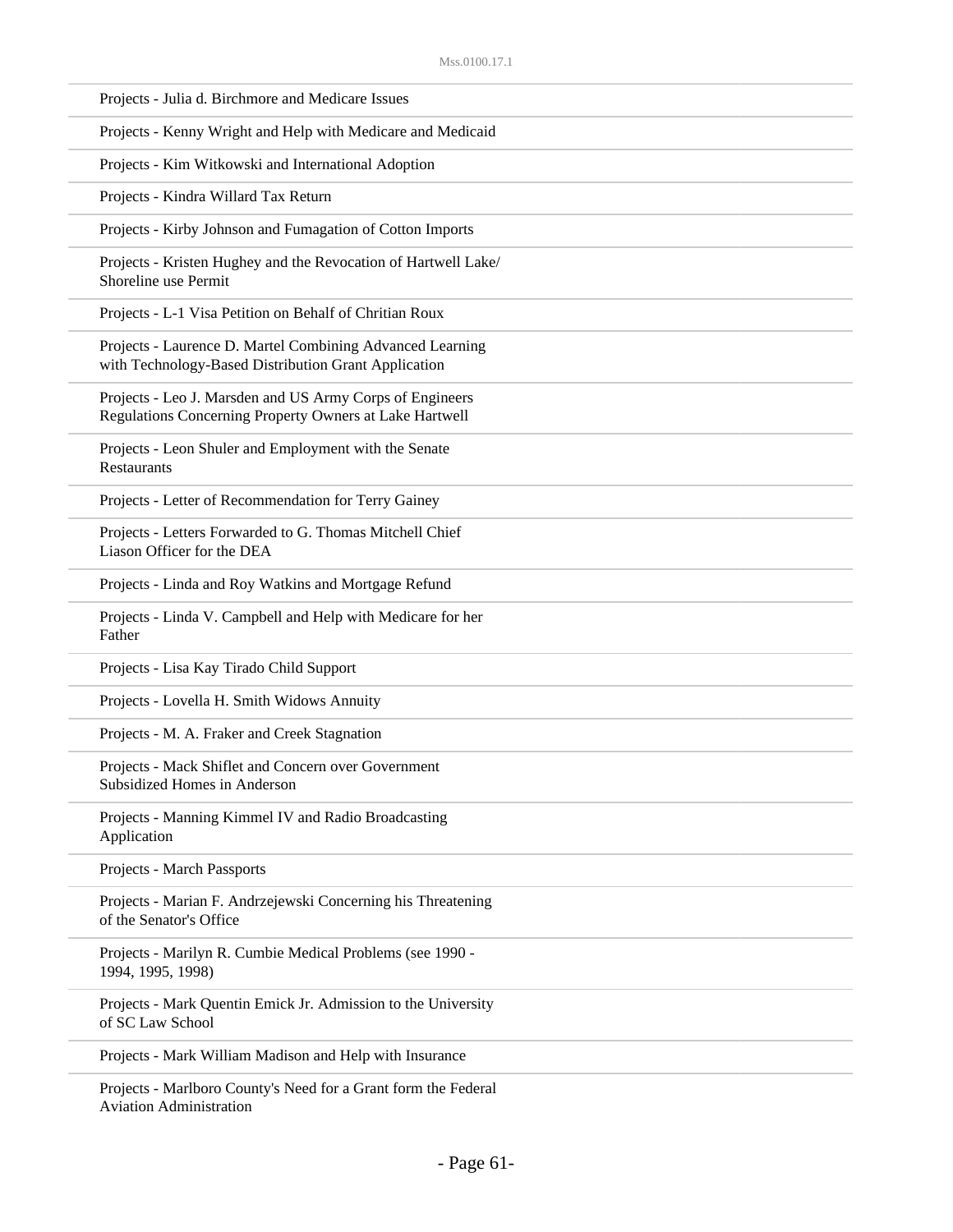Projects - Julia d. Birchmore and Medicare Issues

Projects - Kenny Wright and Help with Medicare and Medicaid

Projects - Kim Witkowski and International Adoption

Projects - Kindra Willard Tax Return

Projects - Kirby Johnson and Fumagation of Cotton Imports

Projects - Kristen Hughey and the Revocation of Hartwell Lake/ Shoreline use Permit

Projects - L-1 Visa Petition on Behalf of Chritian Roux

Projects - Laurence D. Martel Combining Advanced Learning with Technology-Based Distribution Grant Application

Projects - Leo J. Marsden and US Army Corps of Engineers Regulations Concerning Property Owners at Lake Hartwell

Projects - Leon Shuler and Employment with the Senate Restaurants

Projects - Letter of Recommendation for Terry Gainey

Projects - Letters Forwarded to G. Thomas Mitchell Chief Liason Officer for the DEA

Projects - Linda and Roy Watkins and Mortgage Refund

Projects - Linda V. Campbell and Help with Medicare for her Father

Projects - Lisa Kay Tirado Child Support

Projects - Lovella H. Smith Widows Annuity

Projects - M. A. Fraker and Creek Stagnation

Projects - Mack Shiflet and Concern over Government Subsidized Homes in Anderson

Projects - Manning Kimmel IV and Radio Broadcasting Application

Projects - March Passports

Projects - Marian F. Andrzejewski Concerning his Threatening of the Senator's Office

Projects - Marilyn R. Cumbie Medical Problems (see 1990 - 1994, 1995, 1998)

Projects - Mark Quentin Emick Jr. Admission to the University of SC Law School

Projects - Mark William Madison and Help with Insurance

Projects - Marlboro County's Need for a Grant form the Federal Aviation Administration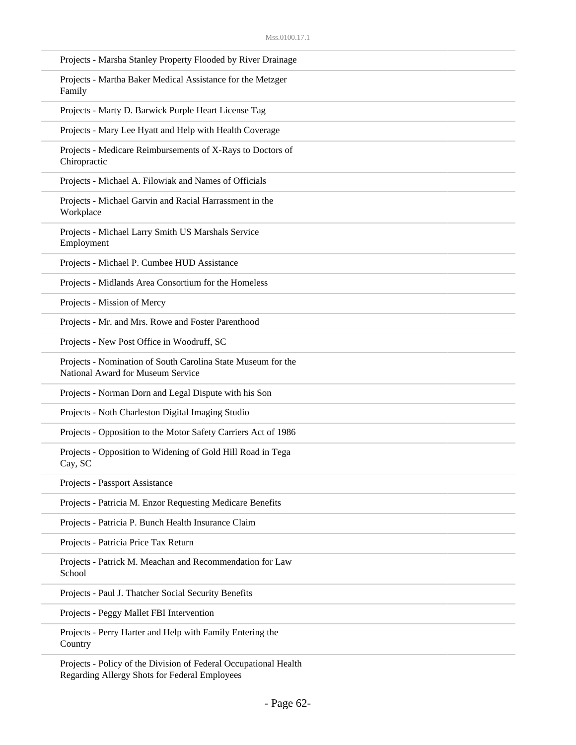Projects - Marsha Stanley Property Flooded by River Drainage

Projects - Martha Baker Medical Assistance for the Metzger Family

Projects - Marty D. Barwick Purple Heart License Tag

Projects - Mary Lee Hyatt and Help with Health Coverage

Projects - Medicare Reimbursements of X-Rays to Doctors of Chiropractic

Projects - Michael A. Filowiak and Names of Officials

Projects - Michael Garvin and Racial Harrassment in the Workplace

Projects - Michael Larry Smith US Marshals Service Employment

Projects - Michael P. Cumbee HUD Assistance

Projects - Midlands Area Consortium for the Homeless

Projects - Mission of Mercy

Projects - Mr. and Mrs. Rowe and Foster Parenthood

Projects - New Post Office in Woodruff, SC

Projects - Nomination of South Carolina State Museum for the National Award for Museum Service

Projects - Norman Dorn and Legal Dispute with his Son

Projects - Noth Charleston Digital Imaging Studio

Projects - Opposition to the Motor Safety Carriers Act of 1986

Projects - Opposition to Widening of Gold Hill Road in Tega Cay, SC

Projects - Passport Assistance

Projects - Patricia M. Enzor Requesting Medicare Benefits

Projects - Patricia P. Bunch Health Insurance Claim

Projects - Patricia Price Tax Return

Projects - Patrick M. Meachan and Recommendation for Law School

Projects - Paul J. Thatcher Social Security Benefits

Projects - Peggy Mallet FBI Intervention

Projects - Perry Harter and Help with Family Entering the Country

Projects - Policy of the Division of Federal Occupational Health Regarding Allergy Shots for Federal Employees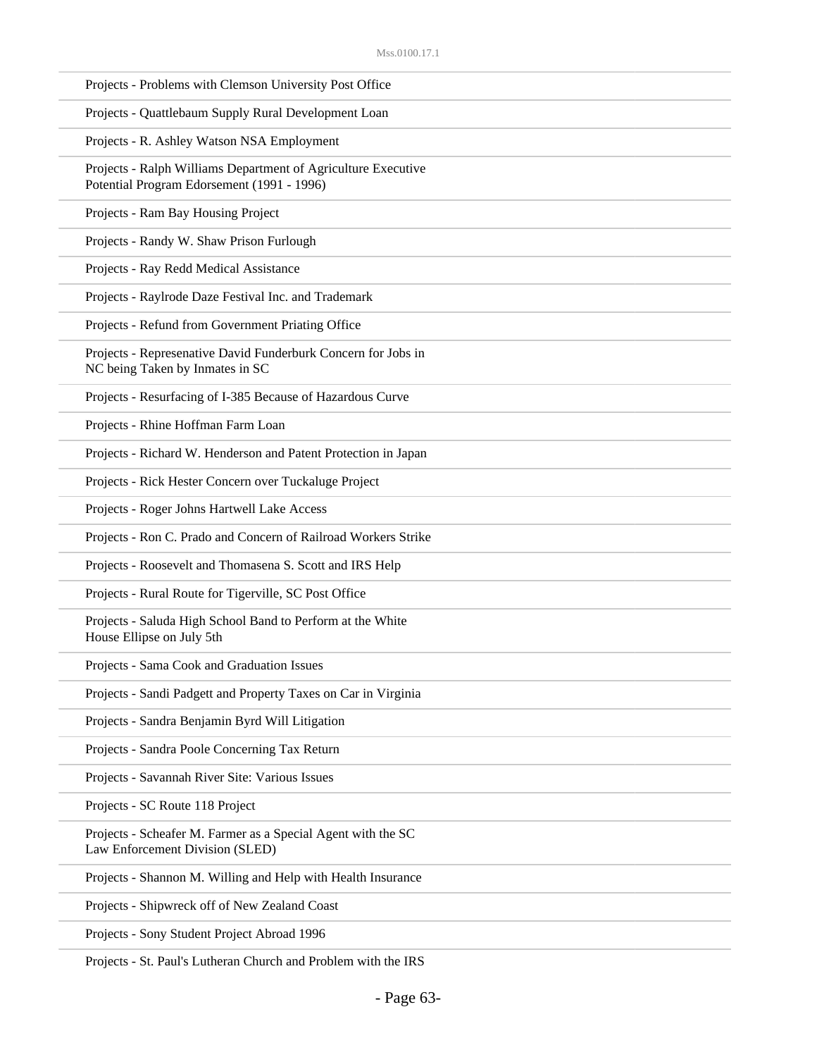Projects - Problems with Clemson University Post Office

Projects - Quattlebaum Supply Rural Development Loan

Projects - R. Ashley Watson NSA Employment

Projects - Ralph Williams Department of Agriculture Executive Potential Program Edorsement (1991 - 1996)

Projects - Ram Bay Housing Project

Projects - Randy W. Shaw Prison Furlough

Projects - Ray Redd Medical Assistance

Projects - Raylrode Daze Festival Inc. and Trademark

Projects - Refund from Government Priating Office

Projects - Represenative David Funderburk Concern for Jobs in NC being Taken by Inmates in SC

Projects - Resurfacing of I-385 Because of Hazardous Curve

Projects - Rhine Hoffman Farm Loan

Projects - Richard W. Henderson and Patent Protection in Japan

Projects - Rick Hester Concern over Tuckaluge Project

Projects - Roger Johns Hartwell Lake Access

Projects - Ron C. Prado and Concern of Railroad Workers Strike

Projects - Roosevelt and Thomasena S. Scott and IRS Help

Projects - Rural Route for Tigerville, SC Post Office

Projects - Saluda High School Band to Perform at the White House Ellipse on July 5th

Projects - Sama Cook and Graduation Issues

Projects - Sandi Padgett and Property Taxes on Car in Virginia

Projects - Sandra Benjamin Byrd Will Litigation

Projects - Sandra Poole Concerning Tax Return

Projects - Savannah River Site: Various Issues

Projects - SC Route 118 Project

Projects - Scheafer M. Farmer as a Special Agent with the SC Law Enforcement Division (SLED)

Projects - Shannon M. Willing and Help with Health Insurance

Projects - Shipwreck off of New Zealand Coast

Projects - Sony Student Project Abroad 1996

Projects - St. Paul's Lutheran Church and Problem with the IRS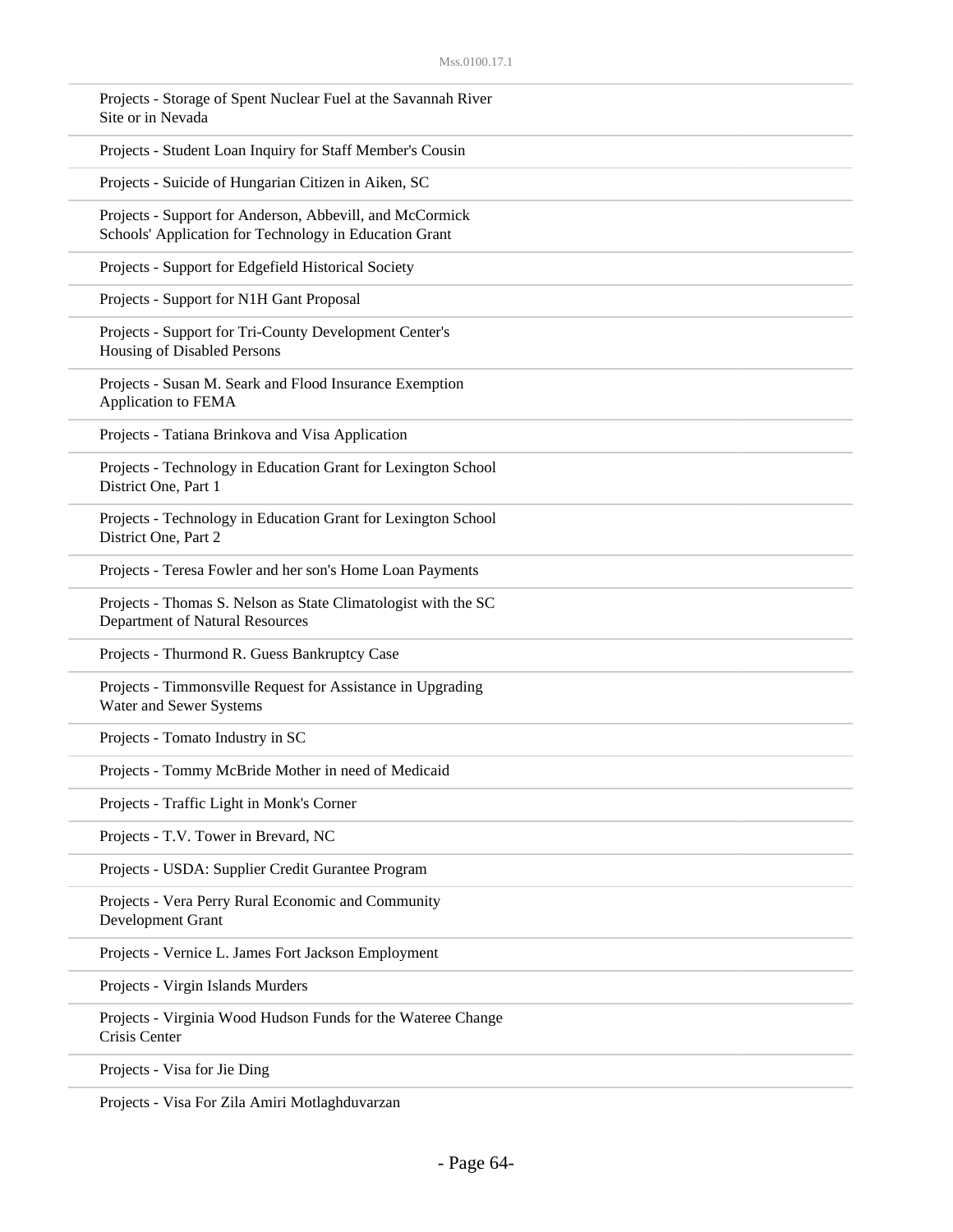Projects - Storage of Spent Nuclear Fuel at the Savannah River Site or in Nevada

Projects - Student Loan Inquiry for Staff Member's Cousin

Projects - Suicide of Hungarian Citizen in Aiken, SC

Projects - Support for Anderson, Abbevill, and McCormick Schools' Application for Technology in Education Grant

Projects - Support for Edgefield Historical Society

Projects - Support for N1H Gant Proposal

Projects - Support for Tri-County Development Center's Housing of Disabled Persons

Projects - Susan M. Seark and Flood Insurance Exemption Application to FEMA

Projects - Tatiana Brinkova and Visa Application

Projects - Technology in Education Grant for Lexington School District One, Part 1

Projects - Technology in Education Grant for Lexington School District One, Part 2

Projects - Teresa Fowler and her son's Home Loan Payments

Projects - Thomas S. Nelson as State Climatologist with the SC Department of Natural Resources

Projects - Thurmond R. Guess Bankruptcy Case

Projects - Timmonsville Request for Assistance in Upgrading Water and Sewer Systems

Projects - Tomato Industry in SC

Projects - Tommy McBride Mother in need of Medicaid

Projects - Traffic Light in Monk's Corner

Projects - T.V. Tower in Brevard, NC

Projects - USDA: Supplier Credit Gurantee Program

Projects - Vera Perry Rural Economic and Community Development Grant

Projects - Vernice L. James Fort Jackson Employment

Projects - Virgin Islands Murders

Projects - Virginia Wood Hudson Funds for the Wateree Change Crisis Center

Projects - Visa for Jie Ding

Projects - Visa For Zila Amiri Motlaghduvarzan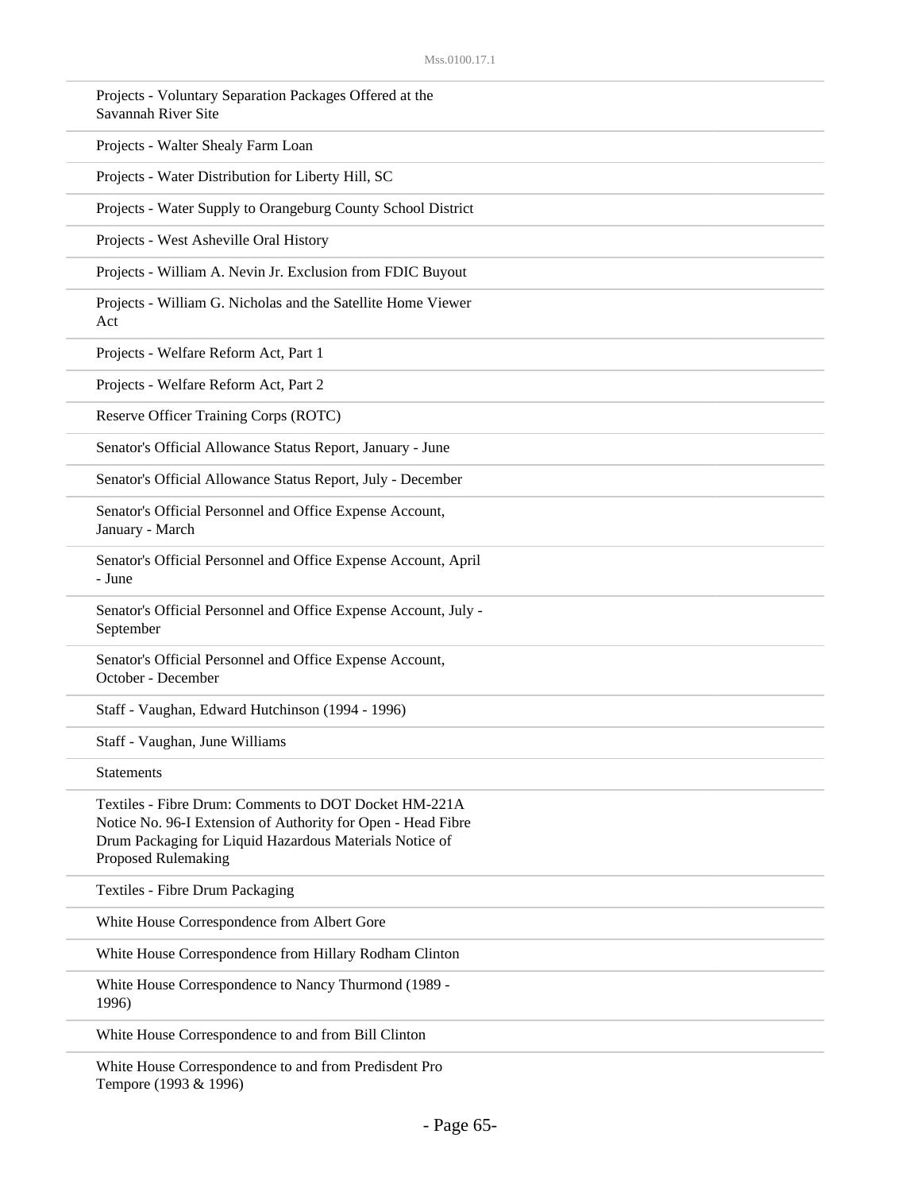Projects - Voluntary Separation Packages Offered at the Savannah River Site

Projects - Walter Shealy Farm Loan

Projects - Water Distribution for Liberty Hill, SC

Projects - Water Supply to Orangeburg County School District

Projects - West Asheville Oral History

Projects - William A. Nevin Jr. Exclusion from FDIC Buyout

Projects - William G. Nicholas and the Satellite Home Viewer Act

Projects - Welfare Reform Act, Part 1

Projects - Welfare Reform Act, Part 2

Reserve Officer Training Corps (ROTC)

Senator's Official Allowance Status Report, January - June

Senator's Official Allowance Status Report, July - December

Senator's Official Personnel and Office Expense Account, January - March

Senator's Official Personnel and Office Expense Account, April - June

Senator's Official Personnel and Office Expense Account, July - September

Senator's Official Personnel and Office Expense Account, October - December

Staff - Vaughan, Edward Hutchinson (1994 - 1996)

Staff - Vaughan, June Williams

Statements

Textiles - Fibre Drum: Comments to DOT Docket HM-221A Notice No. 96-I Extension of Authority for Open - Head Fibre Drum Packaging for Liquid Hazardous Materials Notice of Proposed Rulemaking

Textiles - Fibre Drum Packaging

White House Correspondence from Albert Gore

White House Correspondence from Hillary Rodham Clinton

White House Correspondence to Nancy Thurmond (1989 - 1996)

White House Correspondence to and from Bill Clinton

White House Correspondence to and from Predisdent Pro Tempore (1993 & 1996)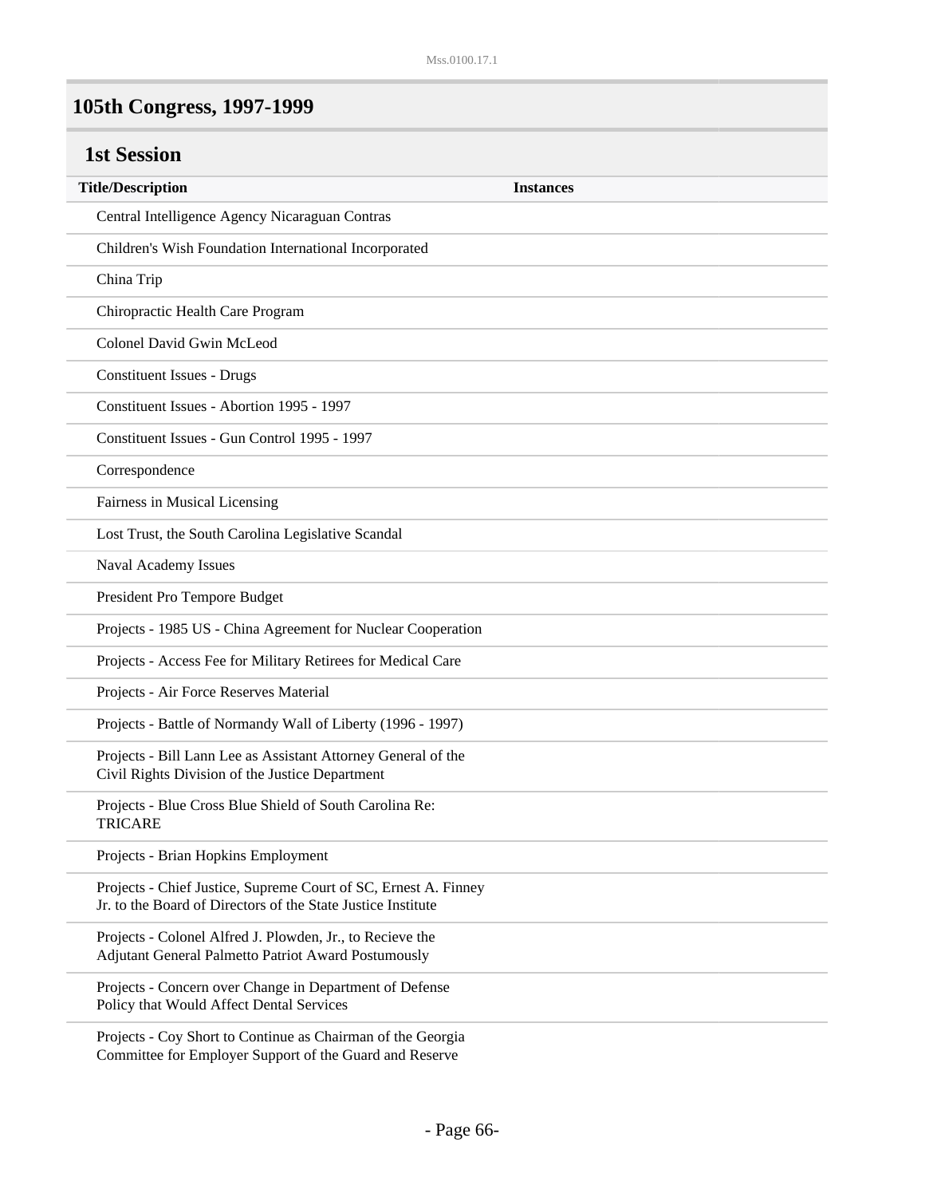## 105th Congress, 1997-1999

### 1st Session

| Title/Description | Instances |
| --- | --- |
| Central Intelligence Agency Nicaraguan Contras | |
| Children's Wish Foundation International Incorporated | |
| China Trip | |
| Chiropractic Health Care Program | |
| Colonel David Gwin McLeod | |
| Constituent Issues - Drugs | |
| Constituent Issues - Abortion 1995 - 1997 | |
| Constituent Issues - Gun Control 1995 - 1997 | |
| Correspondence | |
| Fairness in Musical Licensing | |
| Lost Trust, the South Carolina Legislative Scandal | |
| Naval Academy Issues | |
| President Pro Tempore Budget | |
| Projects - 1985 US - China Agreement for Nuclear Cooperation | |
| Projects - Access Fee for Military Retirees for Medical Care | |
| Projects - Air Force Reserves Material | |
| Projects - Battle of Normandy Wall of Liberty (1996 - 1997) | |
| Projects - Bill Lann Lee as Assistant Attorney General of the Civil Rights Division of the Justice Department | |
| Projects - Blue Cross Blue Shield of South Carolina Re: TRICARE | |
| Projects - Brian Hopkins Employment | |
| Projects - Chief Justice, Supreme Court of SC, Ernest A. Finney Jr. to the Board of Directors of the State Justice Institute | |
| Projects - Colonel Alfred J. Plowden, Jr., to Recieve the Adjutant General Palmetto Patriot Award Postumously | |
| Projects - Concern over Change in Department of Defense Policy that Would Affect Dental Services | |
| Projects - Coy Short to Continue as Chairman of the Georgia Committee for Employer Support of the Guard and Reserve | |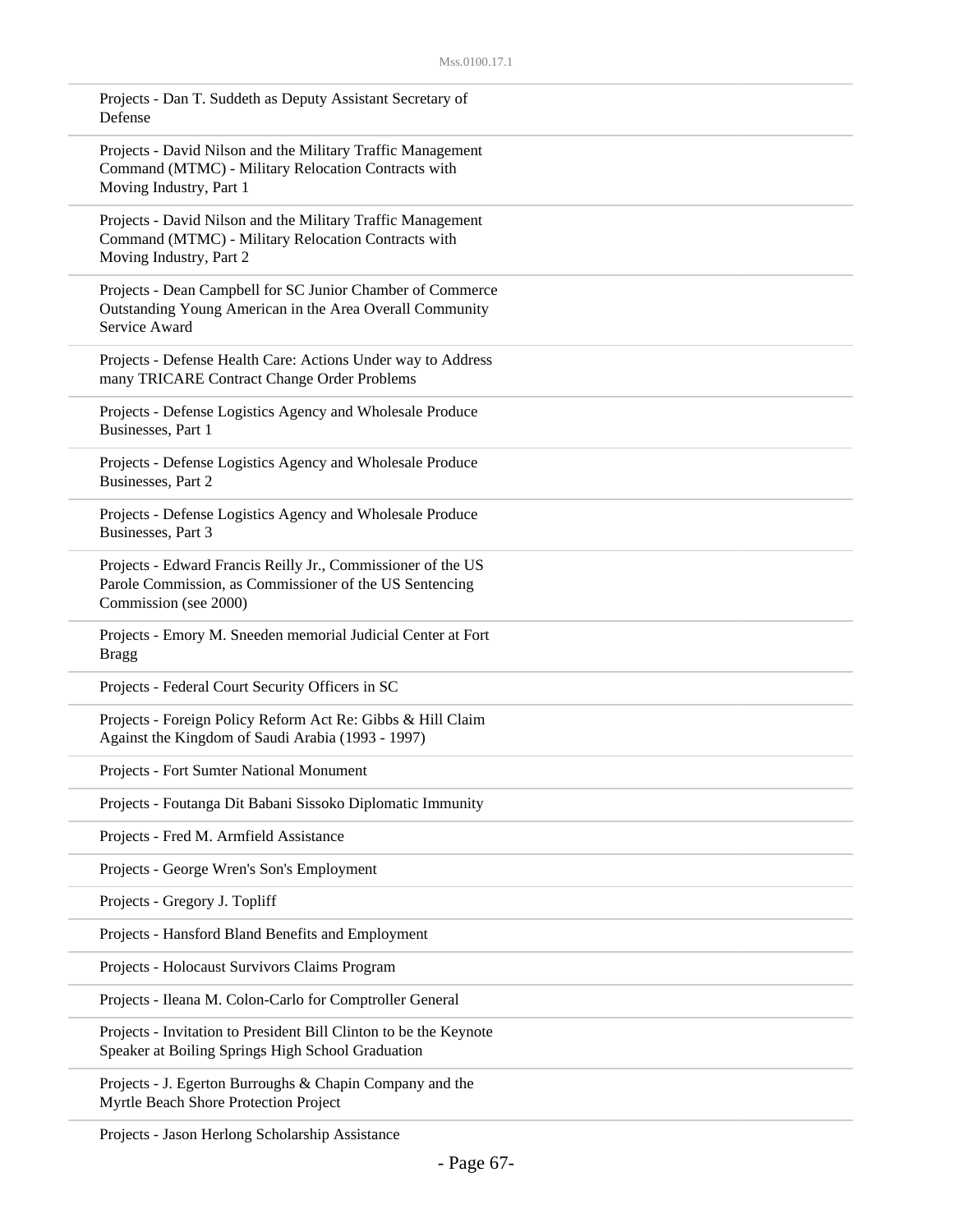Projects - Dan T. Suddeth as Deputy Assistant Secretary of Defense

Projects - David Nilson and the Military Traffic Management Command (MTMC) - Military Relocation Contracts with Moving Industry, Part 1

Projects - David Nilson and the Military Traffic Management Command (MTMC) - Military Relocation Contracts with Moving Industry, Part 2

Projects - Dean Campbell for SC Junior Chamber of Commerce Outstanding Young American in the Area Overall Community Service Award

Projects - Defense Health Care: Actions Under way to Address many TRICARE Contract Change Order Problems

Projects - Defense Logistics Agency and Wholesale Produce Businesses, Part 1

Projects - Defense Logistics Agency and Wholesale Produce Businesses, Part 2

Projects - Defense Logistics Agency and Wholesale Produce Businesses, Part 3

Projects - Edward Francis Reilly Jr., Commissioner of the US Parole Commission, as Commissioner of the US Sentencing Commission (see 2000)

Projects - Emory M. Sneeden memorial Judicial Center at Fort Bragg

Projects - Federal Court Security Officers in SC

Projects - Foreign Policy Reform Act Re: Gibbs & Hill Claim Against the Kingdom of Saudi Arabia (1993 - 1997)

Projects - Fort Sumter National Monument

Projects - Foutanga Dit Babani Sissoko Diplomatic Immunity

Projects - Fred M. Armfield Assistance

Projects - George Wren's Son's Employment

Projects - Gregory J. Topliff

Projects - Hansford Bland Benefits and Employment

Projects - Holocaust Survivors Claims Program

Projects - Ileana M. Colon-Carlo for Comptroller General

Projects - Invitation to President Bill Clinton to be the Keynote Speaker at Boiling Springs High School Graduation

Projects - J. Egerton Burroughs & Chapin Company and the Myrtle Beach Shore Protection Project

Projects - Jason Herlong Scholarship Assistance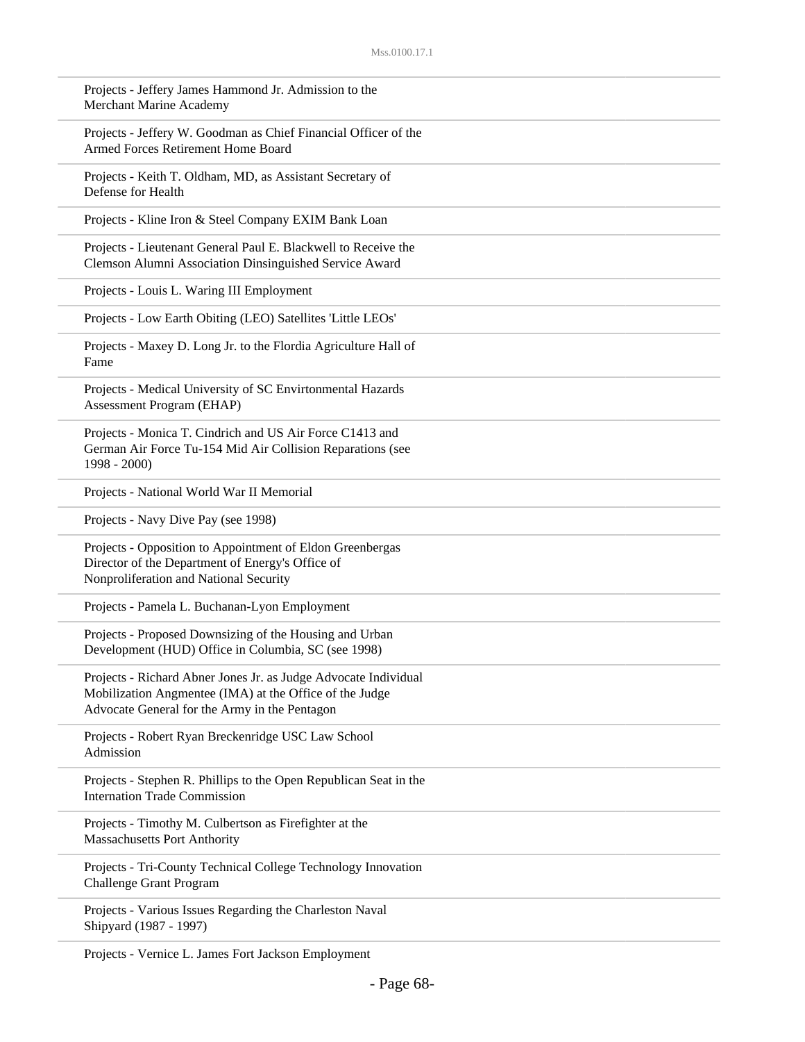Projects - Jeffery James Hammond Jr. Admission to the Merchant Marine Academy

Projects - Jeffery W. Goodman as Chief Financial Officer of the Armed Forces Retirement Home Board

Projects - Keith T. Oldham, MD, as Assistant Secretary of Defense for Health

Projects - Kline Iron & Steel Company EXIM Bank Loan

Projects - Lieutenant General Paul E. Blackwell to Receive the Clemson Alumni Association Dinsinguished Service Award

Projects - Louis L. Waring III Employment

Projects - Low Earth Obiting (LEO) Satellites 'Little LEOs'

Projects - Maxey D. Long Jr. to the Flordia Agriculture Hall of Fame

Projects - Medical University of SC Envirtonmental Hazards Assessment Program (EHAP)

Projects - Monica T. Cindrich and US Air Force C1413 and German Air Force Tu-154 Mid Air Collision Reparations (see 1998 - 2000)

Projects - National World War II Memorial

Projects - Navy Dive Pay (see 1998)

Projects - Opposition to Appointment of Eldon Greenbergas Director of the Department of Energy's Office of Nonproliferation and National Security

Projects - Pamela L. Buchanan-Lyon Employment

Projects - Proposed Downsizing of the Housing and Urban Development (HUD) Office in Columbia, SC (see 1998)

Projects - Richard Abner Jones Jr. as Judge Advocate Individual Mobilization Angmentee (IMA) at the Office of the Judge Advocate General for the Army in the Pentagon

Projects - Robert Ryan Breckenridge USC Law School Admission

Projects - Stephen R. Phillips to the Open Republican Seat in the Internation Trade Commission

Projects - Timothy M. Culbertson as Firefighter at the Massachusetts Port Anthority

Projects - Tri-County Technical College Technology Innovation Challenge Grant Program

Projects - Various Issues Regarding the Charleston Naval Shipyard (1987 - 1997)

Projects - Vernice L. James Fort Jackson Employment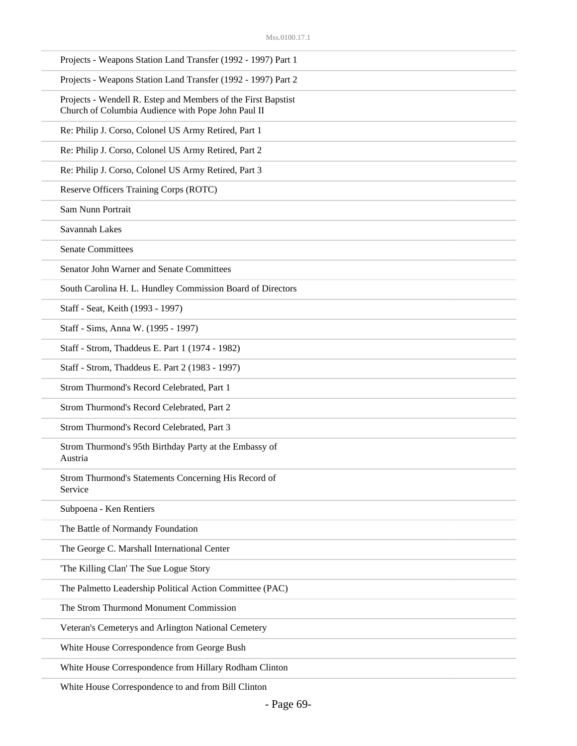Projects - Weapons Station Land Transfer (1992 - 1997) Part 1

Projects - Weapons Station Land Transfer (1992 - 1997) Part 2

Projects - Wendell R. Estep and Members of the First Bapstist Church of Columbia Audience with Pope John Paul II

Re: Philip J. Corso, Colonel US Army Retired, Part 1

Re: Philip J. Corso, Colonel US Army Retired, Part 2

Re: Philip J. Corso, Colonel US Army Retired, Part 3

Reserve Officers Training Corps (ROTC)

Sam Nunn Portrait

Savannah Lakes

Senate Committees

Senator John Warner and Senate Committees

South Carolina H. L. Hundley Commission Board of Directors

Staff - Seat, Keith (1993 - 1997)

Staff - Sims, Anna W. (1995 - 1997)

Staff - Strom, Thaddeus E. Part 1 (1974 - 1982)

Staff - Strom, Thaddeus E. Part 2 (1983 - 1997)

Strom Thurmond's Record Celebrated, Part 1

Strom Thurmond's Record Celebrated, Part 2

Strom Thurmond's Record Celebrated, Part 3

Strom Thurmond's 95th Birthday Party at the Embassy of Austria

Strom Thurmond's Statements Concerning His Record of Service

Subpoena - Ken Rentiers

The Battle of Normandy Foundation

The George C. Marshall International Center

'The Killing Clan' The Sue Logue Story

The Palmetto Leadership Political Action Committee (PAC)

The Strom Thurmond Monument Commission

Veteran's Cemeterys and Arlington National Cemetery

White House Correspondence from George Bush

White House Correspondence from Hillary Rodham Clinton

White House Correspondence to and from Bill Clinton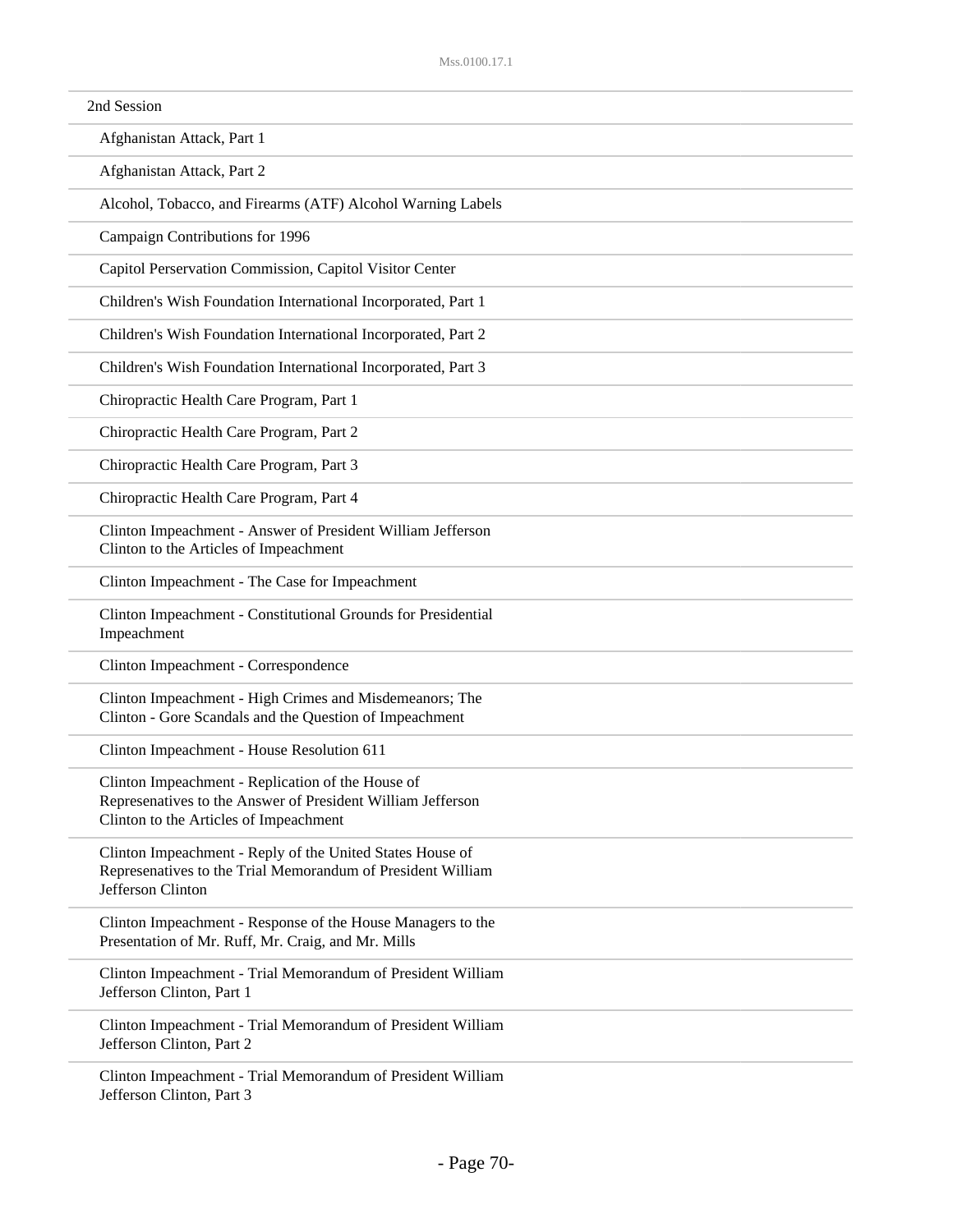2nd Session

- Afghanistan Attack, Part 1
- Afghanistan Attack, Part 2
- Alcohol, Tobacco, and Firearms (ATF) Alcohol Warning Labels
- Campaign Contributions for 1996
- Capitol Perservation Commission, Capitol Visitor Center
- Children's Wish Foundation International Incorporated, Part 1
- Children's Wish Foundation International Incorporated, Part 2
- Children's Wish Foundation International Incorporated, Part 3
- Chiropractic Health Care Program, Part 1
- Chiropractic Health Care Program, Part 2
- Chiropractic Health Care Program, Part 3
- Chiropractic Health Care Program, Part 4
- Clinton Impeachment - Answer of President William Jefferson Clinton to the Articles of Impeachment
- Clinton Impeachment - The Case for Impeachment
- Clinton Impeachment - Constitutional Grounds for Presidential Impeachment
- Clinton Impeachment - Correspondence
- Clinton Impeachment - High Crimes and Misdemeanors; The Clinton - Gore Scandals and the Question of Impeachment
- Clinton Impeachment - House Resolution 611
- Clinton Impeachment - Replication of the House of Represenatives to the Answer of President William Jefferson Clinton to the Articles of Impeachment
- Clinton Impeachment - Reply of the United States House of Represenatives to the Trial Memorandum of President William Jefferson Clinton
- Clinton Impeachment - Response of the House Managers to the Presentation of Mr. Ruff, Mr. Craig, and Mr. Mills
- Clinton Impeachment - Trial Memorandum of President William Jefferson Clinton, Part 1
- Clinton Impeachment - Trial Memorandum of President William Jefferson Clinton, Part 2
- Clinton Impeachment - Trial Memorandum of President William Jefferson Clinton, Part 3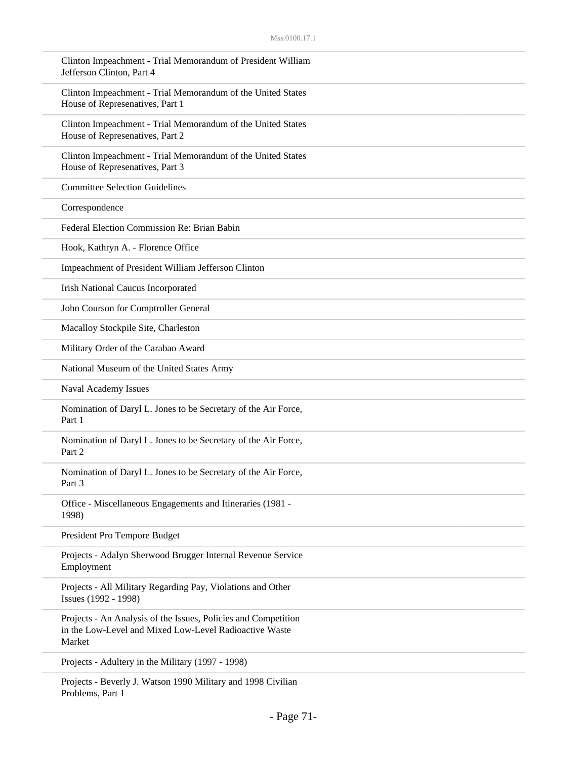Clinton Impeachment - Trial Memorandum of President William Jefferson Clinton, Part 4

Clinton Impeachment - Trial Memorandum of the United States House of Represenatives, Part 1

Clinton Impeachment - Trial Memorandum of the United States House of Represenatives, Part 2

Clinton Impeachment - Trial Memorandum of the United States House of Represenatives, Part 3

Committee Selection Guidelines

Correspondence

Federal Election Commission Re: Brian Babin

Hook, Kathryn A. - Florence Office

Impeachment of President William Jefferson Clinton

Irish National Caucus Incorporated

John Courson for Comptroller General

Macalloy Stockpile Site, Charleston

Military Order of the Carabao Award

National Museum of the United States Army

Naval Academy Issues

Nomination of Daryl L. Jones to be Secretary of the Air Force, Part 1

Nomination of Daryl L. Jones to be Secretary of the Air Force, Part 2

Nomination of Daryl L. Jones to be Secretary of the Air Force, Part 3

Office - Miscellaneous Engagements and Itineraries (1981 - 1998)

President Pro Tempore Budget

Projects - Adalyn Sherwood Brugger Internal Revenue Service Employment

Projects - All Military Regarding Pay, Violations and Other Issues (1992 - 1998)

Projects - An Analysis of the Issues, Policies and Competition in the Low-Level and Mixed Low-Level Radioactive Waste Market

Projects - Adultery in the Military (1997 - 1998)

Projects - Beverly J. Watson 1990 Military and 1998 Civilian Problems, Part 1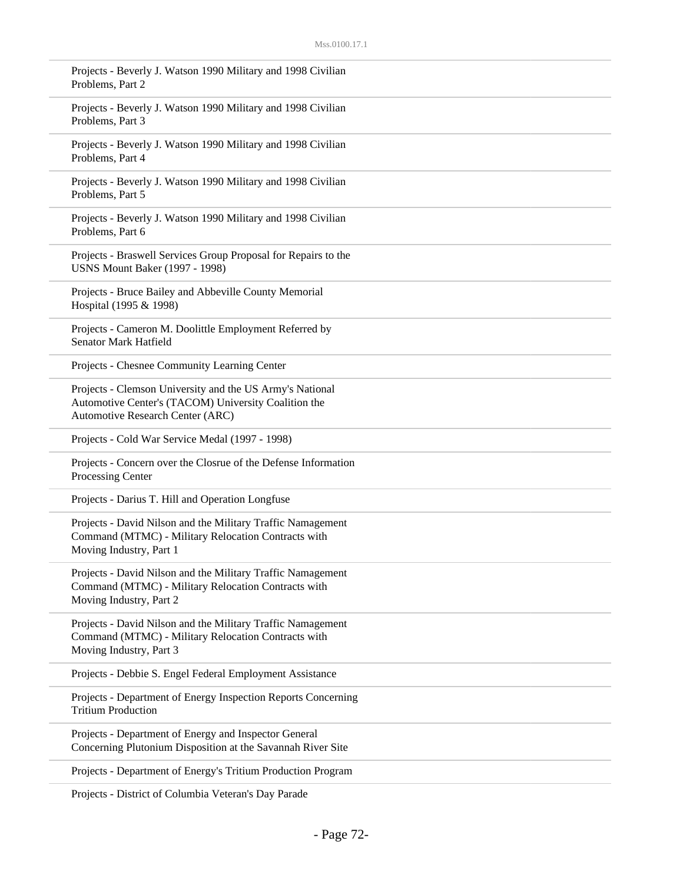Projects - Beverly J. Watson 1990 Military and 1998 Civilian Problems, Part 2

Projects - Beverly J. Watson 1990 Military and 1998 Civilian Problems, Part 3

Projects - Beverly J. Watson 1990 Military and 1998 Civilian Problems, Part 4

Projects - Beverly J. Watson 1990 Military and 1998 Civilian Problems, Part 5

Projects - Beverly J. Watson 1990 Military and 1998 Civilian Problems, Part 6

Projects - Braswell Services Group Proposal for Repairs to the USNS Mount Baker (1997 - 1998)

Projects - Bruce Bailey and Abbeville County Memorial Hospital (1995 & 1998)

Projects - Cameron M. Doolittle Employment Referred by Senator Mark Hatfield

Projects - Chesnee Community Learning Center

Projects - Clemson University and the US Army's National Automotive Center's (TACOM) University Coalition the Automotive Research Center (ARC)

Projects - Cold War Service Medal (1997 - 1998)

Projects - Concern over the Closrue of the Defense Information Processing Center

Projects - Darius T. Hill and Operation Longfuse

Projects - David Nilson and the Military Traffic Namagement Command (MTMC) - Military Relocation Contracts with Moving Industry, Part 1

Projects - David Nilson and the Military Traffic Namagement Command (MTMC) - Military Relocation Contracts with Moving Industry, Part 2

Projects - David Nilson and the Military Traffic Namagement Command (MTMC) - Military Relocation Contracts with Moving Industry, Part 3

Projects - Debbie S. Engel Federal Employment Assistance

Projects - Department of Energy Inspection Reports Concerning Tritium Production

Projects - Department of Energy and Inspector General Concerning Plutonium Disposition at the Savannah River Site

Projects - Department of Energy's Tritium Production Program

Projects - District of Columbia Veteran's Day Parade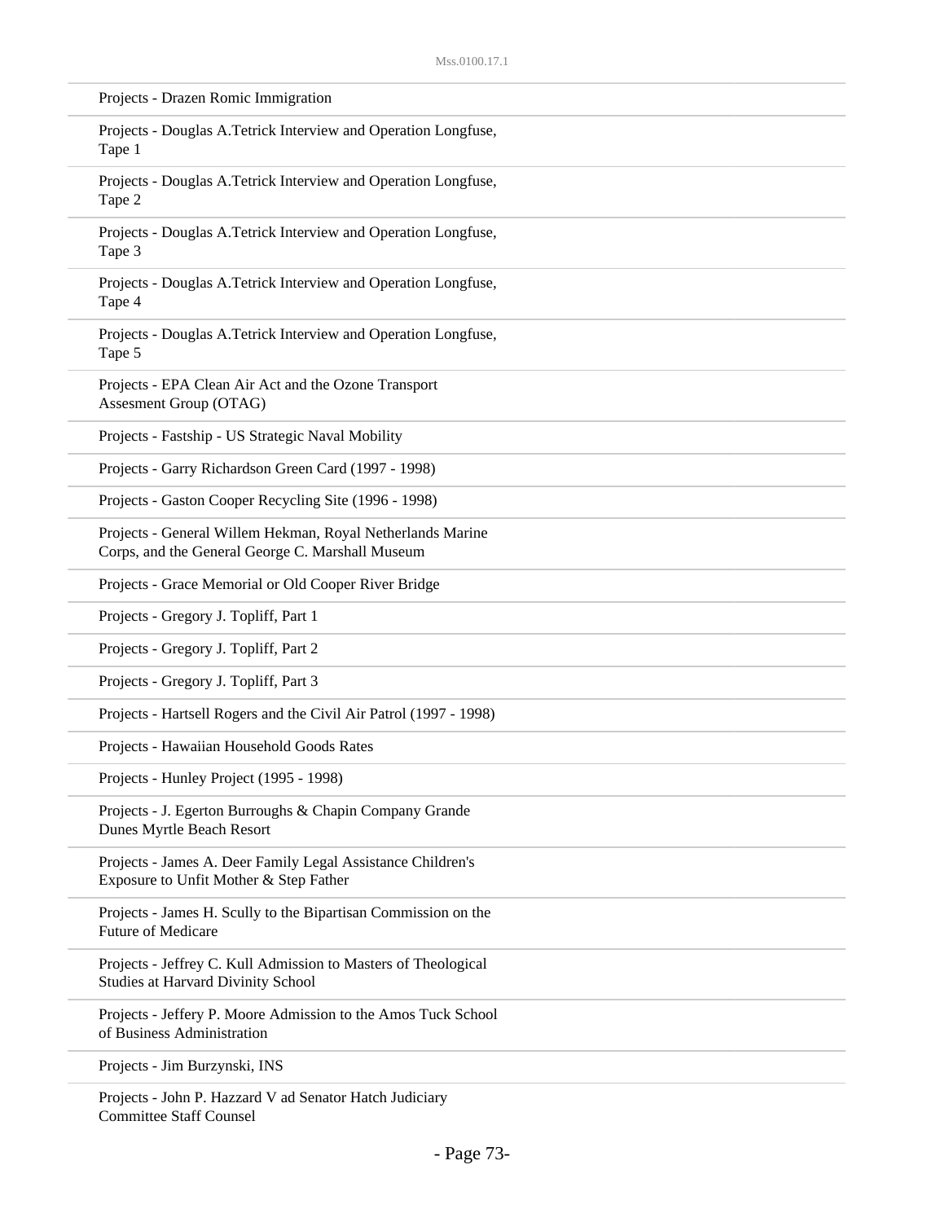Projects - Drazen Romic Immigration

Projects - Douglas A.Tetrick Interview and Operation Longfuse, Tape 1

Projects - Douglas A.Tetrick Interview and Operation Longfuse, Tape 2

Projects - Douglas A.Tetrick Interview and Operation Longfuse, Tape 3

Projects - Douglas A.Tetrick Interview and Operation Longfuse, Tape 4

Projects - Douglas A.Tetrick Interview and Operation Longfuse, Tape 5

Projects - EPA Clean Air Act and the Ozone Transport Assesment Group (OTAG)

Projects - Fastship - US Strategic Naval Mobility

Projects - Garry Richardson Green Card (1997 - 1998)

Projects - Gaston Cooper Recycling Site (1996 - 1998)

Projects - General Willem Hekman, Royal Netherlands Marine Corps, and the General George C. Marshall Museum

Projects - Grace Memorial or Old Cooper River Bridge

Projects - Gregory J. Topliff, Part 1

Projects - Gregory J. Topliff, Part 2

Projects - Gregory J. Topliff, Part 3

Projects - Hartsell Rogers and the Civil Air Patrol (1997 - 1998)

Projects - Hawaiian Household Goods Rates

Projects - Hunley Project (1995 - 1998)

Projects - J. Egerton Burroughs & Chapin Company Grande Dunes Myrtle Beach Resort

Projects - James A. Deer Family Legal Assistance Children's Exposure to Unfit Mother & Step Father

Projects - James H. Scully to the Bipartisan Commission on the Future of Medicare

Projects - Jeffrey C. Kull Admission to Masters of Theological Studies at Harvard Divinity School

Projects - Jeffery P. Moore Admission to the Amos Tuck School of Business Administration

Projects - Jim Burzynski, INS

Projects - John P. Hazzard V ad Senator Hatch Judiciary Committee Staff Counsel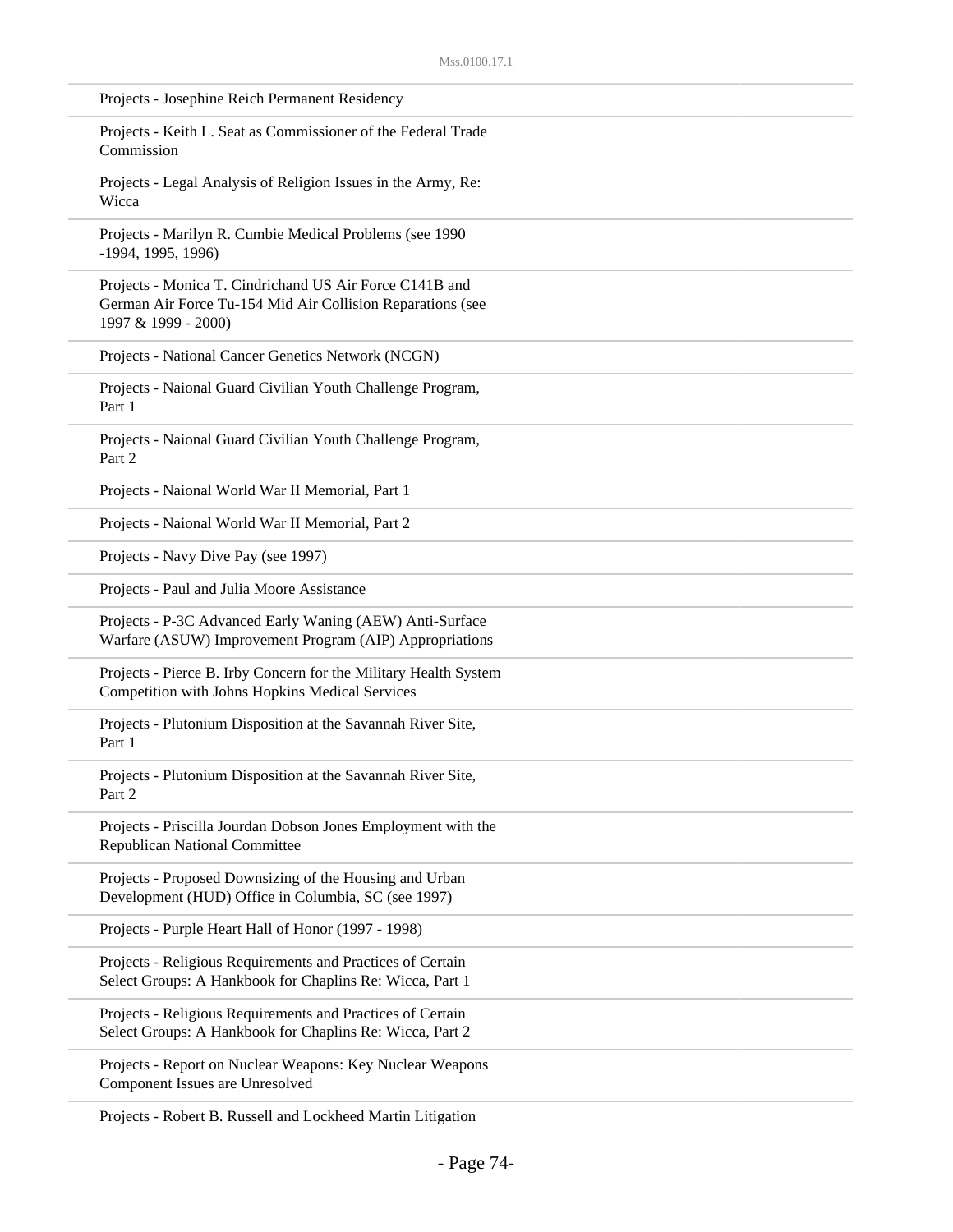Projects - Josephine Reich Permanent Residency

Projects - Keith L. Seat as Commissioner of the Federal Trade Commission

Projects - Legal Analysis of Religion Issues in the Army, Re: Wicca

Projects - Marilyn R. Cumbie Medical Problems (see 1990 -1994, 1995, 1996)

Projects - Monica T. Cindrichand US Air Force C141B and German Air Force Tu-154 Mid Air Collision Reparations (see 1997 & 1999 - 2000)

Projects - National Cancer Genetics Network (NCGN)

Projects - Naional Guard Civilian Youth Challenge Program, Part 1

Projects - Naional Guard Civilian Youth Challenge Program, Part 2

Projects - Naional World War II Memorial, Part 1

Projects - Naional World War II Memorial, Part 2

Projects - Navy Dive Pay (see 1997)

Projects - Paul and Julia Moore Assistance

Projects - P-3C Advanced Early Waning (AEW) Anti-Surface Warfare (ASUW) Improvement Program (AIP) Appropriations

Projects - Pierce B. Irby Concern for the Military Health System Competition with Johns Hopkins Medical Services

Projects - Plutonium Disposition at the Savannah River Site, Part 1

Projects - Plutonium Disposition at the Savannah River Site, Part 2

Projects - Priscilla Jourdan Dobson Jones Employment with the Republican National Committee

Projects - Proposed Downsizing of the Housing and Urban Development (HUD) Office in Columbia, SC (see 1997)

Projects - Purple Heart Hall of Honor (1997 - 1998)

Projects - Religious Requirements and Practices of Certain Select Groups: A Hankbook for Chaplins Re: Wicca, Part 1

Projects - Religious Requirements and Practices of Certain Select Groups: A Hankbook for Chaplins Re: Wicca, Part 2

Projects - Report on Nuclear Weapons: Key Nuclear Weapons Component Issues are Unresolved

Projects - Robert B. Russell and Lockheed Martin Litigation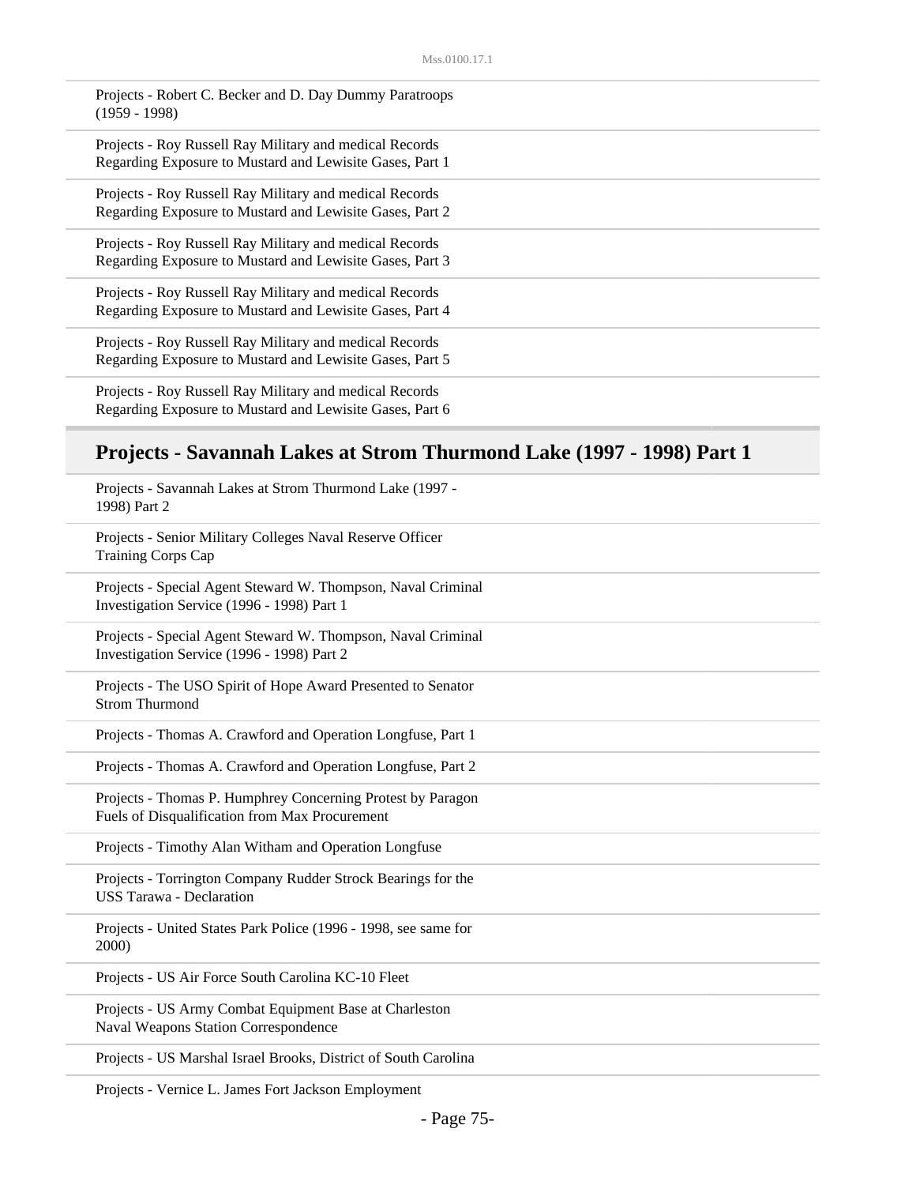Projects - Robert C. Becker and D. Day Dummy Paratroops (1959 - 1998)

Projects - Roy Russell Ray Military and medical Records Regarding Exposure to Mustard and Lewisite Gases, Part 1

Projects - Roy Russell Ray Military and medical Records Regarding Exposure to Mustard and Lewisite Gases, Part 2

Projects - Roy Russell Ray Military and medical Records Regarding Exposure to Mustard and Lewisite Gases, Part 3

Projects - Roy Russell Ray Military and medical Records Regarding Exposure to Mustard and Lewisite Gases, Part 4

Projects - Roy Russell Ray Military and medical Records Regarding Exposure to Mustard and Lewisite Gases, Part 5

Projects - Roy Russell Ray Military and medical Records Regarding Exposure to Mustard and Lewisite Gases, Part 6

## Projects - Savannah Lakes at Strom Thurmond Lake (1997 - 1998) Part 1

Projects - Savannah Lakes at Strom Thurmond Lake (1997 - 1998) Part 2

Projects - Senior Military Colleges Naval Reserve Officer Training Corps Cap

Projects - Special Agent Steward W. Thompson, Naval Criminal Investigation Service (1996 - 1998) Part 1

Projects - Special Agent Steward W. Thompson, Naval Criminal Investigation Service (1996 - 1998) Part 2

Projects - The USO Spirit of Hope Award Presented to Senator Strom Thurmond

Projects - Thomas A. Crawford and Operation Longfuse, Part 1

Projects - Thomas A. Crawford and Operation Longfuse, Part 2

Projects - Thomas P. Humphrey Concerning Protest by Paragon Fuels of Disqualification from Max Procurement

Projects - Timothy Alan Witham and Operation Longfuse

Projects - Torrington Company Rudder Strock Bearings for the USS Tarawa - Declaration

Projects - United States Park Police (1996 - 1998, see same for 2000)

Projects - US Air Force South Carolina KC-10 Fleet

Projects - US Army Combat Equipment Base at Charleston Naval Weapons Station Correspondence

Projects - US Marshal Israel Brooks, District of South Carolina

Projects - Vernice L. James Fort Jackson Employment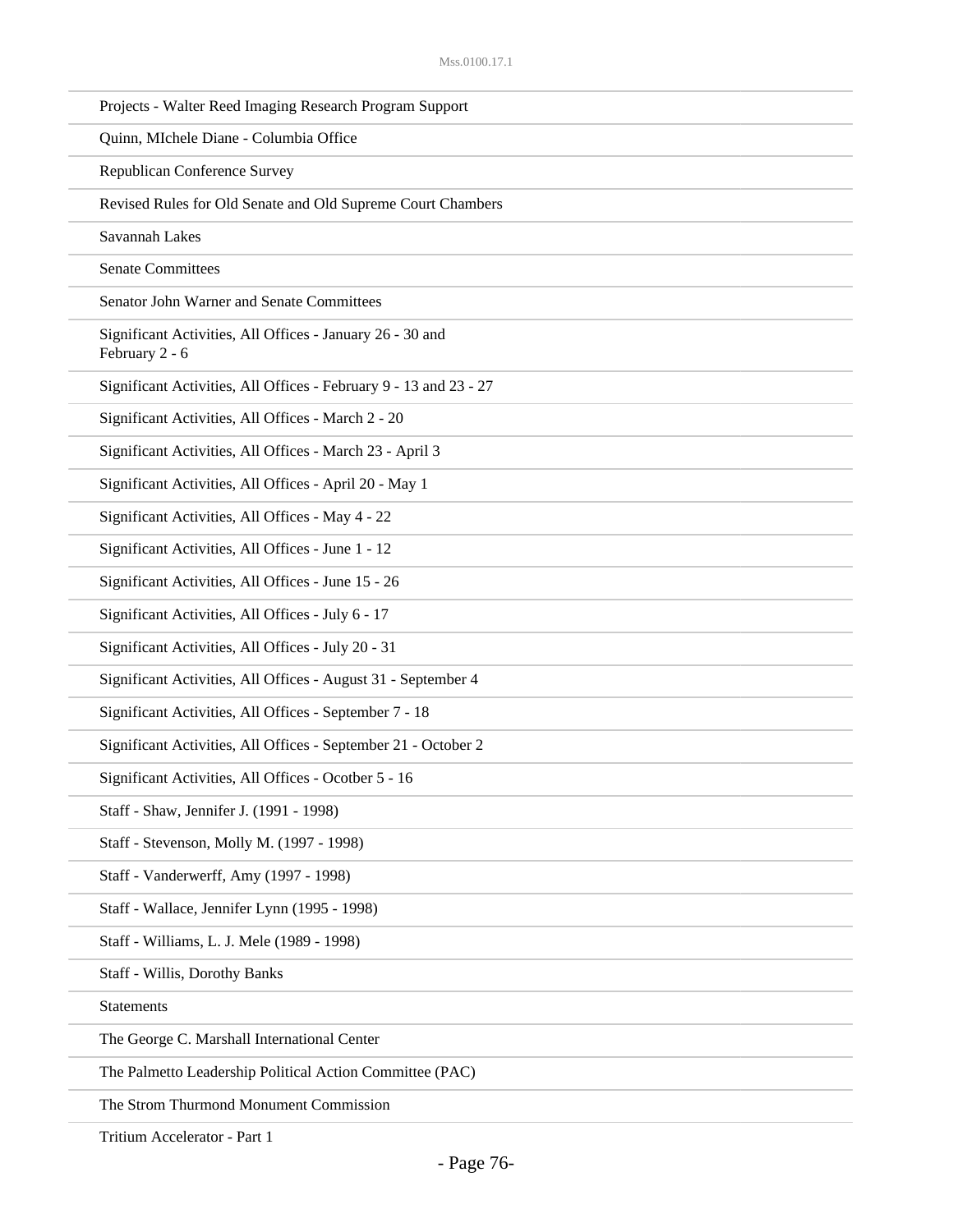Projects - Walter Reed Imaging Research Program Support

Quinn, MIchele Diane - Columbia Office

Republican Conference Survey

Revised Rules for Old Senate and Old Supreme Court Chambers

Savannah Lakes

Senate Committees

Senator John Warner and Senate Committees

Significant Activities, All Offices - January 26 - 30 and February 2 - 6

Significant Activities, All Offices - February 9 - 13 and 23 - 27

Significant Activities, All Offices - March 2 - 20

Significant Activities, All Offices - March 23 - April 3

Significant Activities, All Offices - April 20 - May 1

Significant Activities, All Offices - May 4 - 22

Significant Activities, All Offices - June 1 - 12

Significant Activities, All Offices - June 15 - 26

Significant Activities, All Offices - July 6 - 17

Significant Activities, All Offices - July 20 - 31

Significant Activities, All Offices - August 31 - September 4

Significant Activities, All Offices - September 7 - 18

Significant Activities, All Offices - September 21 - October 2

Significant Activities, All Offices - Ocotber 5 - 16

Staff - Shaw, Jennifer J. (1991 - 1998)

Staff - Stevenson, Molly M. (1997 - 1998)

Staff - Vanderwerff, Amy (1997 - 1998)

Staff - Wallace, Jennifer Lynn (1995 - 1998)

Staff - Williams, L. J. Mele (1989 - 1998)

Staff - Willis, Dorothy Banks

Statements

The George C. Marshall International Center

The Palmetto Leadership Political Action Committee (PAC)

The Strom Thurmond Monument Commission

Tritium Accelerator - Part 1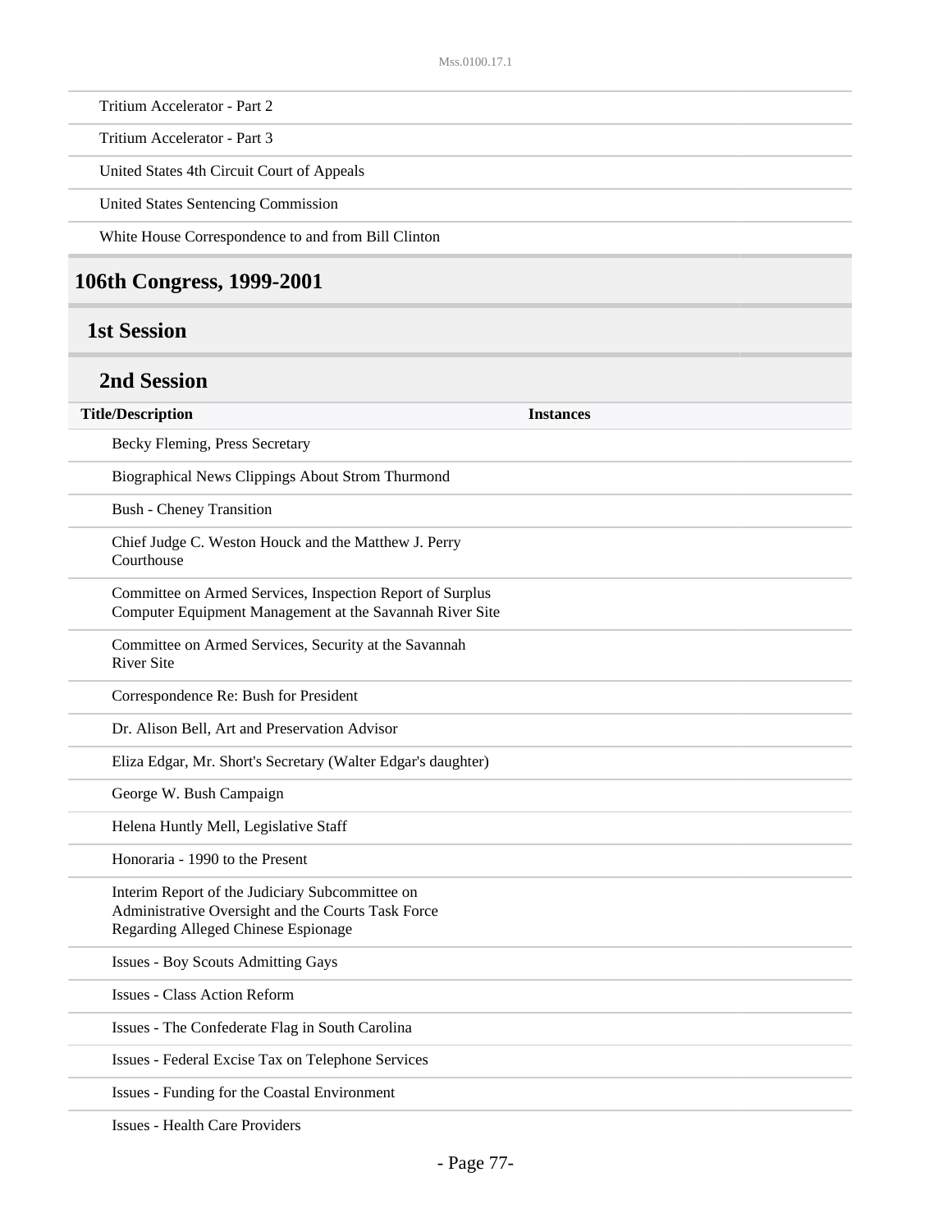| | |
|---|---|
| Tritium Accelerator - Part 2 | |
| Tritium Accelerator - Part 3 | |
| United States 4th Circuit Court of Appeals | |
| United States Sentencing Commission | |
| White House Correspondence to and from Bill Clinton | |

## 106th Congress, 1999-2001

### 1st Session

#### 2nd Session

| Title/Description | Instances |
|---|---|
| Becky Fleming, Press Secretary | |
| Biographical News Clippings About Strom Thurmond | |
| Bush - Cheney Transition | |
| Chief Judge C. Weston Houck and the Matthew J. Perry Courthouse | |
| Committee on Armed Services, Inspection Report of Surplus Computer Equipment Management at the Savannah River Site | |
| Committee on Armed Services, Security at the Savannah River Site | |
| Correspondence Re: Bush for President | |
| Dr. Alison Bell, Art and Preservation Advisor | |
| Eliza Edgar, Mr. Short's Secretary (Walter Edgar's daughter) | |
| George W. Bush Campaign | |
| Helena Huntly Mell, Legislative Staff | |
| Honoraria - 1990 to the Present | |
| Interim Report of the Judiciary Subcommittee on Administrative Oversight and the Courts Task Force Regarding Alleged Chinese Espionage | |
| Issues - Boy Scouts Admitting Gays | |
| Issues - Class Action Reform | |
| Issues - The Confederate Flag in South Carolina | |
| Issues - Federal Excise Tax on Telephone Services | |
| Issues - Funding for the Coastal Environment | |
| Issues - Health Care Providers | |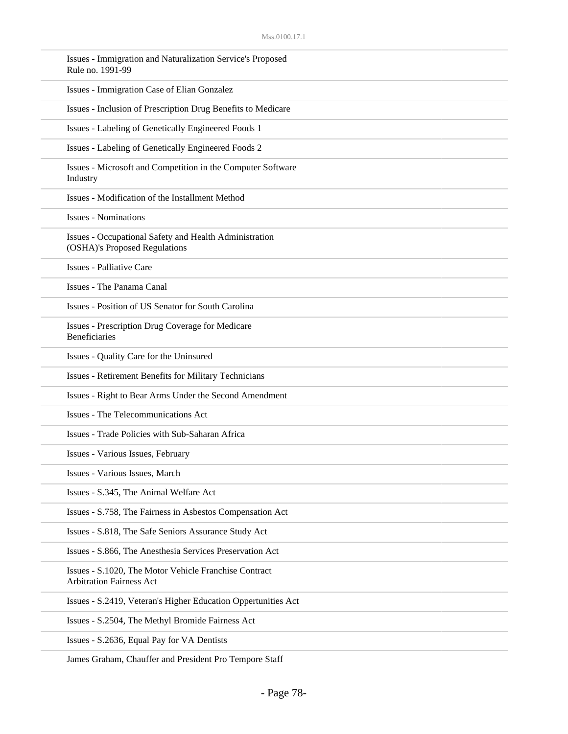Issues - Immigration and Naturalization Service's Proposed Rule no. 1991-99

Issues - Immigration Case of Elian Gonzalez

Issues - Inclusion of Prescription Drug Benefits to Medicare

Issues - Labeling of Genetically Engineered Foods 1

Issues - Labeling of Genetically Engineered Foods 2

Issues - Microsoft and Competition in the Computer Software Industry

Issues - Modification of the Installment Method

Issues - Nominations

Issues - Occupational Safety and Health Administration (OSHA)'s Proposed Regulations

Issues - Palliative Care

Issues - The Panama Canal

Issues - Position of US Senator for South Carolina

Issues - Prescription Drug Coverage for Medicare Beneficiaries

Issues - Quality Care for the Uninsured

Issues - Retirement Benefits for Military Technicians

Issues - Right to Bear Arms Under the Second Amendment

Issues - The Telecommunications Act

Issues - Trade Policies with Sub-Saharan Africa

Issues - Various Issues, February

Issues - Various Issues, March

Issues - S.345, The Animal Welfare Act

Issues - S.758, The Fairness in Asbestos Compensation Act

Issues - S.818, The Safe Seniors Assurance Study Act

Issues - S.866, The Anesthesia Services Preservation Act

Issues - S.1020, The Motor Vehicle Franchise Contract Arbitration Fairness Act

Issues - S.2419, Veteran's Higher Education Oppertunities Act

Issues - S.2504, The Methyl Bromide Fairness Act

Issues - S.2636, Equal Pay for VA Dentists

James Graham, Chauffer and President Pro Tempore Staff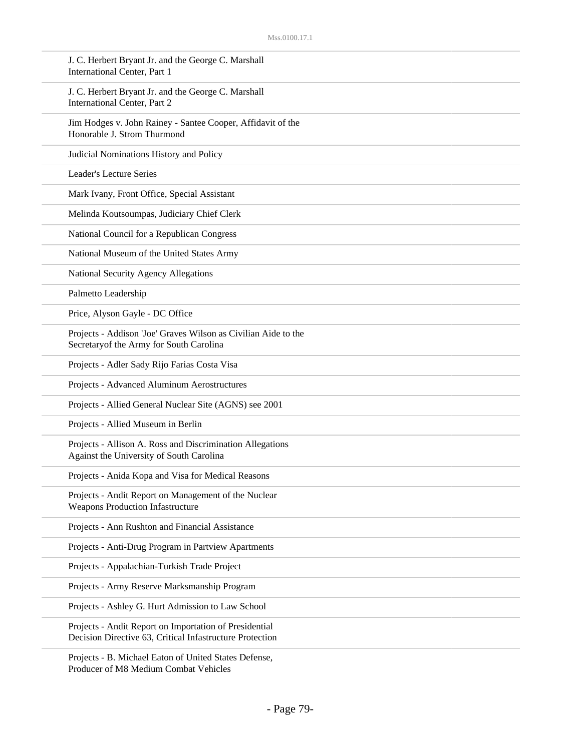J. C. Herbert Bryant Jr. and the George C. Marshall International Center, Part 1

J. C. Herbert Bryant Jr. and the George C. Marshall International Center, Part 2

Jim Hodges v. John Rainey - Santee Cooper, Affidavit of the Honorable J. Strom Thurmond

Judicial Nominations History and Policy

Leader's Lecture Series

Mark Ivany, Front Office, Special Assistant

Melinda Koutsoumpas, Judiciary Chief Clerk

National Council for a Republican Congress

National Museum of the United States Army

National Security Agency Allegations

Palmetto Leadership

Price, Alyson Gayle - DC Office

Projects - Addison 'Joe' Graves Wilson as Civilian Aide to the Secretaryof the Army for South Carolina

Projects - Adler Sady Rijo Farias Costa Visa

Projects - Advanced Aluminum Aerostructures

Projects - Allied General Nuclear Site (AGNS) see 2001

Projects - Allied Museum in Berlin

Projects - Allison A. Ross and Discrimination Allegations Against the University of South Carolina

Projects - Anida Kopa and Visa for Medical Reasons

Projects - Andit Report on Management of the Nuclear Weapons Production Infastructure

Projects - Ann Rushton and Financial Assistance

Projects - Anti-Drug Program in Partview Apartments

Projects - Appalachian-Turkish Trade Project

Projects - Army Reserve Marksmanship Program

Projects - Ashley G. Hurt Admission to Law School

Projects - Andit Report on Importation of Presidential Decision Directive 63, Critical Infastructure Protection

Projects - B. Michael Eaton of United States Defense, Producer of M8 Medium Combat Vehicles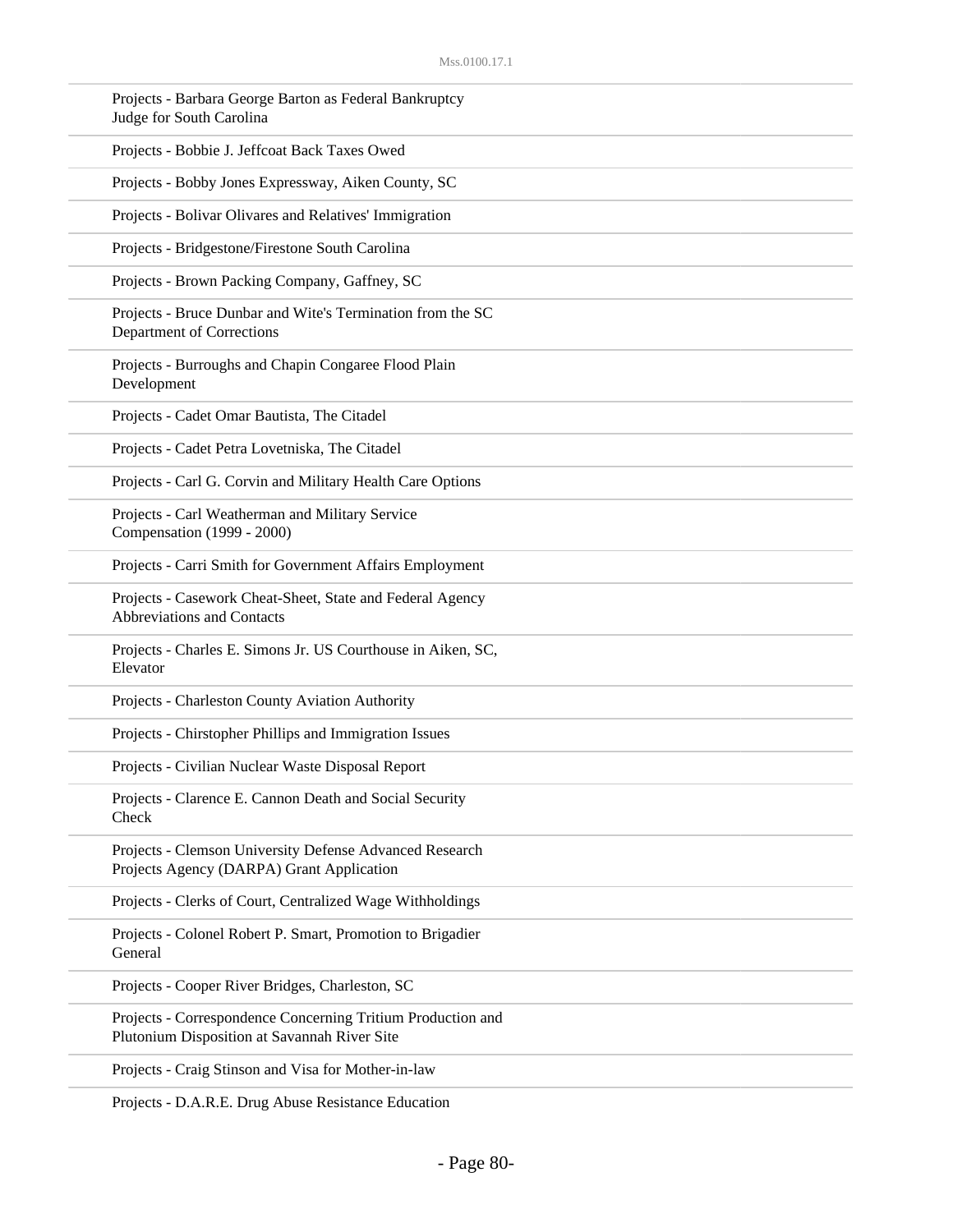Projects - Barbara George Barton as Federal Bankruptcy Judge for South Carolina

Projects - Bobbie J. Jeffcoat Back Taxes Owed

Projects - Bobby Jones Expressway, Aiken County, SC

Projects - Bolivar Olivares and Relatives' Immigration

Projects - Bridgestone/Firestone South Carolina

Projects - Brown Packing Company, Gaffney, SC

Projects - Bruce Dunbar and Wite's Termination from the SC Department of Corrections

Projects - Burroughs and Chapin Congaree Flood Plain Development

Projects - Cadet Omar Bautista, The Citadel

Projects - Cadet Petra Lovetniska, The Citadel

Projects - Carl G. Corvin and Military Health Care Options

Projects - Carl Weatherman and Military Service Compensation (1999 - 2000)

Projects - Carri Smith for Government Affairs Employment

Projects - Casework Cheat-Sheet, State and Federal Agency Abbreviations and Contacts

Projects - Charles E. Simons Jr. US Courthouse in Aiken, SC, Elevator

Projects - Charleston County Aviation Authority

Projects - Chirstopher Phillips and Immigration Issues

Projects - Civilian Nuclear Waste Disposal Report

Projects - Clarence E. Cannon Death and Social Security Check

Projects - Clemson University Defense Advanced Research Projects Agency (DARPA) Grant Application

Projects - Clerks of Court, Centralized Wage Withholdings

Projects - Colonel Robert P. Smart, Promotion to Brigadier General

Projects - Cooper River Bridges, Charleston, SC

Projects - Correspondence Concerning Tritium Production and Plutonium Disposition at Savannah River Site

Projects - Craig Stinson and Visa for Mother-in-law

Projects - D.A.R.E. Drug Abuse Resistance Education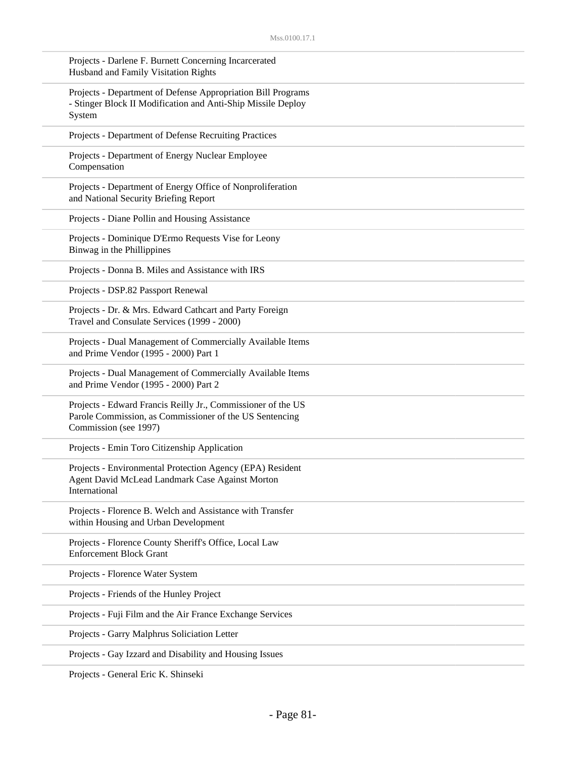Projects - Darlene F. Burnett Concerning Incarcerated Husband and Family Visitation Rights

Projects - Department of Defense Appropriation Bill Programs - Stinger Block II Modification and Anti-Ship Missile Deploy System

Projects - Department of Defense Recruiting Practices

Projects - Department of Energy Nuclear Employee Compensation

Projects - Department of Energy Office of Nonproliferation and National Security Briefing Report

Projects - Diane Pollin and Housing Assistance

Projects - Dominique D'Ermo Requests Vise for Leony Binwag in the Phillippines

Projects - Donna B. Miles and Assistance with IRS

Projects - DSP.82 Passport Renewal

Projects - Dr. & Mrs. Edward Cathcart and Party Foreign Travel and Consulate Services (1999 - 2000)

Projects - Dual Management of Commercially Available Items and Prime Vendor (1995 - 2000) Part 1

Projects - Dual Management of Commercially Available Items and Prime Vendor (1995 - 2000) Part 2

Projects - Edward Francis Reilly Jr., Commissioner of the US Parole Commission, as Commissioner of the US Sentencing Commission (see 1997)

Projects - Emin Toro Citizenship Application

Projects - Environmental Protection Agency (EPA) Resident Agent David McLead Landmark Case Against Morton International

Projects - Florence B. Welch and Assistance with Transfer within Housing and Urban Development

Projects - Florence County Sheriff's Office, Local Law Enforcement Block Grant

Projects - Florence Water System

Projects - Friends of the Hunley Project

Projects - Fuji Film and the Air France Exchange Services

Projects - Garry Malphrus Soliciation Letter

Projects - Gay Izzard and Disability and Housing Issues

Projects - General Eric K. Shinseki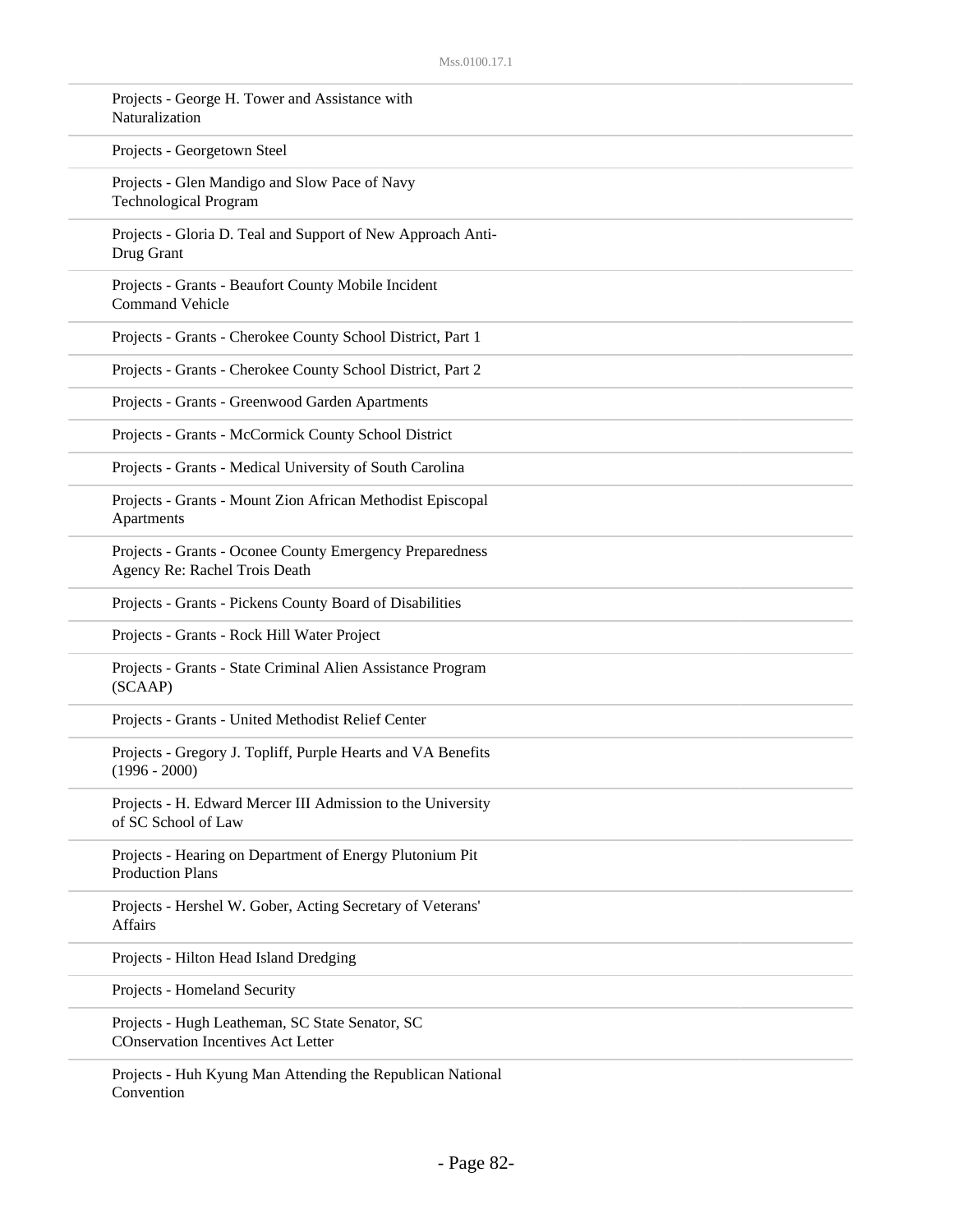Projects - George H. Tower and Assistance with Naturalization

Projects - Georgetown Steel

Projects - Glen Mandigo and Slow Pace of Navy Technological Program

Projects - Gloria D. Teal and Support of New Approach Anti-Drug Grant

Projects - Grants - Beaufort County Mobile Incident Command Vehicle

Projects - Grants - Cherokee County School District, Part 1

Projects - Grants - Cherokee County School District, Part 2

Projects - Grants - Greenwood Garden Apartments

Projects - Grants - McCormick County School District

Projects - Grants - Medical University of South Carolina

Projects - Grants - Mount Zion African Methodist Episcopal Apartments

Projects - Grants - Oconee County Emergency Preparedness Agency Re: Rachel Trois Death

Projects - Grants - Pickens County Board of Disabilities

Projects - Grants - Rock Hill Water Project

Projects - Grants - State Criminal Alien Assistance Program (SCAAP)

Projects - Grants - United Methodist Relief Center

Projects - Gregory J. Topliff, Purple Hearts and VA Benefits (1996 - 2000)

Projects - H. Edward Mercer III Admission to the University of SC School of Law

Projects - Hearing on Department of Energy Plutonium Pit Production Plans

Projects - Hershel W. Gober, Acting Secretary of Veterans' Affairs

Projects - Hilton Head Island Dredging

Projects - Homeland Security

Projects - Hugh Leatheman, SC State Senator, SC COnservation Incentives Act Letter

Projects - Huh Kyung Man Attending the Republican National Convention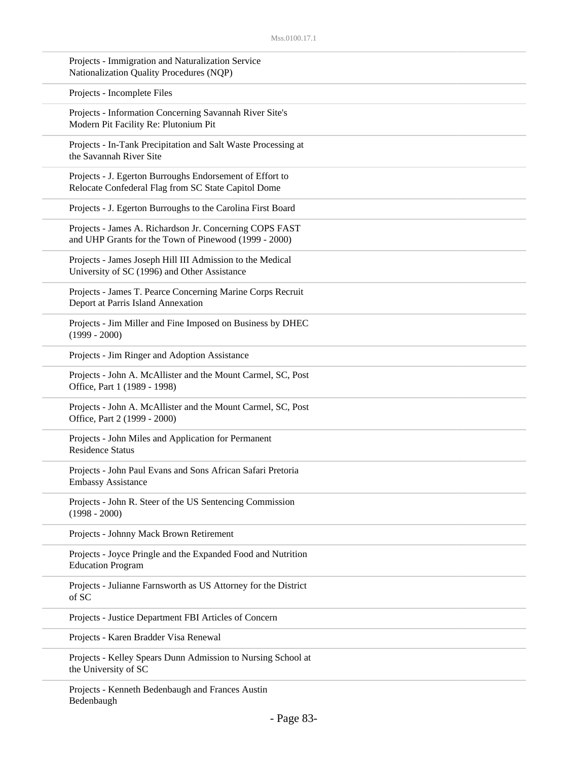Projects - Immigration and Naturalization Service Nationalization Quality Procedures (NQP)

Projects - Incomplete Files

Projects - Information Concerning Savannah River Site's Modern Pit Facility Re: Plutonium Pit

Projects - In-Tank Precipitation and Salt Waste Processing at the Savannah River Site

Projects - J. Egerton Burroughs Endorsement of Effort to Relocate Confederal Flag from SC State Capitol Dome

Projects - J. Egerton Burroughs to the Carolina First Board

Projects - James A. Richardson Jr. Concerning COPS FAST and UHP Grants for the Town of Pinewood (1999 - 2000)

Projects - James Joseph Hill III Admission to the Medical University of SC (1996) and Other Assistance

Projects - James T. Pearce Concerning Marine Corps Recruit Deport at Parris Island Annexation

Projects - Jim Miller and Fine Imposed on Business by DHEC (1999 - 2000)

Projects - Jim Ringer and Adoption Assistance

Projects - John A. McAllister and the Mount Carmel, SC, Post Office, Part 1 (1989 - 1998)

Projects - John A. McAllister and the Mount Carmel, SC, Post Office, Part 2 (1999 - 2000)

Projects - John Miles and Application for Permanent Residence Status

Projects - John Paul Evans and Sons African Safari Pretoria Embassy Assistance

Projects - John R. Steer of the US Sentencing Commission (1998 - 2000)

Projects - Johnny Mack Brown Retirement

Projects - Joyce Pringle and the Expanded Food and Nutrition Education Program

Projects - Julianne Farnsworth as US Attorney for the District of SC

Projects - Justice Department FBI Articles of Concern

Projects - Karen Bradder Visa Renewal

Projects - Kelley Spears Dunn Admission to Nursing School at the University of SC

Projects - Kenneth Bedenbaugh and Frances Austin Bedenbaugh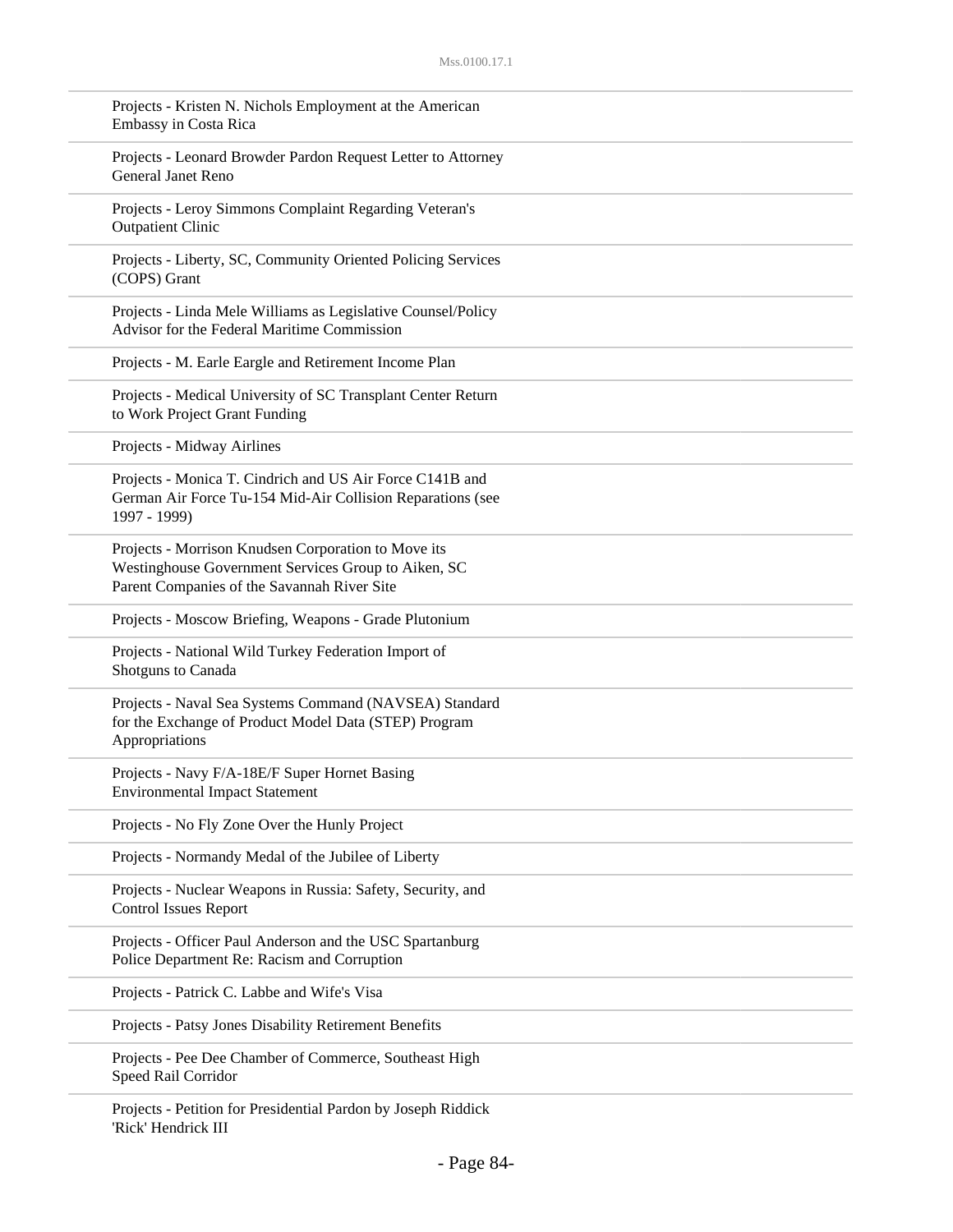Projects - Kristen N. Nichols Employment at the American Embassy in Costa Rica

Projects - Leonard Browder Pardon Request Letter to Attorney General Janet Reno

Projects - Leroy Simmons Complaint Regarding Veteran's Outpatient Clinic

Projects - Liberty, SC, Community Oriented Policing Services (COPS) Grant

Projects - Linda Mele Williams as Legislative Counsel/Policy Advisor for the Federal Maritime Commission

Projects - M. Earle Eargle and Retirement Income Plan

Projects - Medical University of SC Transplant Center Return to Work Project Grant Funding

Projects - Midway Airlines

Projects - Monica T. Cindrich and US Air Force C141B and German Air Force Tu-154 Mid-Air Collision Reparations (see 1997 - 1999)

Projects - Morrison Knudsen Corporation to Move its Westinghouse Government Services Group to Aiken, SC Parent Companies of the Savannah River Site

Projects - Moscow Briefing, Weapons - Grade Plutonium

Projects - National Wild Turkey Federation Import of Shotguns to Canada

Projects - Naval Sea Systems Command (NAVSEA) Standard for the Exchange of Product Model Data (STEP) Program Appropriations

Projects - Navy F/A-18E/F Super Hornet Basing Environmental Impact Statement

Projects - No Fly Zone Over the Hunly Project

Projects - Normandy Medal of the Jubilee of Liberty

Projects - Nuclear Weapons in Russia: Safety, Security, and Control Issues Report

Projects - Officer Paul Anderson and the USC Spartanburg Police Department Re: Racism and Corruption

Projects - Patrick C. Labbe and Wife's Visa

Projects - Patsy Jones Disability Retirement Benefits

Projects - Pee Dee Chamber of Commerce, Southeast High Speed Rail Corridor

Projects - Petition for Presidential Pardon by Joseph Riddick 'Rick' Hendrick III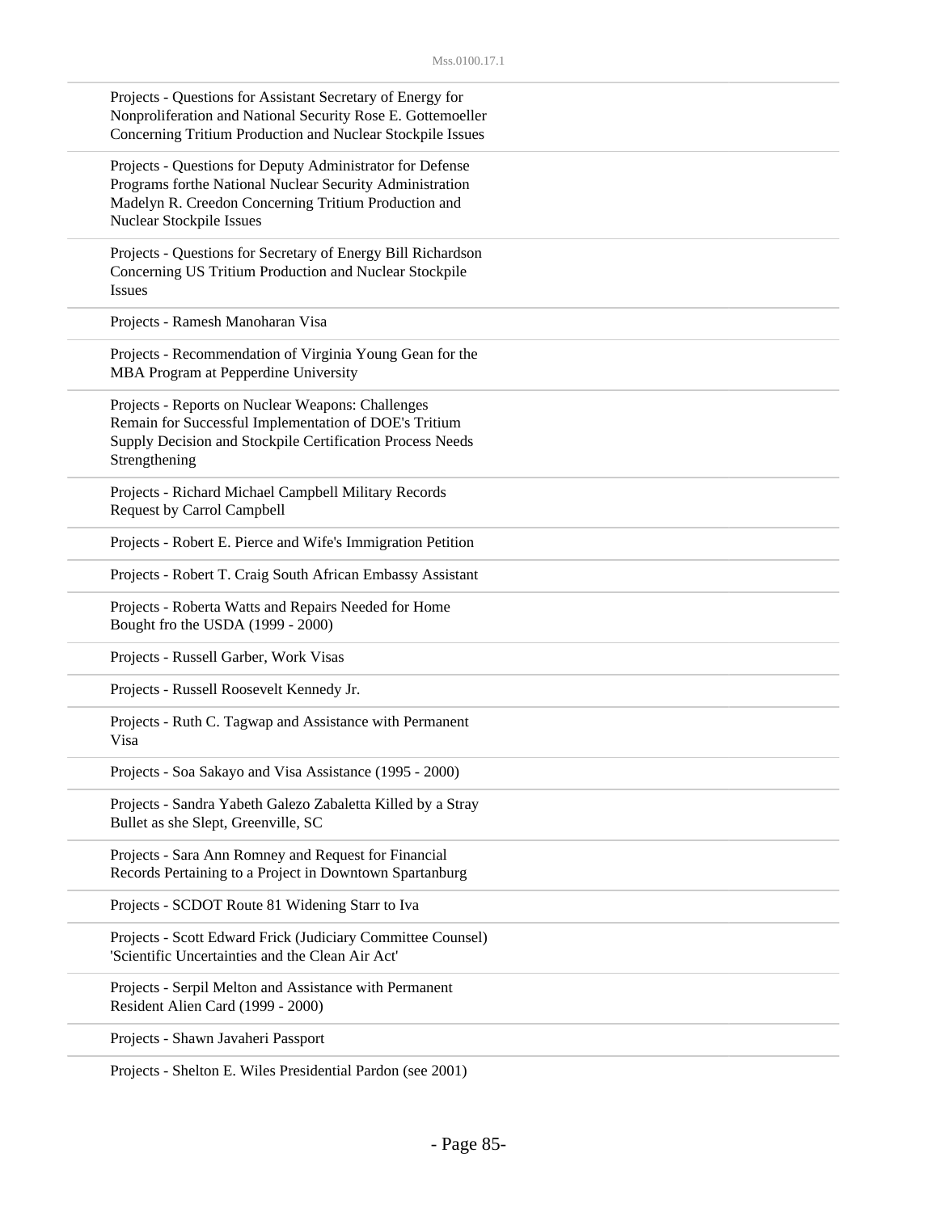Projects - Questions for Assistant Secretary of Energy for Nonproliferation and National Security Rose E. Gottemoeller Concerning Tritium Production and Nuclear Stockpile Issues

Projects - Questions for Deputy Administrator for Defense Programs forthe National Nuclear Security Administration Madelyn R. Creedon Concerning Tritium Production and Nuclear Stockpile Issues

Projects - Questions for Secretary of Energy Bill Richardson Concerning US Tritium Production and Nuclear Stockpile Issues

Projects - Ramesh Manoharan Visa

Projects - Recommendation of Virginia Young Gean for the MBA Program at Pepperdine University

Projects - Reports on Nuclear Weapons: Challenges Remain for Successful Implementation of DOE's Tritium Supply Decision and Stockpile Certification Process Needs Strengthening

Projects - Richard Michael Campbell Military Records Request by Carrol Campbell

Projects - Robert E. Pierce and Wife's Immigration Petition

Projects - Robert T. Craig South African Embassy Assistant

Projects - Roberta Watts and Repairs Needed for Home Bought fro the USDA (1999 - 2000)

Projects - Russell Garber, Work Visas

Projects - Russell Roosevelt Kennedy Jr.

Projects - Ruth C. Tagwap and Assistance with Permanent Visa

Projects - Soa Sakayo and Visa Assistance (1995 - 2000)

Projects - Sandra Yabeth Galezo Zabaletta Killed by a Stray Bullet as she Slept, Greenville, SC

Projects - Sara Ann Romney and Request for Financial Records Pertaining to a Project in Downtown Spartanburg

Projects - SCDOT Route 81 Widening Starr to Iva

Projects - Scott Edward Frick (Judiciary Committee Counsel) 'Scientific Uncertainties and the Clean Air Act'

Projects - Serpil Melton and Assistance with Permanent Resident Alien Card (1999 - 2000)

Projects - Shawn Javaheri Passport

Projects - Shelton E. Wiles Presidential Pardon (see 2001)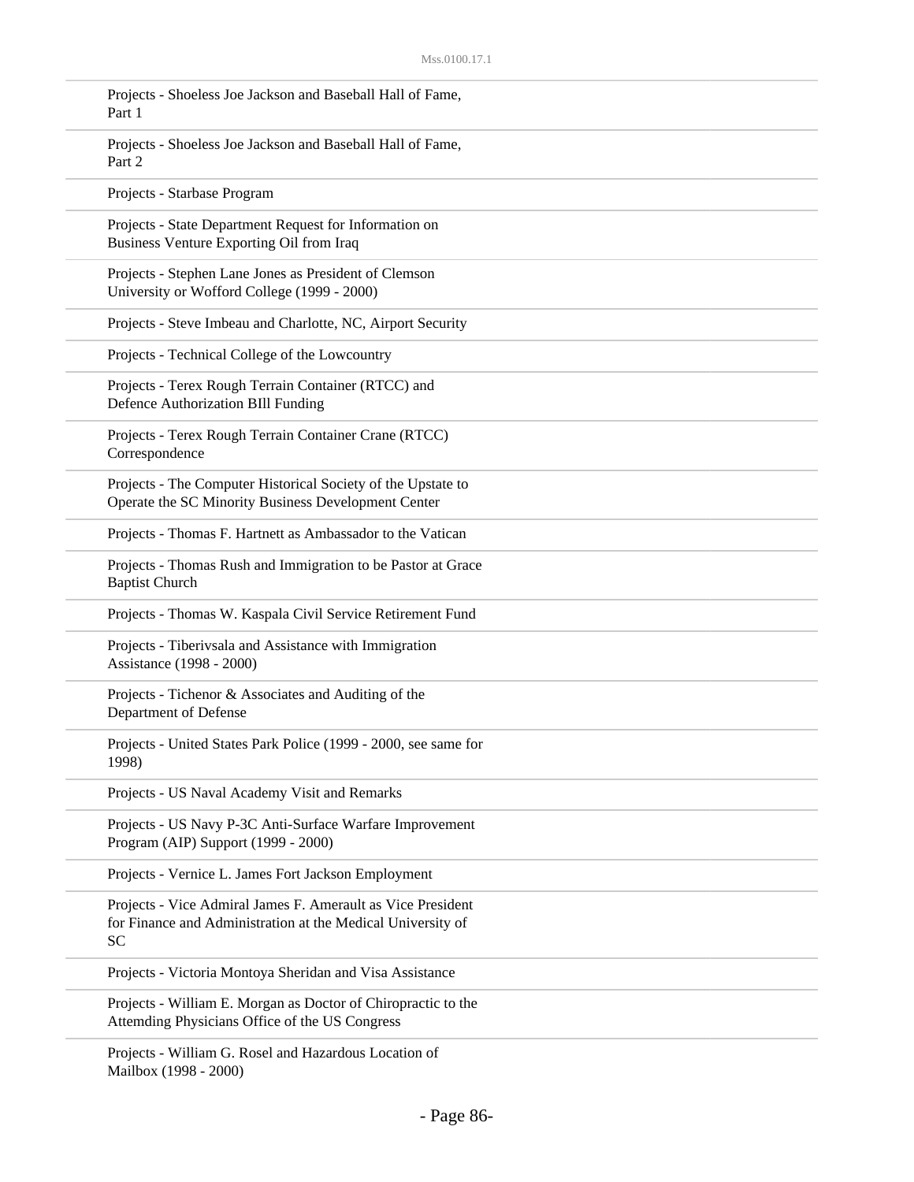Projects - Shoeless Joe Jackson and Baseball Hall of Fame, Part 1

Projects - Shoeless Joe Jackson and Baseball Hall of Fame, Part 2

Projects - Starbase Program

Projects - State Department Request for Information on Business Venture Exporting Oil from Iraq

Projects - Stephen Lane Jones as President of Clemson University or Wofford College (1999 - 2000)

Projects - Steve Imbeau and Charlotte, NC, Airport Security

Projects - Technical College of the Lowcountry

Projects - Terex Rough Terrain Container (RTCC) and Defence Authorization BIll Funding

Projects - Terex Rough Terrain Container Crane (RTCC) Correspondence

Projects - The Computer Historical Society of the Upstate to Operate the SC Minority Business Development Center

Projects - Thomas F. Hartnett as Ambassador to the Vatican

Projects - Thomas Rush and Immigration to be Pastor at Grace Baptist Church

Projects - Thomas W. Kaspala Civil Service Retirement Fund

Projects - Tiberivsala and Assistance with Immigration Assistance (1998 - 2000)

Projects - Tichenor & Associates and Auditing of the Department of Defense

Projects - United States Park Police (1999 - 2000, see same for 1998)

Projects - US Naval Academy Visit and Remarks

Projects - US Navy P-3C Anti-Surface Warfare Improvement Program (AIP) Support (1999 - 2000)

Projects - Vernice L. James Fort Jackson Employment

Projects - Vice Admiral James F. Amerault as Vice President for Finance and Administration at the Medical University of SC

Projects - Victoria Montoya Sheridan and Visa Assistance

Projects - William E. Morgan as Doctor of Chiropractic to the Attemding Physicians Office of the US Congress

Projects - William G. Rosel and Hazardous Location of Mailbox (1998 - 2000)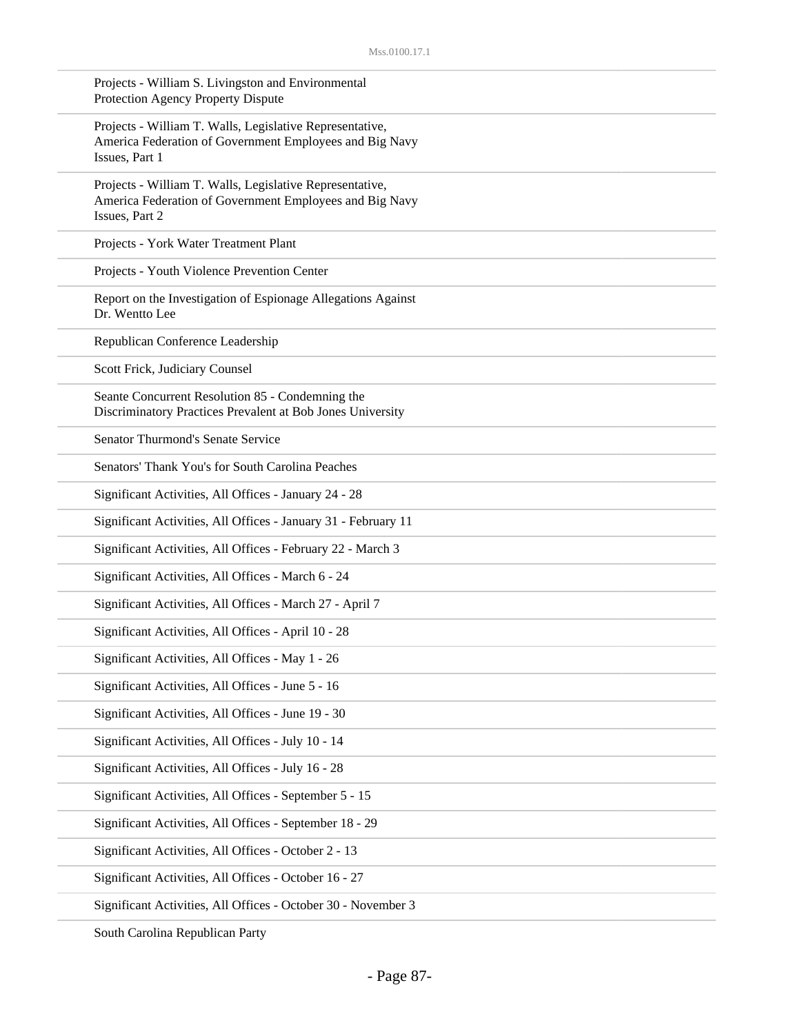Projects - William S. Livingston and Environmental Protection Agency Property Dispute

Projects - William T. Walls, Legislative Representative, America Federation of Government Employees and Big Navy Issues, Part 1

Projects - William T. Walls, Legislative Representative, America Federation of Government Employees and Big Navy Issues, Part 2

Projects - York Water Treatment Plant

Projects - Youth Violence Prevention Center

Report on the Investigation of Espionage Allegations Against Dr. Wentto Lee

Republican Conference Leadership

Scott Frick, Judiciary Counsel

Seante Concurrent Resolution 85 - Condemning the Discriminatory Practices Prevalent at Bob Jones University

Senator Thurmond's Senate Service

Senators' Thank You's for South Carolina Peaches

Significant Activities, All Offices - January 24 - 28

Significant Activities, All Offices - January 31 - February 11

Significant Activities, All Offices - February 22 - March 3

Significant Activities, All Offices - March 6 - 24

Significant Activities, All Offices - March 27 - April 7

Significant Activities, All Offices - April 10 - 28

Significant Activities, All Offices - May 1 - 26

Significant Activities, All Offices - June 5 - 16

Significant Activities, All Offices - June 19 - 30

Significant Activities, All Offices - July 10 - 14

Significant Activities, All Offices - July 16 - 28

Significant Activities, All Offices - September 5 - 15

Significant Activities, All Offices - September 18 - 29

Significant Activities, All Offices - October 2 - 13

Significant Activities, All Offices - October 16 - 27

Significant Activities, All Offices - October 30 - November 3

South Carolina Republican Party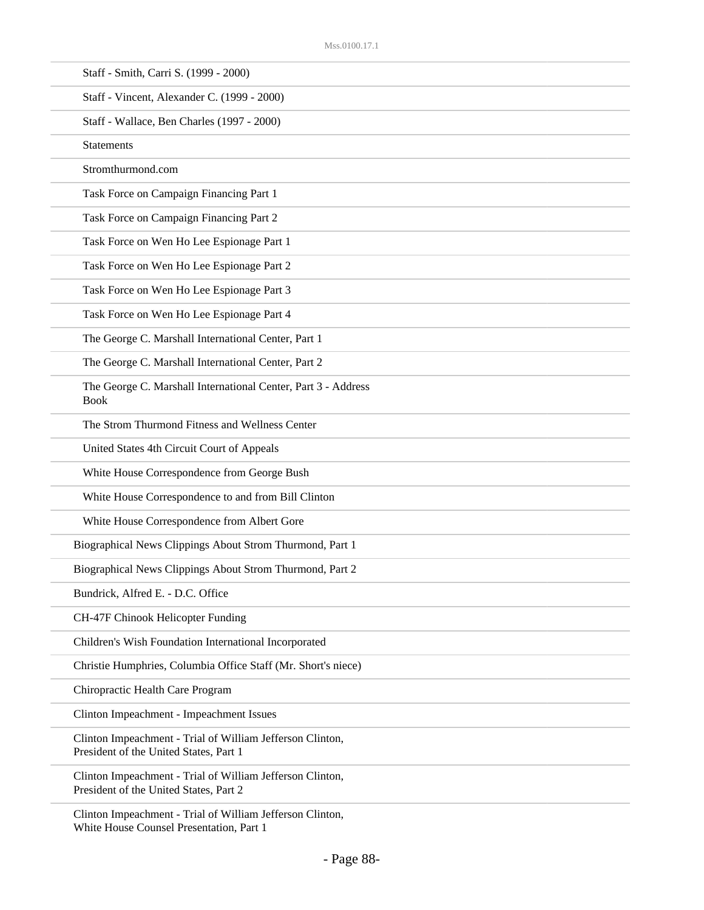- Staff - Smith, Carri S. (1999 - 2000)
- Staff - Vincent, Alexander C. (1999 - 2000)
- Staff - Wallace, Ben Charles (1997 - 2000)
- Statements
- Stromthurmond.com
- Task Force on Campaign Financing Part 1
- Task Force on Campaign Financing Part 2
- Task Force on Wen Ho Lee Espionage Part 1
- Task Force on Wen Ho Lee Espionage Part 2
- Task Force on Wen Ho Lee Espionage Part 3
- Task Force on Wen Ho Lee Espionage Part 4
- The George C. Marshall International Center, Part 1
- The George C. Marshall International Center, Part 2
- The George C. Marshall International Center, Part 3 - Address Book
- The Strom Thurmond Fitness and Wellness Center
- United States 4th Circuit Court of Appeals
- White House Correspondence from George Bush
- White House Correspondence to and from Bill Clinton
- White House Correspondence from Albert Gore

Biographical News Clippings About Strom Thurmond, Part 1

Biographical News Clippings About Strom Thurmond, Part 2

Bundrick, Alfred E. - D.C. Office

CH-47F Chinook Helicopter Funding

Children's Wish Foundation International Incorporated

Christie Humphries, Columbia Office Staff (Mr. Short's niece)

Chiropractic Health Care Program

Clinton Impeachment - Impeachment Issues

Clinton Impeachment - Trial of William Jefferson Clinton, President of the United States, Part 1

Clinton Impeachment - Trial of William Jefferson Clinton, President of the United States, Part 2

Clinton Impeachment - Trial of William Jefferson Clinton, White House Counsel Presentation, Part 1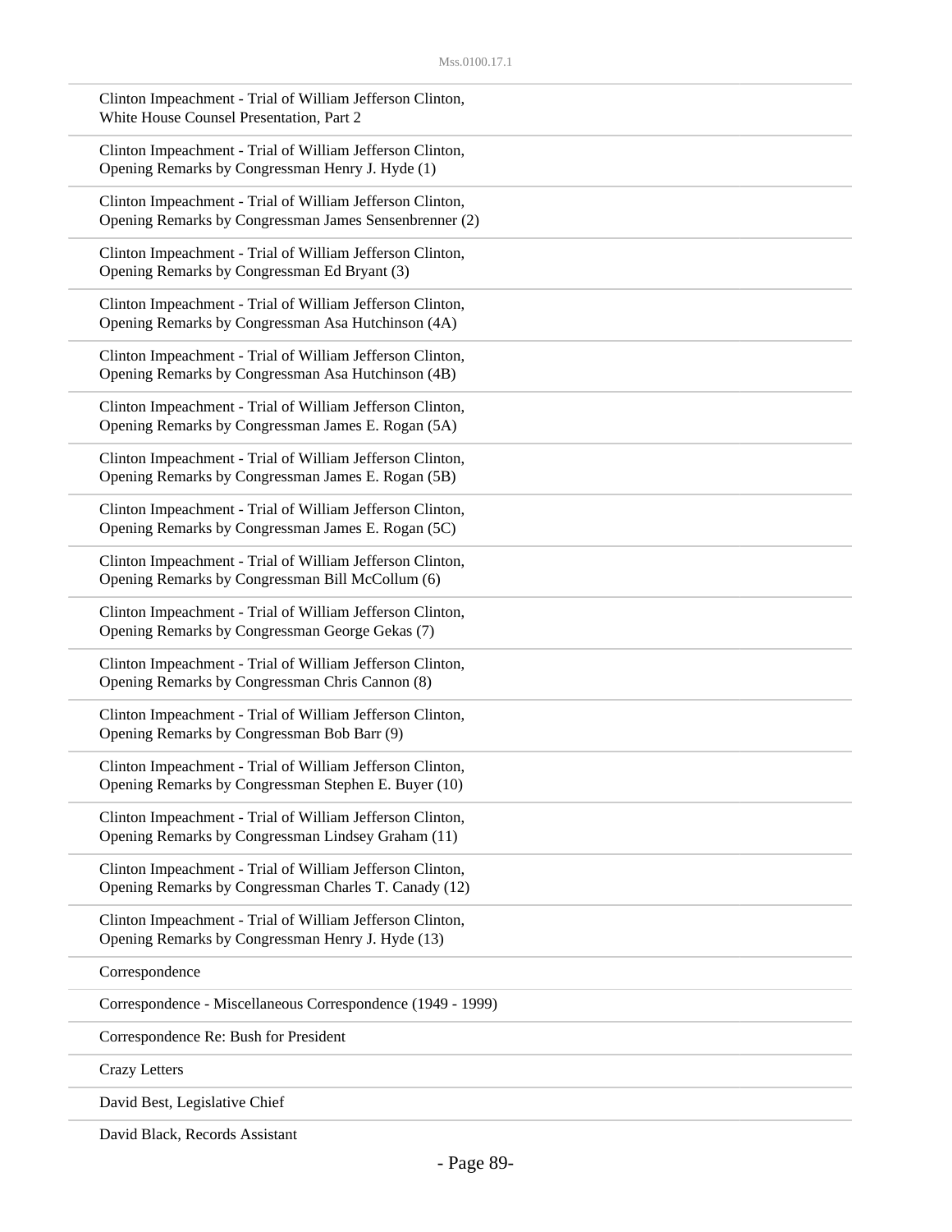Clinton Impeachment - Trial of William Jefferson Clinton, White House Counsel Presentation, Part 2

Clinton Impeachment - Trial of William Jefferson Clinton, Opening Remarks by Congressman Henry J. Hyde (1)

Clinton Impeachment - Trial of William Jefferson Clinton, Opening Remarks by Congressman James Sensenbrenner (2)

Clinton Impeachment - Trial of William Jefferson Clinton, Opening Remarks by Congressman Ed Bryant (3)

Clinton Impeachment - Trial of William Jefferson Clinton, Opening Remarks by Congressman Asa Hutchinson (4A)

Clinton Impeachment - Trial of William Jefferson Clinton, Opening Remarks by Congressman Asa Hutchinson (4B)

Clinton Impeachment - Trial of William Jefferson Clinton, Opening Remarks by Congressman James E. Rogan (5A)

Clinton Impeachment - Trial of William Jefferson Clinton, Opening Remarks by Congressman James E. Rogan (5B)

Clinton Impeachment - Trial of William Jefferson Clinton, Opening Remarks by Congressman James E. Rogan (5C)

Clinton Impeachment - Trial of William Jefferson Clinton, Opening Remarks by Congressman Bill McCollum (6)

Clinton Impeachment - Trial of William Jefferson Clinton, Opening Remarks by Congressman George Gekas (7)

Clinton Impeachment - Trial of William Jefferson Clinton, Opening Remarks by Congressman Chris Cannon (8)

Clinton Impeachment - Trial of William Jefferson Clinton, Opening Remarks by Congressman Bob Barr (9)

Clinton Impeachment - Trial of William Jefferson Clinton, Opening Remarks by Congressman Stephen E. Buyer (10)

Clinton Impeachment - Trial of William Jefferson Clinton, Opening Remarks by Congressman Lindsey Graham (11)

Clinton Impeachment - Trial of William Jefferson Clinton, Opening Remarks by Congressman Charles T. Canady (12)

Clinton Impeachment - Trial of William Jefferson Clinton, Opening Remarks by Congressman Henry J. Hyde (13)

Correspondence

Correspondence - Miscellaneous Correspondence (1949 - 1999)

Correspondence Re: Bush for President

Crazy Letters

David Best, Legislative Chief

David Black, Records Assistant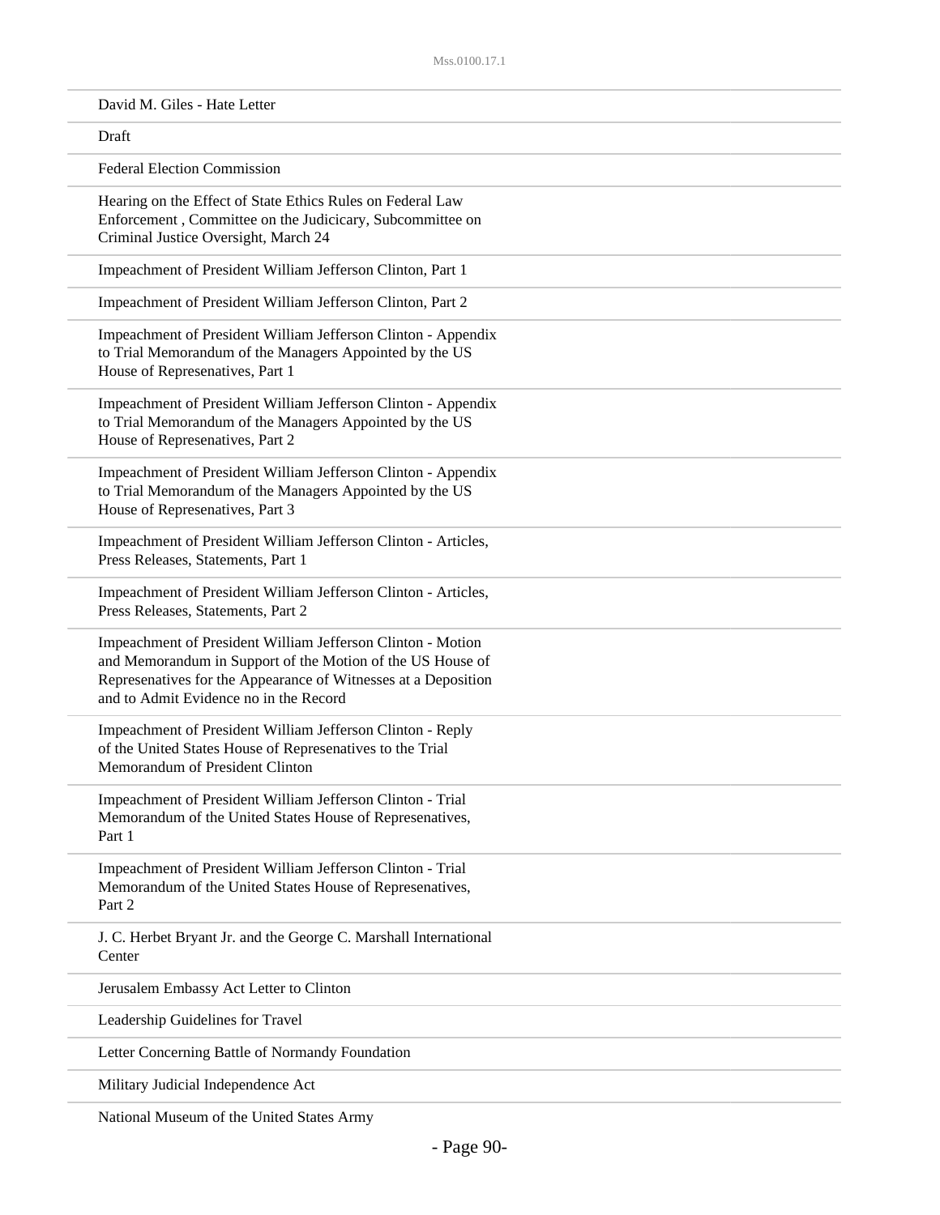David M. Giles - Hate Letter

Draft

Federal Election Commission

Hearing on the Effect of State Ethics Rules on Federal Law Enforcement , Committee on the Judicary, Subcommittee on Criminal Justice Oversight, March 24

Impeachment of President William Jefferson Clinton, Part 1

Impeachment of President William Jefferson Clinton, Part 2

Impeachment of President William Jefferson Clinton - Appendix to Trial Memorandum of the Managers Appointed by the US House of Represenatives, Part 1

Impeachment of President William Jefferson Clinton - Appendix to Trial Memorandum of the Managers Appointed by the US House of Represenatives, Part 2

Impeachment of President William Jefferson Clinton - Appendix to Trial Memorandum of the Managers Appointed by the US House of Represenatives, Part 3

Impeachment of President William Jefferson Clinton - Articles, Press Releases, Statements, Part 1

Impeachment of President William Jefferson Clinton - Articles, Press Releases, Statements, Part 2

Impeachment of President William Jefferson Clinton - Motion and Memorandum in Support of the Motion of the US House of Represenatives for the Appearance of Witnesses at a Deposition and to Admit Evidence no in the Record

Impeachment of President William Jefferson Clinton - Reply of the United States House of Represenatives to the Trial Memorandum of President Clinton

Impeachment of President William Jefferson Clinton - Trial Memorandum of the United States House of Represenatives, Part 1

Impeachment of President William Jefferson Clinton - Trial Memorandum of the United States House of Represenatives, Part 2

J. C. Herbet Bryant Jr. and the George C. Marshall International Center

Jerusalem Embassy Act Letter to Clinton

Leadership Guidelines for Travel

Letter Concerning Battle of Normandy Foundation

Military Judicial Independence Act

National Museum of the United States Army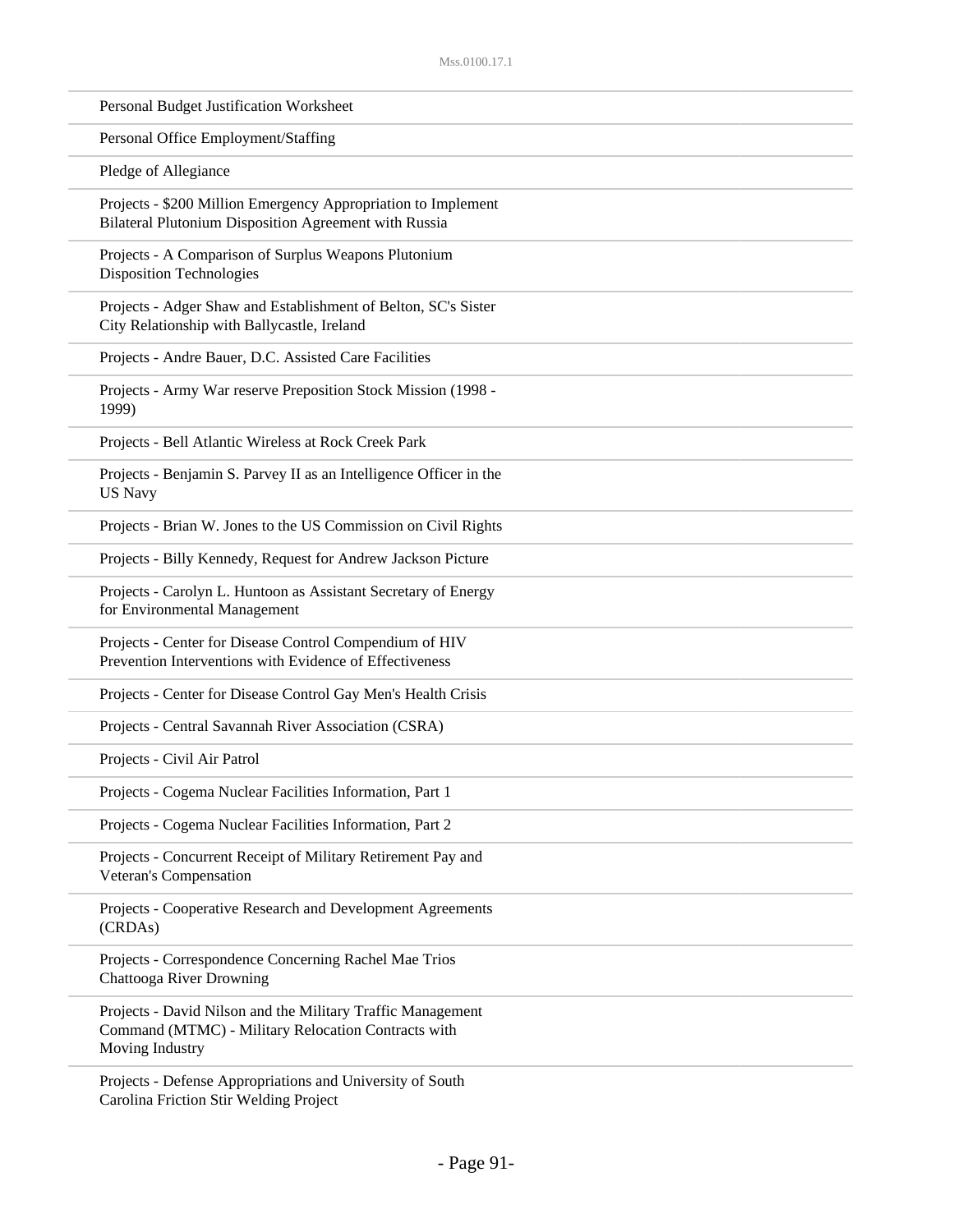Personal Budget Justification Worksheet

Personal Office Employment/Staffing

Pledge of Allegiance

Projects - $200 Million Emergency Appropriation to Implement Bilateral Plutonium Disposition Agreement with Russia

Projects - A Comparison of Surplus Weapons Plutonium Disposition Technologies

Projects - Adger Shaw and Establishment of Belton, SC's Sister City Relationship with Ballycastle, Ireland

Projects - Andre Bauer, D.C. Assisted Care Facilities

Projects - Army War reserve Preposition Stock Mission (1998 - 1999)

Projects - Bell Atlantic Wireless at Rock Creek Park

Projects - Benjamin S. Parvey II as an Intelligence Officer in the US Navy

Projects - Brian W. Jones to the US Commission on Civil Rights

Projects - Billy Kennedy, Request for Andrew Jackson Picture

Projects - Carolyn L. Huntoon as Assistant Secretary of Energy for Environmental Management

Projects - Center for Disease Control Compendium of HIV Prevention Interventions with Evidence of Effectiveness

Projects - Center for Disease Control Gay Men's Health Crisis

Projects - Central Savannah River Association (CSRA)

Projects - Civil Air Patrol

Projects - Cogema Nuclear Facilities Information, Part 1

Projects - Cogema Nuclear Facilities Information, Part 2

Projects - Concurrent Receipt of Military Retirement Pay and Veteran's Compensation

Projects - Cooperative Research and Development Agreements (CRDAs)

Projects - Correspondence Concerning Rachel Mae Trios Chattooga River Drowning

Projects - David Nilson and the Military Traffic Management Command (MTMC) - Military Relocation Contracts with Moving Industry

Projects - Defense Appropriations and University of South Carolina Friction Stir Welding Project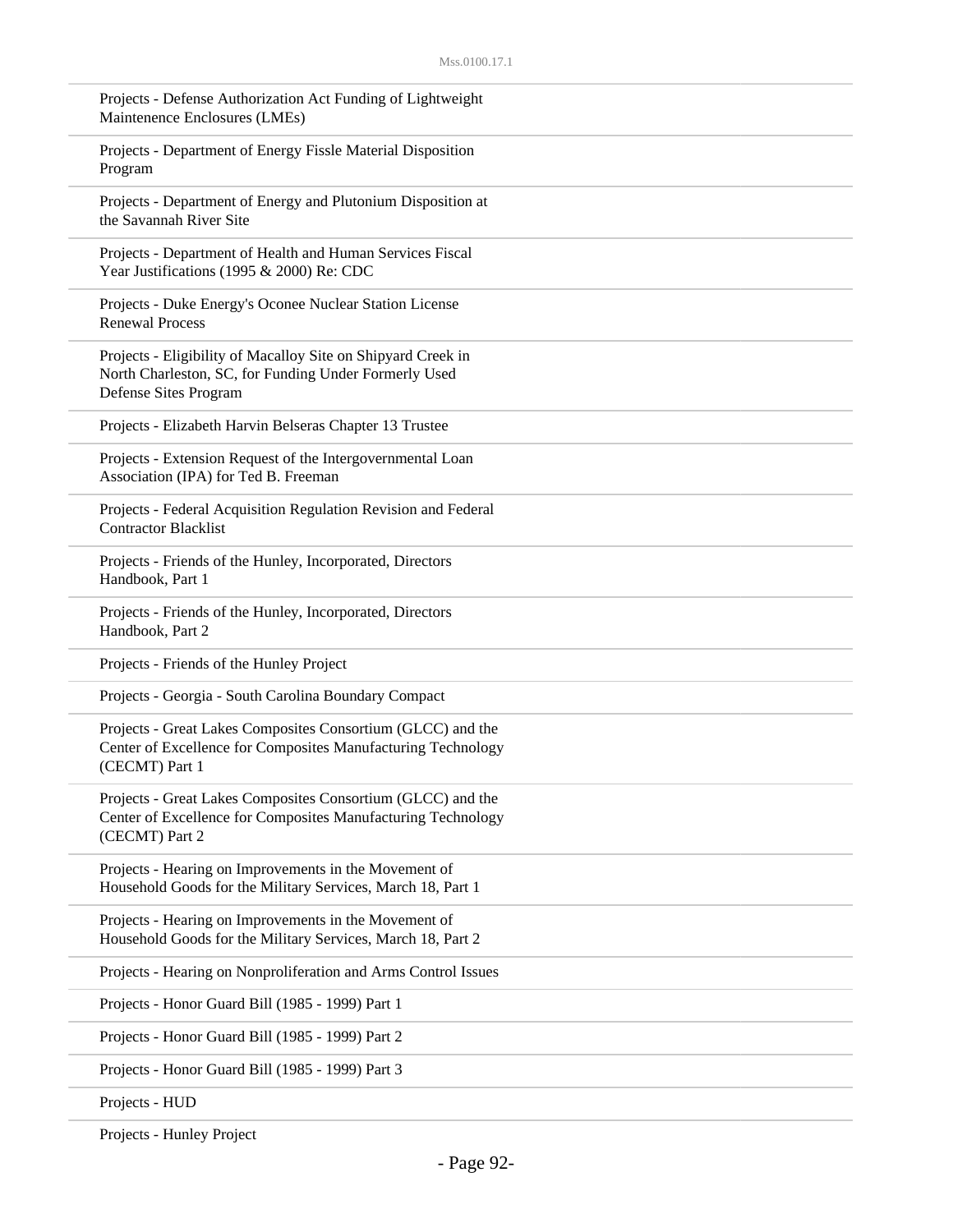Projects - Defense Authorization Act Funding of Lightweight Maintenence Enclosures (LMEs)

Projects - Department of Energy Fissle Material Disposition Program

Projects - Department of Energy and Plutonium Disposition at the Savannah River Site

Projects - Department of Health and Human Services Fiscal Year Justifications (1995 & 2000) Re: CDC

Projects - Duke Energy's Oconee Nuclear Station License Renewal Process

Projects - Eligibility of Macalloy Site on Shipyard Creek in North Charleston, SC, for Funding Under Formerly Used Defense Sites Program

Projects - Elizabeth Harvin Belseras Chapter 13 Trustee

Projects - Extension Request of the Intergovernmental Loan Association (IPA) for Ted B. Freeman

Projects - Federal Acquisition Regulation Revision and Federal Contractor Blacklist

Projects - Friends of the Hunley, Incorporated, Directors Handbook, Part 1

Projects - Friends of the Hunley, Incorporated, Directors Handbook, Part 2

Projects - Friends of the Hunley Project

Projects - Georgia - South Carolina Boundary Compact

Projects - Great Lakes Composites Consortium (GLCC) and the Center of Excellence for Composites Manufacturing Technology (CECMT) Part 1

Projects - Great Lakes Composites Consortium (GLCC) and the Center of Excellence for Composites Manufacturing Technology (CECMT) Part 2

Projects - Hearing on Improvements in the Movement of Household Goods for the Military Services, March 18, Part 1

Projects - Hearing on Improvements in the Movement of Household Goods for the Military Services, March 18, Part 2

Projects - Hearing on Nonproliferation and Arms Control Issues

Projects - Honor Guard Bill (1985 - 1999) Part 1

Projects - Honor Guard Bill (1985 - 1999) Part 2

Projects - Honor Guard Bill (1985 - 1999) Part 3

Projects - HUD

Projects - Hunley Project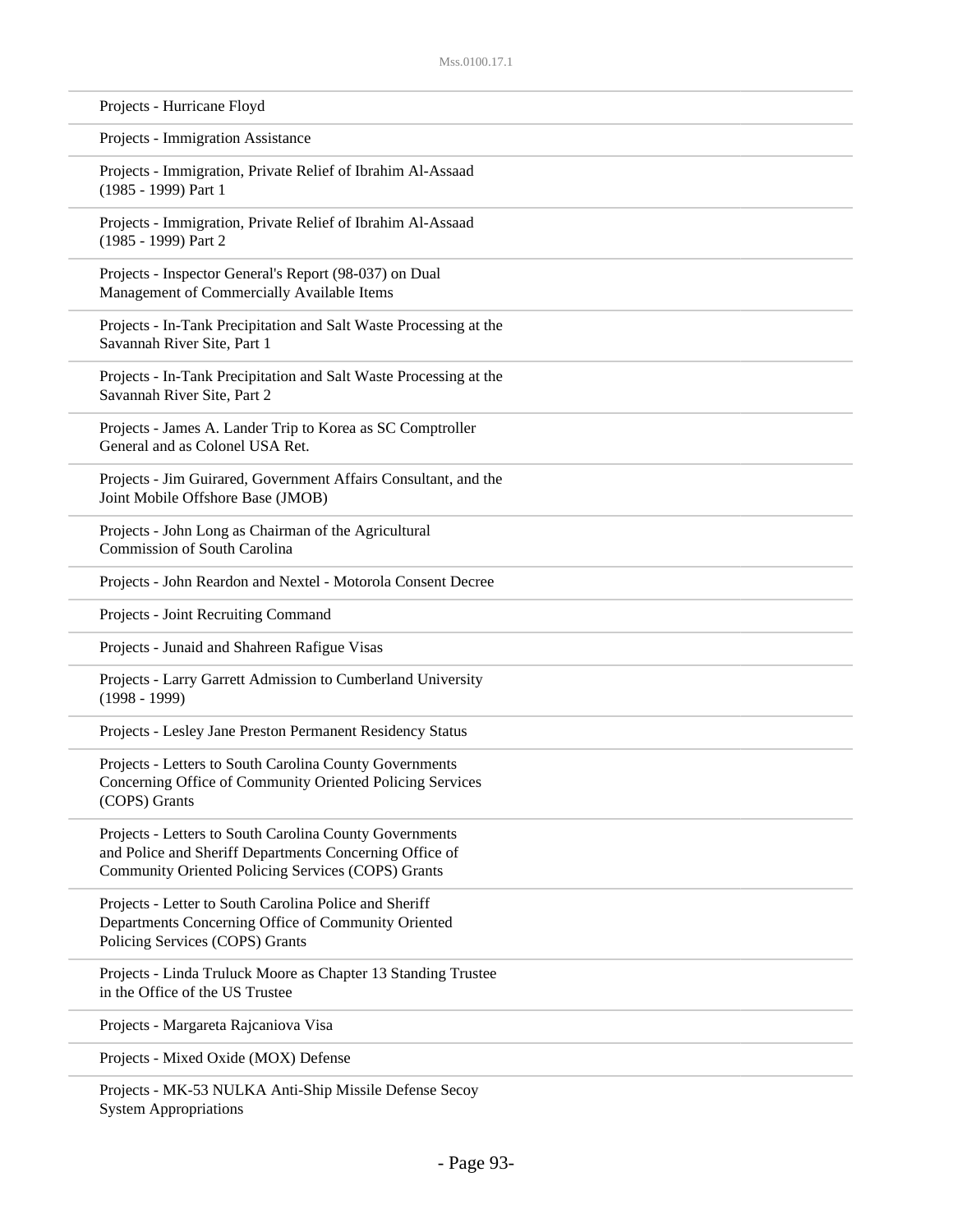Projects - Hurricane Floyd

Projects - Immigration Assistance

Projects - Immigration, Private Relief of Ibrahim Al-Assaad (1985 - 1999) Part 1

Projects - Immigration, Private Relief of Ibrahim Al-Assaad (1985 - 1999) Part 2

Projects - Inspector General's Report (98-037) on Dual Management of Commercially Available Items

Projects - In-Tank Precipitation and Salt Waste Processing at the Savannah River Site, Part 1

Projects - In-Tank Precipitation and Salt Waste Processing at the Savannah River Site, Part 2

Projects - James A. Lander Trip to Korea as SC Comptroller General and as Colonel USA Ret.

Projects - Jim Guirared, Government Affairs Consultant, and the Joint Mobile Offshore Base (JMOB)

Projects - John Long as Chairman of the Agricultural Commission of South Carolina

Projects - John Reardon and Nextel - Motorola Consent Decree

Projects - Joint Recruiting Command

Projects - Junaid and Shahreen Rafigue Visas

Projects - Larry Garrett Admission to Cumberland University (1998 - 1999)

Projects - Lesley Jane Preston Permanent Residency Status

Projects - Letters to South Carolina County Governments Concerning Office of Community Oriented Policing Services (COPS) Grants

Projects - Letters to South Carolina County Governments and Police and Sheriff Departments Concerning Office of Community Oriented Policing Services (COPS) Grants

Projects - Letter to South Carolina Police and Sheriff Departments Concerning Office of Community Oriented Policing Services (COPS) Grants

Projects - Linda Truluck Moore as Chapter 13 Standing Trustee in the Office of the US Trustee

Projects - Margareta Rajcaniova Visa

Projects - Mixed Oxide (MOX) Defense

Projects - MK-53 NULKA Anti-Ship Missile Defense Secoy System Appropriations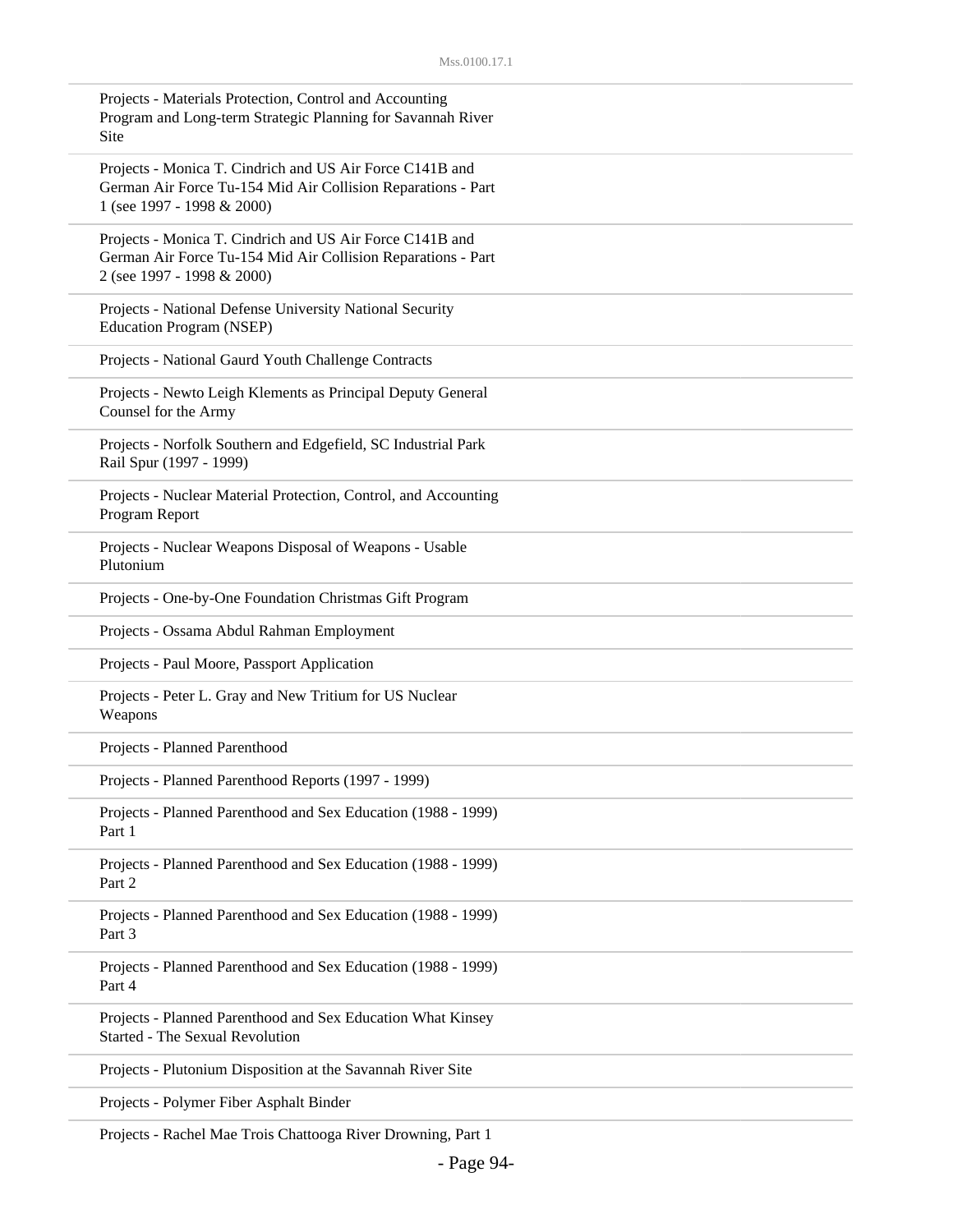Projects - Materials Protection, Control and Accounting Program and Long-term Strategic Planning for Savannah River Site

Projects - Monica T. Cindrich and US Air Force C141B and German Air Force Tu-154 Mid Air Collision Reparations - Part 1 (see 1997 - 1998 & 2000)

Projects - Monica T. Cindrich and US Air Force C141B and German Air Force Tu-154 Mid Air Collision Reparations - Part 2 (see 1997 - 1998 & 2000)

Projects - National Defense University National Security Education Program (NSEP)

Projects - National Gaurd Youth Challenge Contracts

Projects - Newto Leigh Klements as Principal Deputy General Counsel for the Army

Projects - Norfolk Southern and Edgefield, SC Industrial Park Rail Spur (1997 - 1999)

Projects - Nuclear Material Protection, Control, and Accounting Program Report

Projects - Nuclear Weapons Disposal of Weapons - Usable Plutonium

Projects - One-by-One Foundation Christmas Gift Program

Projects - Ossama Abdul Rahman Employment

Projects - Paul Moore, Passport Application

Projects - Peter L. Gray and New Tritium for US Nuclear Weapons

Projects - Planned Parenthood

Projects - Planned Parenthood Reports (1997 - 1999)

Projects - Planned Parenthood and Sex Education (1988 - 1999) Part 1

Projects - Planned Parenthood and Sex Education (1988 - 1999) Part 2

Projects - Planned Parenthood and Sex Education (1988 - 1999) Part 3

Projects - Planned Parenthood and Sex Education (1988 - 1999) Part 4

Projects - Planned Parenthood and Sex Education What Kinsey Started - The Sexual Revolution

Projects - Plutonium Disposition at the Savannah River Site

Projects - Polymer Fiber Asphalt Binder

Projects - Rachel Mae Trois Chattooga River Drowning, Part 1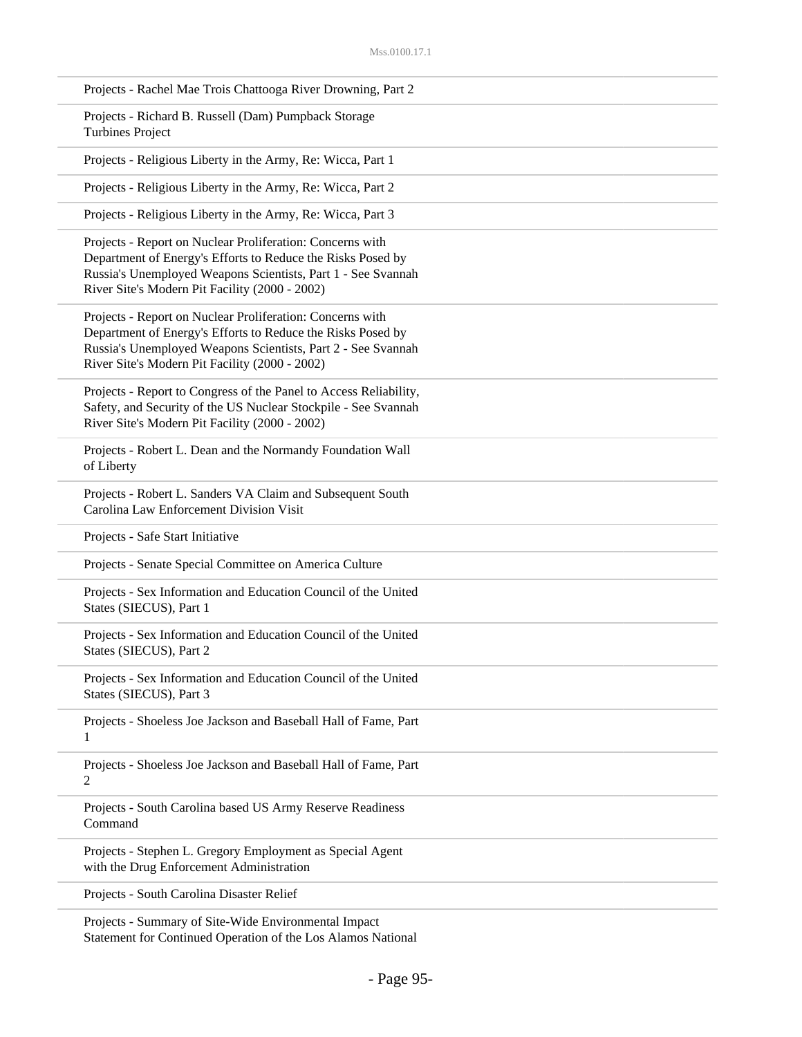Projects - Rachel Mae Trois Chattooga River Drowning, Part 2

Projects - Richard B. Russell (Dam) Pumpback Storage Turbines Project

Projects - Religious Liberty in the Army, Re: Wicca, Part 1

Projects - Religious Liberty in the Army, Re: Wicca, Part 2

Projects - Religious Liberty in the Army, Re: Wicca, Part 3

Projects - Report on Nuclear Proliferation: Concerns with Department of Energy's Efforts to Reduce the Risks Posed by Russia's Unemployed Weapons Scientists, Part 1 - See Svannah River Site's Modern Pit Facility (2000 - 2002)

Projects - Report on Nuclear Proliferation: Concerns with Department of Energy's Efforts to Reduce the Risks Posed by Russia's Unemployed Weapons Scientists, Part 2 - See Svannah River Site's Modern Pit Facility (2000 - 2002)

Projects - Report to Congress of the Panel to Access Reliability, Safety, and Security of the US Nuclear Stockpile - See Svannah River Site's Modern Pit Facility (2000 - 2002)

Projects - Robert L. Dean and the Normandy Foundation Wall of Liberty

Projects - Robert L. Sanders VA Claim and Subsequent South Carolina Law Enforcement Division Visit

Projects - Safe Start Initiative

Projects - Senate Special Committee on America Culture

Projects - Sex Information and Education Council of the United States (SIECUS), Part 1

Projects - Sex Information and Education Council of the United States (SIECUS), Part 2

Projects - Sex Information and Education Council of the United States (SIECUS), Part 3

Projects - Shoeless Joe Jackson and Baseball Hall of Fame, Part 1

Projects - Shoeless Joe Jackson and Baseball Hall of Fame, Part 2

Projects - South Carolina based US Army Reserve Readiness Command

Projects - Stephen L. Gregory Employment as Special Agent with the Drug Enforcement Administration

Projects - South Carolina Disaster Relief

Projects - Summary of Site-Wide Environmental Impact Statement for Continued Operation of the Los Alamos National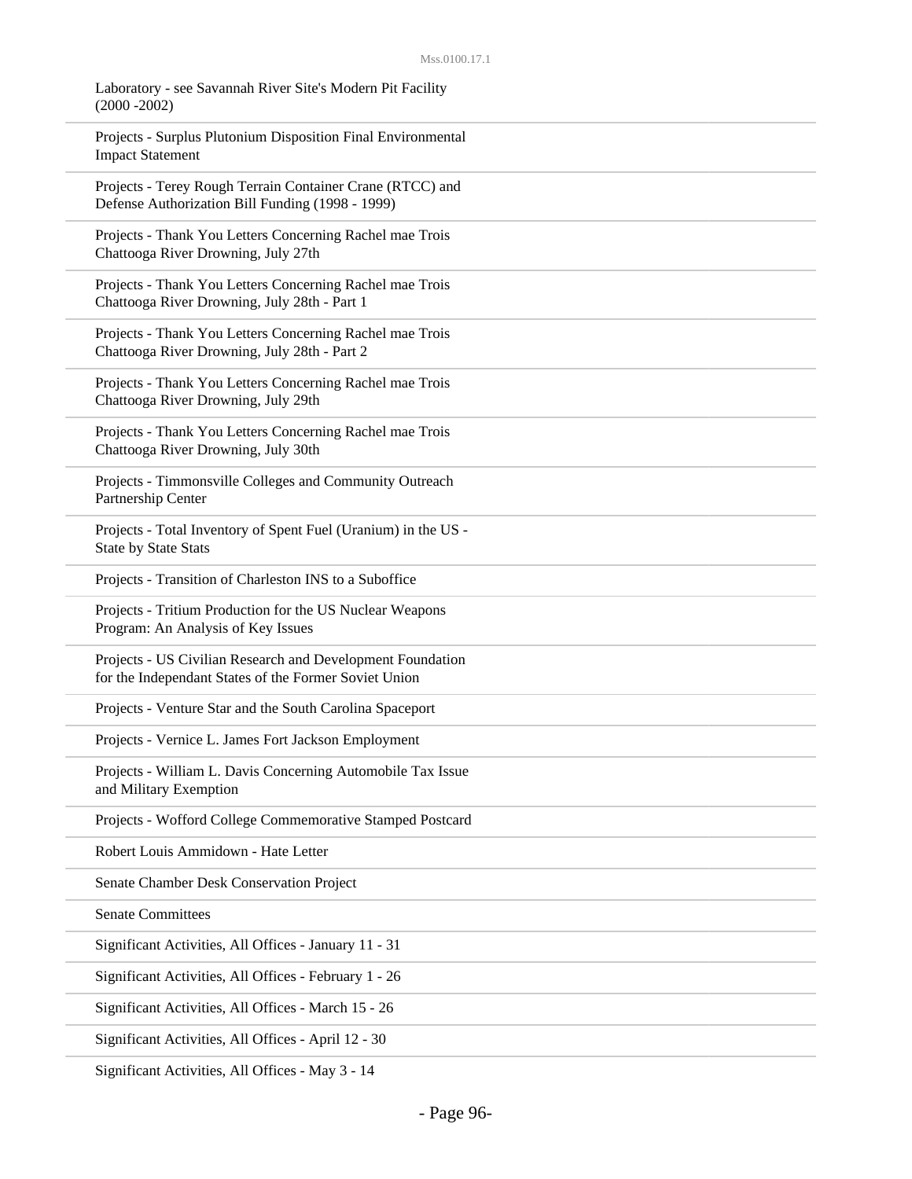Laboratory - see Savannah River Site's Modern Pit Facility (2000 -2002)

Projects - Surplus Plutonium Disposition Final Environmental Impact Statement

Projects - Terey Rough Terrain Container Crane (RTCC) and Defense Authorization Bill Funding (1998 - 1999)

Projects - Thank You Letters Concerning Rachel mae Trois Chattooga River Drowning, July 27th

Projects - Thank You Letters Concerning Rachel mae Trois Chattooga River Drowning, July 28th - Part 1

Projects - Thank You Letters Concerning Rachel mae Trois Chattooga River Drowning, July 28th - Part 2

Projects - Thank You Letters Concerning Rachel mae Trois Chattooga River Drowning, July 29th

Projects - Thank You Letters Concerning Rachel mae Trois Chattooga River Drowning, July 30th

Projects - Timmonsville Colleges and Community Outreach Partnership Center

Projects - Total Inventory of Spent Fuel (Uranium) in the US - State by State Stats

Projects - Transition of Charleston INS to a Suboffice

Projects - Tritium Production for the US Nuclear Weapons Program: An Analysis of Key Issues

Projects - US Civilian Research and Development Foundation for the Independant States of the Former Soviet Union

Projects - Venture Star and the South Carolina Spaceport

Projects - Vernice L. James Fort Jackson Employment

Projects - William L. Davis Concerning Automobile Tax Issue and Military Exemption

Projects - Wofford College Commemorative Stamped Postcard

Robert Louis Ammidown - Hate Letter

Senate Chamber Desk Conservation Project

Senate Committees

Significant Activities, All Offices - January 11 - 31

Significant Activities, All Offices - February 1 - 26

Significant Activities, All Offices - March 15 - 26

Significant Activities, All Offices - April 12 - 30

Significant Activities, All Offices - May 3 - 14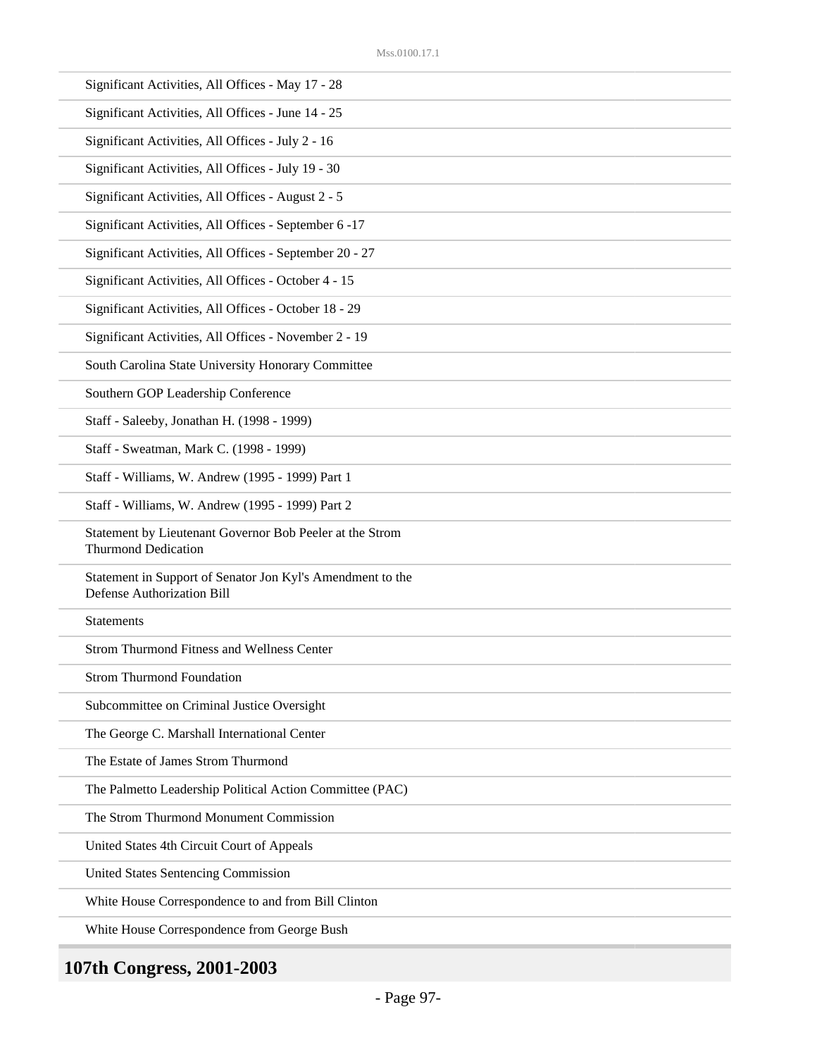Significant Activities, All Offices - May 17 - 28

Significant Activities, All Offices - June 14 - 25

Significant Activities, All Offices - July 2 - 16

Significant Activities, All Offices - July 19 - 30

Significant Activities, All Offices - August 2 - 5

Significant Activities, All Offices - September 6 -17

Significant Activities, All Offices - September 20 - 27

Significant Activities, All Offices - October 4 - 15

Significant Activities, All Offices - October 18 - 29

Significant Activities, All Offices - November 2 - 19

South Carolina State University Honorary Committee

Southern GOP Leadership Conference

Staff - Saleeby, Jonathan H. (1998 - 1999)

Staff - Sweatman, Mark C. (1998 - 1999)

Staff - Williams, W. Andrew (1995 - 1999) Part 1

Staff - Williams, W. Andrew (1995 - 1999) Part 2

Statement by Lieutenant Governor Bob Peeler at the Strom Thurmond Dedication

Statement in Support of Senator Jon Kyl's Amendment to the Defense Authorization Bill

Statements

Strom Thurmond Fitness and Wellness Center

Strom Thurmond Foundation

Subcommittee on Criminal Justice Oversight

The George C. Marshall International Center

The Estate of James Strom Thurmond

The Palmetto Leadership Political Action Committee (PAC)

The Strom Thurmond Monument Commission

United States 4th Circuit Court of Appeals

United States Sentencing Commission

White House Correspondence to and from Bill Clinton

White House Correspondence from George Bush

## 107th Congress, 2001-2003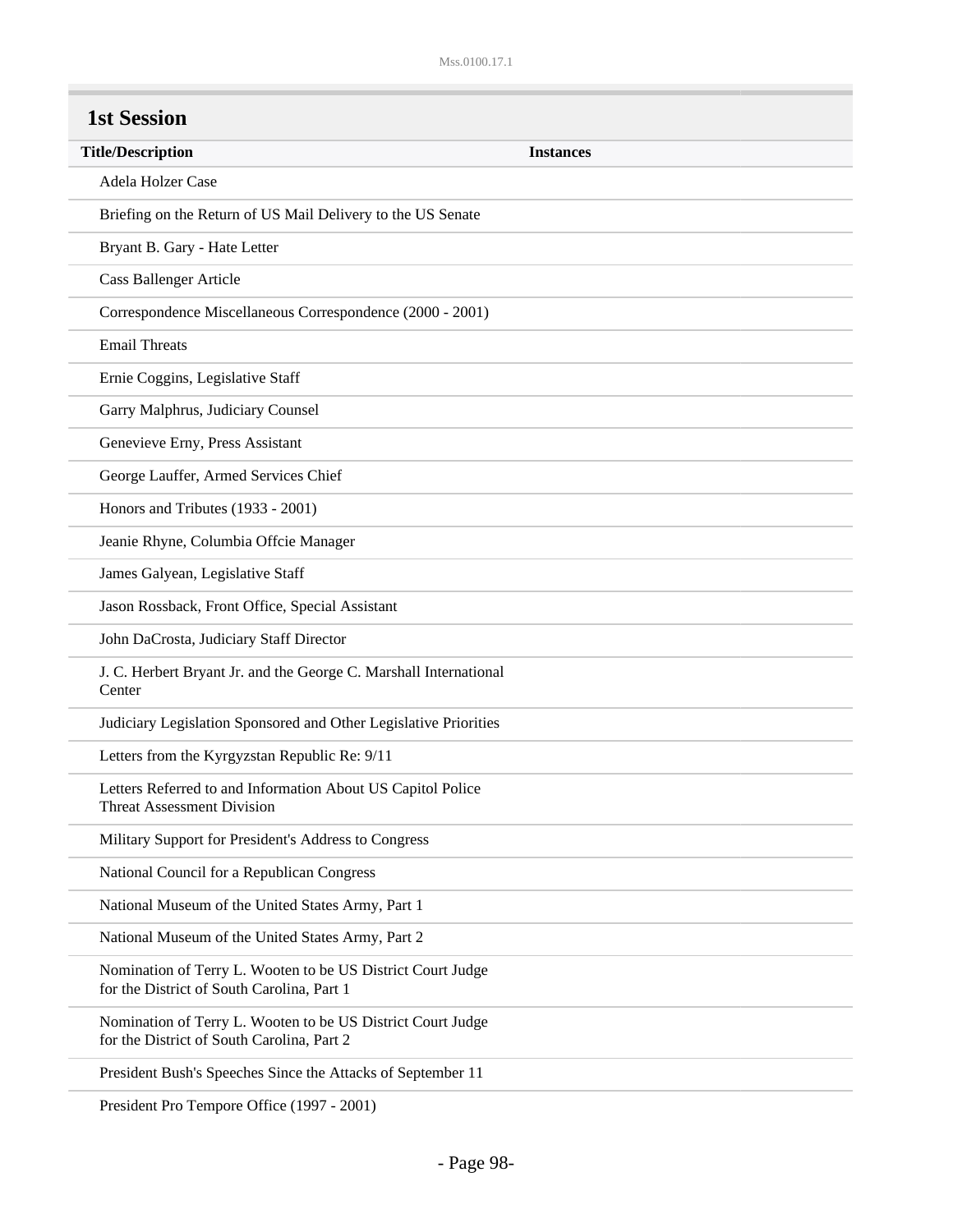## 1st Session

| Title/Description | Instances |
| --- | --- |
| Adela Holzer Case | |
| Briefing on the Return of US Mail Delivery to the US Senate | |
| Bryant B. Gary - Hate Letter | |
| Cass Ballenger Article | |
| Correspondence Miscellaneous Correspondence (2000 - 2001) | |
| Email Threats | |
| Ernie Coggins, Legislative Staff | |
| Garry Malphrus, Judiciary Counsel | |
| Genevieve Erny, Press Assistant | |
| George Lauffer, Armed Services Chief | |
| Honors and Tributes (1933 - 2001) | |
| Jeanie Rhyne, Columbia Offcie Manager | |
| James Galyean, Legislative Staff | |
| Jason Rossback, Front Office, Special Assistant | |
| John DaCrosta, Judiciary Staff Director | |
| J. C. Herbert Bryant Jr. and the George C. Marshall International Center | |
| Judiciary Legislation Sponsored and Other Legislative Priorities | |
| Letters from the Kyrgyzstan Republic Re: 9/11 | |
| Letters Referred to and Information About US Capitol Police Threat Assessment Division | |
| Military Support for President's Address to Congress | |
| National Council for a Republican Congress | |
| National Museum of the United States Army, Part 1 | |
| National Museum of the United States Army, Part 2 | |
| Nomination of Terry L. Wooten to be US District Court Judge for the District of South Carolina, Part 1 | |
| Nomination of Terry L. Wooten to be US District Court Judge for the District of South Carolina, Part 2 | |
| President Bush's Speeches Since the Attacks of September 11 | |
| President Pro Tempore Office (1997 - 2001) | |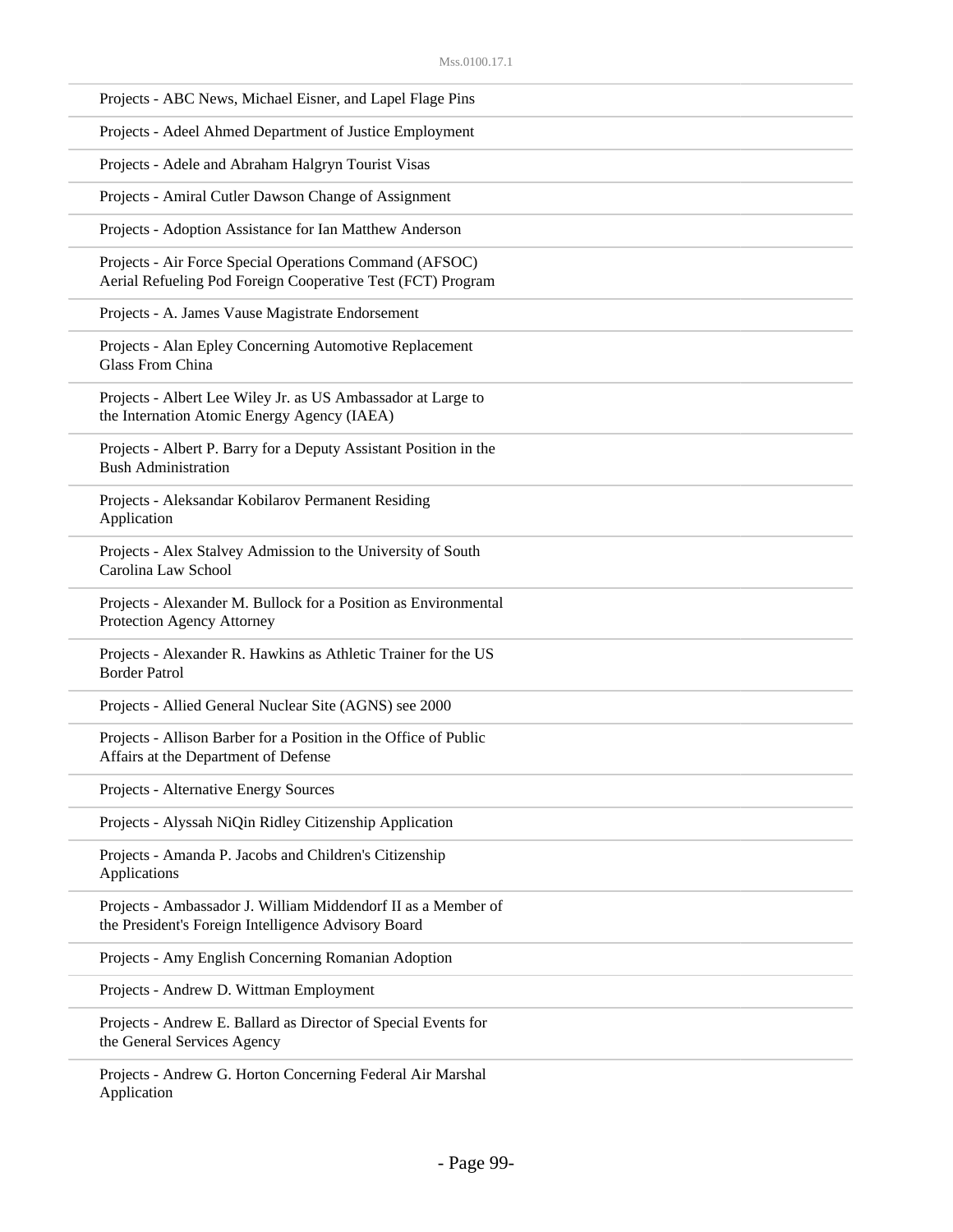Projects - ABC News, Michael Eisner, and Lapel Flage Pins

Projects - Adeel Ahmed Department of Justice Employment

Projects - Adele and Abraham Halgryn Tourist Visas

Projects - Amiral Cutler Dawson Change of Assignment

Projects - Adoption Assistance for Ian Matthew Anderson

Projects - Air Force Special Operations Command (AFSOC) Aerial Refueling Pod Foreign Cooperative Test (FCT) Program

Projects - A. James Vause Magistrate Endorsement

Projects - Alan Epley Concerning Automotive Replacement Glass From China

Projects - Albert Lee Wiley Jr. as US Ambassador at Large to the Internation Atomic Energy Agency (IAEA)

Projects - Albert P. Barry for a Deputy Assistant Position in the Bush Administration

Projects - Aleksandar Kobilarov Permanent Residing Application

Projects - Alex Stalvey Admission to the University of South Carolina Law School

Projects - Alexander M. Bullock for a Position as Environmental Protection Agency Attorney

Projects - Alexander R. Hawkins as Athletic Trainer for the US Border Patrol

Projects - Allied General Nuclear Site (AGNS) see 2000

Projects - Allison Barber for a Position in the Office of Public Affairs at the Department of Defense

Projects - Alternative Energy Sources

Projects - Alyssah NiQin Ridley Citizenship Application

Projects - Amanda P. Jacobs and Children's Citizenship Applications

Projects - Ambassador J. William Middendorf II as a Member of the President's Foreign Intelligence Advisory Board

Projects - Amy English Concerning Romanian Adoption

Projects - Andrew D. Wittman Employment

Projects - Andrew E. Ballard as Director of Special Events for the General Services Agency

Projects - Andrew G. Horton Concerning Federal Air Marshal Application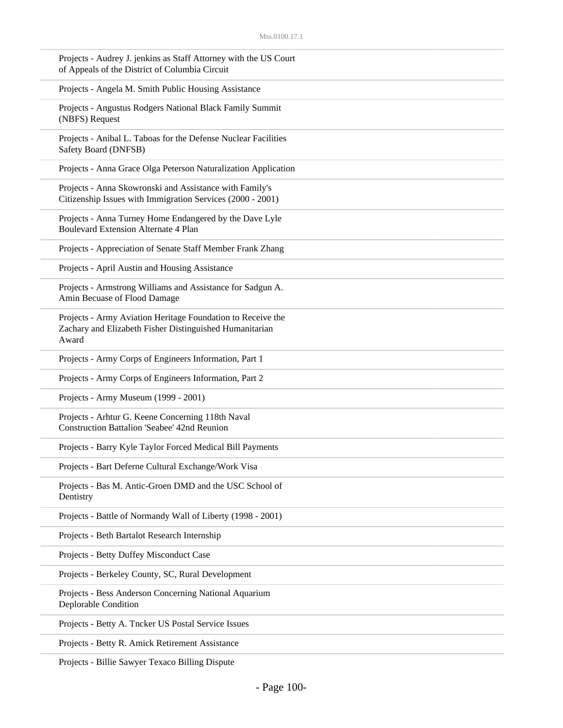Projects - Audrey J. jenkins as Staff Attorney with the US Court of Appeals of the District of Columbia Circuit

Projects - Angela M. Smith Public Housing Assistance

Projects - Angustus Rodgers National Black Family Summit (NBFS) Request

Projects - Anibal L. Taboas for the Defense Nuclear Facilities Safety Board (DNFSB)

Projects - Anna Grace Olga Peterson Naturalization Application

Projects - Anna Skowronski and Assistance with Family's Citizenship Issues with Immigration Services (2000 - 2001)

Projects - Anna Turney Home Endangered by the Dave Lyle Boulevard Extension Alternate 4 Plan

Projects - Appreciation of Senate Staff Member Frank Zhang

Projects - April Austin and Housing Assistance

Projects - Armstrong Williams and Assistance for Sadgun A. Amin Becuase of Flood Damage

Projects - Army Aviation Heritage Foundation to Receive the Zachary and Elizabeth Fisher Distinguished Humanitarian Award

Projects - Army Corps of Engineers Information, Part 1

Projects - Army Corps of Engineers Information, Part 2

Projects - Army Museum (1999 - 2001)

Projects - Arhtur G. Keene Concerning 118th Naval Construction Battalion 'Seabee' 42nd Reunion

Projects - Barry Kyle Taylor Forced Medical Bill Payments

Projects - Bart Deferne Cultural Exchange/Work Visa

Projects - Bas M. Antic-Groen DMD and the USC School of Dentistry

Projects - Battle of Normandy Wall of Liberty (1998 - 2001)

Projects - Beth Bartalot Research Internship

Projects - Betty Duffey Misconduct Case

Projects - Berkeley County, SC, Rural Development

Projects - Bess Anderson Concerning National Aquarium Deplorable Condition

Projects - Betty A. Tncker US Postal Service Issues

Projects - Betty R. Amick Retirement Assistance

Projects - Billie Sawyer Texaco Billing Dispute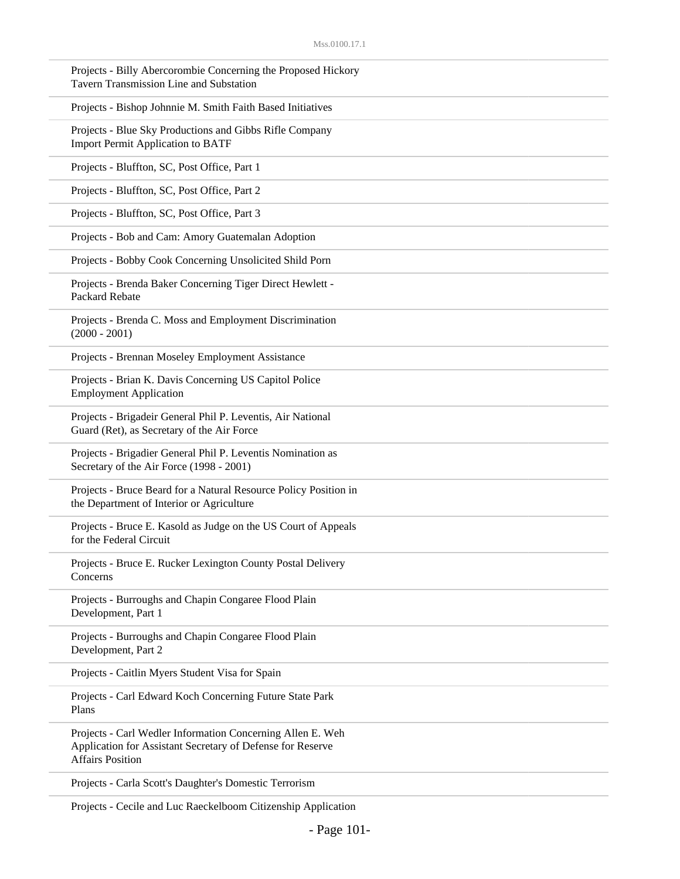Projects - Billy Abercorombie Concerning the Proposed Hickory Tavern Transmission Line and Substation

Projects - Bishop Johnnie M. Smith Faith Based Initiatives

Projects - Blue Sky Productions and Gibbs Rifle Company Import Permit Application to BATF

Projects - Bluffton, SC, Post Office, Part 1

Projects - Bluffton, SC, Post Office, Part 2

Projects - Bluffton, SC, Post Office, Part 3

Projects - Bob and Cam: Amory Guatemalan Adoption

Projects - Bobby Cook Concerning Unsolicited Shild Porn

Projects - Brenda Baker Concerning Tiger Direct Hewlett - Packard Rebate

Projects - Brenda C. Moss and Employment Discrimination (2000 - 2001)

Projects - Brennan Moseley Employment Assistance

Projects - Brian K. Davis Concerning US Capitol Police Employment Application

Projects - Brigadeir General Phil P. Leventis, Air National Guard (Ret), as Secretary of the Air Force

Projects - Brigadier General Phil P. Leventis Nomination as Secretary of the Air Force (1998 - 2001)

Projects - Bruce Beard for a Natural Resource Policy Position in the Department of Interior or Agriculture

Projects - Bruce E. Kasold as Judge on the US Court of Appeals for the Federal Circuit

Projects - Bruce E. Rucker Lexington County Postal Delivery Concerns

Projects - Burroughs and Chapin Congaree Flood Plain Development, Part 1

Projects - Burroughs and Chapin Congaree Flood Plain Development, Part 2

Projects - Caitlin Myers Student Visa for Spain

Projects - Carl Edward Koch Concerning Future State Park Plans

Projects - Carl Wedler Information Concerning Allen E. Weh Application for Assistant Secretary of Defense for Reserve Affairs Position

Projects - Carla Scott's Daughter's Domestic Terrorism

Projects - Cecile and Luc Raeckelboom Citizenship Application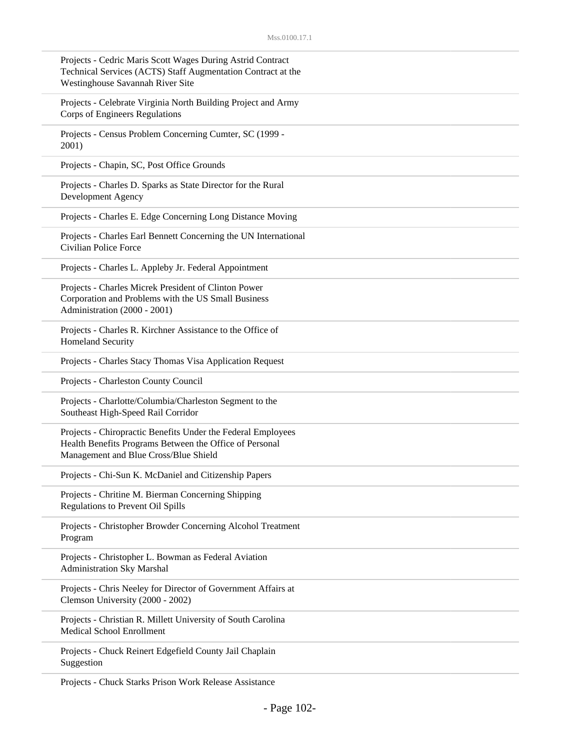Projects - Cedric Maris Scott Wages During Astrid Contract Technical Services (ACTS) Staff Augmentation Contract at the Westinghouse Savannah River Site

Projects - Celebrate Virginia North Building Project and Army Corps of Engineers Regulations

Projects - Census Problem Concerning Cumter, SC (1999 - 2001)

Projects - Chapin, SC, Post Office Grounds

Projects - Charles D. Sparks as State Director for the Rural Development Agency

Projects - Charles E. Edge Concerning Long Distance Moving

Projects - Charles Earl Bennett Concerning the UN International Civilian Police Force

Projects - Charles L. Appleby Jr. Federal Appointment

Projects - Charles Micrek President of Clinton Power Corporation and Problems with the US Small Business Administration (2000 - 2001)

Projects - Charles R. Kirchner Assistance to the Office of Homeland Security

Projects - Charles Stacy Thomas Visa Application Request

Projects - Charleston County Council

Projects - Charlotte/Columbia/Charleston Segment to the Southeast High-Speed Rail Corridor

Projects - Chiropractic Benefits Under the Federal Employees Health Benefits Programs Between the Office of Personal Management and Blue Cross/Blue Shield

Projects - Chi-Sun K. McDaniel and Citizenship Papers

Projects - Chritine M. Bierman Concerning Shipping Regulations to Prevent Oil Spills

Projects - Christopher Browder Concerning Alcohol Treatment Program

Projects - Christopher L. Bowman as Federal Aviation Administration Sky Marshal

Projects - Chris Neeley for Director of Government Affairs at Clemson University (2000 - 2002)

Projects - Christian R. Millett University of South Carolina Medical School Enrollment

Projects - Chuck Reinert Edgefield County Jail Chaplain Suggestion

Projects - Chuck Starks Prison Work Release Assistance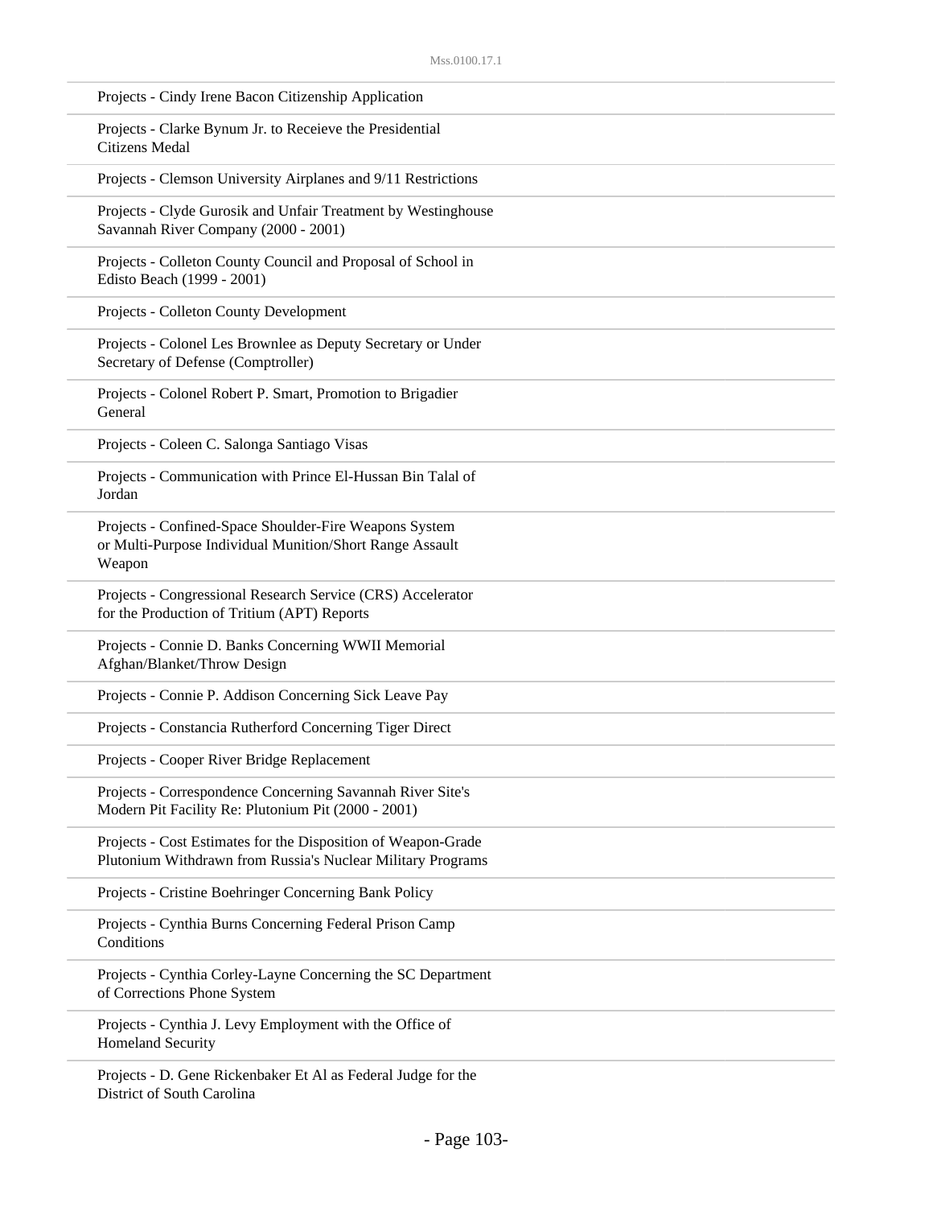Projects - Cindy Irene Bacon Citizenship Application

Projects - Clarke Bynum Jr. to Receieve the Presidential Citizens Medal

Projects - Clemson University Airplanes and 9/11 Restrictions

Projects - Clyde Gurosik and Unfair Treatment by Westinghouse Savannah River Company (2000 - 2001)

Projects - Colleton County Council and Proposal of School in Edisto Beach (1999 - 2001)

Projects - Colleton County Development

Projects - Colonel Les Brownlee as Deputy Secretary or Under Secretary of Defense (Comptroller)

Projects - Colonel Robert P. Smart, Promotion to Brigadier General

Projects - Coleen C. Salonga Santiago Visas

Projects - Communication with Prince El-Hussan Bin Talal of Jordan

Projects - Confined-Space Shoulder-Fire Weapons System or Multi-Purpose Individual Munition/Short Range Assault Weapon

Projects - Congressional Research Service (CRS) Accelerator for the Production of Tritium (APT) Reports

Projects - Connie D. Banks Concerning WWII Memorial Afghan/Blanket/Throw Design

Projects - Connie P. Addison Concerning Sick Leave Pay

Projects - Constancia Rutherford Concerning Tiger Direct

Projects - Cooper River Bridge Replacement

Projects - Correspondence Concerning Savannah River Site's Modern Pit Facility Re: Plutonium Pit (2000 - 2001)

Projects - Cost Estimates for the Disposition of Weapon-Grade Plutonium Withdrawn from Russia's Nuclear Military Programs

Projects - Cristine Boehringer Concerning Bank Policy

Projects - Cynthia Burns Concerning Federal Prison Camp Conditions

Projects - Cynthia Corley-Layne Concerning the SC Department of Corrections Phone System

Projects - Cynthia J. Levy Employment with the Office of Homeland Security

Projects - D. Gene Rickenbaker Et Al as Federal Judge for the District of South Carolina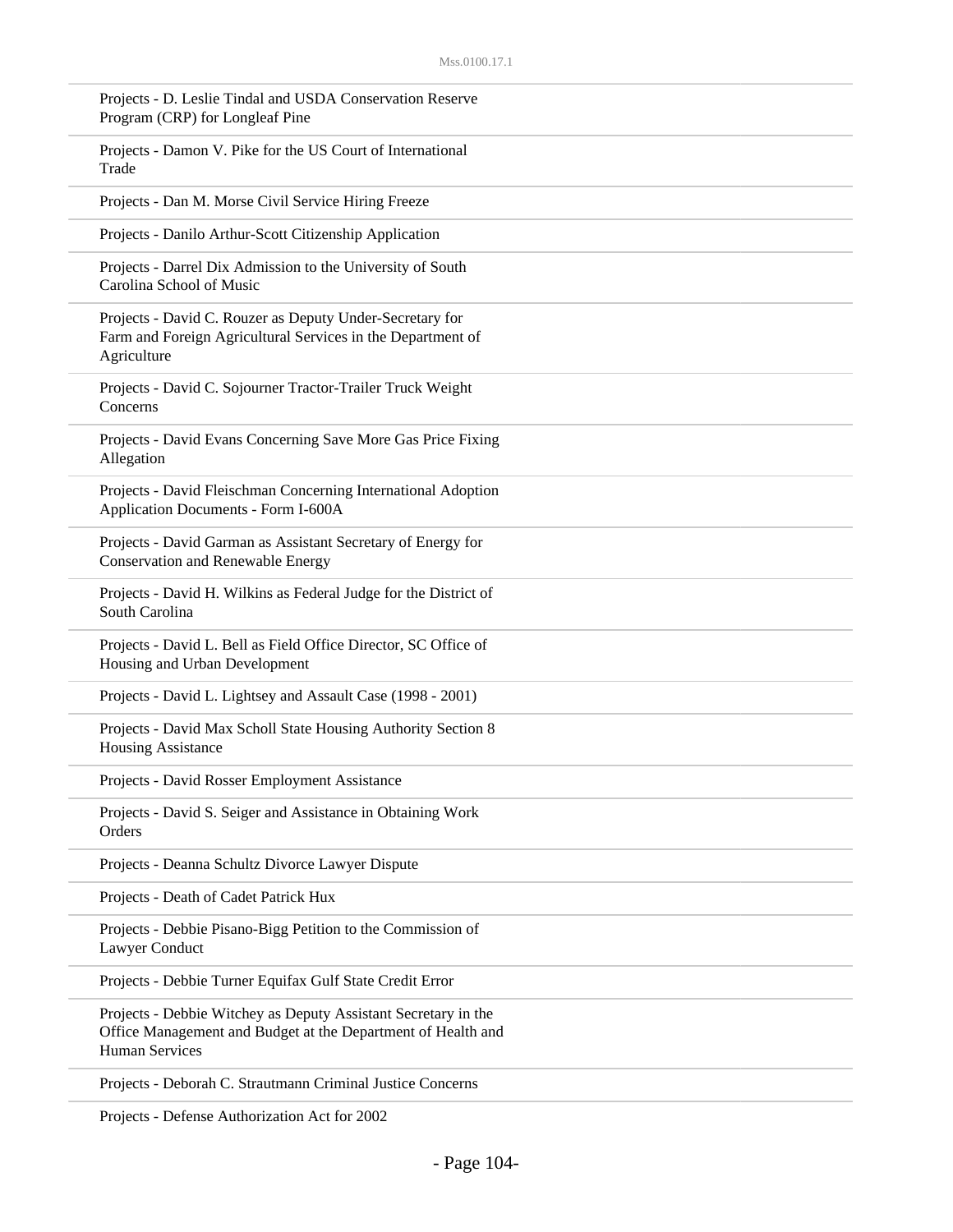Projects - D. Leslie Tindal and USDA Conservation Reserve Program (CRP) for Longleaf Pine

Projects - Damon V. Pike for the US Court of International Trade

Projects - Dan M. Morse Civil Service Hiring Freeze

Projects - Danilo Arthur-Scott Citizenship Application

Projects - Darrel Dix Admission to the University of South Carolina School of Music

Projects - David C. Rouzer as Deputy Under-Secretary for Farm and Foreign Agricultural Services in the Department of Agriculture

Projects - David C. Sojourner Tractor-Trailer Truck Weight Concerns

Projects - David Evans Concerning Save More Gas Price Fixing Allegation

Projects - David Fleischman Concerning International Adoption Application Documents - Form I-600A

Projects - David Garman as Assistant Secretary of Energy for Conservation and Renewable Energy

Projects - David H. Wilkins as Federal Judge for the District of South Carolina

Projects - David L. Bell as Field Office Director, SC Office of Housing and Urban Development

Projects - David L. Lightsey and Assault Case (1998 - 2001)

Projects - David Max Scholl State Housing Authority Section 8 Housing Assistance

Projects - David Rosser Employment Assistance

Projects - David S. Seiger and Assistance in Obtaining Work Orders

Projects - Deanna Schultz Divorce Lawyer Dispute

Projects - Death of Cadet Patrick Hux

Projects - Debbie Pisano-Bigg Petition to the Commission of Lawyer Conduct

Projects - Debbie Turner Equifax Gulf State Credit Error

Projects - Debbie Witchey as Deputy Assistant Secretary in the Office Management and Budget at the Department of Health and Human Services

Projects - Deborah C. Strautmann Criminal Justice Concerns

Projects - Defense Authorization Act for 2002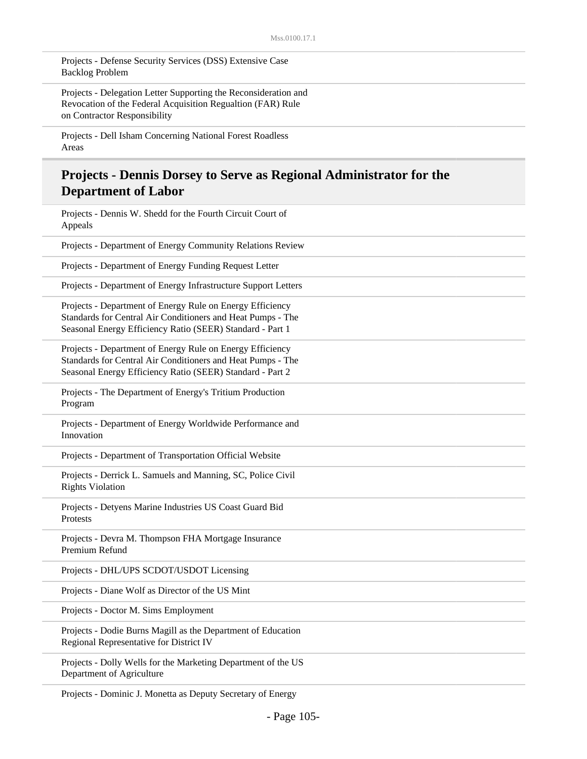Projects - Defense Security Services (DSS) Extensive Case Backlog Problem

Projects - Delegation Letter Supporting the Reconsideration and Revocation of the Federal Acquisition Regualtion (FAR) Rule on Contractor Responsibility

Projects - Dell Isham Concerning National Forest Roadless Areas

## Projects - Dennis Dorsey to Serve as Regional Administrator for the Department of Labor

Projects - Dennis W. Shedd for the Fourth Circuit Court of Appeals

Projects - Department of Energy Community Relations Review

Projects - Department of Energy Funding Request Letter

Projects - Department of Energy Infrastructure Support Letters

Projects - Department of Energy Rule on Energy Efficiency Standards for Central Air Conditioners and Heat Pumps - The Seasonal Energy Efficiency Ratio (SEER) Standard - Part 1

Projects - Department of Energy Rule on Energy Efficiency Standards for Central Air Conditioners and Heat Pumps - The Seasonal Energy Efficiency Ratio (SEER) Standard - Part 2

Projects - The Department of Energy's Tritium Production Program

Projects - Department of Energy Worldwide Performance and Innovation

Projects - Department of Transportation Official Website

Projects - Derrick L. Samuels and Manning, SC, Police Civil Rights Violation

Projects - Detyens Marine Industries US Coast Guard Bid Protests

Projects - Devra M. Thompson FHA Mortgage Insurance Premium Refund

Projects - DHL/UPS SCDOT/USDOT Licensing

Projects - Diane Wolf as Director of the US Mint

Projects - Doctor M. Sims Employment

Projects - Dodie Burns Magill as the Department of Education Regional Representative for District IV

Projects - Dolly Wells for the Marketing Department of the US Department of Agriculture

Projects - Dominic J. Monetta as Deputy Secretary of Energy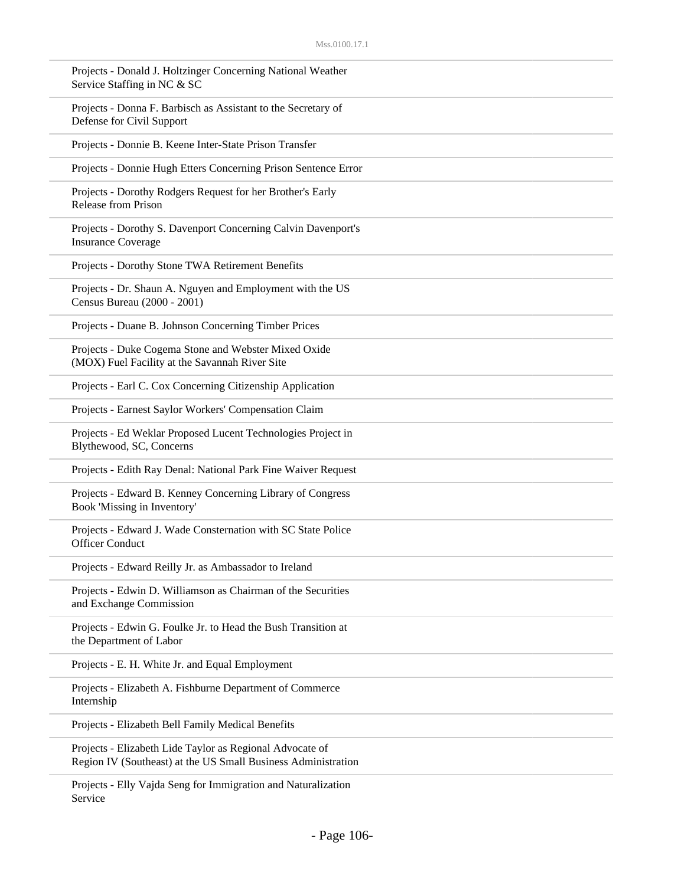Projects - Donald J. Holtzinger Concerning National Weather Service Staffing in NC & SC

Projects - Donna F. Barbisch as Assistant to the Secretary of Defense for Civil Support

Projects - Donnie B. Keene Inter-State Prison Transfer

Projects - Donnie Hugh Etters Concerning Prison Sentence Error

Projects - Dorothy Rodgers Request for her Brother's Early Release from Prison

Projects - Dorothy S. Davenport Concerning Calvin Davenport's Insurance Coverage

Projects - Dorothy Stone TWA Retirement Benefits

Projects - Dr. Shaun A. Nguyen and Employment with the US Census Bureau (2000 - 2001)

Projects - Duane B. Johnson Concerning Timber Prices

Projects - Duke Cogema Stone and Webster Mixed Oxide (MOX) Fuel Facility at the Savannah River Site

Projects - Earl C. Cox Concerning Citizenship Application

Projects - Earnest Saylor Workers' Compensation Claim

Projects - Ed Weklar Proposed Lucent Technologies Project in Blythewood, SC, Concerns

Projects - Edith Ray Denal: National Park Fine Waiver Request

Projects - Edward B. Kenney Concerning Library of Congress Book 'Missing in Inventory'

Projects - Edward J. Wade Consternation with SC State Police Officer Conduct

Projects - Edward Reilly Jr. as Ambassador to Ireland

Projects - Edwin D. Williamson as Chairman of the Securities and Exchange Commission

Projects - Edwin G. Foulke Jr. to Head the Bush Transition at the Department of Labor

Projects - E. H. White Jr. and Equal Employment

Projects - Elizabeth A. Fishburne Department of Commerce Internship

Projects - Elizabeth Bell Family Medical Benefits

Projects - Elizabeth Lide Taylor as Regional Advocate of Region IV (Southeast) at the US Small Business Administration

Projects - Elly Vajda Seng for Immigration and Naturalization Service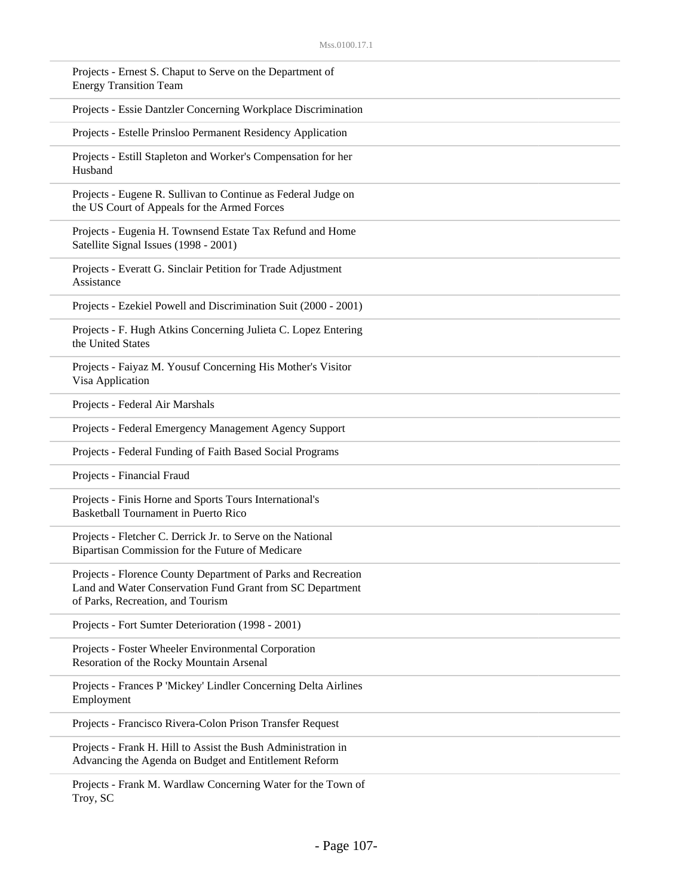Projects - Ernest S. Chaput to Serve on the Department of Energy Transition Team

Projects - Essie Dantzler Concerning Workplace Discrimination

Projects - Estelle Prinsloo Permanent Residency Application

Projects - Estill Stapleton and Worker's Compensation for her Husband

Projects - Eugene R. Sullivan to Continue as Federal Judge on the US Court of Appeals for the Armed Forces

Projects - Eugenia H. Townsend Estate Tax Refund and Home Satellite Signal Issues (1998 - 2001)

Projects - Everatt G. Sinclair Petition for Trade Adjustment Assistance

Projects - Ezekiel Powell and Discrimination Suit (2000 - 2001)

Projects - F. Hugh Atkins Concerning Julieta C. Lopez Entering the United States

Projects - Faiyaz M. Yousuf Concerning His Mother's Visitor Visa Application

Projects - Federal Air Marshals

Projects - Federal Emergency Management Agency Support

Projects - Federal Funding of Faith Based Social Programs

Projects - Financial Fraud

Projects - Finis Horne and Sports Tours International's Basketball Tournament in Puerto Rico

Projects - Fletcher C. Derrick Jr. to Serve on the National Bipartisan Commission for the Future of Medicare

Projects - Florence County Department of Parks and Recreation Land and Water Conservation Fund Grant from SC Department of Parks, Recreation, and Tourism

Projects - Fort Sumter Deterioration (1998 - 2001)

Projects - Foster Wheeler Environmental Corporation Resoration of the Rocky Mountain Arsenal

Projects - Frances P 'Mickey' Lindler Concerning Delta Airlines Employment

Projects - Francisco Rivera-Colon Prison Transfer Request

Projects - Frank H. Hill to Assist the Bush Administration in Advancing the Agenda on Budget and Entitlement Reform

Projects - Frank M. Wardlaw Concerning Water for the Town of Troy, SC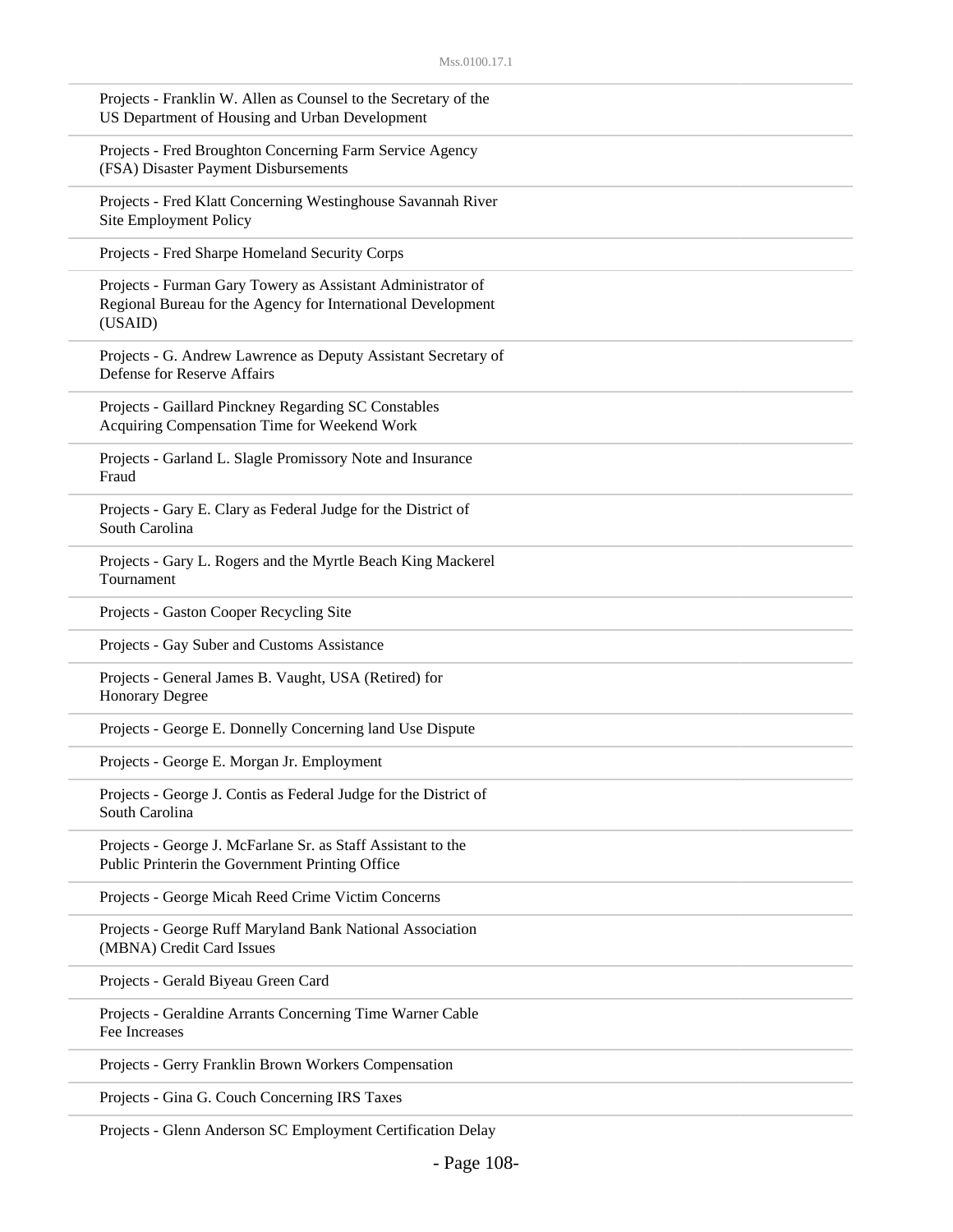Projects - Franklin W. Allen as Counsel to the Secretary of the US Department of Housing and Urban Development

Projects - Fred Broughton Concerning Farm Service Agency (FSA) Disaster Payment Disbursements

Projects - Fred Klatt Concerning Westinghouse Savannah River Site Employment Policy

Projects - Fred Sharpe Homeland Security Corps

Projects - Furman Gary Towery as Assistant Administrator of Regional Bureau for the Agency for International Development (USAID)

Projects - G. Andrew Lawrence as Deputy Assistant Secretary of Defense for Reserve Affairs

Projects - Gaillard Pinckney Regarding SC Constables Acquiring Compensation Time for Weekend Work

Projects - Garland L. Slagle Promissory Note and Insurance Fraud

Projects - Gary E. Clary as Federal Judge for the District of South Carolina

Projects - Gary L. Rogers and the Myrtle Beach King Mackerel Tournament

Projects - Gaston Cooper Recycling Site

Projects - Gay Suber and Customs Assistance

Projects - General James B. Vaught, USA (Retired) for Honorary Degree

Projects - George E. Donnelly Concerning land Use Dispute

Projects - George E. Morgan Jr. Employment

Projects - George J. Contis as Federal Judge for the District of South Carolina

Projects - George J. McFarlane Sr. as Staff Assistant to the Public Printerin the Government Printing Office

Projects - George Micah Reed Crime Victim Concerns

Projects - George Ruff Maryland Bank National Association (MBNA) Credit Card Issues

Projects - Gerald Biyeau Green Card

Projects - Geraldine Arrants Concerning Time Warner Cable Fee Increases

Projects - Gerry Franklin Brown Workers Compensation

Projects - Gina G. Couch Concerning IRS Taxes

Projects - Glenn Anderson SC Employment Certification Delay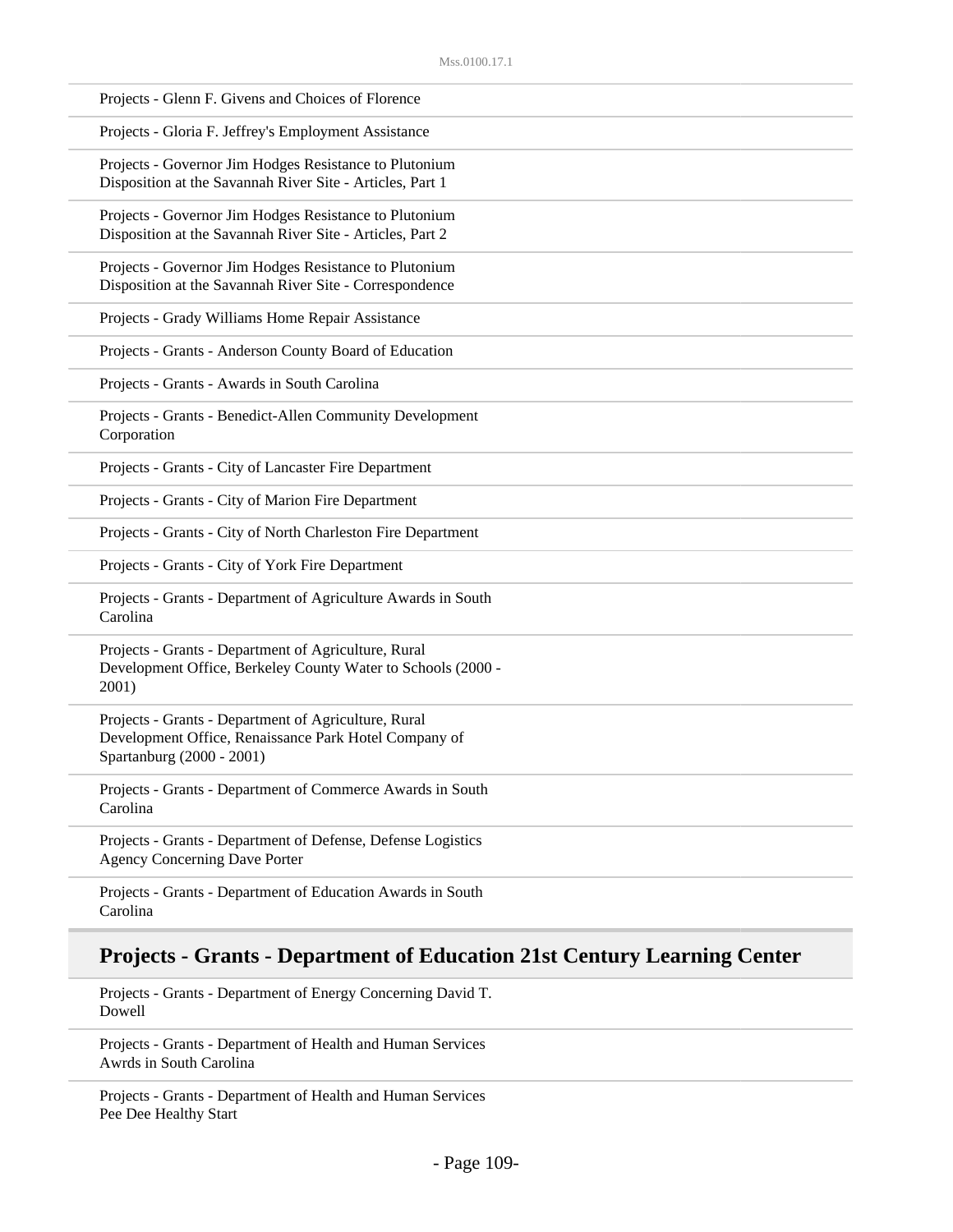Projects - Glenn F. Givens and Choices of Florence

Projects - Gloria F. Jeffrey's Employment Assistance

Projects - Governor Jim Hodges Resistance to Plutonium Disposition at the Savannah River Site - Articles, Part 1

Projects - Governor Jim Hodges Resistance to Plutonium Disposition at the Savannah River Site - Articles, Part 2

Projects - Governor Jim Hodges Resistance to Plutonium Disposition at the Savannah River Site - Correspondence

Projects - Grady Williams Home Repair Assistance

Projects - Grants - Anderson County Board of Education

Projects - Grants - Awards in South Carolina

Projects - Grants - Benedict-Allen Community Development Corporation

Projects - Grants - City of Lancaster Fire Department

Projects - Grants - City of Marion Fire Department

Projects - Grants - City of North Charleston Fire Department

Projects - Grants - City of York Fire Department

Projects - Grants - Department of Agriculture Awards in South Carolina

Projects - Grants - Department of Agriculture, Rural Development Office, Berkeley County Water to Schools (2000 - 2001)

Projects - Grants - Department of Agriculture, Rural Development Office, Renaissance Park Hotel Company of Spartanburg (2000 - 2001)

Projects - Grants - Department of Commerce Awards in South Carolina

Projects - Grants - Department of Defense, Defense Logistics Agency Concerning Dave Porter

Projects - Grants - Department of Education Awards in South Carolina

## Projects - Grants - Department of Education 21st Century Learning Center

Projects - Grants - Department of Energy Concerning David T. Dowell

Projects - Grants - Department of Health and Human Services Awrds in South Carolina

Projects - Grants - Department of Health and Human Services Pee Dee Healthy Start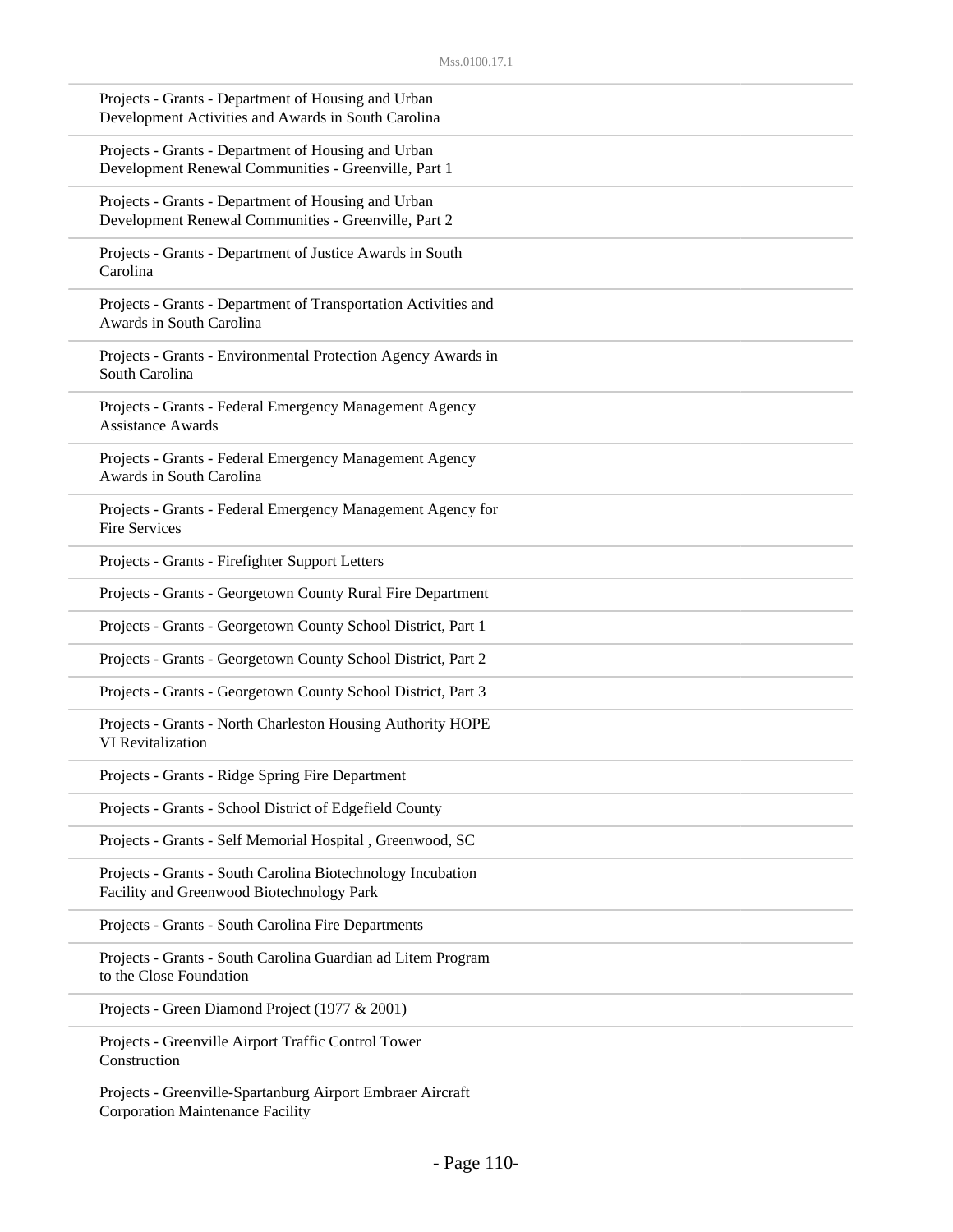Projects - Grants - Department of Housing and Urban Development Activities and Awards in South Carolina

Projects - Grants - Department of Housing and Urban Development Renewal Communities - Greenville, Part 1

Projects - Grants - Department of Housing and Urban Development Renewal Communities - Greenville, Part 2

Projects - Grants - Department of Justice Awards in South Carolina

Projects - Grants - Department of Transportation Activities and Awards in South Carolina

Projects - Grants - Environmental Protection Agency Awards in South Carolina

Projects - Grants - Federal Emergency Management Agency Assistance Awards

Projects - Grants - Federal Emergency Management Agency Awards in South Carolina

Projects - Grants - Federal Emergency Management Agency for Fire Services

Projects - Grants - Firefighter Support Letters

Projects - Grants - Georgetown County Rural Fire Department

Projects - Grants - Georgetown County School District, Part 1

Projects - Grants - Georgetown County School District, Part 2

Projects - Grants - Georgetown County School District, Part 3

Projects - Grants - North Charleston Housing Authority HOPE VI Revitalization

Projects - Grants - Ridge Spring Fire Department

Projects - Grants - School District of Edgefield County

Projects - Grants - Self Memorial Hospital , Greenwood, SC

Projects - Grants - South Carolina Biotechnology Incubation Facility and Greenwood Biotechnology Park

Projects - Grants - South Carolina Fire Departments

Projects - Grants - South Carolina Guardian ad Litem Program to the Close Foundation

Projects - Green Diamond Project (1977 & 2001)

Projects - Greenville Airport Traffic Control Tower Construction

Projects - Greenville-Spartanburg Airport Embraer Aircraft Corporation Maintenance Facility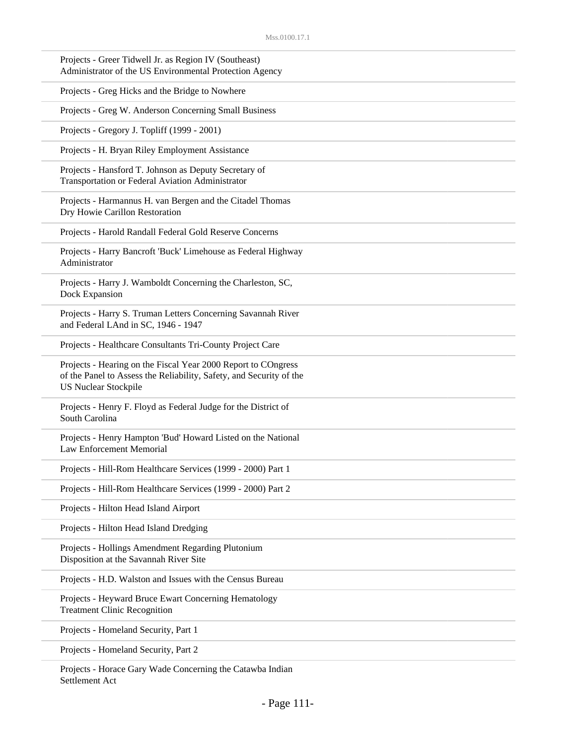Projects - Greer Tidwell Jr. as Region IV (Southeast) Administrator of the US Environmental Protection Agency

Projects - Greg Hicks and the Bridge to Nowhere

Projects - Greg W. Anderson Concerning Small Business

Projects - Gregory J. Topliff (1999 - 2001)

Projects - H. Bryan Riley Employment Assistance

Projects - Hansford T. Johnson as Deputy Secretary of Transportation or Federal Aviation Administrator

Projects - Harmannus H. van Bergen and the Citadel Thomas Dry Howie Carillon Restoration

Projects - Harold Randall Federal Gold Reserve Concerns

Projects - Harry Bancroft 'Buck' Limehouse as Federal Highway Administrator

Projects - Harry J. Wamboldt Concerning the Charleston, SC, Dock Expansion

Projects - Harry S. Truman Letters Concerning Savannah River and Federal LAnd in SC, 1946 - 1947

Projects - Healthcare Consultants Tri-County Project Care

Projects - Hearing on the Fiscal Year 2000 Report to COngress of the Panel to Assess the Reliability, Safety, and Security of the US Nuclear Stockpile

Projects - Henry F. Floyd as Federal Judge for the District of South Carolina

Projects - Henry Hampton 'Bud' Howard Listed on the National Law Enforcement Memorial

Projects - Hill-Rom Healthcare Services (1999 - 2000) Part 1

Projects - Hill-Rom Healthcare Services (1999 - 2000) Part 2

Projects - Hilton Head Island Airport

Projects - Hilton Head Island Dredging

Projects - Hollings Amendment Regarding Plutonium Disposition at the Savannah River Site

Projects - H.D. Walston and Issues with the Census Bureau

Projects - Heyward Bruce Ewart Concerning Hematology Treatment Clinic Recognition

Projects - Homeland Security, Part 1

Projects - Homeland Security, Part 2

Projects - Horace Gary Wade Concerning the Catawba Indian Settlement Act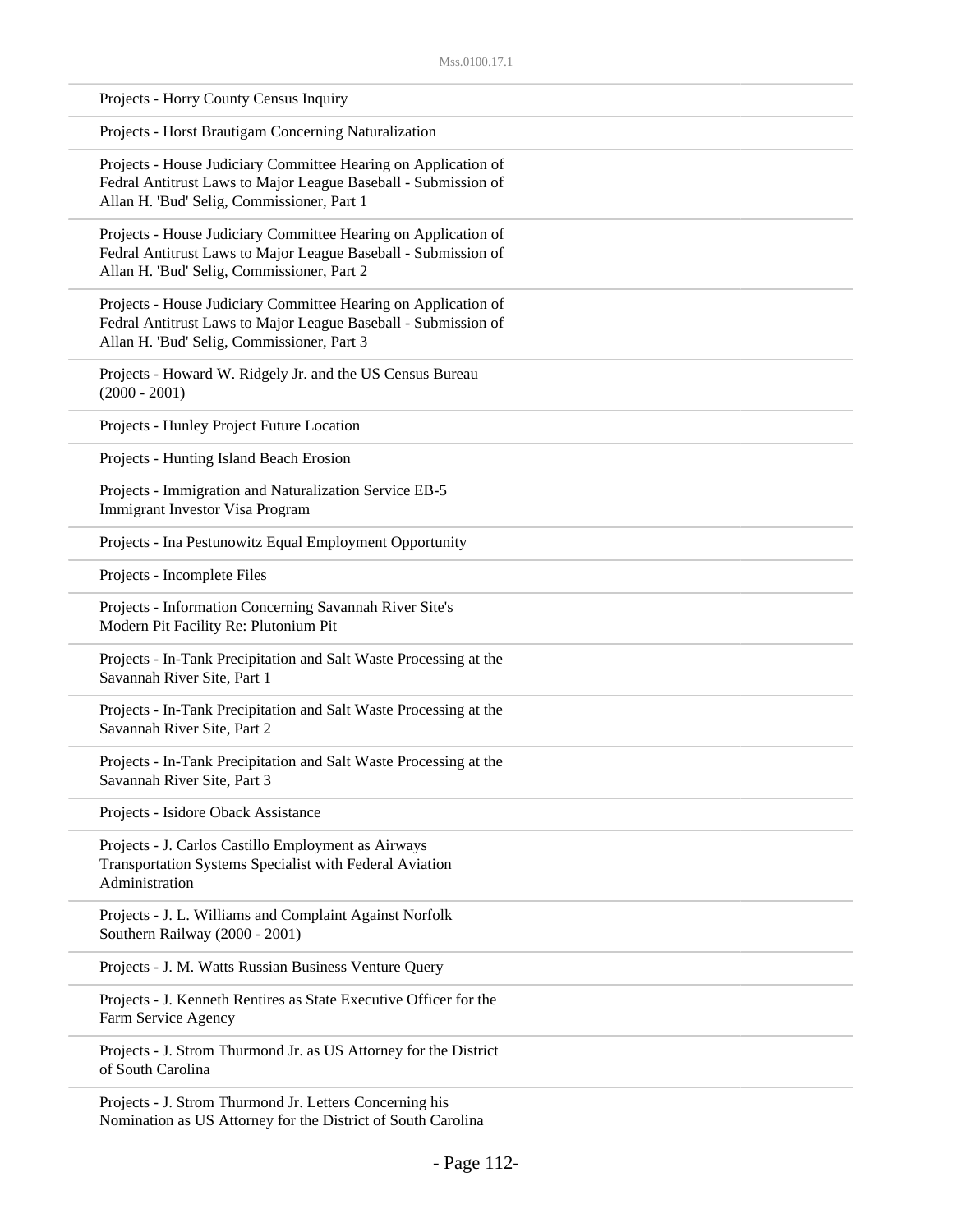Projects - Horry County Census Inquiry

Projects - Horst Brautigam Concerning Naturalization

Projects - House Judiciary Committee Hearing on Application of Fedral Antitrust Laws to Major League Baseball - Submission of Allan H. 'Bud' Selig, Commissioner, Part 1

Projects - House Judiciary Committee Hearing on Application of Fedral Antitrust Laws to Major League Baseball - Submission of Allan H. 'Bud' Selig, Commissioner, Part 2

Projects - House Judiciary Committee Hearing on Application of Fedral Antitrust Laws to Major League Baseball - Submission of Allan H. 'Bud' Selig, Commissioner, Part 3

Projects - Howard W. Ridgely Jr. and the US Census Bureau (2000 - 2001)

Projects - Hunley Project Future Location

Projects - Hunting Island Beach Erosion

Projects - Immigration and Naturalization Service EB-5 Immigrant Investor Visa Program

Projects - Ina Pestunowitz Equal Employment Opportunity

Projects - Incomplete Files

Projects - Information Concerning Savannah River Site's Modern Pit Facility Re: Plutonium Pit

Projects - In-Tank Precipitation and Salt Waste Processing at the Savannah River Site, Part 1

Projects - In-Tank Precipitation and Salt Waste Processing at the Savannah River Site, Part 2

Projects - In-Tank Precipitation and Salt Waste Processing at the Savannah River Site, Part 3

Projects - Isidore Oback Assistance

Projects - J. Carlos Castillo Employment as Airways Transportation Systems Specialist with Federal Aviation Administration

Projects - J. L. Williams and Complaint Against Norfolk Southern Railway (2000 - 2001)

Projects - J. M. Watts Russian Business Venture Query

Projects - J. Kenneth Rentires as State Executive Officer for the Farm Service Agency

Projects - J. Strom Thurmond Jr. as US Attorney for the District of South Carolina

Projects - J. Strom Thurmond Jr. Letters Concerning his Nomination as US Attorney for the District of South Carolina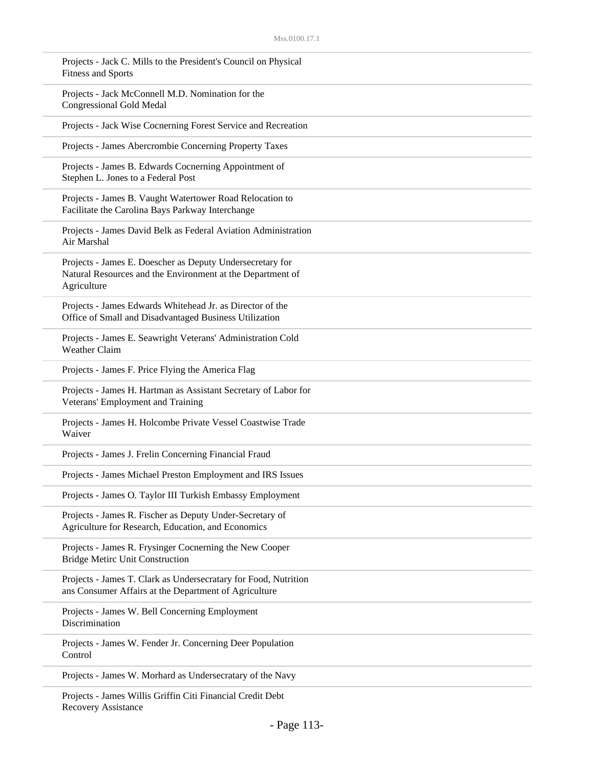Projects - Jack C. Mills to the President's Council on Physical Fitness and Sports

Projects - Jack McConnell M.D. Nomination for the Congressional Gold Medal

Projects - Jack Wise Cocnerning Forest Service and Recreation

Projects - James Abercrombie Concerning Property Taxes

Projects - James B. Edwards Cocnerning Appointment of Stephen L. Jones to a Federal Post

Projects - James B. Vaught Watertower Road Relocation to Facilitate the Carolina Bays Parkway Interchange

Projects - James David Belk as Federal Aviation Administration Air Marshal

Projects - James E. Doescher as Deputy Undersecretary for Natural Resources and the Environment at the Department of Agriculture

Projects - James Edwards Whitehead Jr. as Director of the Office of Small and Disadvantaged Business Utilization

Projects - James E. Seawright Veterans' Administration Cold Weather Claim

Projects - James F. Price Flying the America Flag

Projects - James H. Hartman as Assistant Secretary of Labor for Veterans' Employment and Training

Projects - James H. Holcombe Private Vessel Coastwise Trade Waiver

Projects - James J. Frelin Concerning Financial Fraud

Projects - James Michael Preston Employment and IRS Issues

Projects - James O. Taylor III Turkish Embassy Employment

Projects - James R. Fischer as Deputy Under-Secretary of Agriculture for Research, Education, and Economics

Projects - James R. Frysinger Cocnerning the New Cooper Bridge Metirc Unit Construction

Projects - James T. Clark as Undersecratary for Food, Nutrition ans Consumer Affairs at the Department of Agriculture

Projects - James W. Bell Concerning Employment Discrimination

Projects - James W. Fender Jr. Concerning Deer Population Control

Projects - James W. Morhard as Undersecratary of the Navy

Projects - James Willis Griffin Citi Financial Credit Debt Recovery Assistance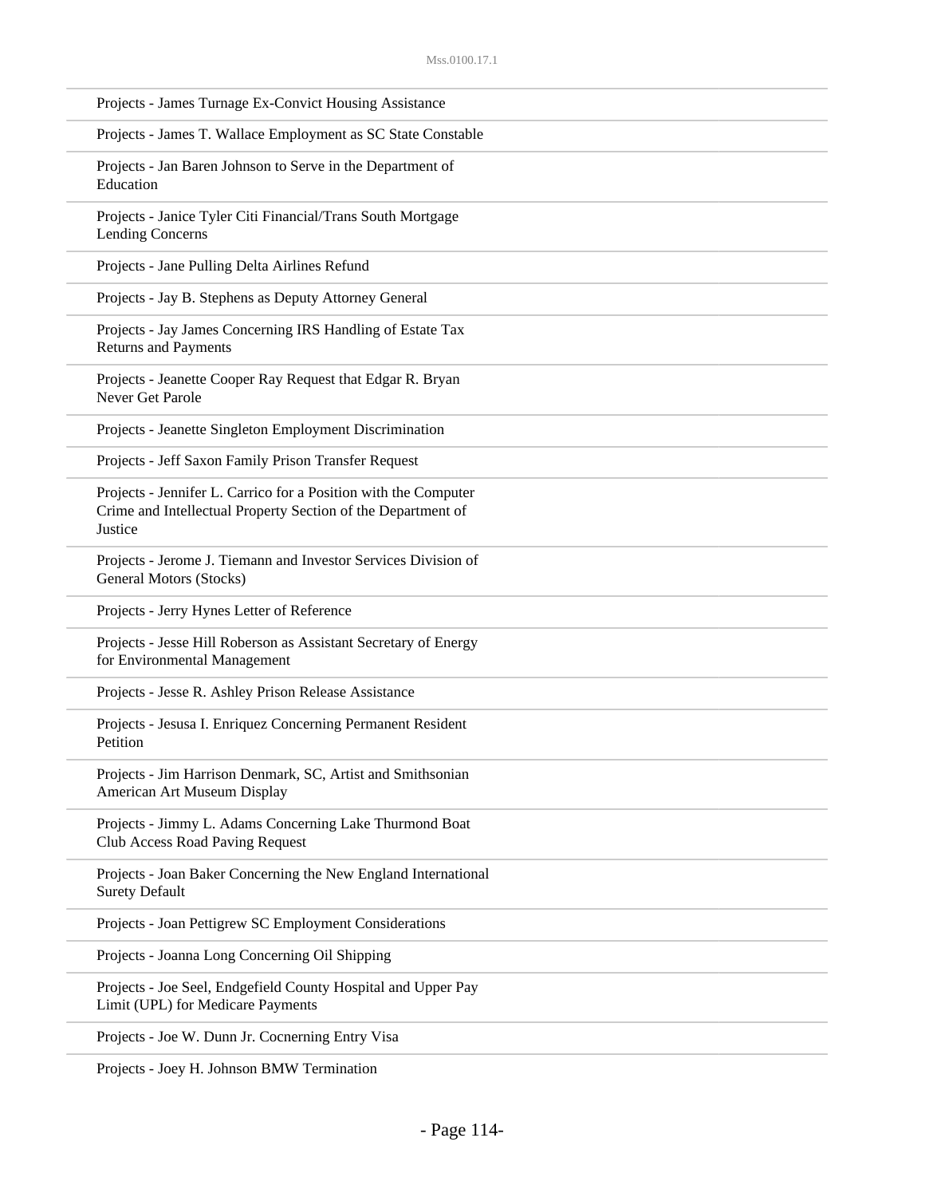Projects - James Turnage Ex-Convict Housing Assistance

Projects - James T. Wallace Employment as SC State Constable

Projects - Jan Baren Johnson to Serve in the Department of Education

Projects - Janice Tyler Citi Financial/Trans South Mortgage Lending Concerns

Projects - Jane Pulling Delta Airlines Refund

Projects - Jay B. Stephens as Deputy Attorney General

Projects - Jay James Concerning IRS Handling of Estate Tax Returns and Payments

Projects - Jeanette Cooper Ray Request that Edgar R. Bryan Never Get Parole

Projects - Jeanette Singleton Employment Discrimination

Projects - Jeff Saxon Family Prison Transfer Request

Projects - Jennifer L. Carrico for a Position with the Computer Crime and Intellectual Property Section of the Department of Justice

Projects - Jerome J. Tiemann and Investor Services Division of General Motors (Stocks)

Projects - Jerry Hynes Letter of Reference

Projects - Jesse Hill Roberson as Assistant Secretary of Energy for Environmental Management

Projects - Jesse R. Ashley Prison Release Assistance

Projects - Jesusa I. Enriquez Concerning Permanent Resident Petition

Projects - Jim Harrison Denmark, SC, Artist and Smithsonian American Art Museum Display

Projects - Jimmy L. Adams Concerning Lake Thurmond Boat Club Access Road Paving Request

Projects - Joan Baker Concerning the New England International Surety Default

Projects - Joan Pettigrew SC Employment Considerations

Projects - Joanna Long Concerning Oil Shipping

Projects - Joe Seel, Endgefield County Hospital and Upper Pay Limit (UPL) for Medicare Payments

Projects - Joe W. Dunn Jr. Cocnerning Entry Visa

Projects - Joey H. Johnson BMW Termination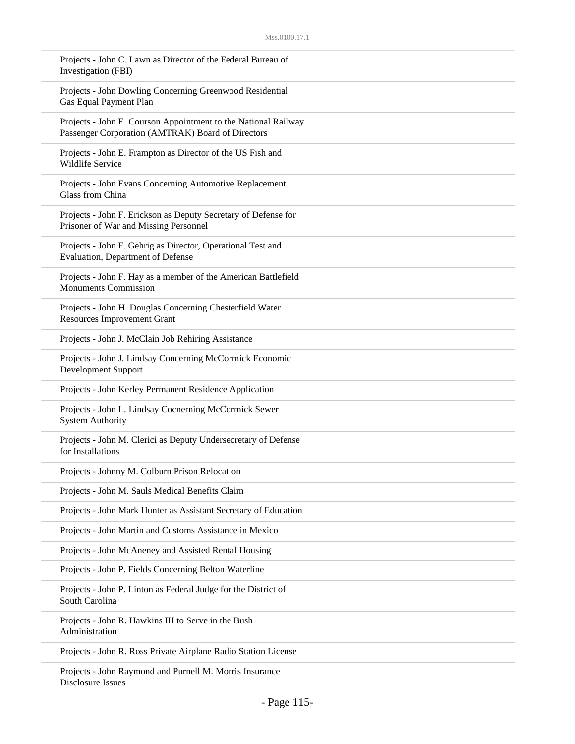Projects - John C. Lawn as Director of the Federal Bureau of Investigation (FBI)

Projects - John Dowling Concerning Greenwood Residential Gas Equal Payment Plan

Projects - John E. Courson Appointment to the National Railway Passenger Corporation (AMTRAK) Board of Directors

Projects - John E. Frampton as Director of the US Fish and Wildlife Service

Projects - John Evans Concerning Automotive Replacement Glass from China

Projects - John F. Erickson as Deputy Secretary of Defense for Prisoner of War and Missing Personnel

Projects - John F. Gehrig as Director, Operational Test and Evaluation, Department of Defense

Projects - John F. Hay as a member of the American Battlefield Monuments Commission

Projects - John H. Douglas Concerning Chesterfield Water Resources Improvement Grant

Projects - John J. McClain Job Rehiring Assistance

Projects - John J. Lindsay Concerning McCormick Economic Development Support

Projects - John Kerley Permanent Residence Application

Projects - John L. Lindsay Cocnerning McCormick Sewer System Authority

Projects - John M. Clerici as Deputy Undersecretary of Defense for Installations

Projects - Johnny M. Colburn Prison Relocation

Projects - John M. Sauls Medical Benefits Claim

Projects - John Mark Hunter as Assistant Secretary of Education

Projects - John Martin and Customs Assistance in Mexico

Projects - John McAneney and Assisted Rental Housing

Projects - John P. Fields Concerning Belton Waterline

Projects - John P. Linton as Federal Judge for the District of South Carolina

Projects - John R. Hawkins III to Serve in the Bush Administration

Projects - John R. Ross Private Airplane Radio Station License

Projects - John Raymond and Purnell M. Morris Insurance Disclosure Issues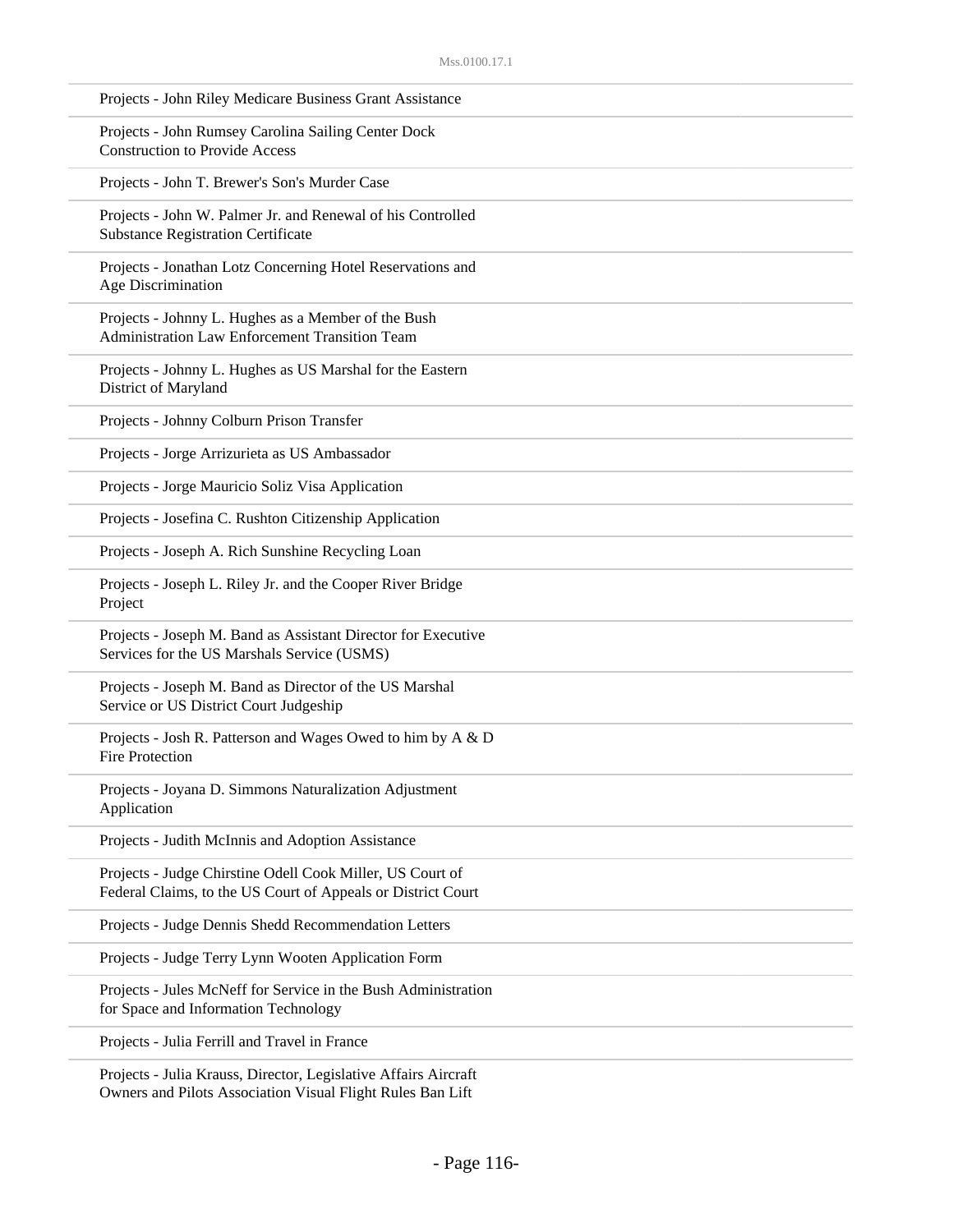Projects - John Riley Medicare Business Grant Assistance

Projects - John Rumsey Carolina Sailing Center Dock Construction to Provide Access

Projects - John T. Brewer's Son's Murder Case

Projects - John W. Palmer Jr. and Renewal of his Controlled Substance Registration Certificate

Projects - Jonathan Lotz Concerning Hotel Reservations and Age Discrimination

Projects - Johnny L. Hughes as a Member of the Bush Administration Law Enforcement Transition Team

Projects - Johnny L. Hughes as US Marshal for the Eastern District of Maryland

Projects - Johnny Colburn Prison Transfer

Projects - Jorge Arrizurieta as US Ambassador

Projects - Jorge Mauricio Soliz Visa Application

Projects - Josefina C. Rushton Citizenship Application

Projects - Joseph A. Rich Sunshine Recycling Loan

Projects - Joseph L. Riley Jr. and the Cooper River Bridge Project

Projects - Joseph M. Band as Assistant Director for Executive Services for the US Marshals Service (USMS)

Projects - Joseph M. Band as Director of the US Marshal Service or US District Court Judgeship

Projects - Josh R. Patterson and Wages Owed to him by A & D Fire Protection

Projects - Joyana D. Simmons Naturalization Adjustment Application

Projects - Judith McInnis and Adoption Assistance

Projects - Judge Chirstine Odell Cook Miller, US Court of Federal Claims, to the US Court of Appeals or District Court

Projects - Judge Dennis Shedd Recommendation Letters

Projects - Judge Terry Lynn Wooten Application Form

Projects - Jules McNeff for Service in the Bush Administration for Space and Information Technology

Projects - Julia Ferrill and Travel in France

Projects - Julia Krauss, Director, Legislative Affairs Aircraft Owners and Pilots Association Visual Flight Rules Ban Lift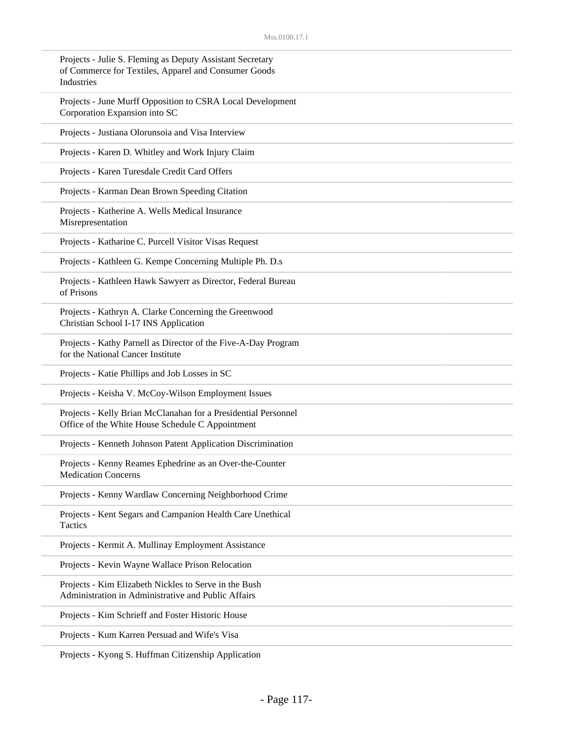Projects - Julie S. Fleming as Deputy Assistant Secretary of Commerce for Textiles, Apparel and Consumer Goods Industries

Projects - June Murff Opposition to CSRA Local Development Corporation Expansion into SC

Projects - Justiana Olorunsoia and Visa Interview

Projects - Karen D. Whitley and Work Injury Claim

Projects - Karen Turesdale Credit Card Offers

Projects - Karman Dean Brown Speeding Citation

Projects - Katherine A. Wells Medical Insurance Misrepresentation

Projects - Katharine C. Purcell Visitor Visas Request

Projects - Kathleen G. Kempe Concerning Multiple Ph. D.s

Projects - Kathleen Hawk Sawyerr as Director, Federal Bureau of Prisons

Projects - Kathryn A. Clarke Concerning the Greenwood Christian School I-17 INS Application

Projects - Kathy Parnell as Director of the Five-A-Day Program for the National Cancer Institute

Projects - Katie Phillips and Job Losses in SC

Projects - Keisha V. McCoy-Wilson Employment Issues

Projects - Kelly Brian McClanahan for a Presidential Personnel Office of the White House Schedule C Appointment

Projects - Kenneth Johnson Patent Application Discrimination

Projects - Kenny Reames Ephedrine as an Over-the-Counter Medication Concerns

Projects - Kenny Wardlaw Concerning Neighborhood Crime

Projects - Kent Segars and Campanion Health Care Unethical Tactics

Projects - Kermit A. Mullinay Employment Assistance

Projects - Kevin Wayne Wallace Prison Relocation

Projects - Kim Elizabeth Nickles to Serve in the Bush Administration in Administrative and Public Affairs

Projects - Kim Schrieff and Foster Historic House

Projects - Kum Karren Persuad and Wife's Visa

Projects - Kyong S. Huffman Citizenship Application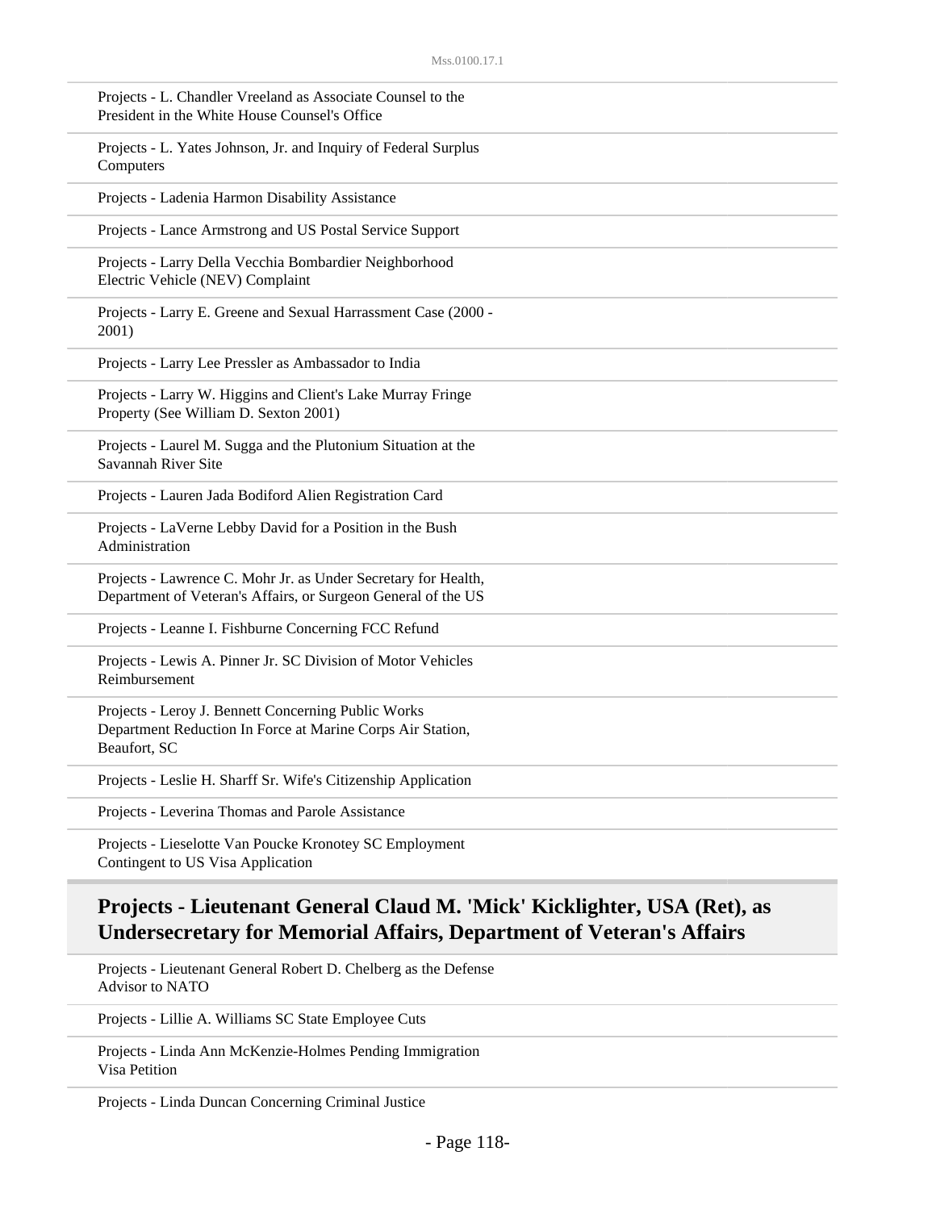Projects - L. Chandler Vreeland as Associate Counsel to the President in the White House Counsel's Office

Projects - L. Yates Johnson, Jr. and Inquiry of Federal Surplus Computers

Projects - Ladenia Harmon Disability Assistance

Projects - Lance Armstrong and US Postal Service Support

Projects - Larry Della Vecchia Bombardier Neighborhood Electric Vehicle (NEV) Complaint

Projects - Larry E. Greene and Sexual Harrassment Case (2000 - 2001)

Projects - Larry Lee Pressler as Ambassador to India

Projects - Larry W. Higgins and Client's Lake Murray Fringe Property (See William D. Sexton 2001)

Projects - Laurel M. Sugga and the Plutonium Situation at the Savannah River Site

Projects - Lauren Jada Bodiford Alien Registration Card

Projects - LaVerne Lebby David for a Position in the Bush Administration

Projects - Lawrence C. Mohr Jr. as Under Secretary for Health, Department of Veteran's Affairs, or Surgeon General of the US

Projects - Leanne I. Fishburne Concerning FCC Refund

Projects - Lewis A. Pinner Jr. SC Division of Motor Vehicles Reimbursement

Projects - Leroy J. Bennett Concerning Public Works Department Reduction In Force at Marine Corps Air Station, Beaufort, SC

Projects - Leslie H. Sharff Sr. Wife's Citizenship Application

Projects - Leverina Thomas and Parole Assistance

Projects - Lieselotte Van Poucke Kronotey SC Employment Contingent to US Visa Application

## Projects - Lieutenant General Claud M. 'Mick' Kicklighter, USA (Ret), as Undersecretary for Memorial Affairs, Department of Veteran's Affairs

Projects - Lieutenant General Robert D. Chelberg as the Defense Advisor to NATO

Projects - Lillie A. Williams SC State Employee Cuts

Projects - Linda Ann McKenzie-Holmes Pending Immigration Visa Petition

Projects - Linda Duncan Concerning Criminal Justice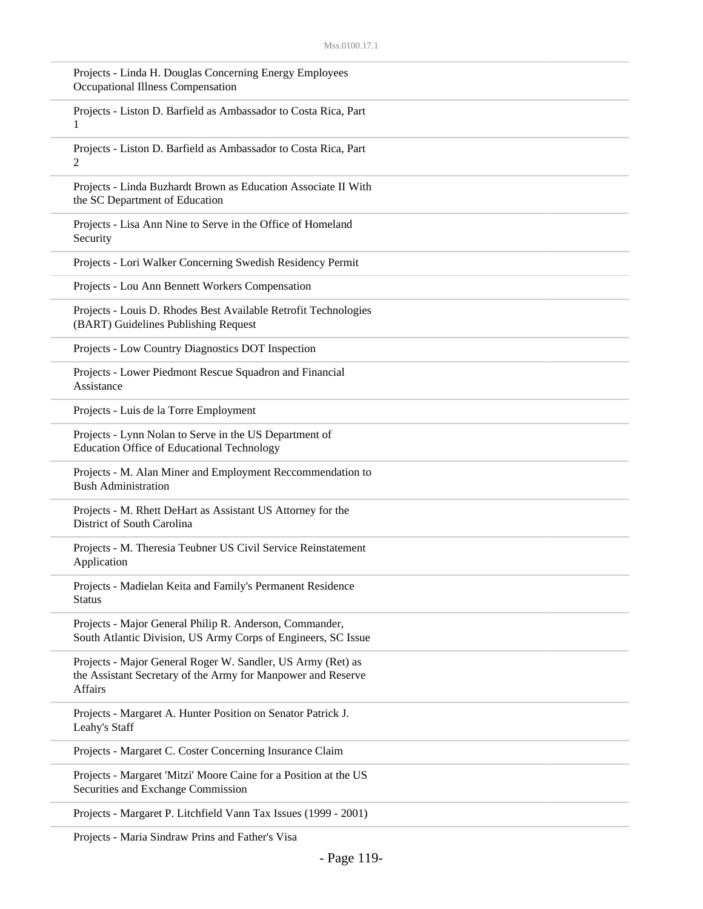Projects - Linda H. Douglas Concerning Energy Employees Occupational Illness Compensation

Projects - Liston D. Barfield as Ambassador to Costa Rica, Part 1

Projects - Liston D. Barfield as Ambassador to Costa Rica, Part 2

Projects - Linda Buzhardt Brown as Education Associate II With the SC Department of Education

Projects - Lisa Ann Nine to Serve in the Office of Homeland Security

Projects - Lori Walker Concerning Swedish Residency Permit

Projects - Lou Ann Bennett Workers Compensation

Projects - Louis D. Rhodes Best Available Retrofit Technologies (BART) Guidelines Publishing Request

Projects - Low Country Diagnostics DOT Inspection

Projects - Lower Piedmont Rescue Squadron and Financial Assistance

Projects - Luis de la Torre Employment

Projects - Lynn Nolan to Serve in the US Department of Education Office of Educational Technology

Projects - M. Alan Miner and Employment Reccommendation to Bush Administration

Projects - M. Rhett DeHart as Assistant US Attorney for the District of South Carolina

Projects - M. Theresia Teubner US Civil Service Reinstatement Application

Projects - Madielan Keita and Family's Permanent Residence Status

Projects - Major General Philip R. Anderson, Commander, South Atlantic Division, US Army Corps of Engineers, SC Issue

Projects - Major General Roger W. Sandler, US Army (Ret) as the Assistant Secretary of the Army for Manpower and Reserve Affairs

Projects - Margaret A. Hunter Position on Senator Patrick J. Leahy's Staff

Projects - Margaret C. Coster Concerning Insurance Claim

Projects - Margaret 'Mitzi' Moore Caine for a Position at the US Securities and Exchange Commission

Projects - Margaret P. Litchfield Vann Tax Issues (1999 - 2001)

Projects - Maria Sindraw Prins and Father's Visa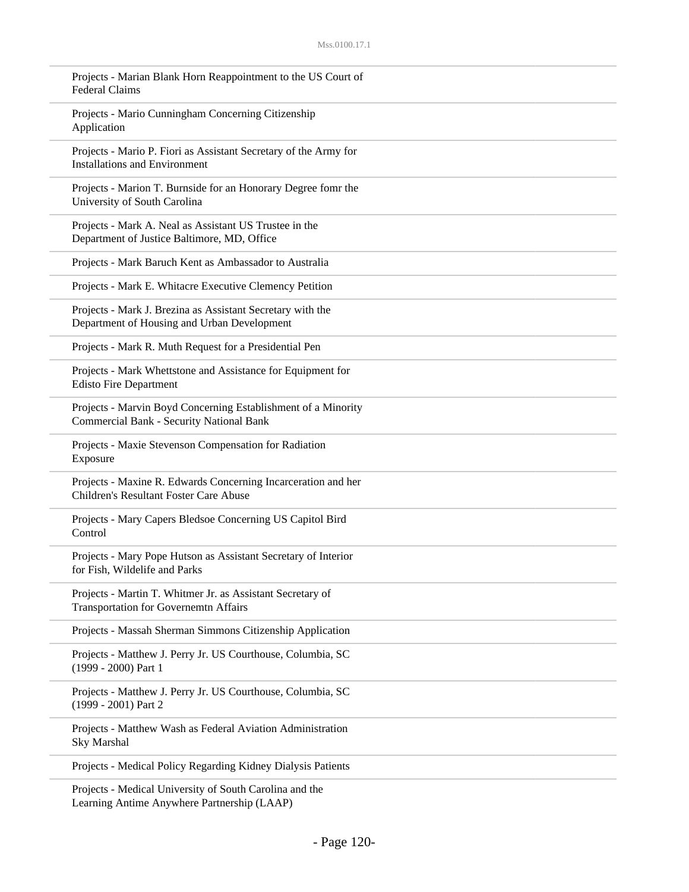Projects - Marian Blank Horn Reappointment to the US Court of Federal Claims

Projects - Mario Cunningham Concerning Citizenship Application

Projects - Mario P. Fiori as Assistant Secretary of the Army for Installations and Environment

Projects - Marion T. Burnside for an Honorary Degree fomr the University of South Carolina

Projects - Mark A. Neal as Assistant US Trustee in the Department of Justice Baltimore, MD, Office

Projects - Mark Baruch Kent as Ambassador to Australia

Projects - Mark E. Whitacre Executive Clemency Petition

Projects - Mark J. Brezina as Assistant Secretary with the Department of Housing and Urban Development

Projects - Mark R. Muth Request for a Presidential Pen

Projects - Mark Whettstone and Assistance for Equipment for Edisto Fire Department

Projects - Marvin Boyd Concerning Establishment of a Minority Commercial Bank - Security National Bank

Projects - Maxie Stevenson Compensation for Radiation Exposure

Projects - Maxine R. Edwards Concerning Incarceration and her Children's Resultant Foster Care Abuse

Projects - Mary Capers Bledsoe Concerning US Capitol Bird Control

Projects - Mary Pope Hutson as Assistant Secretary of Interior for Fish, Wildelife and Parks

Projects - Martin T. Whitmer Jr. as Assistant Secretary of Transportation for Governemtn Affairs

Projects - Massah Sherman Simmons Citizenship Application

Projects - Matthew J. Perry Jr. US Courthouse, Columbia, SC (1999 - 2000) Part 1

Projects - Matthew J. Perry Jr. US Courthouse, Columbia, SC (1999 - 2001) Part 2

Projects - Matthew Wash as Federal Aviation Administration Sky Marshal

Projects - Medical Policy Regarding Kidney Dialysis Patients

Projects - Medical University of South Carolina and the Learning Antime Anywhere Partnership (LAAP)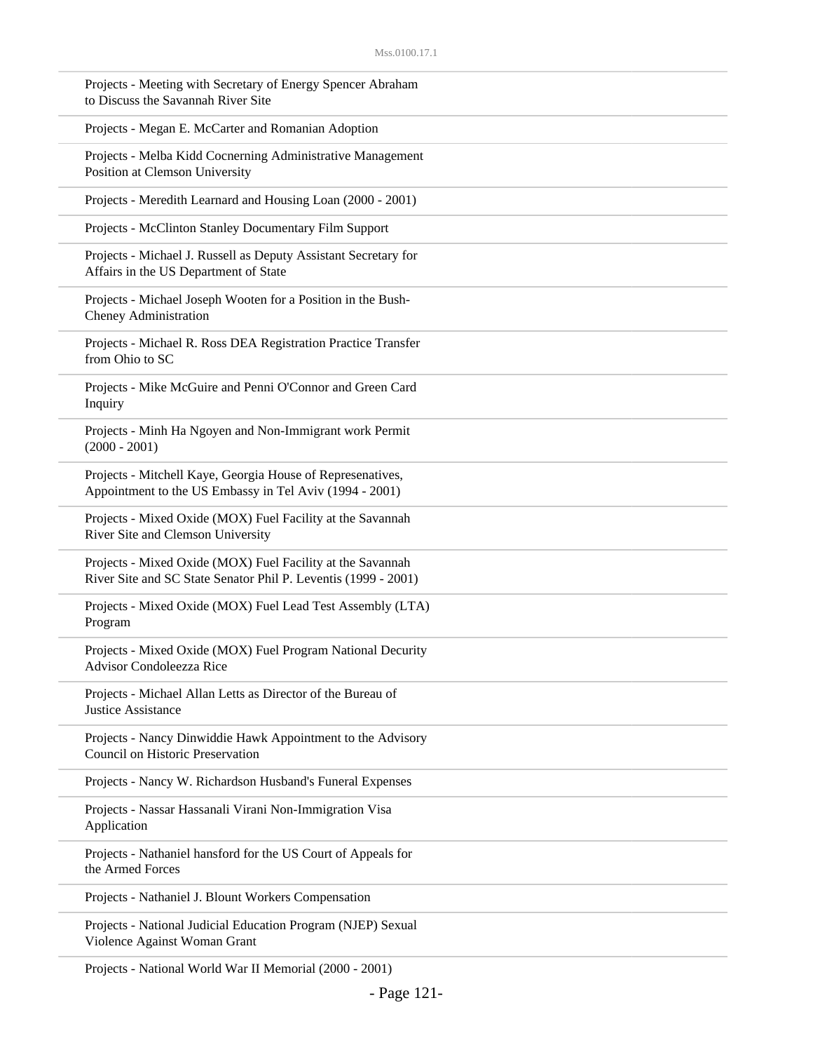Projects - Meeting with Secretary of Energy Spencer Abraham to Discuss the Savannah River Site

Projects - Megan E. McCarter and Romanian Adoption

Projects - Melba Kidd Cocnerning Administrative Management Position at Clemson University

Projects - Meredith Learnard and Housing Loan (2000 - 2001)

Projects - McClinton Stanley Documentary Film Support

Projects - Michael J. Russell as Deputy Assistant Secretary for Affairs in the US Department of State

Projects - Michael Joseph Wooten for a Position in the Bush-Cheney Administration

Projects - Michael R. Ross DEA Registration Practice Transfer from Ohio to SC

Projects - Mike McGuire and Penni O'Connor and Green Card Inquiry

Projects - Minh Ha Ngoyen and Non-Immigrant work Permit (2000 - 2001)

Projects - Mitchell Kaye, Georgia House of Represenatives, Appointment to the US Embassy in Tel Aviv (1994 - 2001)

Projects - Mixed Oxide (MOX) Fuel Facility at the Savannah River Site and Clemson University

Projects - Mixed Oxide (MOX) Fuel Facility at the Savannah River Site and SC State Senator Phil P. Leventis (1999 - 2001)

Projects - Mixed Oxide (MOX) Fuel Lead Test Assembly (LTA) Program

Projects - Mixed Oxide (MOX) Fuel Program National Decurity Advisor Condoleezza Rice

Projects - Michael Allan Letts as Director of the Bureau of Justice Assistance

Projects - Nancy Dinwiddie Hawk Appointment to the Advisory Council on Historic Preservation

Projects - Nancy W. Richardson Husband's Funeral Expenses

Projects - Nassar Hassanali Virani Non-Immigration Visa Application

Projects - Nathaniel hansford for the US Court of Appeals for the Armed Forces

Projects - Nathaniel J. Blount Workers Compensation

Projects - National Judicial Education Program (NJEP) Sexual Violence Against Woman Grant

Projects - National World War II Memorial (2000 - 2001)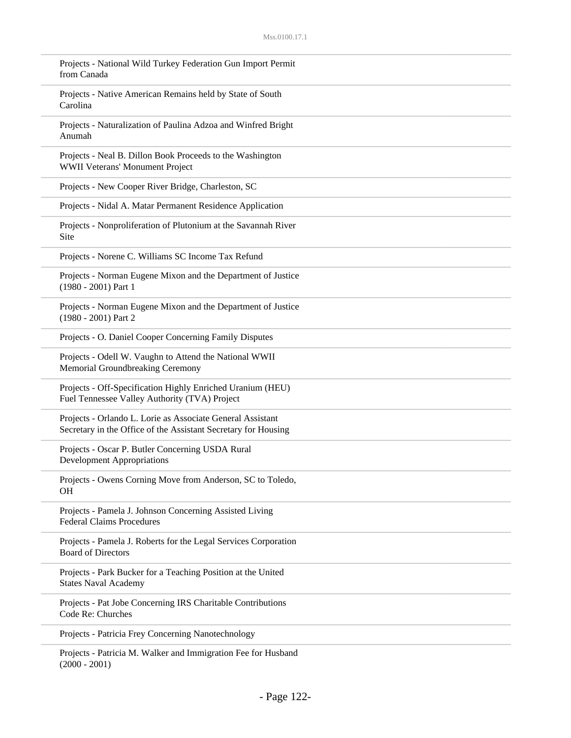Projects - National Wild Turkey Federation Gun Import Permit from Canada

Projects - Native American Remains held by State of South Carolina

Projects - Naturalization of Paulina Adzoa and Winfred Bright Anumah

Projects - Neal B. Dillon Book Proceeds to the Washington WWII Veterans' Monument Project

Projects - New Cooper River Bridge, Charleston, SC

Projects - Nidal A. Matar Permanent Residence Application

Projects - Nonproliferation of Plutonium at the Savannah River Site

Projects - Norene C. Williams SC Income Tax Refund

Projects - Norman Eugene Mixon and the Department of Justice (1980 - 2001) Part 1

Projects - Norman Eugene Mixon and the Department of Justice (1980 - 2001) Part 2

Projects - O. Daniel Cooper Concerning Family Disputes

Projects - Odell W. Vaughn to Attend the National WWII Memorial Groundbreaking Ceremony

Projects - Off-Specification Highly Enriched Uranium (HEU) Fuel Tennessee Valley Authority (TVA) Project

Projects - Orlando L. Lorie as Associate General Assistant Secretary in the Office of the Assistant Secretary for Housing

Projects - Oscar P. Butler Concerning USDA Rural Development Appropriations

Projects - Owens Corning Move from Anderson, SC to Toledo, OH

Projects - Pamela J. Johnson Concerning Assisted Living Federal Claims Procedures

Projects - Pamela J. Roberts for the Legal Services Corporation Board of Directors

Projects - Park Bucker for a Teaching Position at the United States Naval Academy

Projects - Pat Jobe Concerning IRS Charitable Contributions Code Re: Churches

Projects - Patricia Frey Concerning Nanotechnology

Projects - Patricia M. Walker and Immigration Fee for Husband (2000 - 2001)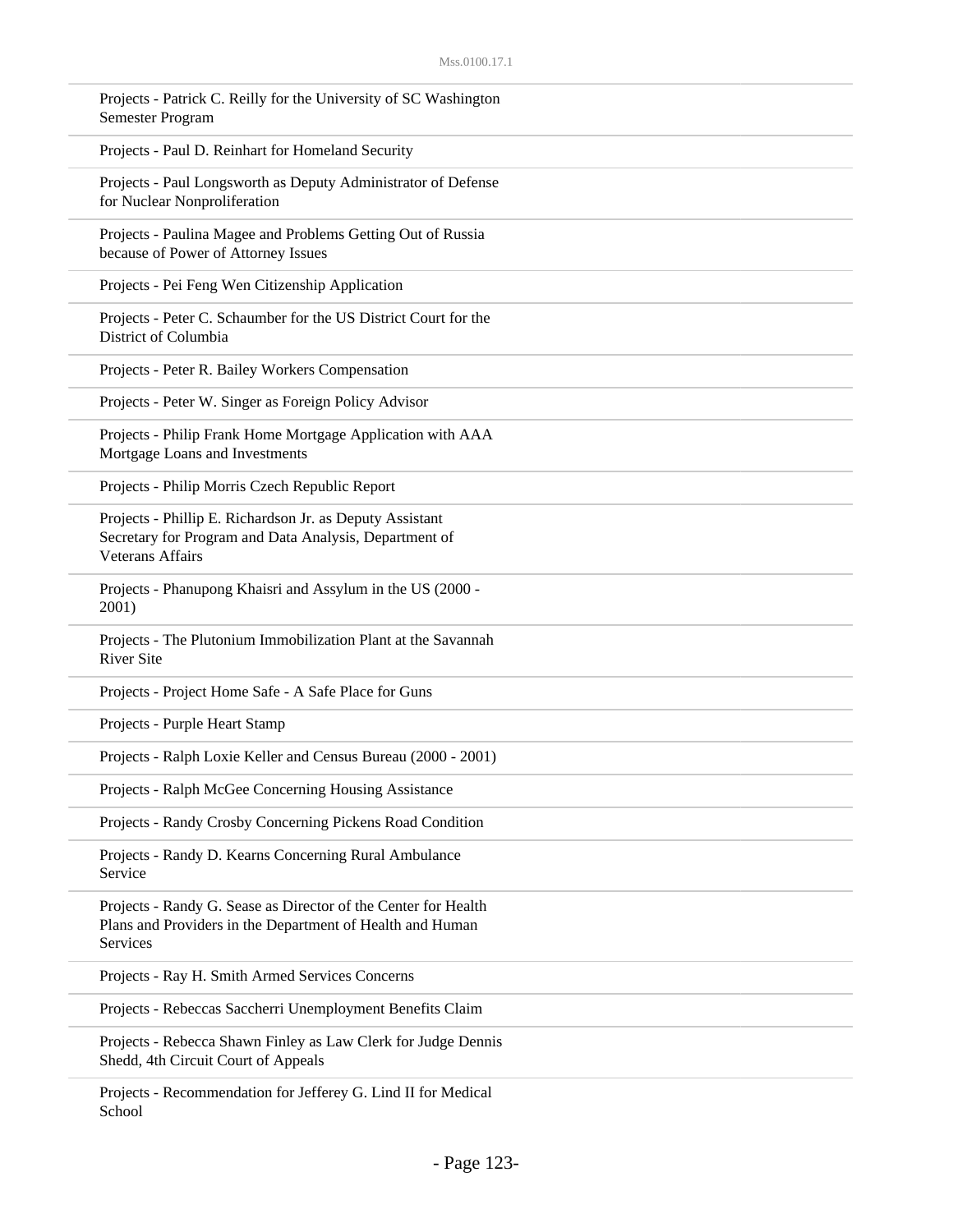Projects - Patrick C. Reilly for the University of SC Washington Semester Program

Projects - Paul D. Reinhart for Homeland Security

Projects - Paul Longsworth as Deputy Administrator of Defense for Nuclear Nonproliferation

Projects - Paulina Magee and Problems Getting Out of Russia because of Power of Attorney Issues

Projects - Pei Feng Wen Citizenship Application

Projects - Peter C. Schaumber for the US District Court for the District of Columbia

Projects - Peter R. Bailey Workers Compensation

Projects - Peter W. Singer as Foreign Policy Advisor

Projects - Philip Frank Home Mortgage Application with AAA Mortgage Loans and Investments

Projects - Philip Morris Czech Republic Report

Projects - Phillip E. Richardson Jr. as Deputy Assistant Secretary for Program and Data Analysis, Department of Veterans Affairs

Projects - Phanupong Khaisri and Assylum in the US (2000 - 2001)

Projects - The Plutonium Immobilization Plant at the Savannah River Site

Projects - Project Home Safe - A Safe Place for Guns

Projects - Purple Heart Stamp

Projects - Ralph Loxie Keller and Census Bureau (2000 - 2001)

Projects - Ralph McGee Concerning Housing Assistance

Projects - Randy Crosby Concerning Pickens Road Condition

Projects - Randy D. Kearns Concerning Rural Ambulance Service

Projects - Randy G. Sease as Director of the Center for Health Plans and Providers in the Department of Health and Human Services

Projects - Ray H. Smith Armed Services Concerns

Projects - Rebeccas Saccherri Unemployment Benefits Claim

Projects - Rebecca Shawn Finley as Law Clerk for Judge Dennis Shedd, 4th Circuit Court of Appeals

Projects - Recommendation for Jefferey G. Lind II for Medical School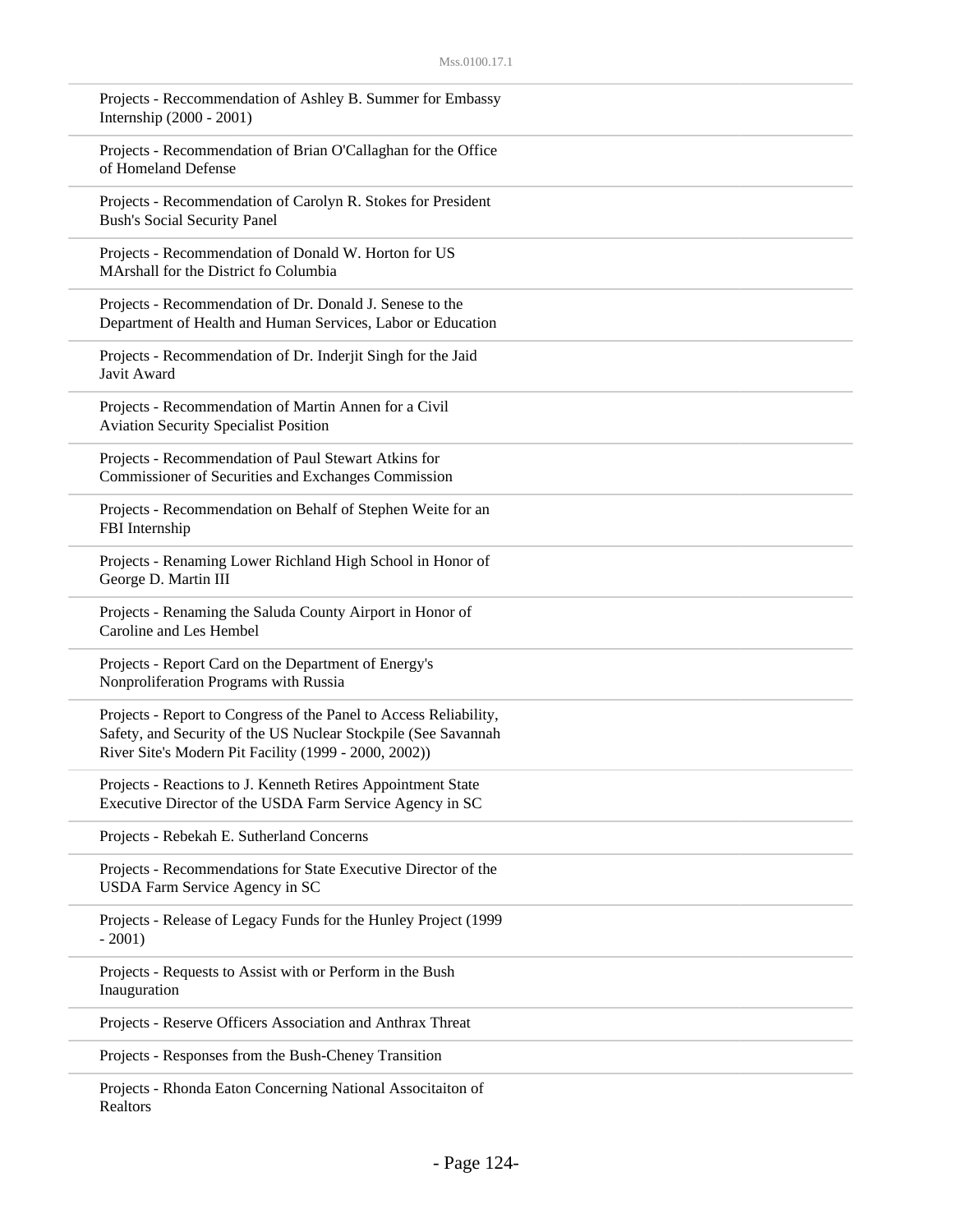Projects - Reccommendation of Ashley B. Summer for Embassy Internship (2000 - 2001)

Projects - Recommendation of Brian O'Callaghan for the Office of Homeland Defense

Projects - Recommendation of Carolyn R. Stokes for President Bush's Social Security Panel

Projects - Recommendation of Donald W. Horton for US MArshall for the District fo Columbia

Projects - Recommendation of Dr. Donald J. Senese to the Department of Health and Human Services, Labor or Education

Projects - Recommendation of Dr. Inderjit Singh for the Jaid Javit Award

Projects - Recommendation of Martin Annen for a Civil Aviation Security Specialist Position

Projects - Recommendation of Paul Stewart Atkins for Commissioner of Securities and Exchanges Commission

Projects - Recommendation on Behalf of Stephen Weite for an FBI Internship

Projects - Renaming Lower Richland High School in Honor of George D. Martin III

Projects - Renaming the Saluda County Airport in Honor of Caroline and Les Hembel

Projects - Report Card on the Department of Energy's Nonproliferation Programs with Russia

Projects - Report to Congress of the Panel to Access Reliability, Safety, and Security of the US Nuclear Stockpile (See Savannah River Site's Modern Pit Facility (1999 - 2000, 2002))

Projects - Reactions to J. Kenneth Retires Appointment State Executive Director of the USDA Farm Service Agency in SC

Projects - Rebekah E. Sutherland Concerns

Projects - Recommendations for State Executive Director of the USDA Farm Service Agency in SC

Projects - Release of Legacy Funds for the Hunley Project (1999 - 2001)

Projects - Requests to Assist with or Perform in the Bush Inauguration

Projects - Reserve Officers Association and Anthrax Threat

Projects - Responses from the Bush-Cheney Transition

Projects - Rhonda Eaton Concerning National Associtaiton of Realtors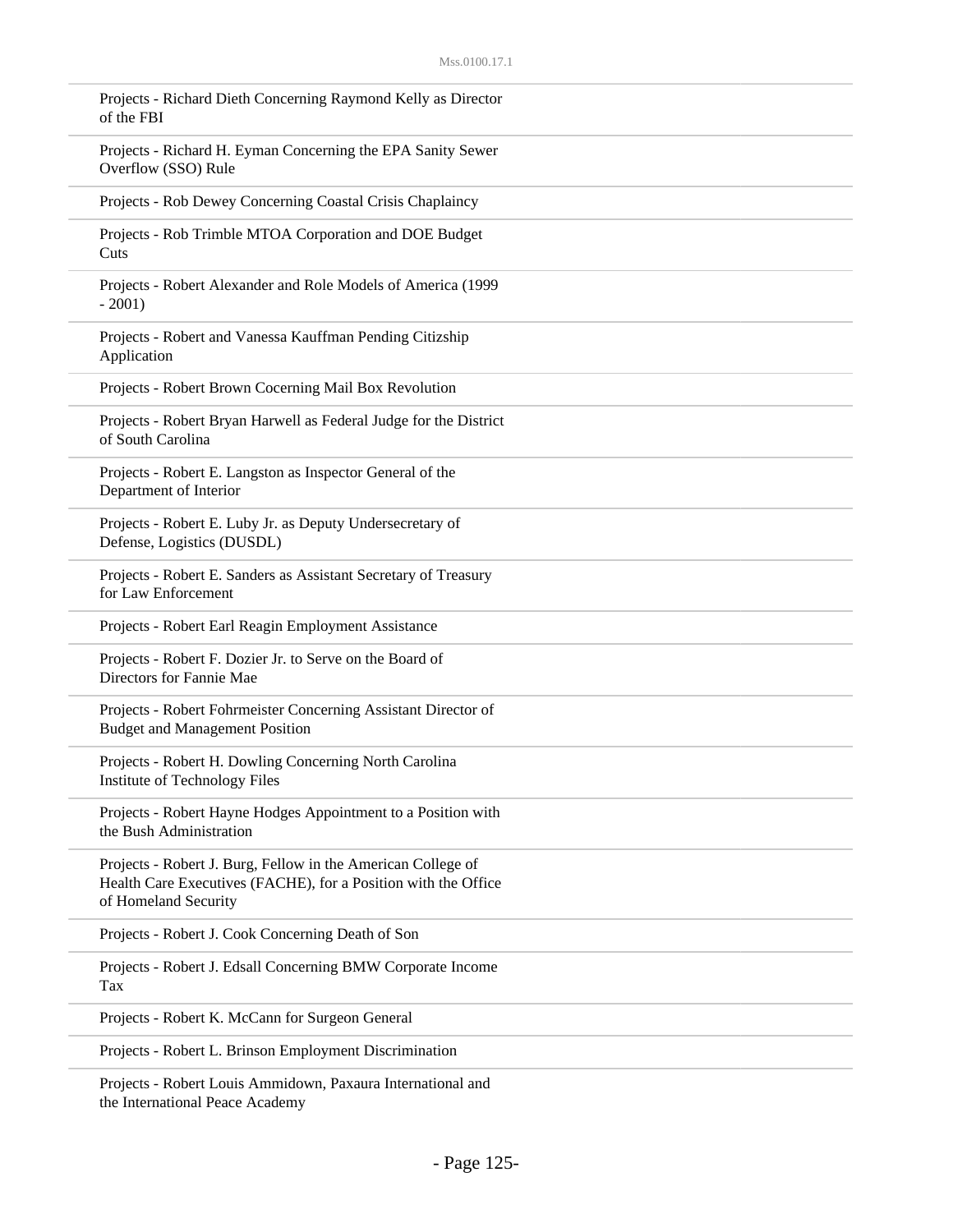Projects - Richard Dieth Concerning Raymond Kelly as Director of the FBI

Projects - Richard H. Eyman Concerning the EPA Sanity Sewer Overflow (SSO) Rule

Projects - Rob Dewey Concerning Coastal Crisis Chaplaincy

Projects - Rob Trimble MTOA Corporation and DOE Budget Cuts

Projects - Robert Alexander and Role Models of America (1999 - 2001)

Projects - Robert and Vanessa Kauffman Pending Citizship Application

Projects - Robert Brown Cocerning Mail Box Revolution

Projects - Robert Bryan Harwell as Federal Judge for the District of South Carolina

Projects - Robert E. Langston as Inspector General of the Department of Interior

Projects - Robert E. Luby Jr. as Deputy Undersecretary of Defense, Logistics (DUSDL)

Projects - Robert E. Sanders as Assistant Secretary of Treasury for Law Enforcement

Projects - Robert Earl Reagin Employment Assistance

Projects - Robert F. Dozier Jr. to Serve on the Board of Directors for Fannie Mae

Projects - Robert Fohrmeister Concerning Assistant Director of Budget and Management Position

Projects - Robert H. Dowling Concerning North Carolina Institute of Technology Files

Projects - Robert Hayne Hodges Appointment to a Position with the Bush Administration

Projects - Robert J. Burg, Fellow in the American College of Health Care Executives (FACHE), for a Position with the Office of Homeland Security

Projects - Robert J. Cook Concerning Death of Son

Projects - Robert J. Edsall Concerning BMW Corporate Income Tax

Projects - Robert K. McCann for Surgeon General

Projects - Robert L. Brinson Employment Discrimination

Projects - Robert Louis Ammidown, Paxaura International and the International Peace Academy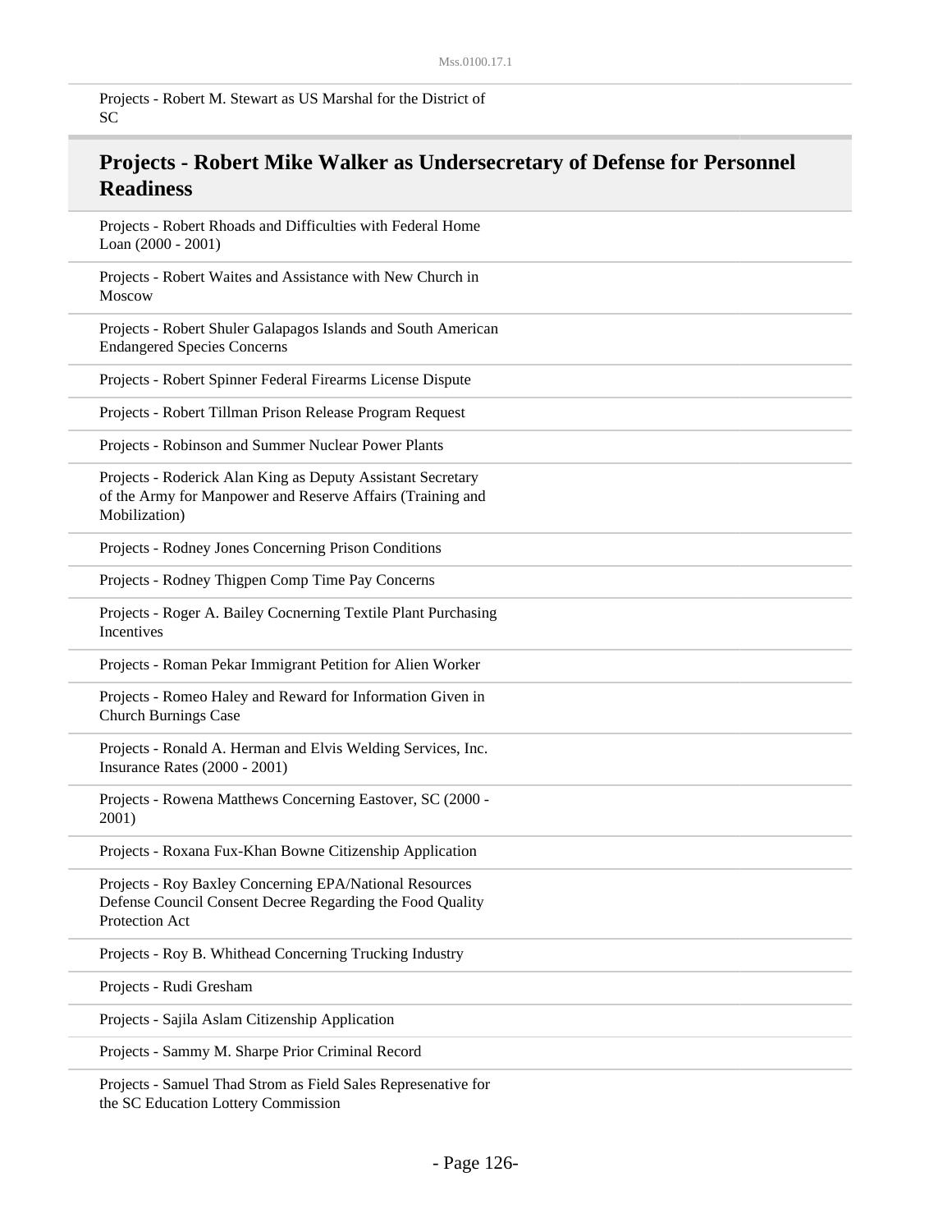Projects - Robert M. Stewart as US Marshal for the District of SC

## Projects - Robert Mike Walker as Undersecretary of Defense for Personnel Readiness

Projects - Robert Rhoads and Difficulties with Federal Home Loan (2000 - 2001)

Projects - Robert Waites and Assistance with New Church in Moscow

Projects - Robert Shuler Galapagos Islands and South American Endangered Species Concerns

Projects - Robert Spinner Federal Firearms License Dispute

Projects - Robert Tillman Prison Release Program Request

Projects - Robinson and Summer Nuclear Power Plants

Projects - Roderick Alan King as Deputy Assistant Secretary of the Army for Manpower and Reserve Affairs (Training and Mobilization)

Projects - Rodney Jones Concerning Prison Conditions

Projects - Rodney Thigpen Comp Time Pay Concerns

Projects - Roger A. Bailey Cocnerning Textile Plant Purchasing Incentives

Projects - Roman Pekar Immigrant Petition for Alien Worker

Projects - Romeo Haley and Reward for Information Given in Church Burnings Case

Projects - Ronald A. Herman and Elvis Welding Services, Inc. Insurance Rates (2000 - 2001)

Projects - Rowena Matthews Concerning Eastover, SC (2000 - 2001)

Projects - Roxana Fux-Khan Bowne Citizenship Application

Projects - Roy Baxley Concerning EPA/National Resources Defense Council Consent Decree Regarding the Food Quality Protection Act

Projects - Roy B. Whithead Concerning Trucking Industry

Projects - Rudi Gresham

Projects - Sajila Aslam Citizenship Application

Projects - Sammy M. Sharpe Prior Criminal Record

Projects - Samuel Thad Strom as Field Sales Represenative for the SC Education Lottery Commission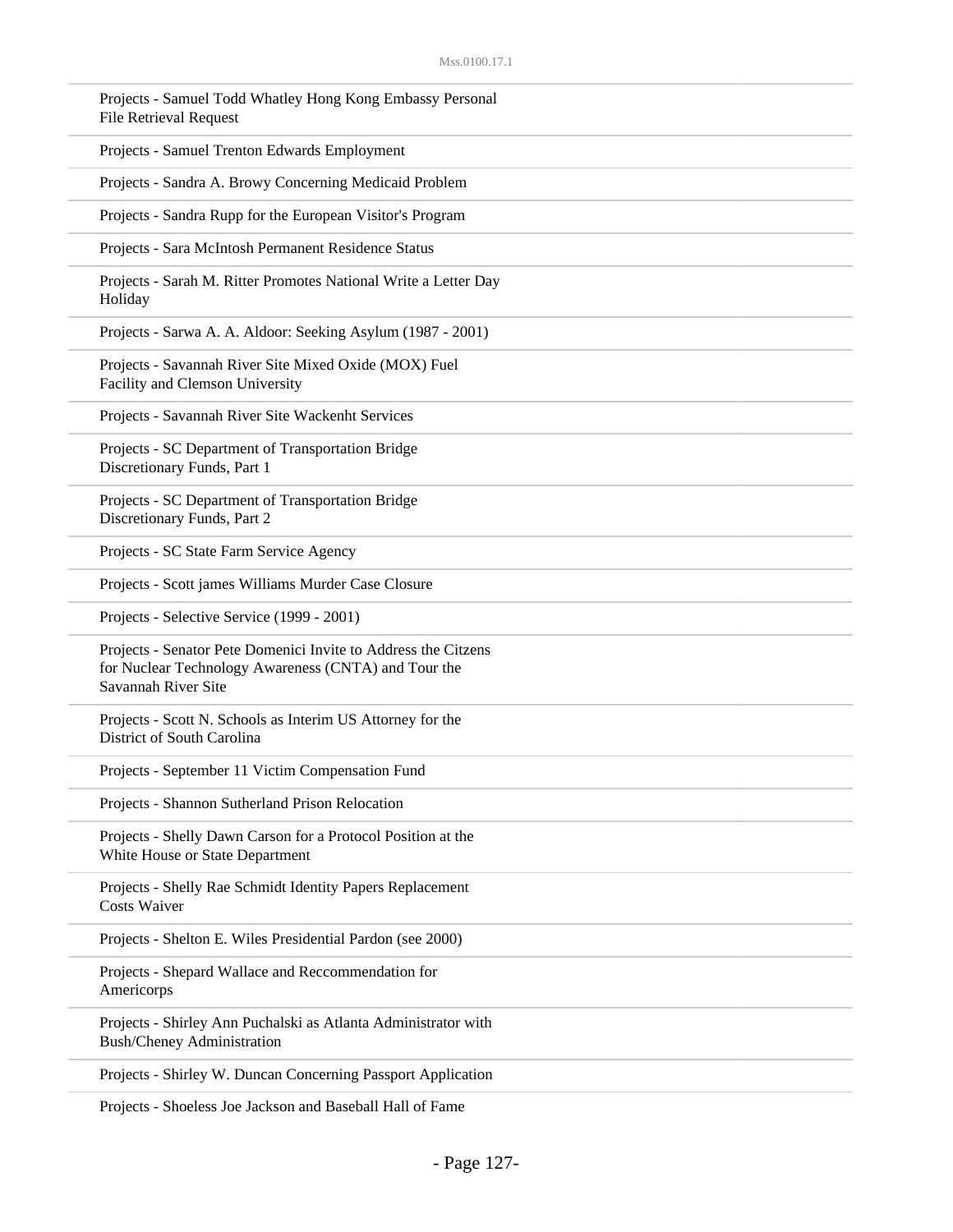Projects - Samuel Todd Whatley Hong Kong Embassy Personal File Retrieval Request

Projects - Samuel Trenton Edwards Employment

Projects - Sandra A. Browy Concerning Medicaid Problem

Projects - Sandra Rupp for the European Visitor's Program

Projects - Sara McIntosh Permanent Residence Status

Projects - Sarah M. Ritter Promotes National Write a Letter Day Holiday

Projects - Sarwa A. A. Aldoor: Seeking Asylum (1987 - 2001)

Projects - Savannah River Site Mixed Oxide (MOX) Fuel Facility and Clemson University

Projects - Savannah River Site Wackenht Services

Projects - SC Department of Transportation Bridge Discretionary Funds, Part 1

Projects - SC Department of Transportation Bridge Discretionary Funds, Part 2

Projects - SC State Farm Service Agency

Projects - Scott james Williams Murder Case Closure

Projects - Selective Service (1999 - 2001)

Projects - Senator Pete Domenici Invite to Address the Citzens for Nuclear Technology Awareness (CNTA) and Tour the Savannah River Site

Projects - Scott N. Schools as Interim US Attorney for the District of South Carolina

Projects - September 11 Victim Compensation Fund

Projects - Shannon Sutherland Prison Relocation

Projects - Shelly Dawn Carson for a Protocol Position at the White House or State Department

Projects - Shelly Rae Schmidt Identity Papers Replacement Costs Waiver

Projects - Shelton E. Wiles Presidential Pardon (see 2000)

Projects - Shepard Wallace and Reccommendation for Americorps

Projects - Shirley Ann Puchalski as Atlanta Administrator with Bush/Cheney Administration

Projects - Shirley W. Duncan Concerning Passport Application

Projects - Shoeless Joe Jackson and Baseball Hall of Fame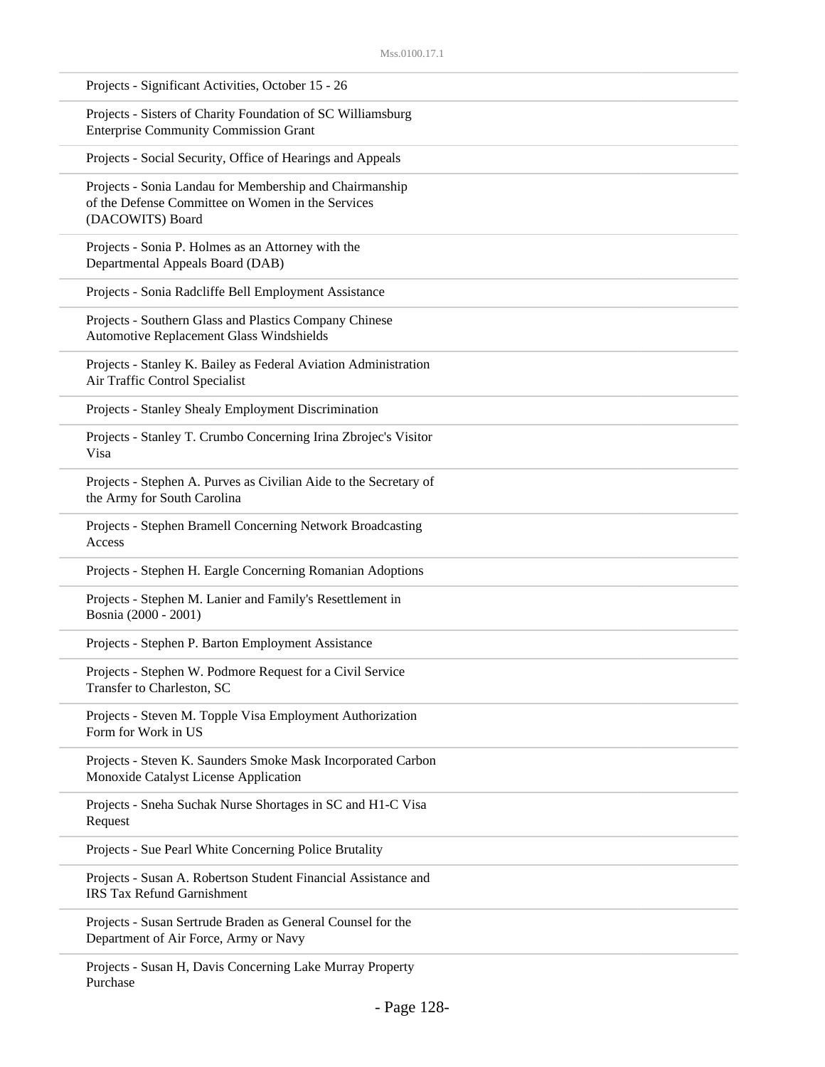Projects - Significant Activities, October 15 - 26

Projects - Sisters of Charity Foundation of SC Williamsburg Enterprise Community Commission Grant

Projects - Social Security, Office of Hearings and Appeals

Projects - Sonia Landau for Membership and Chairmanship of the Defense Committee on Women in the Services (DACOWITS) Board

Projects - Sonia P. Holmes as an Attorney with the Departmental Appeals Board (DAB)

Projects - Sonia Radcliffe Bell Employment Assistance

Projects - Southern Glass and Plastics Company Chinese Automotive Replacement Glass Windshields

Projects - Stanley K. Bailey as Federal Aviation Administration Air Traffic Control Specialist

Projects - Stanley Shealy Employment Discrimination

Projects - Stanley T. Crumbo Concerning Irina Zbrojec's Visitor Visa

Projects - Stephen A. Purves as Civilian Aide to the Secretary of the Army for South Carolina

Projects - Stephen Bramell Concerning Network Broadcasting Access

Projects - Stephen H. Eargle Concerning Romanian Adoptions

Projects - Stephen M. Lanier and Family's Resettlement in Bosnia (2000 - 2001)

Projects - Stephen P. Barton Employment Assistance

Projects - Stephen W. Podmore Request for a Civil Service Transfer to Charleston, SC

Projects - Steven M. Topple Visa Employment Authorization Form for Work in US

Projects - Steven K. Saunders Smoke Mask Incorporated Carbon Monoxide Catalyst License Application

Projects - Sneha Suchak Nurse Shortages in SC and H1-C Visa Request

Projects - Sue Pearl White Concerning Police Brutality

Projects - Susan A. Robertson Student Financial Assistance and IRS Tax Refund Garnishment

Projects - Susan Sertrude Braden as General Counsel for the Department of Air Force, Army or Navy

Projects - Susan H, Davis Concerning Lake Murray Property Purchase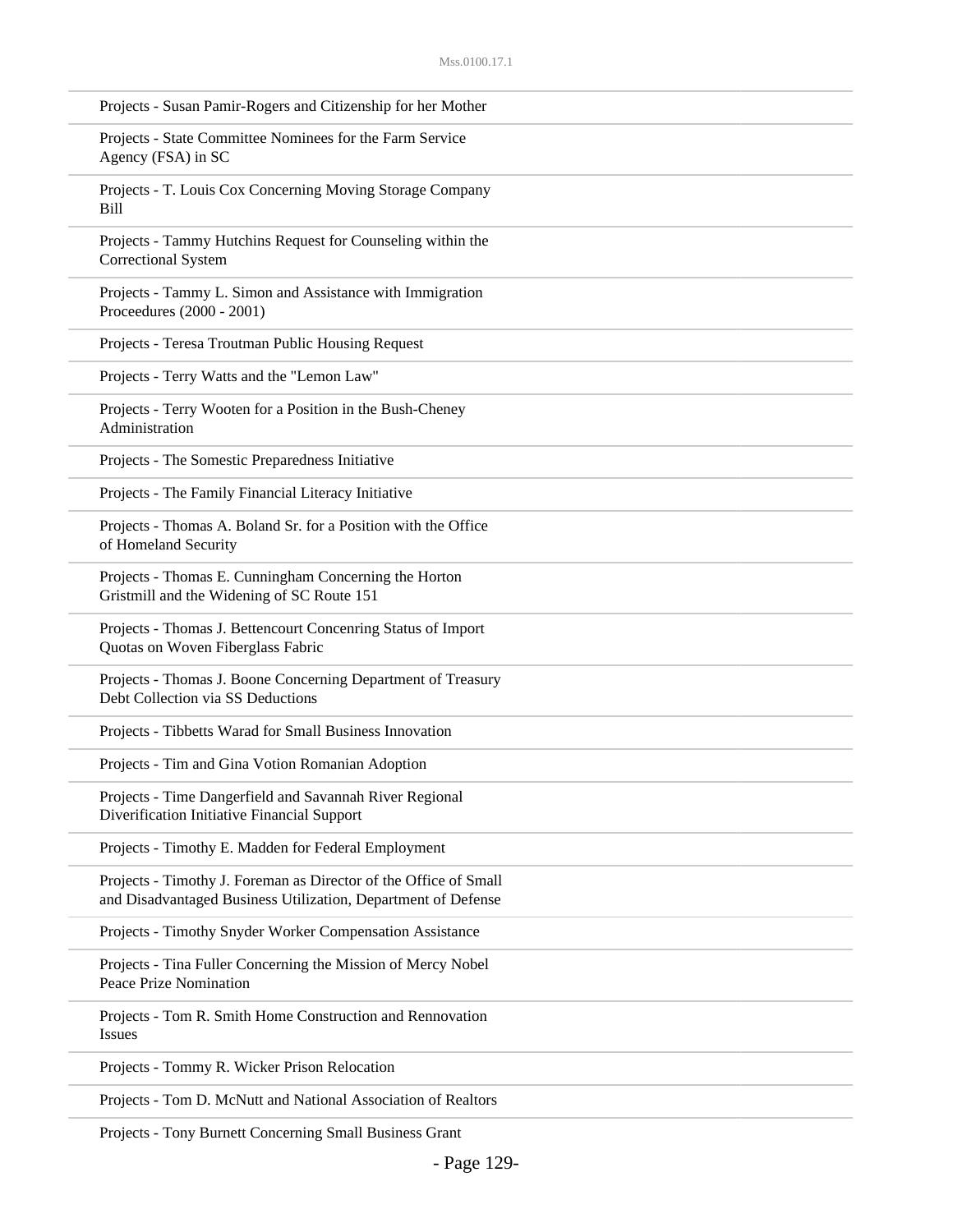Projects - Susan Pamir-Rogers and Citizenship for her Mother

Projects - State Committee Nominees for the Farm Service Agency (FSA) in SC

Projects - T. Louis Cox Concerning Moving Storage Company Bill

Projects - Tammy Hutchins Request for Counseling within the Correctional System

Projects - Tammy L. Simon and Assistance with Immigration Proceedures (2000 - 2001)

Projects - Teresa Troutman Public Housing Request

Projects - Terry Watts and the "Lemon Law"

Projects - Terry Wooten for a Position in the Bush-Cheney Administration

Projects - The Somestic Preparedness Initiative

Projects - The Family Financial Literacy Initiative

Projects - Thomas A. Boland Sr. for a Position with the Office of Homeland Security

Projects - Thomas E. Cunningham Concerning the Horton Gristmill and the Widening of SC Route 151

Projects - Thomas J. Bettencourt Concenring Status of Import Quotas on Woven Fiberglass Fabric

Projects - Thomas J. Boone Concerning Department of Treasury Debt Collection via SS Deductions

Projects - Tibbetts Warad for Small Business Innovation

Projects - Tim and Gina Votion Romanian Adoption

Projects - Time Dangerfield and Savannah River Regional Diverification Initiative Financial Support

Projects - Timothy E. Madden for Federal Employment

Projects - Timothy J. Foreman as Director of the Office of Small and Disadvantaged Business Utilization, Department of Defense

Projects - Timothy Snyder Worker Compensation Assistance

Projects - Tina Fuller Concerning the Mission of Mercy Nobel Peace Prize Nomination

Projects - Tom R. Smith Home Construction and Rennovation Issues

Projects - Tommy R. Wicker Prison Relocation

Projects - Tom D. McNutt and National Association of Realtors

Projects - Tony Burnett Concerning Small Business Grant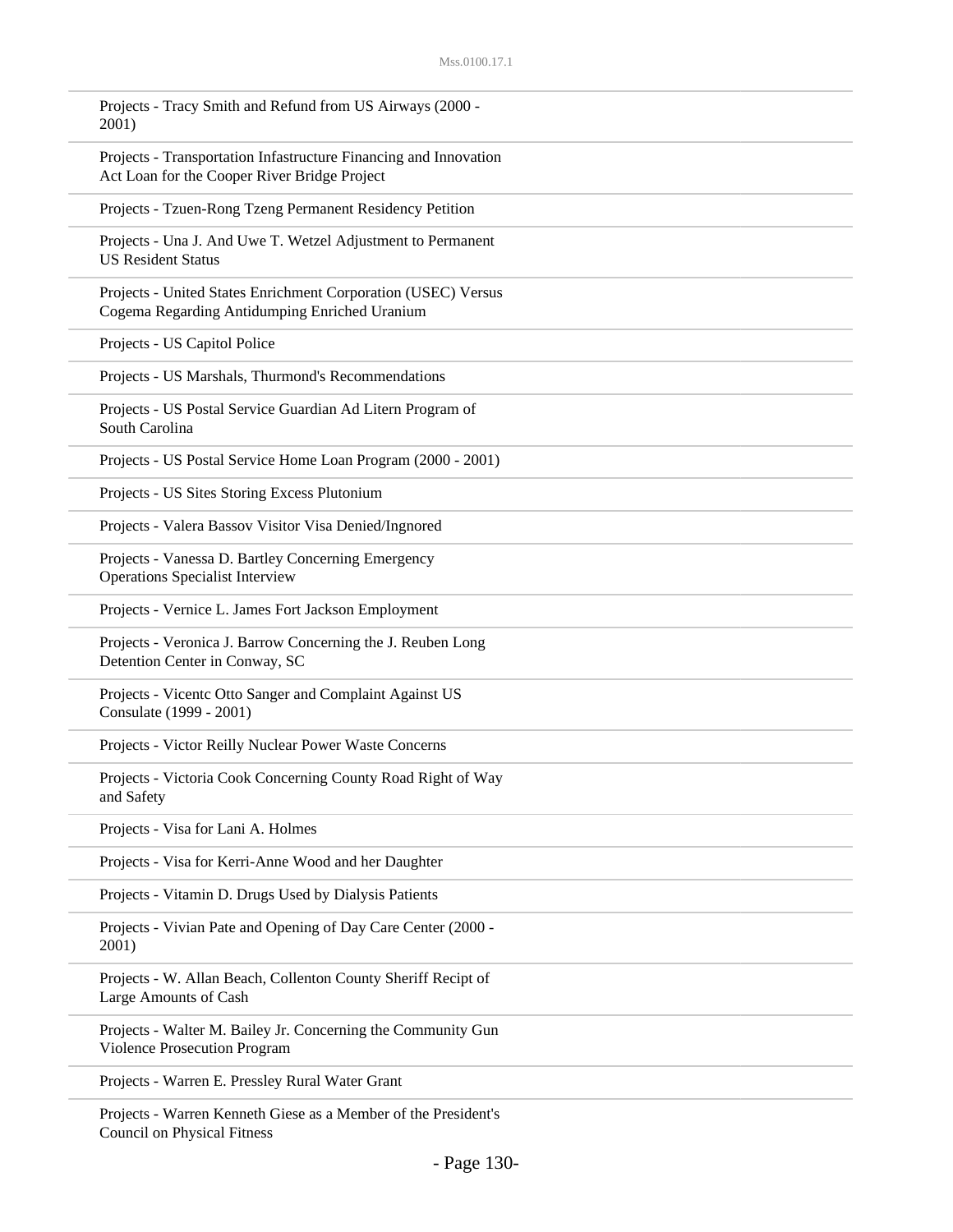Projects - Tracy Smith and Refund from US Airways (2000 - 2001)

Projects - Transportation Infastructure Financing and Innovation Act Loan for the Cooper River Bridge Project

Projects - Tzuen-Rong Tzeng Permanent Residency Petition

Projects - Una J. And Uwe T. Wetzel Adjustment to Permanent US Resident Status

Projects - United States Enrichment Corporation (USEC) Versus Cogema Regarding Antidumping Enriched Uranium

Projects - US Capitol Police

Projects - US Marshals, Thurmond's Recommendations

Projects - US Postal Service Guardian Ad Litern Program of South Carolina

Projects - US Postal Service Home Loan Program (2000 - 2001)

Projects - US Sites Storing Excess Plutonium

Projects - Valera Bassov Visitor Visa Denied/Ingnored

Projects - Vanessa D. Bartley Concerning Emergency Operations Specialist Interview

Projects - Vernice L. James Fort Jackson Employment

Projects - Veronica J. Barrow Concerning the J. Reuben Long Detention Center in Conway, SC

Projects - Vicentc Otto Sanger and Complaint Against US Consulate (1999 - 2001)

Projects - Victor Reilly Nuclear Power Waste Concerns

Projects - Victoria Cook Concerning County Road Right of Way and Safety

Projects - Visa for Lani A. Holmes

Projects - Visa for Kerri-Anne Wood and her Daughter

Projects - Vitamin D. Drugs Used by Dialysis Patients

Projects - Vivian Pate and Opening of Day Care Center (2000 - 2001)

Projects - W. Allan Beach, Collenton County Sheriff Recipt of Large Amounts of Cash

Projects - Walter M. Bailey Jr. Concerning the Community Gun Violence Prosecution Program

Projects - Warren E. Pressley Rural Water Grant

Projects - Warren Kenneth Giese as a Member of the President's Council on Physical Fitness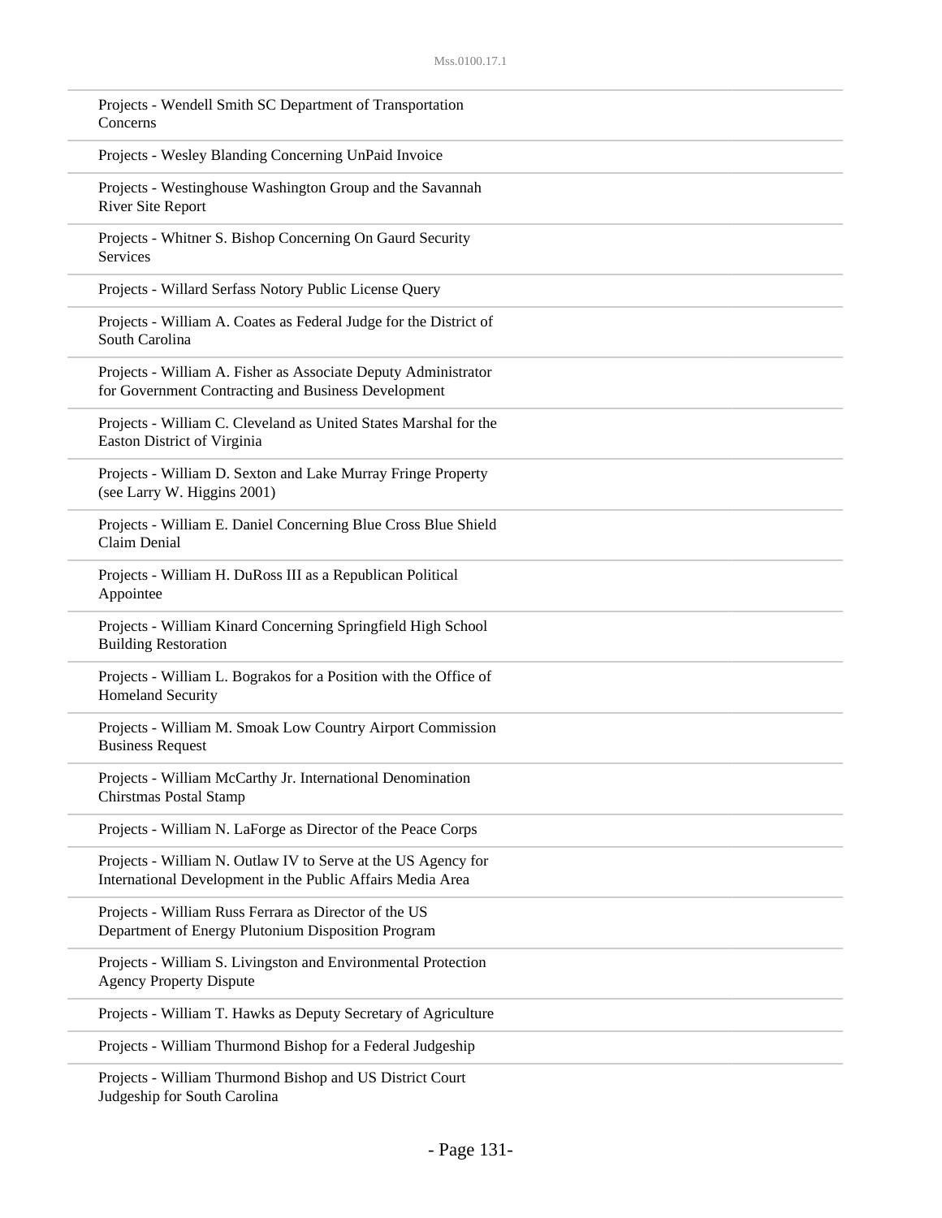Projects - Wendell Smith SC Department of Transportation Concerns

Projects - Wesley Blanding Concerning UnPaid Invoice

Projects - Westinghouse Washington Group and the Savannah River Site Report

Projects - Whitner S. Bishop Concerning On Gaurd Security Services

Projects - Willard Serfass Notory Public License Query

Projects - William A. Coates as Federal Judge for the District of South Carolina

Projects - William A. Fisher as Associate Deputy Administrator for Government Contracting and Business Development

Projects - William C. Cleveland as United States Marshal for the Easton District of Virginia

Projects - William D. Sexton and Lake Murray Fringe Property (see Larry W. Higgins 2001)

Projects - William E. Daniel Concerning Blue Cross Blue Shield Claim Denial

Projects - William H. DuRoss III as a Republican Political Appointee

Projects - William Kinard Concerning Springfield High School Building Restoration

Projects - William L. Bograkos for a Position with the Office of Homeland Security

Projects - William M. Smoak Low Country Airport Commission Business Request

Projects - William McCarthy Jr. International Denomination Chirstmas Postal Stamp

Projects - William N. LaForge as Director of the Peace Corps

Projects - William N. Outlaw IV to Serve at the US Agency for International Development in the Public Affairs Media Area

Projects - William Russ Ferrara as Director of the US Department of Energy Plutonium Disposition Program

Projects - William S. Livingston and Environmental Protection Agency Property Dispute

Projects - William T. Hawks as Deputy Secretary of Agriculture

Projects - William Thurmond Bishop for a Federal Judgeship

Projects - William Thurmond Bishop and US District Court Judgeship for South Carolina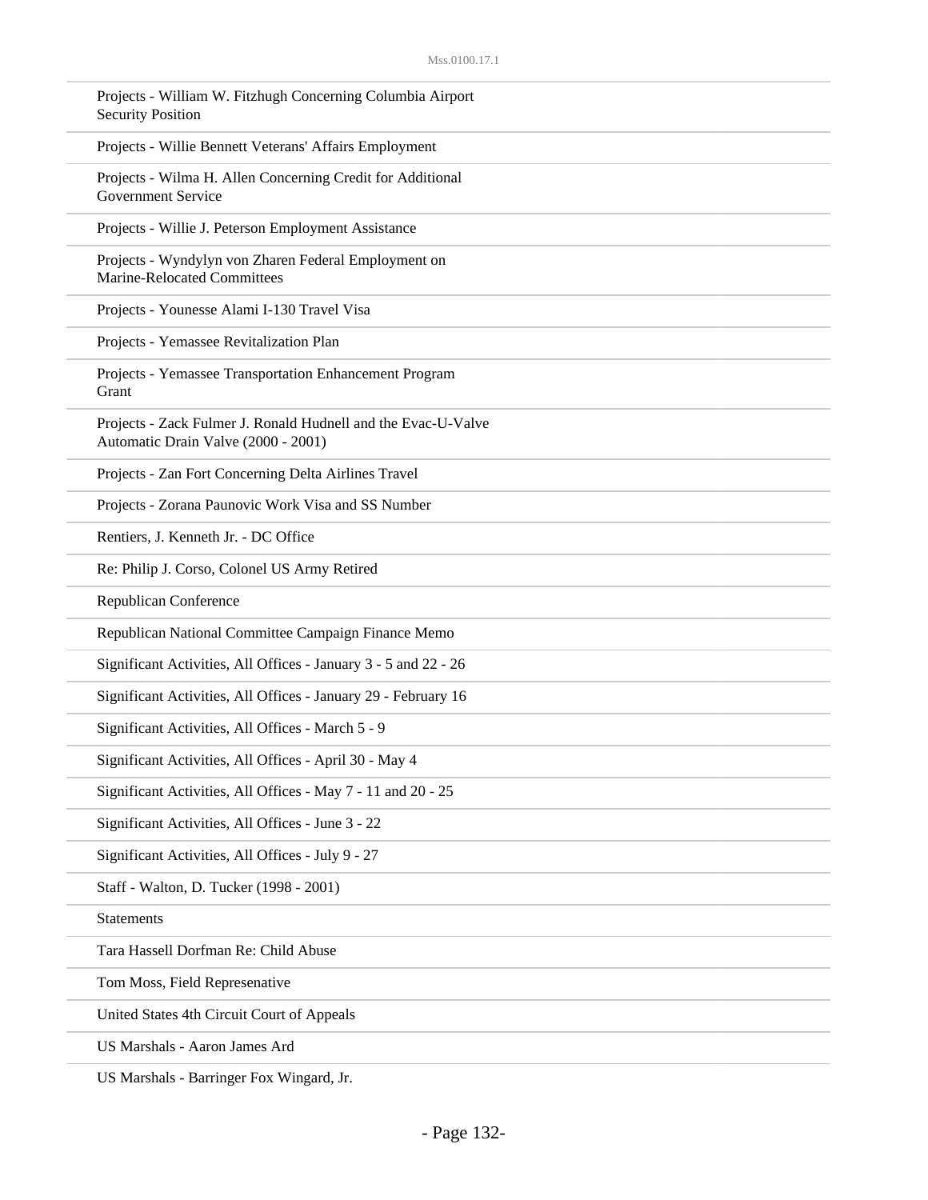Projects - William W. Fitzhugh Concerning Columbia Airport Security Position

Projects - Willie Bennett Veterans' Affairs Employment

Projects - Wilma H. Allen Concerning Credit for Additional Government Service

Projects - Willie J. Peterson Employment Assistance

Projects - Wyndylyn von Zharen Federal Employment on Marine-Relocated Committees

Projects - Younesse Alami I-130 Travel Visa

Projects - Yemassee Revitalization Plan

Projects - Yemassee Transportation Enhancement Program Grant

Projects - Zack Fulmer J. Ronald Hudnell and the Evac-U-Valve Automatic Drain Valve (2000 - 2001)

Projects - Zan Fort Concerning Delta Airlines Travel

Projects - Zorana Paunovic Work Visa and SS Number

Rentiers, J. Kenneth Jr. - DC Office

Re: Philip J. Corso, Colonel US Army Retired

Republican Conference

Republican National Committee Campaign Finance Memo

Significant Activities, All Offices - January 3 - 5 and 22 - 26

Significant Activities, All Offices - January 29 - February 16

Significant Activities, All Offices - March 5 - 9

Significant Activities, All Offices - April 30 - May 4

Significant Activities, All Offices - May 7 - 11 and 20 - 25

Significant Activities, All Offices - June 3 - 22

Significant Activities, All Offices - July 9 - 27

Staff - Walton, D. Tucker (1998 - 2001)

Statements

Tara Hassell Dorfman Re: Child Abuse

Tom Moss, Field Represenative

United States 4th Circuit Court of Appeals

US Marshals - Aaron James Ard

US Marshals - Barringer Fox Wingard, Jr.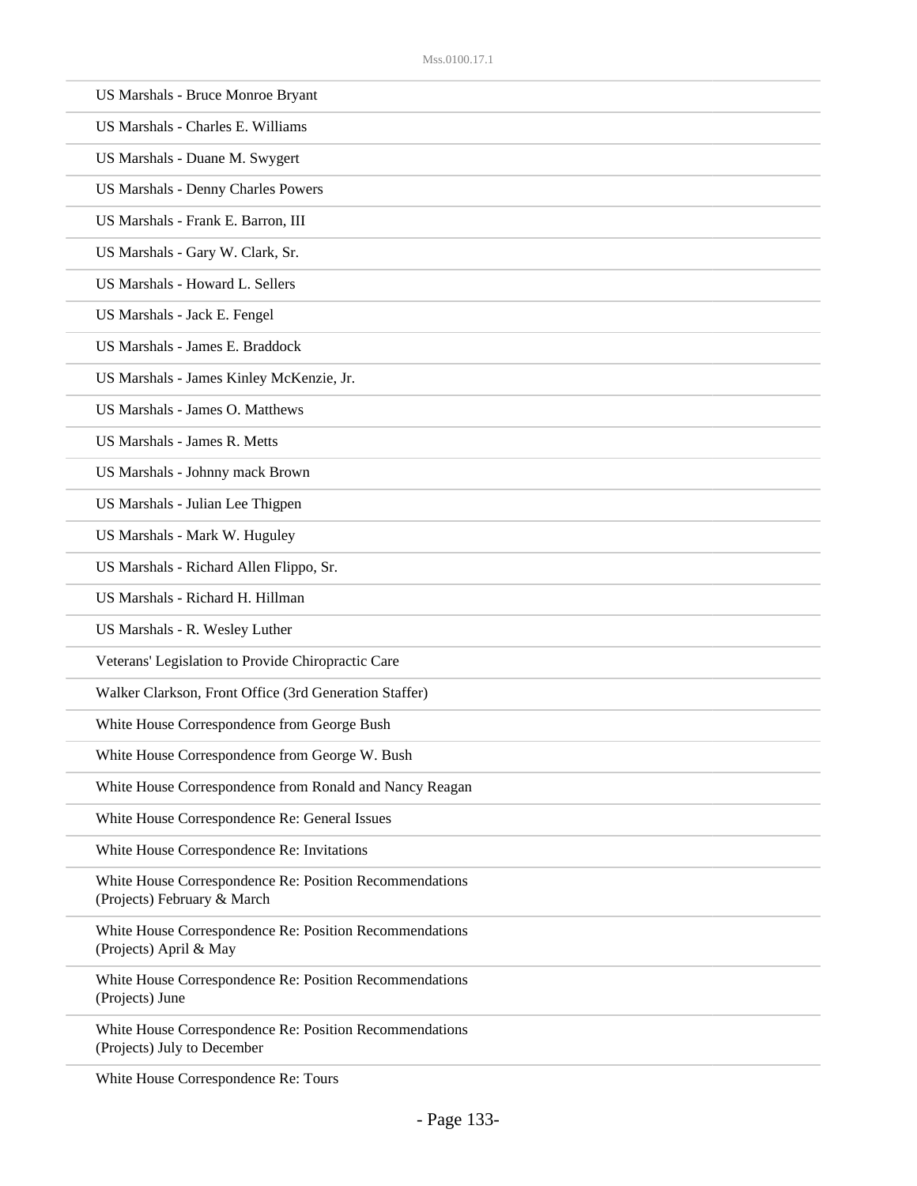US Marshals - Bruce Monroe Bryant

US Marshals - Charles E. Williams

US Marshals - Duane M. Swygert

US Marshals - Denny Charles Powers

US Marshals - Frank E. Barron, III

US Marshals - Gary W. Clark, Sr.

US Marshals - Howard L. Sellers

US Marshals - Jack E. Fengel

US Marshals - James E. Braddock

US Marshals - James Kinley McKenzie, Jr.

US Marshals - James O. Matthews

US Marshals - James R. Metts

US Marshals - Johnny mack Brown

US Marshals - Julian Lee Thigpen

US Marshals - Mark W. Huguley

US Marshals - Richard Allen Flippo, Sr.

US Marshals - Richard H. Hillman

US Marshals - R. Wesley Luther

Veterans' Legislation to Provide Chiropractic Care

Walker Clarkson, Front Office (3rd Generation Staffer)

White House Correspondence from George Bush

White House Correspondence from George W. Bush

White House Correspondence from Ronald and Nancy Reagan

White House Correspondence Re: General Issues

White House Correspondence Re: Invitations

White House Correspondence Re: Position Recommendations (Projects) February & March

White House Correspondence Re: Position Recommendations (Projects) April & May

White House Correspondence Re: Position Recommendations (Projects) June

White House Correspondence Re: Position Recommendations (Projects) July to December

White House Correspondence Re: Tours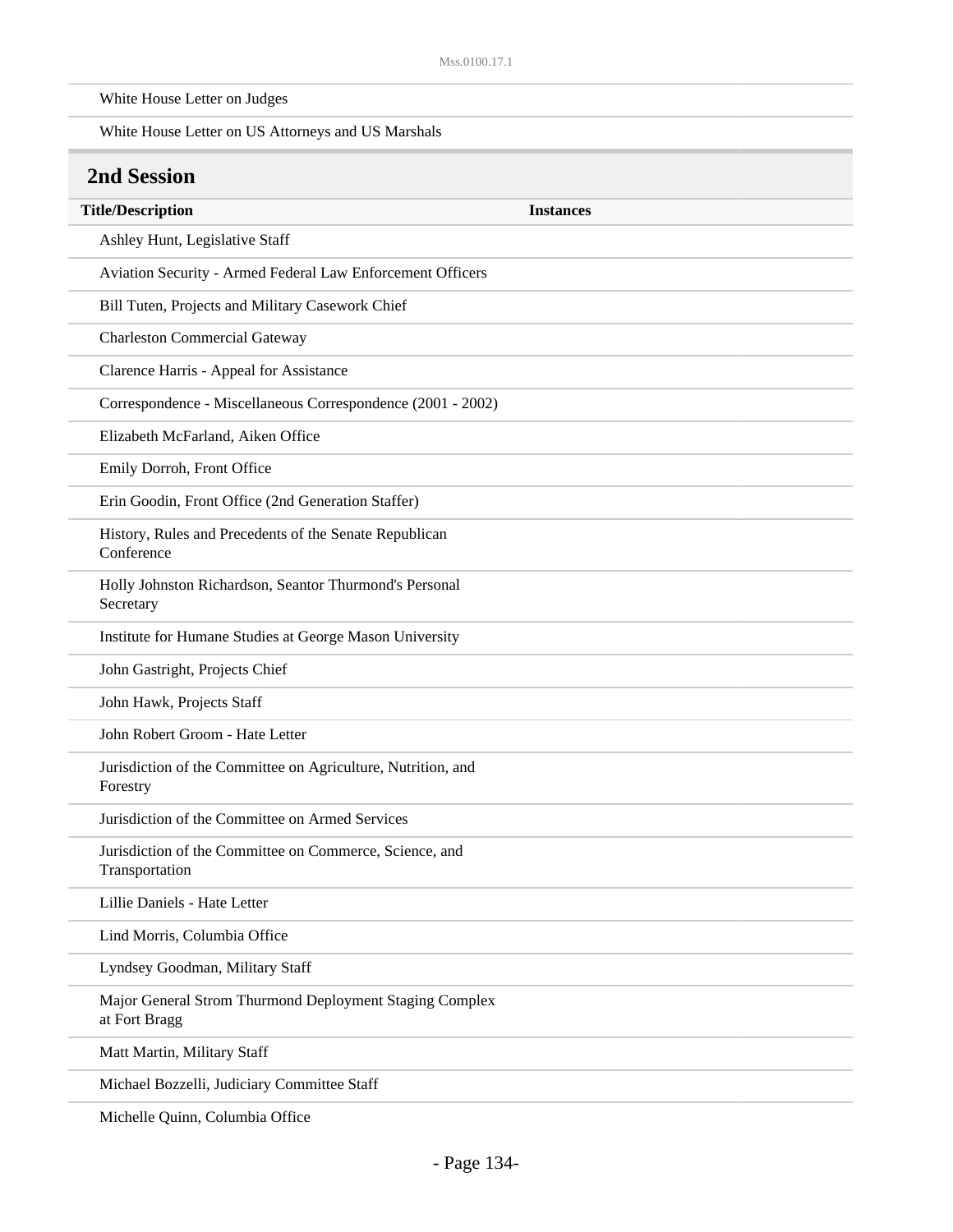| | |
|---|---|
| White House Letter on Judges | |
| White House Letter on US Attorneys and US Marshals | |

## 2nd Session

| Title/Description | Instances |
|---|---|
| Ashley Hunt, Legislative Staff | |
| Aviation Security - Armed Federal Law Enforcement Officers | |
| Bill Tuten, Projects and Military Casework Chief | |
| Charleston Commercial Gateway | |
| Clarence Harris - Appeal for Assistance | |
| Correspondence - Miscellaneous Correspondence (2001 - 2002) | |
| Elizabeth McFarland, Aiken Office | |
| Emily Dorroh, Front Office | |
| Erin Goodin, Front Office (2nd Generation Staffer) | |
| History, Rules and Precedents of the Senate Republican Conference | |
| Holly Johnston Richardson, Seantor Thurmond's Personal Secretary | |
| Institute for Humane Studies at George Mason University | |
| John Gastright, Projects Chief | |
| John Hawk, Projects Staff | |
| John Robert Groom - Hate Letter | |
| Jurisdiction of the Committee on Agriculture, Nutrition, and Forestry | |
| Jurisdiction of the Committee on Armed Services | |
| Jurisdiction of the Committee on Commerce, Science, and Transportation | |
| Lillie Daniels - Hate Letter | |
| Lind Morris, Columbia Office | |
| Lyndsey Goodman, Military Staff | |
| Major General Strom Thurmond Deployment Staging Complex at Fort Bragg | |
| Matt Martin, Military Staff | |
| Michael Bozzelli, Judiciary Committee Staff | |
| Michelle Quinn, Columbia Office | |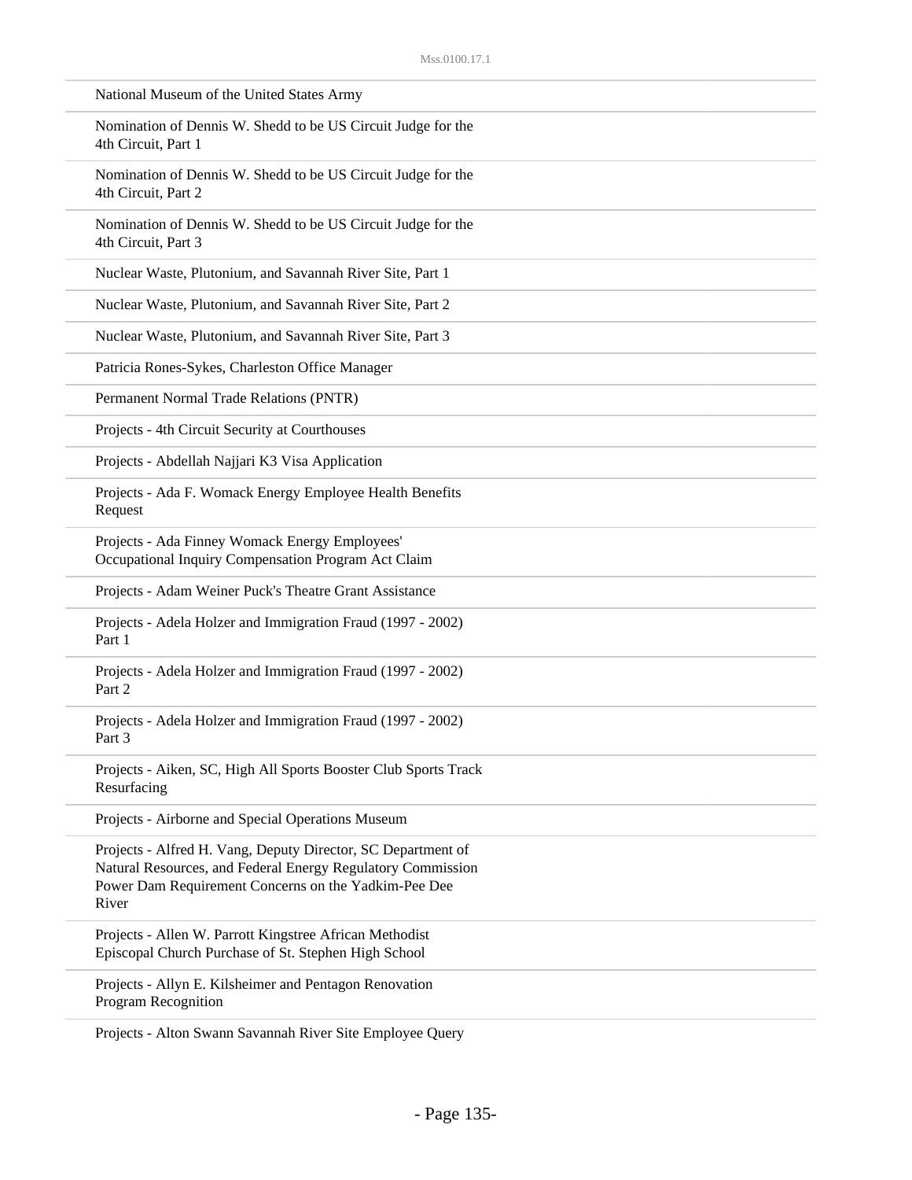National Museum of the United States Army

Nomination of Dennis W. Shedd to be US Circuit Judge for the 4th Circuit, Part 1

Nomination of Dennis W. Shedd to be US Circuit Judge for the 4th Circuit, Part 2

Nomination of Dennis W. Shedd to be US Circuit Judge for the 4th Circuit, Part 3

Nuclear Waste, Plutonium, and Savannah River Site, Part 1

Nuclear Waste, Plutonium, and Savannah River Site, Part 2

Nuclear Waste, Plutonium, and Savannah River Site, Part 3

Patricia Rones-Sykes, Charleston Office Manager

Permanent Normal Trade Relations (PNTR)

Projects - 4th Circuit Security at Courthouses

Projects - Abdellah Najjari K3 Visa Application

Projects - Ada F. Womack Energy Employee Health Benefits Request

Projects - Ada Finney Womack Energy Employees' Occupational Inquiry Compensation Program Act Claim

Projects - Adam Weiner Puck's Theatre Grant Assistance

Projects - Adela Holzer and Immigration Fraud (1997 - 2002) Part 1

Projects - Adela Holzer and Immigration Fraud (1997 - 2002) Part 2

Projects - Adela Holzer and Immigration Fraud (1997 - 2002) Part 3

Projects - Aiken, SC, High All Sports Booster Club Sports Track Resurfacing

Projects - Airborne and Special Operations Museum

Projects - Alfred H. Vang, Deputy Director, SC Department of Natural Resources, and Federal Energy Regulatory Commission Power Dam Requirement Concerns on the Yadkim-Pee Dee River

Projects - Allen W. Parrott Kingstree African Methodist Episcopal Church Purchase of St. Stephen High School

Projects - Allyn E. Kilsheimer and Pentagon Renovation Program Recognition

Projects - Alton Swann Savannah River Site Employee Query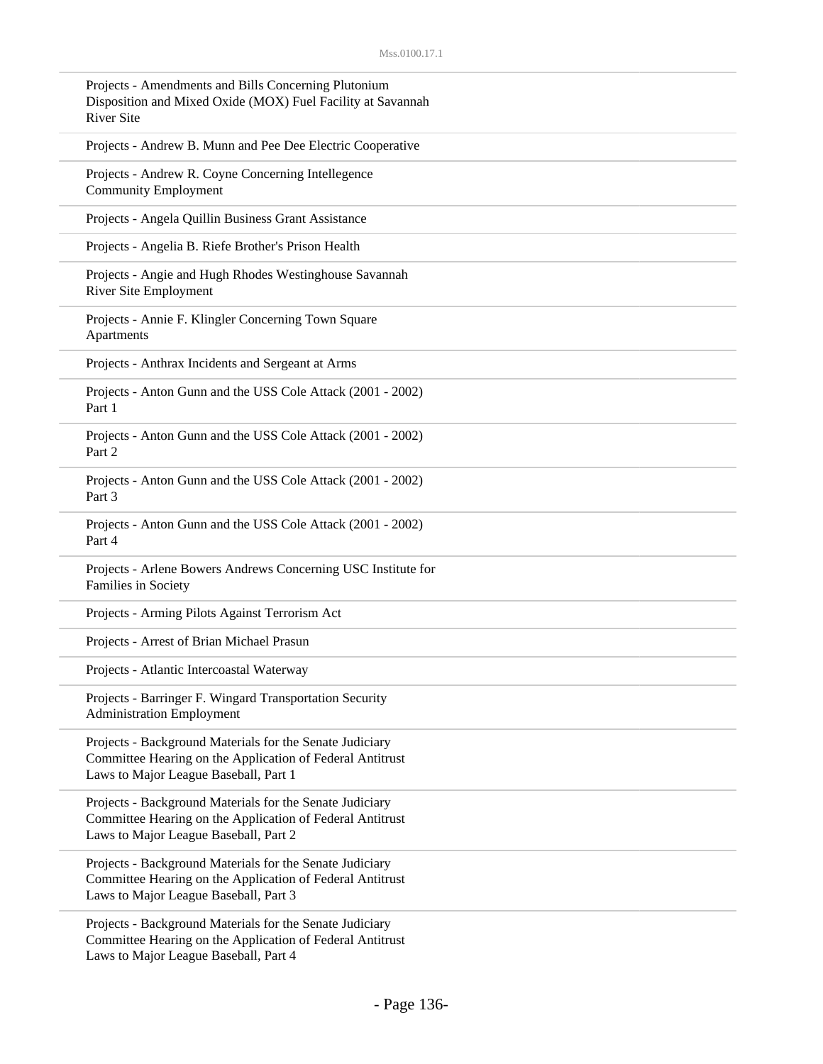Projects - Amendments and Bills Concerning Plutonium Disposition and Mixed Oxide (MOX) Fuel Facility at Savannah River Site

Projects - Andrew B. Munn and Pee Dee Electric Cooperative

Projects - Andrew R. Coyne Concerning Intellegence Community Employment

Projects - Angela Quillin Business Grant Assistance

Projects - Angelia B. Riefe Brother's Prison Health

Projects - Angie and Hugh Rhodes Westinghouse Savannah River Site Employment

Projects - Annie F. Klingler Concerning Town Square Apartments

Projects - Anthrax Incidents and Sergeant at Arms

Projects - Anton Gunn and the USS Cole Attack (2001 - 2002) Part 1

Projects - Anton Gunn and the USS Cole Attack (2001 - 2002) Part 2

Projects - Anton Gunn and the USS Cole Attack (2001 - 2002) Part 3

Projects - Anton Gunn and the USS Cole Attack (2001 - 2002) Part 4

Projects - Arlene Bowers Andrews Concerning USC Institute for Families in Society

Projects - Arming Pilots Against Terrorism Act

Projects - Arrest of Brian Michael Prasun

Projects - Atlantic Intercoastal Waterway

Projects - Barringer F. Wingard Transportation Security Administration Employment

Projects - Background Materials for the Senate Judiciary Committee Hearing on the Application of Federal Antitrust Laws to Major League Baseball, Part 1

Projects - Background Materials for the Senate Judiciary Committee Hearing on the Application of Federal Antitrust Laws to Major League Baseball, Part 2

Projects - Background Materials for the Senate Judiciary Committee Hearing on the Application of Federal Antitrust Laws to Major League Baseball, Part 3

Projects - Background Materials for the Senate Judiciary Committee Hearing on the Application of Federal Antitrust Laws to Major League Baseball, Part 4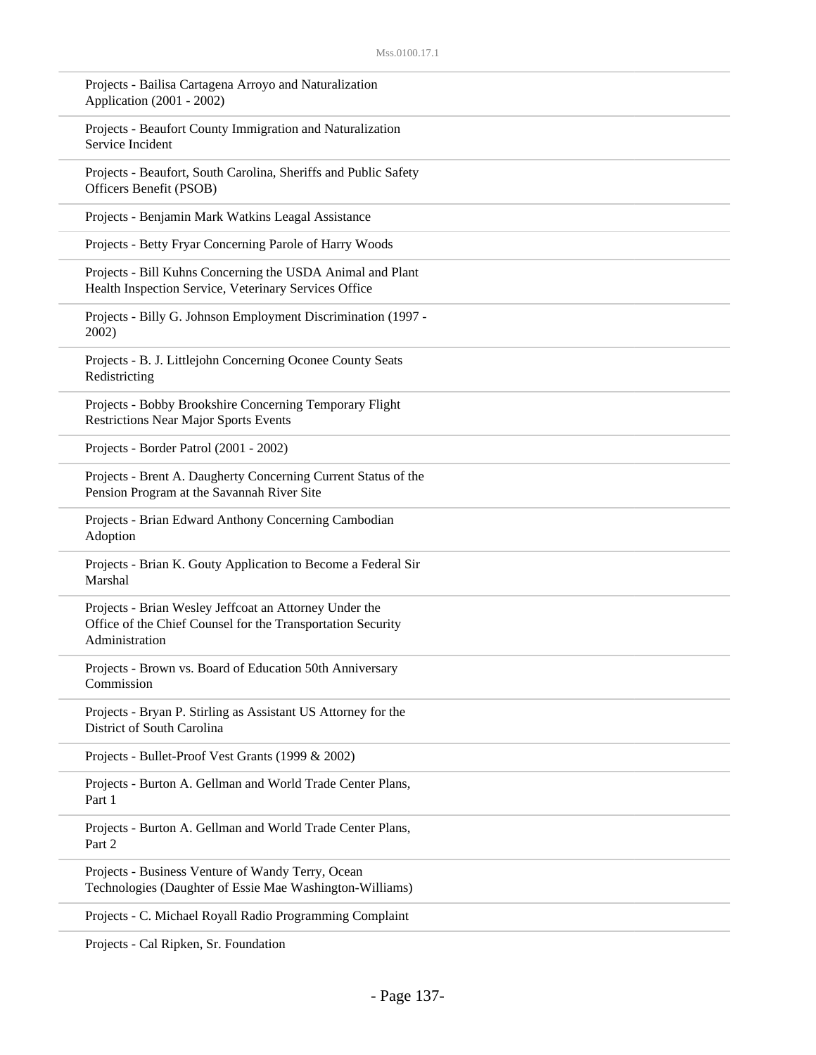Projects - Bailisa Cartagena Arroyo and Naturalization Application (2001 - 2002)

Projects - Beaufort County Immigration and Naturalization Service Incident

Projects - Beaufort, South Carolina, Sheriffs and Public Safety Officers Benefit (PSOB)

Projects - Benjamin Mark Watkins Leagal Assistance

Projects - Betty Fryar Concerning Parole of Harry Woods

Projects - Bill Kuhns Concerning the USDA Animal and Plant Health Inspection Service, Veterinary Services Office

Projects - Billy G. Johnson Employment Discrimination (1997 - 2002)

Projects - B. J. Littlejohn Concerning Oconee County Seats Redistricting

Projects - Bobby Brookshire Concerning Temporary Flight Restrictions Near Major Sports Events

Projects - Border Patrol (2001 - 2002)

Projects - Brent A. Daugherty Concerning Current Status of the Pension Program at the Savannah River Site

Projects - Brian Edward Anthony Concerning Cambodian Adoption

Projects - Brian K. Gouty Application to Become a Federal Sir Marshal

Projects - Brian Wesley Jeffcoat an Attorney Under the Office of the Chief Counsel for the Transportation Security Administration

Projects - Brown vs. Board of Education 50th Anniversary Commission

Projects - Bryan P. Stirling as Assistant US Attorney for the District of South Carolina

Projects - Bullet-Proof Vest Grants (1999 & 2002)

Projects - Burton A. Gellman and World Trade Center Plans, Part 1

Projects - Burton A. Gellman and World Trade Center Plans, Part 2

Projects - Business Venture of Wandy Terry, Ocean Technologies (Daughter of Essie Mae Washington-Williams)

Projects - C. Michael Royall Radio Programming Complaint

Projects - Cal Ripken, Sr. Foundation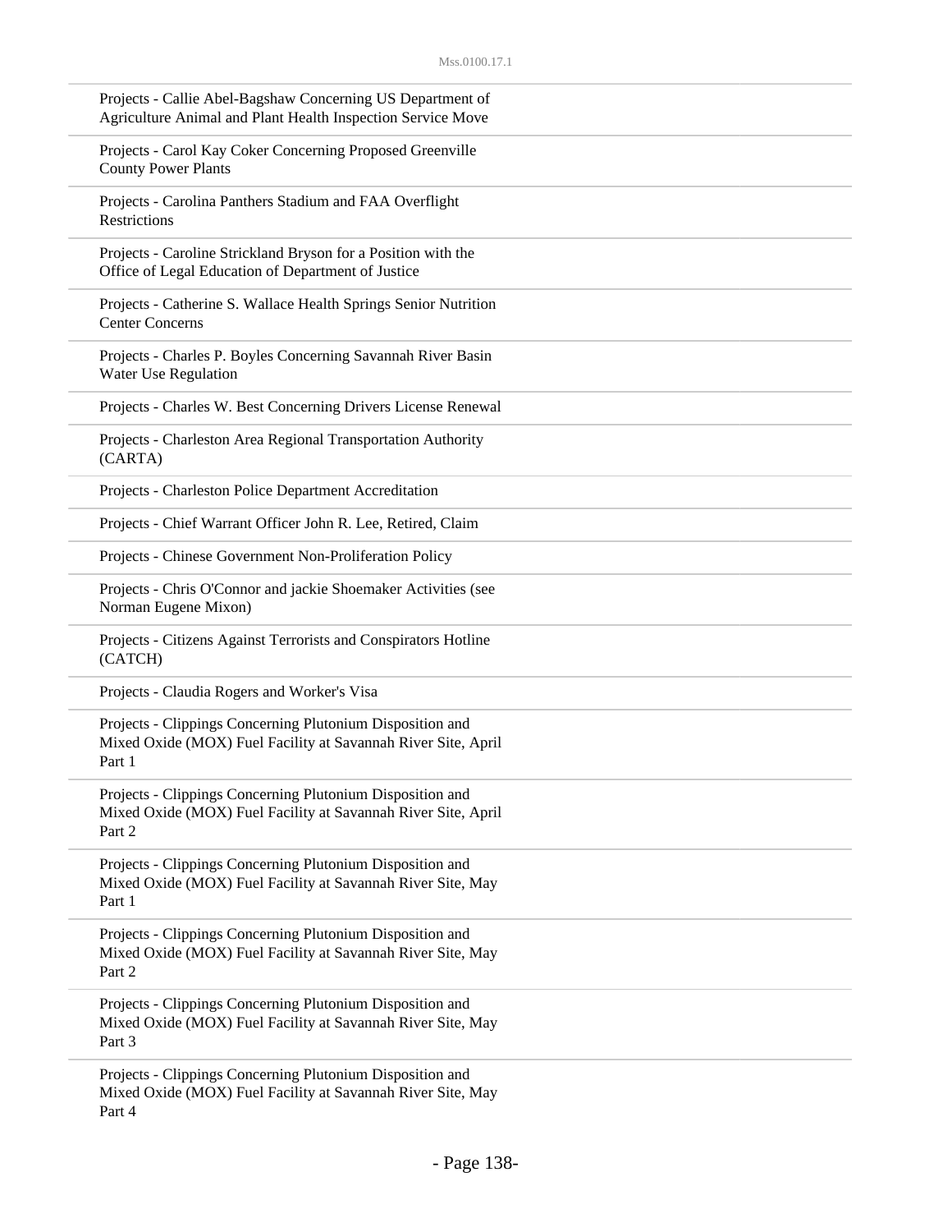Projects - Callie Abel-Bagshaw Concerning US Department of Agriculture Animal and Plant Health Inspection Service Move

Projects - Carol Kay Coker Concerning Proposed Greenville County Power Plants

Projects - Carolina Panthers Stadium and FAA Overflight Restrictions

Projects - Caroline Strickland Bryson for a Position with the Office of Legal Education of Department of Justice

Projects - Catherine S. Wallace Health Springs Senior Nutrition Center Concerns

Projects - Charles P. Boyles Concerning Savannah River Basin Water Use Regulation

Projects - Charles W. Best Concerning Drivers License Renewal

Projects - Charleston Area Regional Transportation Authority (CARTA)

Projects - Charleston Police Department Accreditation

Projects - Chief Warrant Officer John R. Lee, Retired, Claim

Projects - Chinese Government Non-Proliferation Policy

Projects - Chris O'Connor and jackie Shoemaker Activities (see Norman Eugene Mixon)

Projects - Citizens Against Terrorists and Conspirators Hotline (CATCH)

Projects - Claudia Rogers and Worker's Visa

Projects - Clippings Concerning Plutonium Disposition and Mixed Oxide (MOX) Fuel Facility at Savannah River Site, April Part 1

Projects - Clippings Concerning Plutonium Disposition and Mixed Oxide (MOX) Fuel Facility at Savannah River Site, April Part 2

Projects - Clippings Concerning Plutonium Disposition and Mixed Oxide (MOX) Fuel Facility at Savannah River Site, May Part 1

Projects - Clippings Concerning Plutonium Disposition and Mixed Oxide (MOX) Fuel Facility at Savannah River Site, May Part 2

Projects - Clippings Concerning Plutonium Disposition and Mixed Oxide (MOX) Fuel Facility at Savannah River Site, May Part 3

Projects - Clippings Concerning Plutonium Disposition and Mixed Oxide (MOX) Fuel Facility at Savannah River Site, May Part 4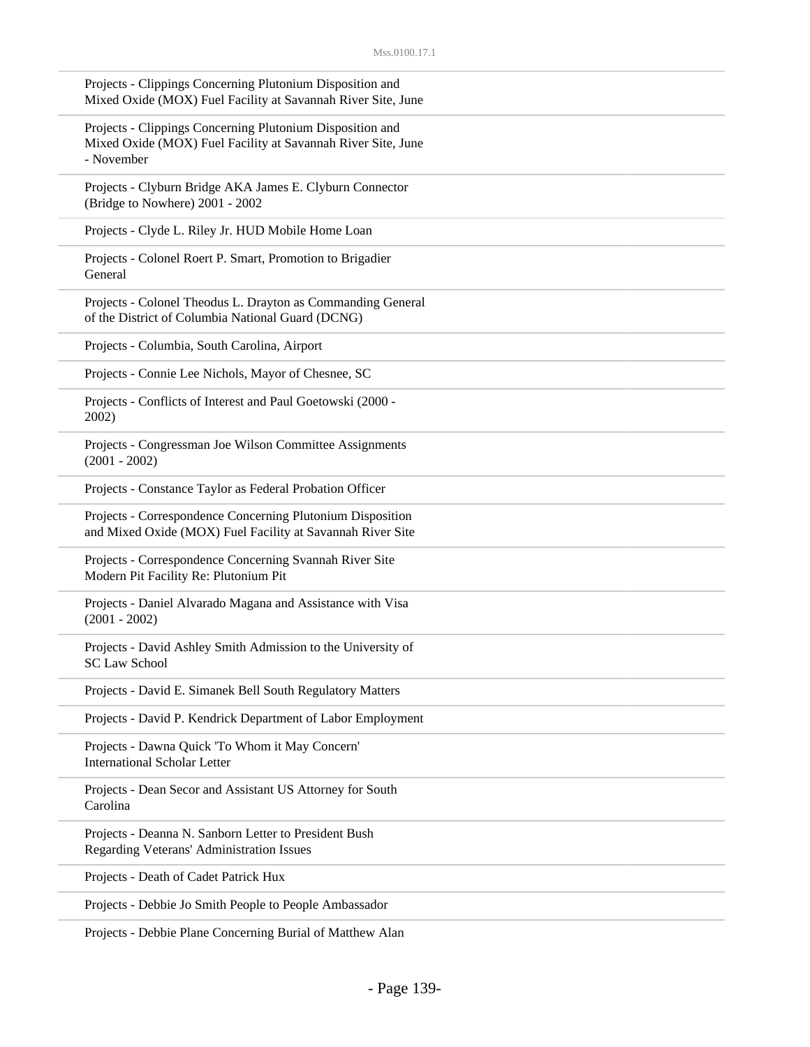Projects - Clippings Concerning Plutonium Disposition and Mixed Oxide (MOX) Fuel Facility at Savannah River Site, June

Projects - Clippings Concerning Plutonium Disposition and Mixed Oxide (MOX) Fuel Facility at Savannah River Site, June - November

Projects - Clyburn Bridge AKA James E. Clyburn Connector (Bridge to Nowhere) 2001 - 2002

Projects - Clyde L. Riley Jr. HUD Mobile Home Loan

Projects - Colonel Roert P. Smart, Promotion to Brigadier General

Projects - Colonel Theodus L. Drayton as Commanding General of the District of Columbia National Guard (DCNG)

Projects - Columbia, South Carolina, Airport

Projects - Connie Lee Nichols, Mayor of Chesnee, SC

Projects - Conflicts of Interest and Paul Goetowski (2000 - 2002)

Projects - Congressman Joe Wilson Committee Assignments (2001 - 2002)

Projects - Constance Taylor as Federal Probation Officer

Projects - Correspondence Concerning Plutonium Disposition and Mixed Oxide (MOX) Fuel Facility at Savannah River Site

Projects - Correspondence Concerning Svannah River Site Modern Pit Facility Re: Plutonium Pit

Projects - Daniel Alvarado Magana and Assistance with Visa (2001 - 2002)

Projects - David Ashley Smith Admission to the University of SC Law School

Projects - David E. Simanek Bell South Regulatory Matters

Projects - David P. Kendrick Department of Labor Employment

Projects - Dawna Quick 'To Whom it May Concern' International Scholar Letter

Projects - Dean Secor and Assistant US Attorney for South Carolina

Projects - Deanna N. Sanborn Letter to President Bush Regarding Veterans' Administration Issues

Projects - Death of Cadet Patrick Hux

Projects - Debbie Jo Smith People to People Ambassador

Projects - Debbie Plane Concerning Burial of Matthew Alan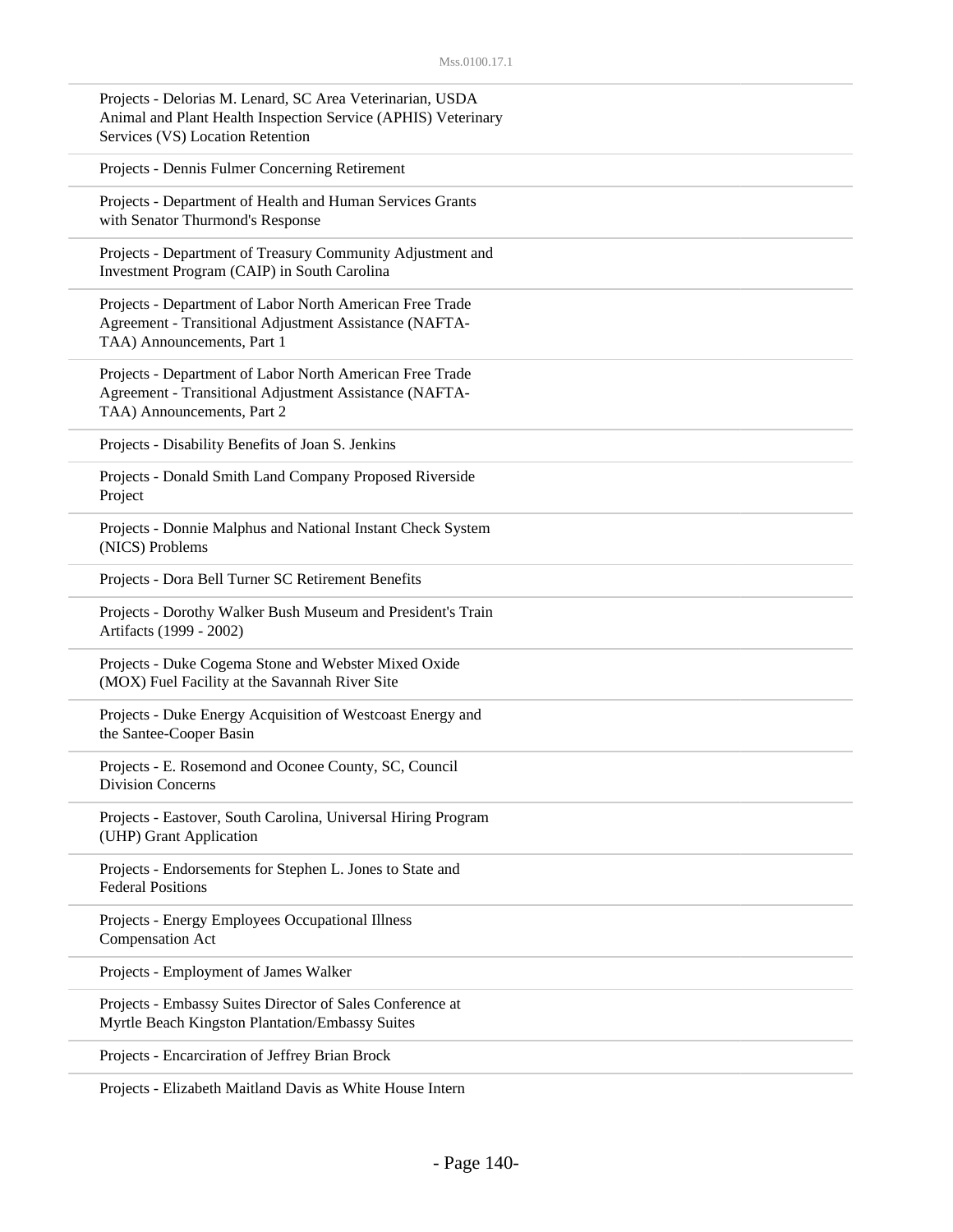Projects - Delorias M. Lenard, SC Area Veterinarian, USDA Animal and Plant Health Inspection Service (APHIS) Veterinary Services (VS) Location Retention

Projects - Dennis Fulmer Concerning Retirement

Projects - Department of Health and Human Services Grants with Senator Thurmond's Response

Projects - Department of Treasury Community Adjustment and Investment Program (CAIP) in South Carolina

Projects - Department of Labor North American Free Trade Agreement - Transitional Adjustment Assistance (NAFTA-TAA) Announcements, Part 1

Projects - Department of Labor North American Free Trade Agreement - Transitional Adjustment Assistance (NAFTA-TAA) Announcements, Part 2

Projects - Disability Benefits of Joan S. Jenkins

Projects - Donald Smith Land Company Proposed Riverside Project

Projects - Donnie Malphus and National Instant Check System (NICS) Problems

Projects - Dora Bell Turner SC Retirement Benefits

Projects - Dorothy Walker Bush Museum and President's Train Artifacts (1999 - 2002)

Projects - Duke Cogema Stone and Webster Mixed Oxide (MOX) Fuel Facility at the Savannah River Site

Projects - Duke Energy Acquisition of Westcoast Energy and the Santee-Cooper Basin

Projects - E. Rosemond and Oconee County, SC, Council Division Concerns

Projects - Eastover, South Carolina, Universal Hiring Program (UHP) Grant Application

Projects - Endorsements for Stephen L. Jones to State and Federal Positions

Projects - Energy Employees Occupational Illness Compensation Act

Projects - Employment of James Walker

Projects - Embassy Suites Director of Sales Conference at Myrtle Beach Kingston Plantation/Embassy Suites

Projects - Encarciration of Jeffrey Brian Brock

Projects - Elizabeth Maitland Davis as White House Intern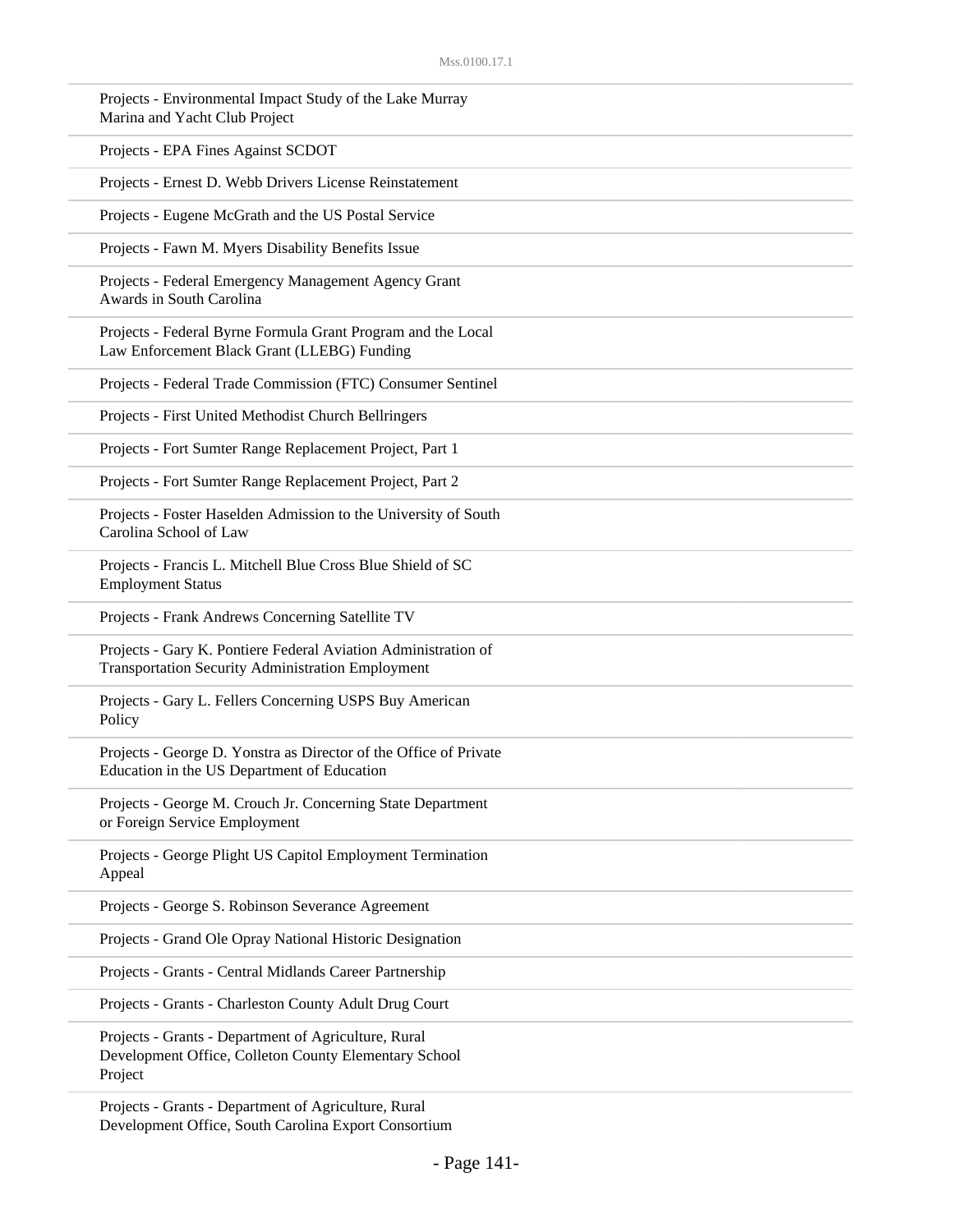Projects - Environmental Impact Study of the Lake Murray Marina and Yacht Club Project

Projects - EPA Fines Against SCDOT

Projects - Ernest D. Webb Drivers License Reinstatement

Projects - Eugene McGrath and the US Postal Service

Projects - Fawn M. Myers Disability Benefits Issue

Projects - Federal Emergency Management Agency Grant Awards in South Carolina

Projects - Federal Byrne Formula Grant Program and the Local Law Enforcement Black Grant (LLEBG) Funding

Projects - Federal Trade Commission (FTC) Consumer Sentinel

Projects - First United Methodist Church Bellringers

Projects - Fort Sumter Range Replacement Project, Part 1

Projects - Fort Sumter Range Replacement Project, Part 2

Projects - Foster Haselden Admission to the University of South Carolina School of Law

Projects - Francis L. Mitchell Blue Cross Blue Shield of SC Employment Status

Projects - Frank Andrews Concerning Satellite TV

Projects - Gary K. Pontiere Federal Aviation Administration of Transportation Security Administration Employment

Projects - Gary L. Fellers Concerning USPS Buy American Policy

Projects - George D. Yonstra as Director of the Office of Private Education in the US Department of Education

Projects - George M. Crouch Jr. Concerning State Department or Foreign Service Employment

Projects - George Plight US Capitol Employment Termination Appeal

Projects - George S. Robinson Severance Agreement

Projects - Grand Ole Opray National Historic Designation

Projects - Grants - Central Midlands Career Partnership

Projects - Grants - Charleston County Adult Drug Court

Projects - Grants - Department of Agriculture, Rural Development Office, Colleton County Elementary School Project

Projects - Grants - Department of Agriculture, Rural Development Office, South Carolina Export Consortium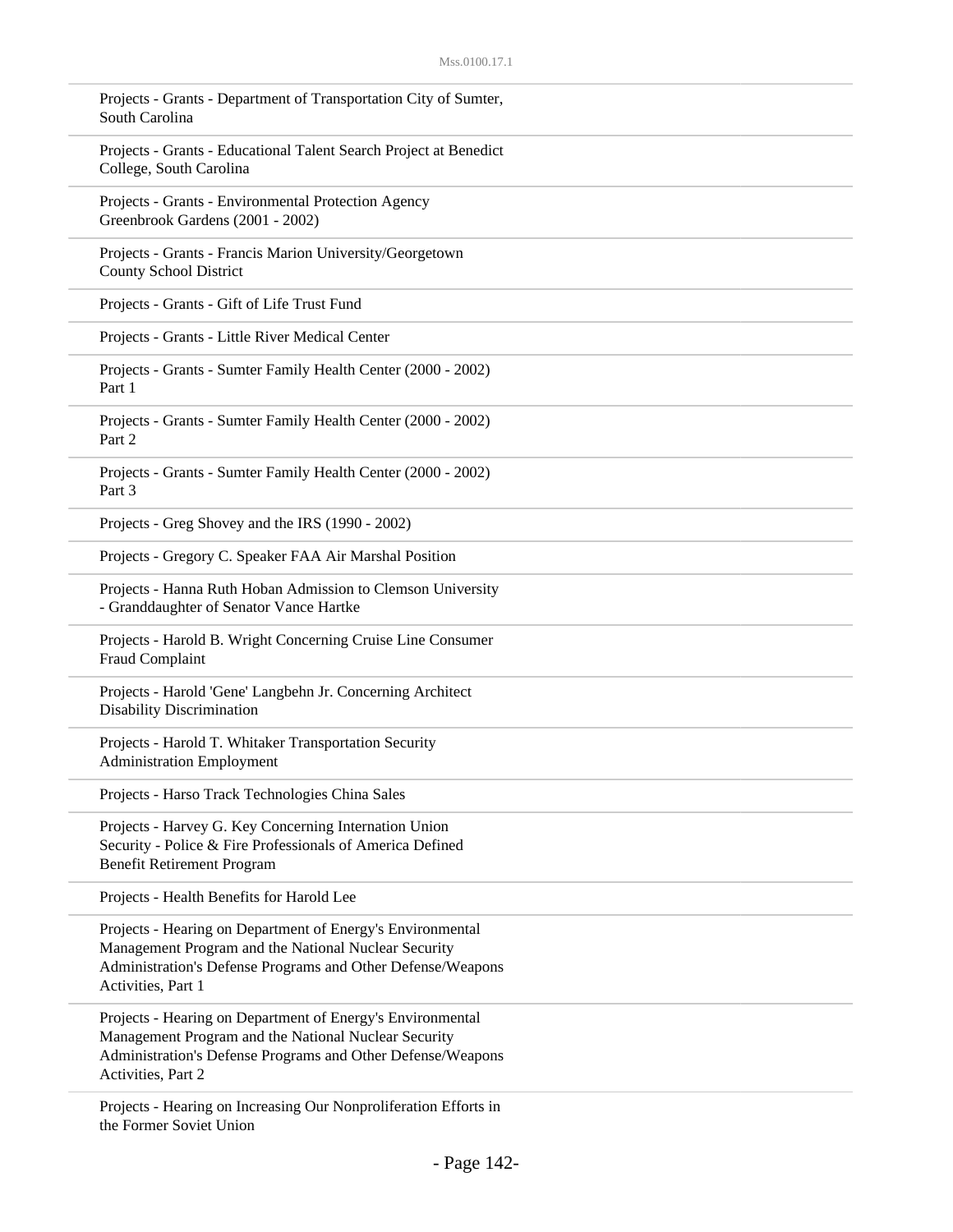Projects - Grants - Department of Transportation City of Sumter, South Carolina

Projects - Grants - Educational Talent Search Project at Benedict College, South Carolina

Projects - Grants - Environmental Protection Agency Greenbrook Gardens (2001 - 2002)

Projects - Grants - Francis Marion University/Georgetown County School District

Projects - Grants - Gift of Life Trust Fund

Projects - Grants - Little River Medical Center

Projects - Grants - Sumter Family Health Center (2000 - 2002) Part 1

Projects - Grants - Sumter Family Health Center (2000 - 2002) Part 2

Projects - Grants - Sumter Family Health Center (2000 - 2002) Part 3

Projects - Greg Shovey and the IRS (1990 - 2002)

Projects - Gregory C. Speaker FAA Air Marshal Position

Projects - Hanna Ruth Hoban Admission to Clemson University - Granddaughter of Senator Vance Hartke

Projects - Harold B. Wright Concerning Cruise Line Consumer Fraud Complaint

Projects - Harold 'Gene' Langbehn Jr. Concerning Architect Disability Discrimination

Projects - Harold T. Whitaker Transportation Security Administration Employment

Projects - Harso Track Technologies China Sales

Projects - Harvey G. Key Concerning Internation Union Security - Police & Fire Professionals of America Defined Benefit Retirement Program

Projects - Health Benefits for Harold Lee

Projects - Hearing on Department of Energy's Environmental Management Program and the National Nuclear Security Administration's Defense Programs and Other Defense/Weapons Activities, Part 1

Projects - Hearing on Department of Energy's Environmental Management Program and the National Nuclear Security Administration's Defense Programs and Other Defense/Weapons Activities, Part 2

Projects - Hearing on Increasing Our Nonproliferation Efforts in the Former Soviet Union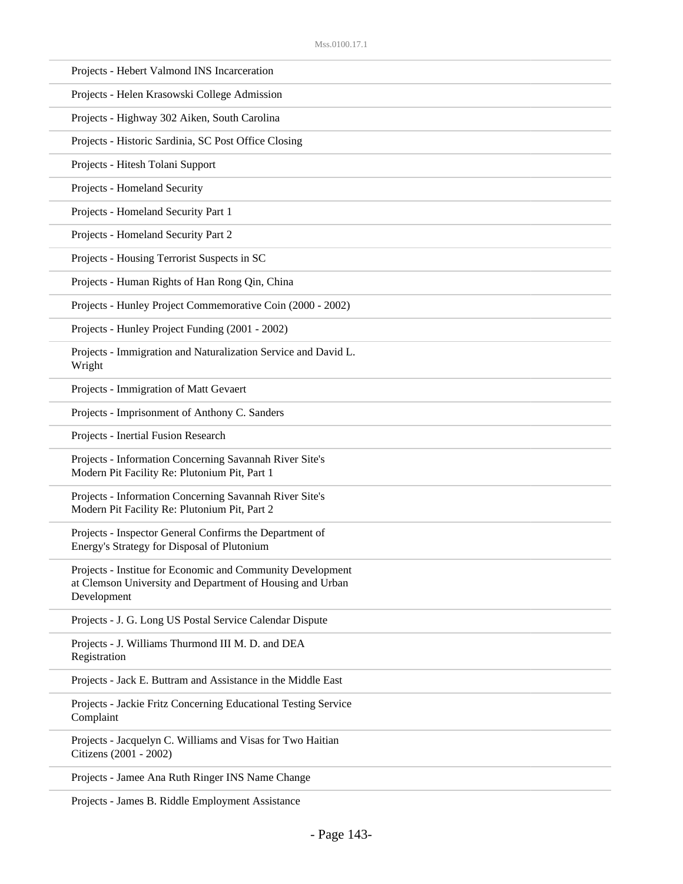Projects - Hebert Valmond INS Incarceration

Projects - Helen Krasowski College Admission

Projects - Highway 302 Aiken, South Carolina

Projects - Historic Sardinia, SC Post Office Closing

Projects - Hitesh Tolani Support

Projects - Homeland Security

Projects - Homeland Security Part 1

Projects - Homeland Security Part 2

Projects - Housing Terrorist Suspects in SC

Projects - Human Rights of Han Rong Qin, China

Projects - Hunley Project Commemorative Coin (2000 - 2002)

Projects - Hunley Project Funding (2001 - 2002)

Projects - Immigration and Naturalization Service and David L. Wright

Projects - Immigration of Matt Gevaert

Projects - Imprisonment of Anthony C. Sanders

Projects - Inertial Fusion Research

Projects - Information Concerning Savannah River Site's Modern Pit Facility Re: Plutonium Pit, Part 1

Projects - Information Concerning Savannah River Site's Modern Pit Facility Re: Plutonium Pit, Part 2

Projects - Inspector General Confirms the Department of Energy's Strategy for Disposal of Plutonium

Projects - Institue for Economic and Community Development at Clemson University and Department of Housing and Urban Development

Projects - J. G. Long US Postal Service Calendar Dispute

Projects - J. Williams Thurmond III M. D. and DEA Registration

Projects - Jack E. Buttram and Assistance in the Middle East

Projects - Jackie Fritz Concerning Educational Testing Service Complaint

Projects - Jacquelyn C. Williams and Visas for Two Haitian Citizens (2001 - 2002)

Projects - Jamee Ana Ruth Ringer INS Name Change

Projects - James B. Riddle Employment Assistance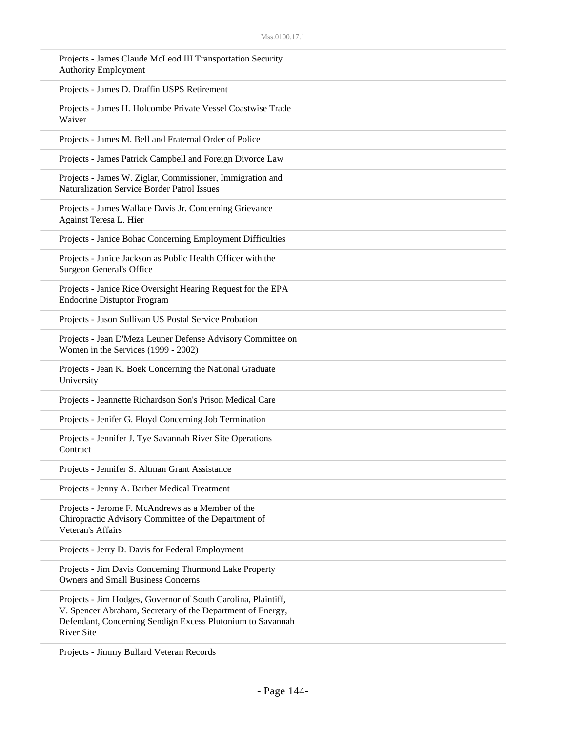Projects - James Claude McLeod III Transportation Security Authority Employment

Projects - James D. Draffin USPS Retirement

Projects - James H. Holcombe Private Vessel Coastwise Trade Waiver

Projects - James M. Bell and Fraternal Order of Police

Projects - James Patrick Campbell and Foreign Divorce Law

Projects - James W. Ziglar, Commissioner, Immigration and Naturalization Service Border Patrol Issues

Projects - James Wallace Davis Jr. Concerning Grievance Against Teresa L. Hier

Projects - Janice Bohac Concerning Employment Difficulties

Projects - Janice Jackson as Public Health Officer with the Surgeon General's Office

Projects - Janice Rice Oversight Hearing Request for the EPA Endocrine Distuptor Program

Projects - Jason Sullivan US Postal Service Probation

Projects - Jean D'Meza Leuner Defense Advisory Committee on Women in the Services (1999 - 2002)

Projects - Jean K. Boek Concerning the National Graduate University

Projects - Jeannette Richardson Son's Prison Medical Care

Projects - Jenifer G. Floyd Concerning Job Termination

Projects - Jennifer J. Tye Savannah River Site Operations Contract

Projects - Jennifer S. Altman Grant Assistance

Projects - Jenny A. Barber Medical Treatment

Projects - Jerome F. McAndrews as a Member of the Chiropractic Advisory Committee of the Department of Veteran's Affairs

Projects - Jerry D. Davis for Federal Employment

Projects - Jim Davis Concerning Thurmond Lake Property Owners and Small Business Concerns

Projects - Jim Hodges, Governor of South Carolina, Plaintiff, V. Spencer Abraham, Secretary of the Department of Energy, Defendant, Concerning Sendign Excess Plutonium to Savannah River Site

Projects - Jimmy Bullard Veteran Records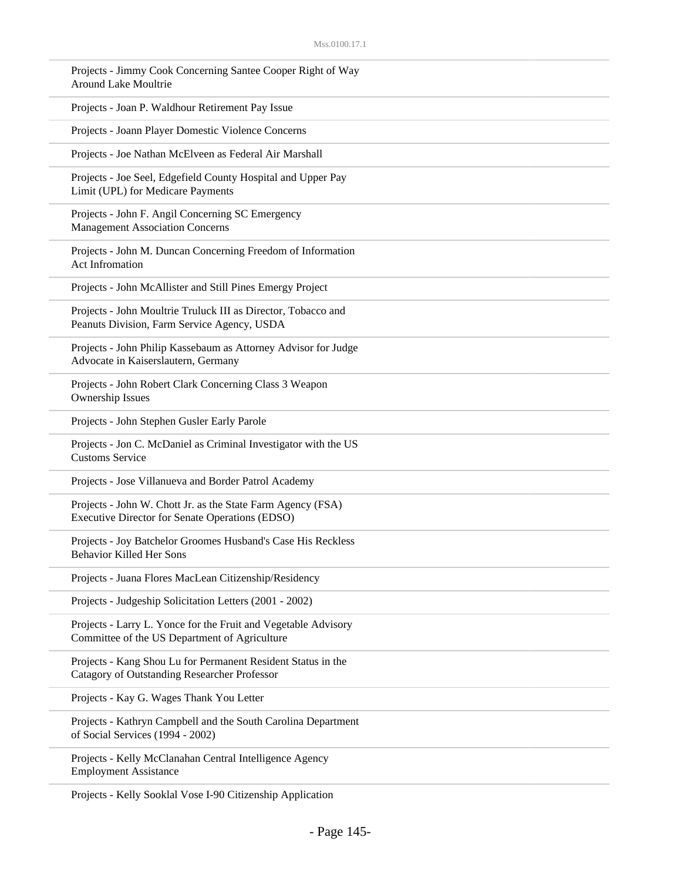Projects - Jimmy Cook Concerning Santee Cooper Right of Way Around Lake Moultrie

Projects - Joan P. Waldhour Retirement Pay Issue

Projects - Joann Player Domestic Violence Concerns

Projects - Joe Nathan McElveen as Federal Air Marshall

Projects - Joe Seel, Edgefield County Hospital and Upper Pay Limit (UPL) for Medicare Payments

Projects - John F. Angil Concerning SC Emergency Management Association Concerns

Projects - John M. Duncan Concerning Freedom of Information Act Infromation

Projects - John McAllister and Still Pines Emergy Project

Projects - John Moultrie Truluck III as Director, Tobacco and Peanuts Division, Farm Service Agency, USDA

Projects - John Philip Kassebaum as Attorney Advisor for Judge Advocate in Kaiserslautern, Germany

Projects - John Robert Clark Concerning Class 3 Weapon Ownership Issues

Projects - John Stephen Gusler Early Parole

Projects - Jon C. McDaniel as Criminal Investigator with the US Customs Service

Projects - Jose Villanueva and Border Patrol Academy

Projects - John W. Chott Jr. as the State Farm Agency (FSA) Executive Director for Senate Operations (EDSO)

Projects - Joy Batchelor Groomes Husband's Case His Reckless Behavior Killed Her Sons

Projects - Juana Flores MacLean Citizenship/Residency

Projects - Judgeship Solicitation Letters (2001 - 2002)

Projects - Larry L. Yonce for the Fruit and Vegetable Advisory Committee of the US Department of Agriculture

Projects - Kang Shou Lu for Permanent Resident Status in the Catagory of Outstanding Researcher Professor

Projects - Kay G. Wages Thank You Letter

Projects - Kathryn Campbell and the South Carolina Department of Social Services (1994 - 2002)

Projects - Kelly McClanahan Central Intelligence Agency Employment Assistance

Projects - Kelly Sooklal Vose I-90 Citizenship Application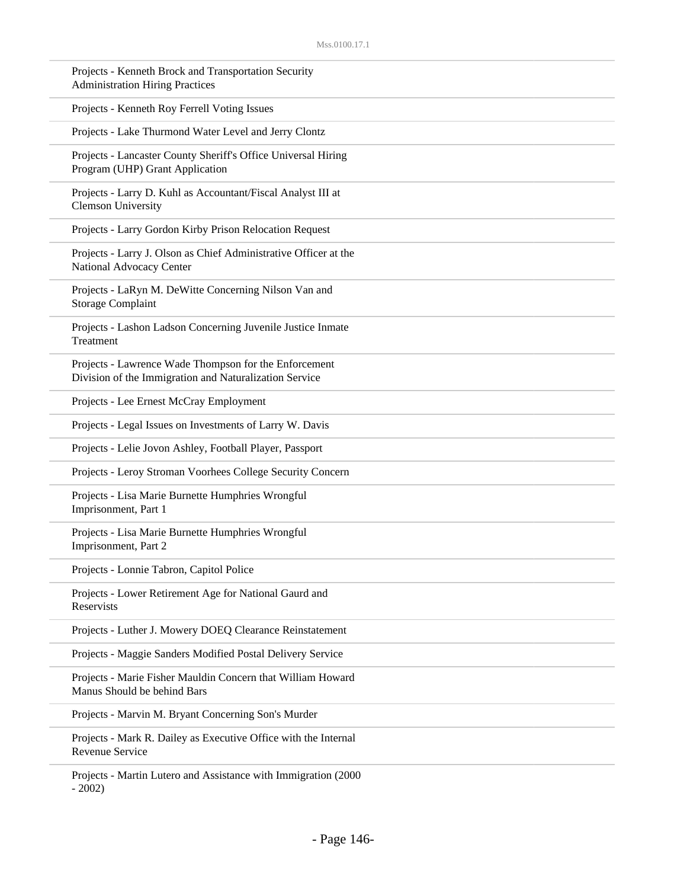Projects - Kenneth Brock and Transportation Security Administration Hiring Practices

Projects - Kenneth Roy Ferrell Voting Issues

Projects - Lake Thurmond Water Level and Jerry Clontz

Projects - Lancaster County Sheriff's Office Universal Hiring Program (UHP) Grant Application

Projects - Larry D. Kuhl as Accountant/Fiscal Analyst III at Clemson University

Projects - Larry Gordon Kirby Prison Relocation Request

Projects - Larry J. Olson as Chief Administrative Officer at the National Advocacy Center

Projects - LaRyn M. DeWitte Concerning Nilson Van and Storage Complaint

Projects - Lashon Ladson Concerning Juvenile Justice Inmate Treatment

Projects - Lawrence Wade Thompson for the Enforcement Division of the Immigration and Naturalization Service

Projects - Lee Ernest McCray Employment

Projects - Legal Issues on Investments of Larry W. Davis

Projects - Lelie Jovon Ashley, Football Player, Passport

Projects - Leroy Stroman Voorhees College Security Concern

Projects - Lisa Marie Burnette Humphries Wrongful Imprisonment, Part 1

Projects - Lisa Marie Burnette Humphries Wrongful Imprisonment, Part 2

Projects - Lonnie Tabron, Capitol Police

Projects - Lower Retirement Age for National Gaurd and Reservists

Projects - Luther J. Mowery DOEQ Clearance Reinstatement

Projects - Maggie Sanders Modified Postal Delivery Service

Projects - Marie Fisher Mauldin Concern that William Howard Manus Should be behind Bars

Projects - Marvin M. Bryant Concerning Son's Murder

Projects - Mark R. Dailey as Executive Office with the Internal Revenue Service

Projects - Martin Lutero and Assistance with Immigration (2000 - 2002)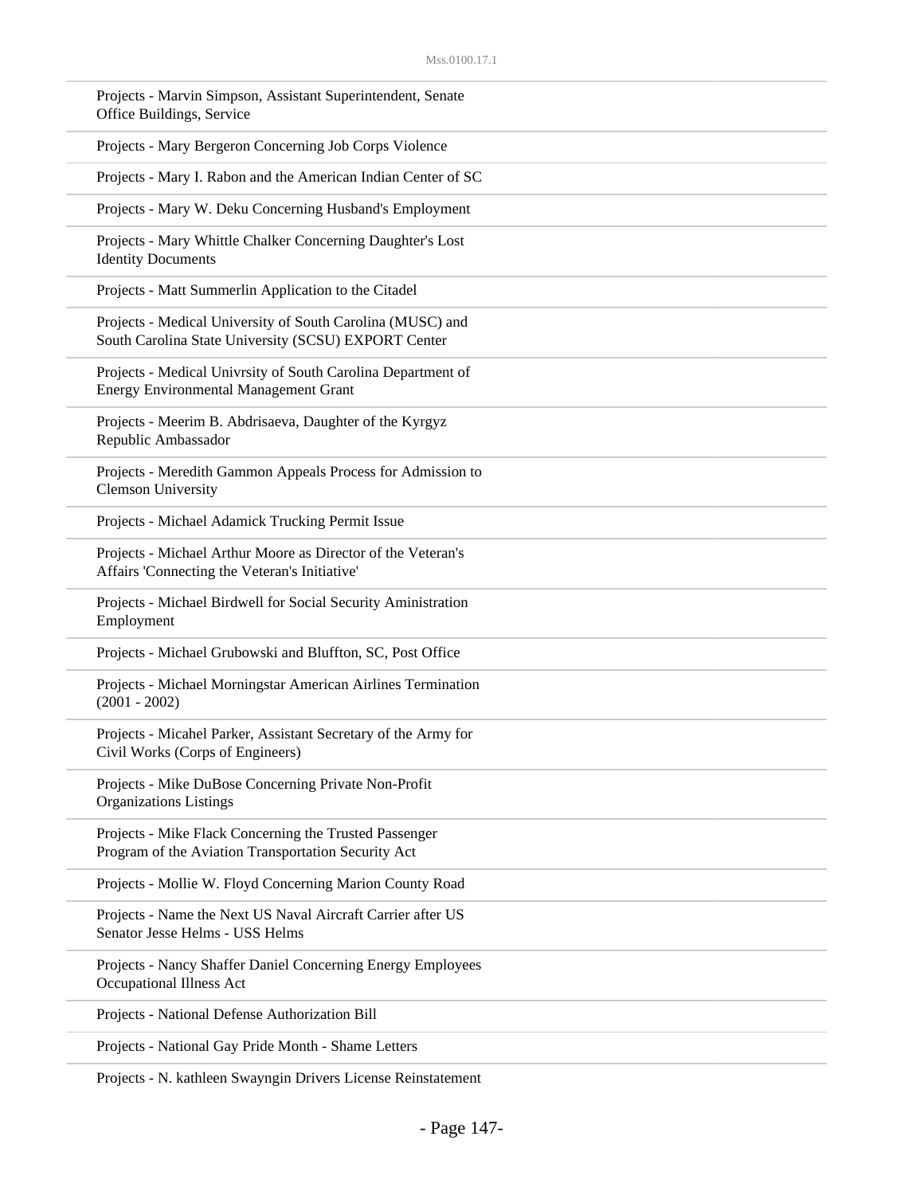Projects - Marvin Simpson, Assistant Superintendent, Senate Office Buildings, Service

Projects - Mary Bergeron Concerning Job Corps Violence

Projects - Mary I. Rabon and the American Indian Center of SC

Projects - Mary W. Deku Concerning Husband's Employment

Projects - Mary Whittle Chalker Concerning Daughter's Lost Identity Documents

Projects - Matt Summerlin Application to the Citadel

Projects - Medical University of South Carolina (MUSC) and South Carolina State University (SCSU) EXPORT Center

Projects - Medical Univrsity of South Carolina Department of Energy Environmental Management Grant

Projects - Meerim B. Abdrisaeva, Daughter of the Kyrgyz Republic Ambassador

Projects - Meredith Gammon Appeals Process for Admission to Clemson University

Projects - Michael Adamick Trucking Permit Issue

Projects - Michael Arthur Moore as Director of the Veteran's Affairs 'Connecting the Veteran's Initiative'

Projects - Michael Birdwell for Social Security Aministration Employment

Projects - Michael Grubowski and Bluffton, SC, Post Office

Projects - Michael Morningstar American Airlines Termination (2001 - 2002)

Projects - Micahel Parker, Assistant Secretary of the Army for Civil Works (Corps of Engineers)

Projects - Mike DuBose Concerning Private Non-Profit Organizations Listings

Projects - Mike Flack Concerning the Trusted Passenger Program of the Aviation Transportation Security Act

Projects - Mollie W. Floyd Concerning Marion County Road

Projects - Name the Next US Naval Aircraft Carrier after US Senator Jesse Helms - USS Helms

Projects - Nancy Shaffer Daniel Concerning Energy Employees Occupational Illness Act

Projects - National Defense Authorization Bill

Projects - National Gay Pride Month - Shame Letters

Projects - N. kathleen Swayngin Drivers License Reinstatement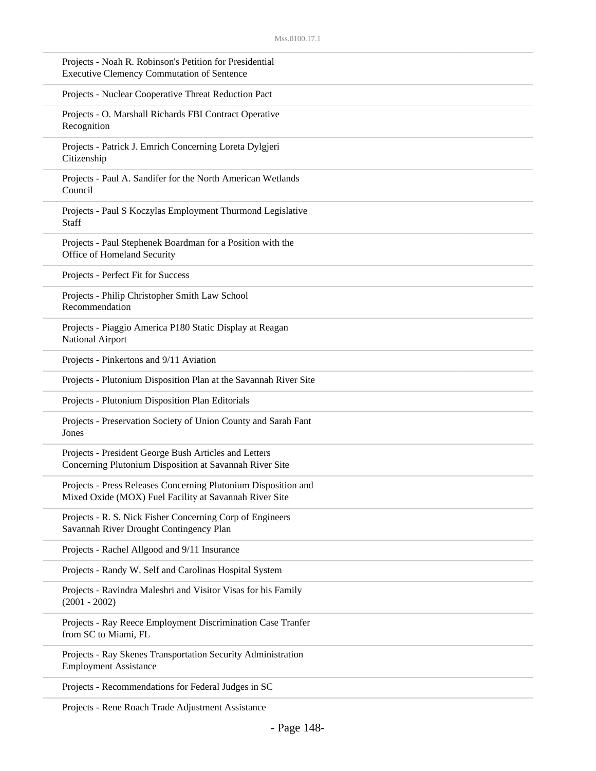Projects - Noah R. Robinson's Petition for Presidential Executive Clemency Commutation of Sentence

Projects - Nuclear Cooperative Threat Reduction Pact

Projects - O. Marshall Richards FBI Contract Operative Recognition

Projects - Patrick J. Emrich Concerning Loreta Dylgjeri Citizenship

Projects - Paul A. Sandifer for the North American Wetlands Council

Projects - Paul S Koczylas Employment Thurmond Legislative Staff

Projects - Paul Stephenek Boardman for a Position with the Office of Homeland Security

Projects - Perfect Fit for Success

Projects - Philip Christopher Smith Law School Recommendation

Projects - Piaggio America P180 Static Display at Reagan National Airport

Projects - Pinkertons and 9/11 Aviation

Projects - Plutonium Disposition Plan at the Savannah River Site

Projects - Plutonium Disposition Plan Editorials

Projects - Preservation Society of Union County and Sarah Fant Jones

Projects - President George Bush Articles and Letters Concerning Plutonium Disposition at Savannah River Site

Projects - Press Releases Concerning Plutonium Disposition and Mixed Oxide (MOX) Fuel Facility at Savannah River Site

Projects - R. S. Nick Fisher Concerning Corp of Engineers Savannah River Drought Contingency Plan

Projects - Rachel Allgood and 9/11 Insurance

Projects - Randy W. Self and Carolinas Hospital System

Projects - Ravindra Maleshri and Visitor Visas for his Family (2001 - 2002)

Projects - Ray Reece Employment Discrimination Case Tranfer from SC to Miami, FL

Projects - Ray Skenes Transportation Security Administration Employment Assistance

Projects - Recommendations for Federal Judges in SC

Projects - Rene Roach Trade Adjustment Assistance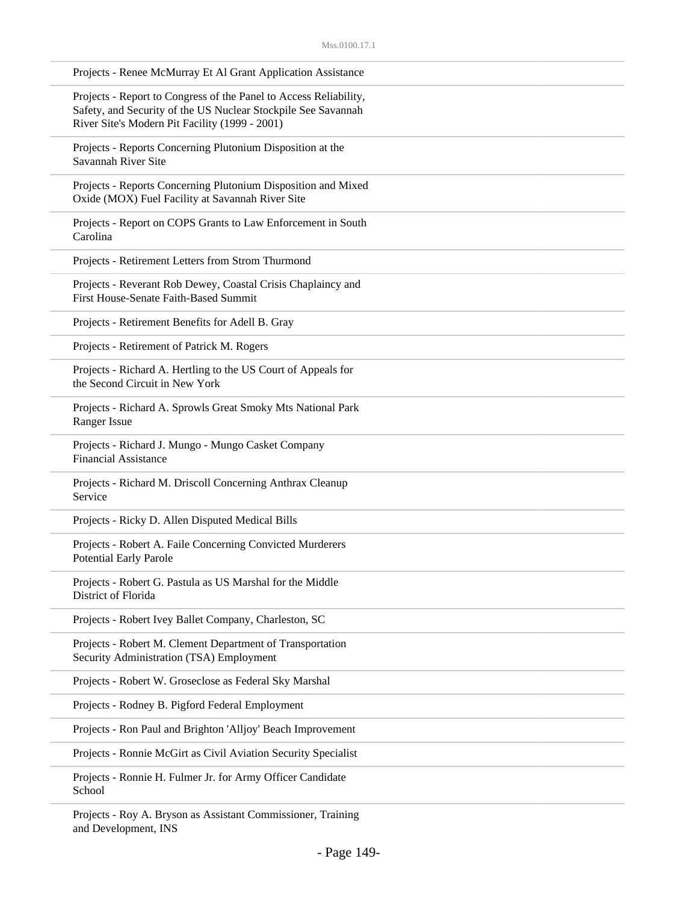Projects - Renee McMurray Et Al Grant Application Assistance

Projects - Report to Congress of the Panel to Access Reliability, Safety, and Security of the US Nuclear Stockpile See Savannah River Site's Modern Pit Facility (1999 - 2001)

Projects - Reports Concerning Plutonium Disposition at the Savannah River Site

Projects - Reports Concerning Plutonium Disposition and Mixed Oxide (MOX) Fuel Facility at Savannah River Site

Projects - Report on COPS Grants to Law Enforcement in South Carolina

Projects - Retirement Letters from Strom Thurmond

Projects - Reverant Rob Dewey, Coastal Crisis Chaplaincy and First House-Senate Faith-Based Summit

Projects - Retirement Benefits for Adell B. Gray

Projects - Retirement of Patrick M. Rogers

Projects - Richard A. Hertling to the US Court of Appeals for the Second Circuit in New York

Projects - Richard A. Sprowls Great Smoky Mts National Park Ranger Issue

Projects - Richard J. Mungo - Mungo Casket Company Financial Assistance

Projects - Richard M. Driscoll Concerning Anthrax Cleanup Service

Projects - Ricky D. Allen Disputed Medical Bills

Projects - Robert A. Faile Concerning Convicted Murderers Potential Early Parole

Projects - Robert G. Pastula as US Marshal for the Middle District of Florida

Projects - Robert Ivey Ballet Company, Charleston, SC

Projects - Robert M. Clement Department of Transportation Security Administration (TSA) Employment

Projects - Robert W. Groseclose as Federal Sky Marshal

Projects - Rodney B. Pigford Federal Employment

Projects - Ron Paul and Brighton 'Alljoy' Beach Improvement

Projects - Ronnie McGirt as Civil Aviation Security Specialist

Projects - Ronnie H. Fulmer Jr. for Army Officer Candidate School

Projects - Roy A. Bryson as Assistant Commissioner, Training and Development, INS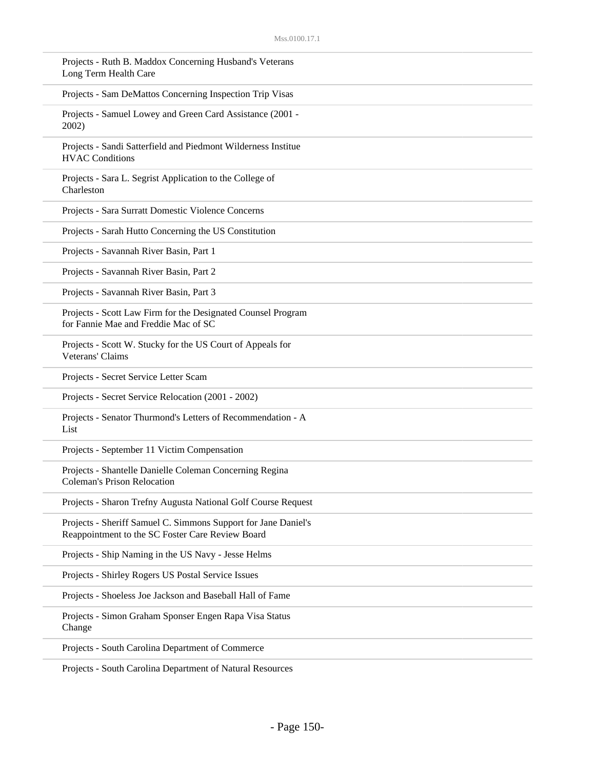Projects - Ruth B. Maddox Concerning Husband's Veterans Long Term Health Care

Projects - Sam DeMattos Concerning Inspection Trip Visas

Projects - Samuel Lowey and Green Card Assistance (2001 - 2002)

Projects - Sandi Satterfield and Piedmont Wilderness Institue HVAC Conditions

Projects - Sara L. Segrist Application to the College of Charleston

Projects - Sara Surratt Domestic Violence Concerns

Projects - Sarah Hutto Concerning the US Constitution

Projects - Savannah River Basin, Part 1

Projects - Savannah River Basin, Part 2

Projects - Savannah River Basin, Part 3

Projects - Scott Law Firm for the Designated Counsel Program for Fannie Mae and Freddie Mac of SC

Projects - Scott W. Stucky for the US Court of Appeals for Veterans' Claims

Projects - Secret Service Letter Scam

Projects - Secret Service Relocation (2001 - 2002)

Projects - Senator Thurmond's Letters of Recommendation - A List

Projects - September 11 Victim Compensation

Projects - Shantelle Danielle Coleman Concerning Regina Coleman's Prison Relocation

Projects - Sharon Trefny Augusta National Golf Course Request

Projects - Sheriff Samuel C. Simmons Support for Jane Daniel's Reappointment to the SC Foster Care Review Board

Projects - Ship Naming in the US Navy - Jesse Helms

Projects - Shirley Rogers US Postal Service Issues

Projects - Shoeless Joe Jackson and Baseball Hall of Fame

Projects - Simon Graham Sponser Engen Rapa Visa Status Change

Projects - South Carolina Department of Commerce

Projects - South Carolina Department of Natural Resources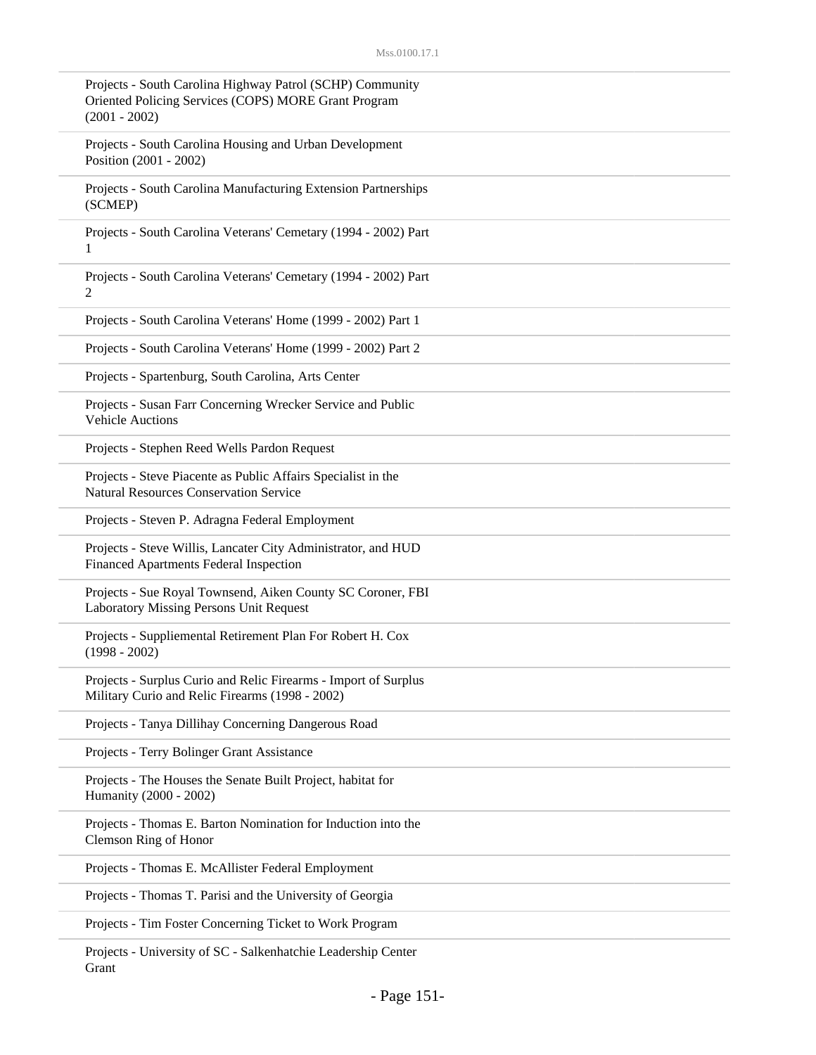Projects - South Carolina Highway Patrol (SCHP) Community Oriented Policing Services (COPS) MORE Grant Program (2001 - 2002)

Projects - South Carolina Housing and Urban Development Position (2001 - 2002)

Projects - South Carolina Manufacturing Extension Partnerships (SCMEP)

Projects - South Carolina Veterans' Cemetary (1994 - 2002) Part 1

Projects - South Carolina Veterans' Cemetary (1994 - 2002) Part 2

Projects - South Carolina Veterans' Home (1999 - 2002) Part 1

Projects - South Carolina Veterans' Home (1999 - 2002) Part 2

Projects - Spartenburg, South Carolina, Arts Center

Projects - Susan Farr Concerning Wrecker Service and Public Vehicle Auctions

Projects - Stephen Reed Wells Pardon Request

Projects - Steve Piacente as Public Affairs Specialist in the Natural Resources Conservation Service

Projects - Steven P. Adragna Federal Employment

Projects - Steve Willis, Lancater City Administrator, and HUD Financed Apartments Federal Inspection

Projects - Sue Royal Townsend, Aiken County SC Coroner, FBI Laboratory Missing Persons Unit Request

Projects - Suppliemental Retirement Plan For Robert H. Cox (1998 - 2002)

Projects - Surplus Curio and Relic Firearms - Import of Surplus Military Curio and Relic Firearms (1998 - 2002)

Projects - Tanya Dillihay Concerning Dangerous Road

Projects - Terry Bolinger Grant Assistance

Projects - The Houses the Senate Built Project, habitat for Humanity (2000 - 2002)

Projects - Thomas E. Barton Nomination for Induction into the Clemson Ring of Honor

Projects - Thomas E. McAllister Federal Employment

Projects - Thomas T. Parisi and the University of Georgia

Projects - Tim Foster Concerning Ticket to Work Program

Projects - University of SC - Salkenhatchie Leadership Center Grant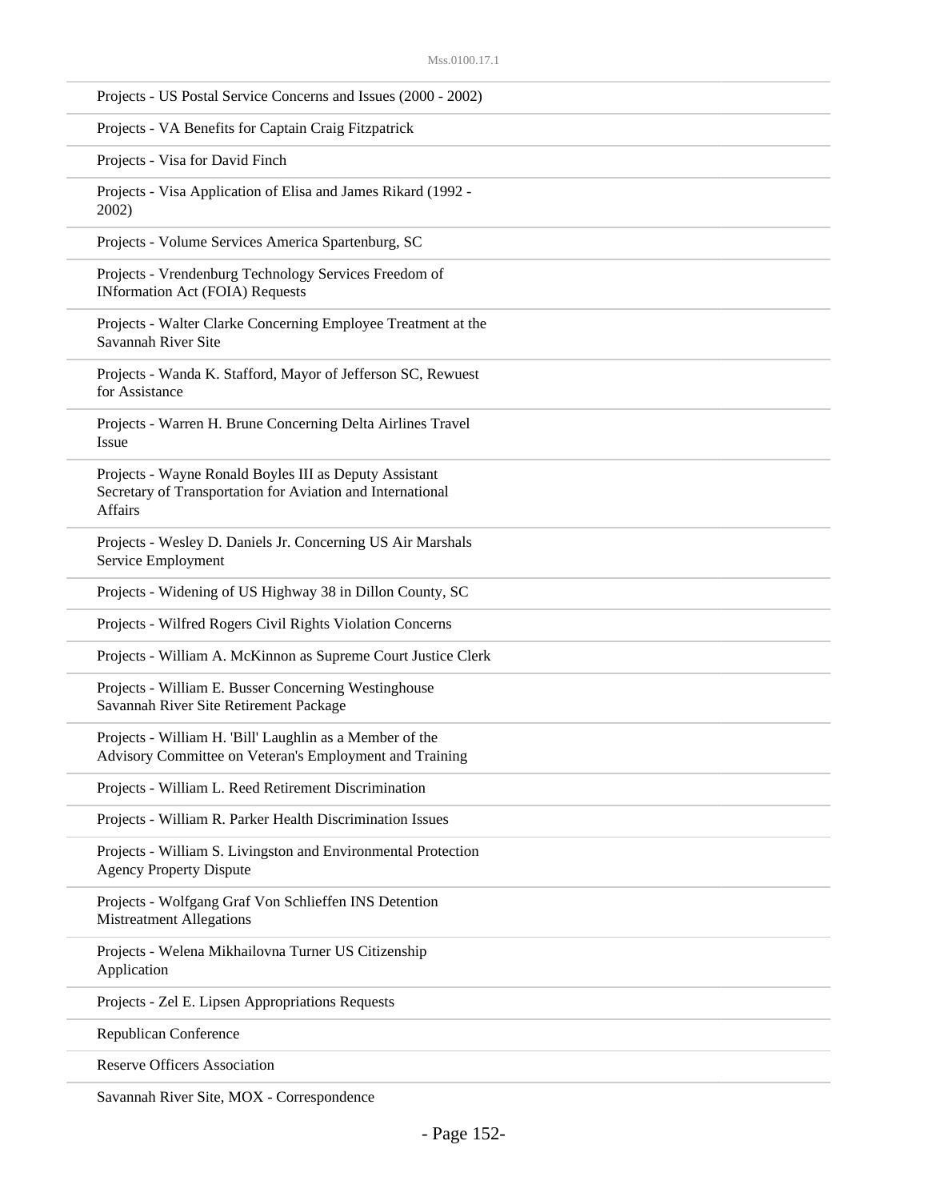Projects - US Postal Service Concerns and Issues (2000 - 2002)

Projects - VA Benefits for Captain Craig Fitzpatrick

Projects - Visa for David Finch

Projects - Visa Application of Elisa and James Rikard (1992 - 2002)

Projects - Volume Services America Spartenburg, SC

Projects - Vrendenburg Technology Services Freedom of INformation Act (FOIA) Requests

Projects - Walter Clarke Concerning Employee Treatment at the Savannah River Site

Projects - Wanda K. Stafford, Mayor of Jefferson SC, Rewuest for Assistance

Projects - Warren H. Brune Concerning Delta Airlines Travel Issue

Projects - Wayne Ronald Boyles III as Deputy Assistant Secretary of Transportation for Aviation and International Affairs

Projects - Wesley D. Daniels Jr. Concerning US Air Marshals Service Employment

Projects - Widening of US Highway 38 in Dillon County, SC

Projects - Wilfred Rogers Civil Rights Violation Concerns

Projects - William A. McKinnon as Supreme Court Justice Clerk

Projects - William E. Busser Concerning Westinghouse Savannah River Site Retirement Package

Projects - William H. 'Bill' Laughlin as a Member of the Advisory Committee on Veteran's Employment and Training

Projects - William L. Reed Retirement Discrimination

Projects - William R. Parker Health Discrimination Issues

Projects - William S. Livingston and Environmental Protection Agency Property Dispute

Projects - Wolfgang Graf Von Schlieffen INS Detention Mistreatment Allegations

Projects - Welena Mikhailovna Turner US Citizenship Application

Projects - Zel E. Lipsen Appropriations Requests

Republican Conference

Reserve Officers Association

Savannah River Site, MOX - Correspondence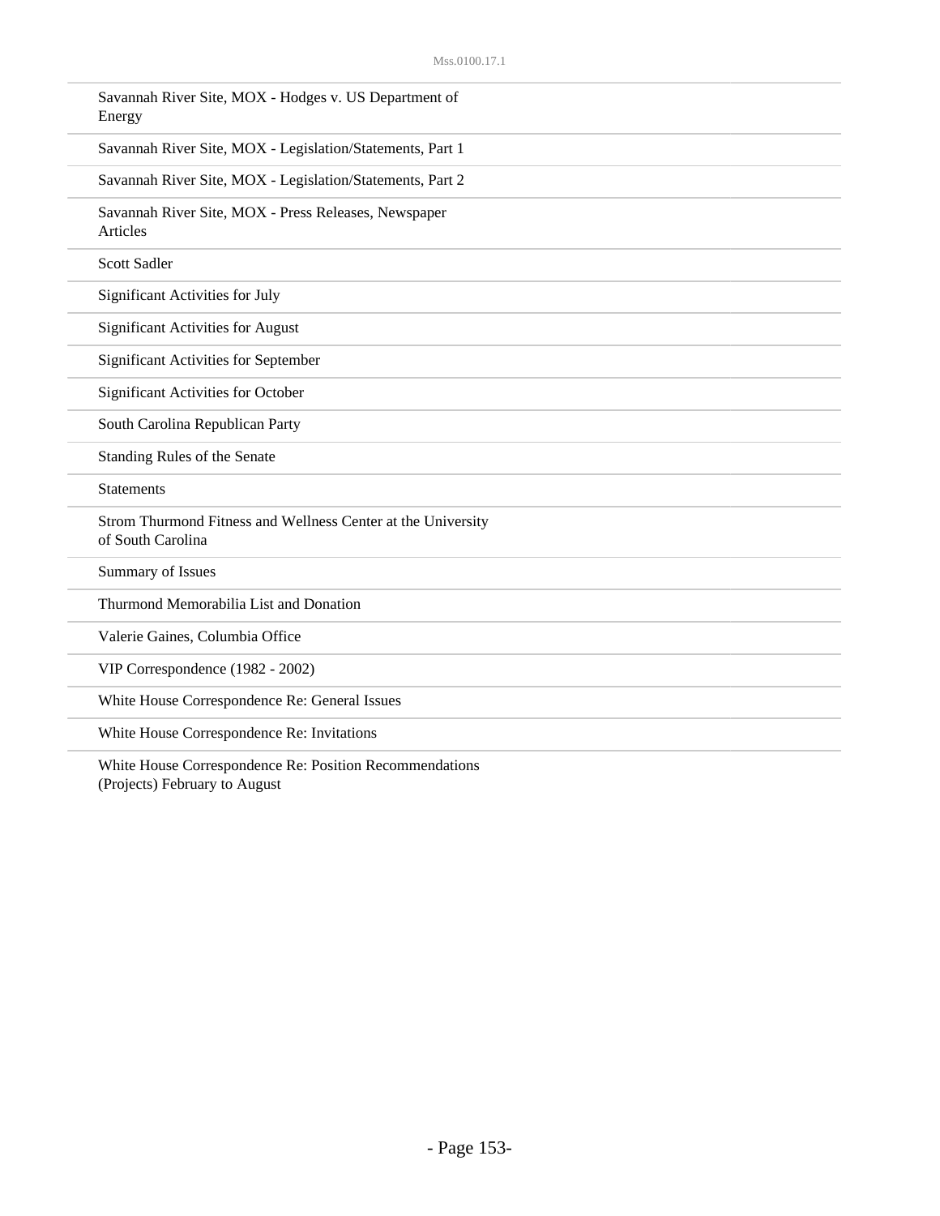Savannah River Site, MOX - Hodges v. US Department of Energy

Savannah River Site, MOX - Legislation/Statements, Part 1

Savannah River Site, MOX - Legislation/Statements, Part 2

Savannah River Site, MOX - Press Releases, Newspaper Articles

Scott Sadler

Significant Activities for July

Significant Activities for August

Significant Activities for September

Significant Activities for October

South Carolina Republican Party

Standing Rules of the Senate

Statements

Strom Thurmond Fitness and Wellness Center at the University of South Carolina

Summary of Issues

Thurmond Memorabilia List and Donation

Valerie Gaines, Columbia Office

VIP Correspondence (1982 - 2002)

White House Correspondence Re: General Issues

White House Correspondence Re: Invitations

White House Correspondence Re: Position Recommendations (Projects) February to August